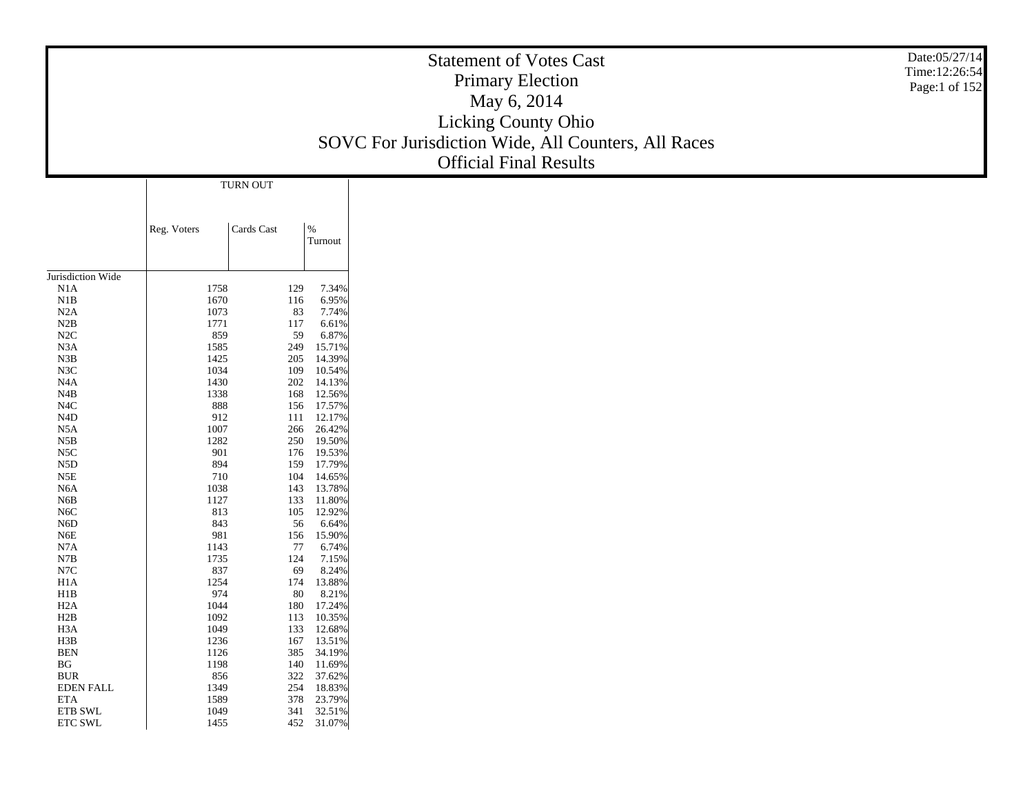# Statement of Votes Cast
## Primary Election
## May 6, 2014
## Licking County Ohio
## SOVC For Jurisdiction Wide, All Counters, All Races
## Official Final Results

Date:05/27/14
Time:12:26:54

| | TURN OUT | | |
|---|---|---|---|
| | Reg. Voters | Cards Cast | % Turnout |
| Jurisdiction Wide | | | |
| N1A | 1758 | 129 | 7.34% |
| N1B | 1670 | 116 | 6.95% |
| N2A | 1073 | 83 | 7.74% |
| N2B | 1771 | 117 | 6.61% |
| N2C | 859 | 59 | 6.87% |
| N3A | 1585 | 249 | 15.71% |
| N3B | 1425 | 205 | 14.39% |
| N3C | 1034 | 109 | 10.54% |
| N4A | 1430 | 202 | 14.13% |
| N4B | 1338 | 168 | 12.56% |
| N4C | 888 | 156 | 17.57% |
| N4D | 912 | 111 | 12.17% |
| N5A | 1007 | 266 | 26.42% |
| N5B | 1282 | 250 | 19.50% |
| N5C | 901 | 176 | 19.53% |
| N5D | 894 | 159 | 17.79% |
| N5E | 710 | 104 | 14.65% |
| N6A | 1038 | 143 | 13.78% |
| N6B | 1127 | 133 | 11.80% |
| N6C | 813 | 105 | 12.92% |
| N6D | 843 | 56 | 6.64% |
| N6E | 981 | 156 | 15.90% |
| N7A | 1143 | 77 | 6.74% |
| N7B | 1735 | 124 | 7.15% |
| N7C | 837 | 69 | 8.24% |
| H1A | 1254 | 174 | 13.88% |
| H1B | 974 | 80 | 8.21% |
| H2A | 1044 | 180 | 17.24% |
| H2B | 1092 | 113 | 10.35% |
| H3A | 1049 | 133 | 12.68% |
| H3B | 1236 | 167 | 13.51% |
| BEN | 1126 | 385 | 34.19% |
| BG | 1198 | 140 | 11.69% |
| BUR | 856 | 322 | 37.62% |
| EDEN FALL | 1349 | 254 | 18.83% |
| ETA | 1589 | 378 | 23.79% |
| ETB SWL | 1049 | 341 | 32.51% |
| ETC SWL | 1455 | 452 | 31.07% |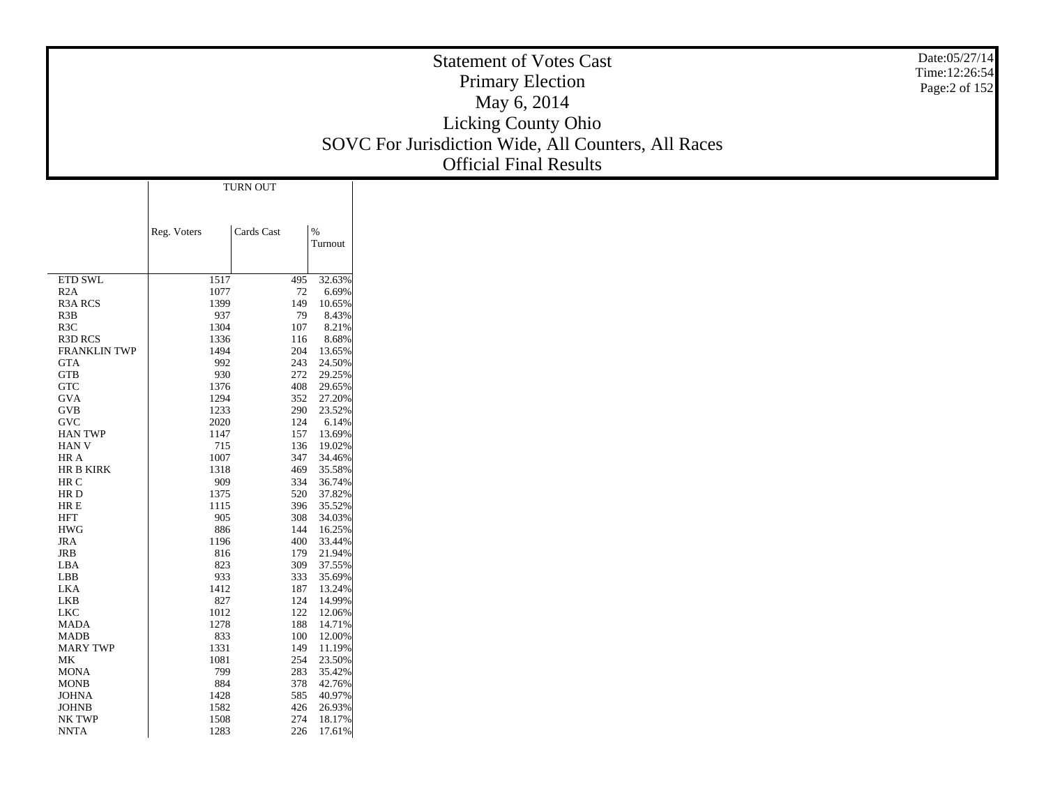# Statement of Votes Cast
## Primary Election
## May 6, 2014
## Licking County Ohio
## SOVC For Jurisdiction Wide, All Counters, All Races
## Official Final Results

Date:05/27/14
Time:12:26:54

| | TURN OUT | | |
|---|---|---|---|
| | Reg. Voters | Cards Cast | % Turnout |
| ETD SWL | 1517 | 495 | 32.63% |
| R2A | 1077 | 72 | 6.69% |
| R3A RCS | 1399 | 149 | 10.65% |
| R3B | 937 | 79 | 8.43% |
| R3C | 1304 | 107 | 8.21% |
| R3D RCS | 1336 | 116 | 8.68% |
| FRANKLIN TWP | 1494 | 204 | 13.65% |
| GTA | 992 | 243 | 24.50% |
| GTB | 930 | 272 | 29.25% |
| GTC | 1376 | 408 | 29.65% |
| GVA | 1294 | 352 | 27.20% |
| GVB | 1233 | 290 | 23.52% |
| GVC | 2020 | 124 | 6.14% |
| HAN TWP | 1147 | 157 | 13.69% |
| HAN V | 715 | 136 | 19.02% |
| HR A | 1007 | 347 | 34.46% |
| HR B KIRK | 1318 | 469 | 35.58% |
| HR C | 909 | 334 | 36.74% |
| HR D | 1375 | 520 | 37.82% |
| HR E | 1115 | 396 | 35.52% |
| HFT | 905 | 308 | 34.03% |
| HWG | 886 | 144 | 16.25% |
| JRA | 1196 | 400 | 33.44% |
| JRB | 816 | 179 | 21.94% |
| LBA | 823 | 309 | 37.55% |
| LBB | 933 | 333 | 35.69% |
| LKA | 1412 | 187 | 13.24% |
| LKB | 827 | 124 | 14.99% |
| LKC | 1012 | 122 | 12.06% |
| MADA | 1278 | 188 | 14.71% |
| MADB | 833 | 100 | 12.00% |
| MARY TWP | 1331 | 149 | 11.19% |
| MK | 1081 | 254 | 23.50% |
| MONA | 799 | 283 | 35.42% |
| MONB | 884 | 378 | 42.76% |
| JOHNA | 1428 | 585 | 40.97% |
| JOHNB | 1582 | 426 | 26.93% |
| NK TWP | 1508 | 274 | 18.17% |
| NNTA | 1283 | 226 | 17.61% |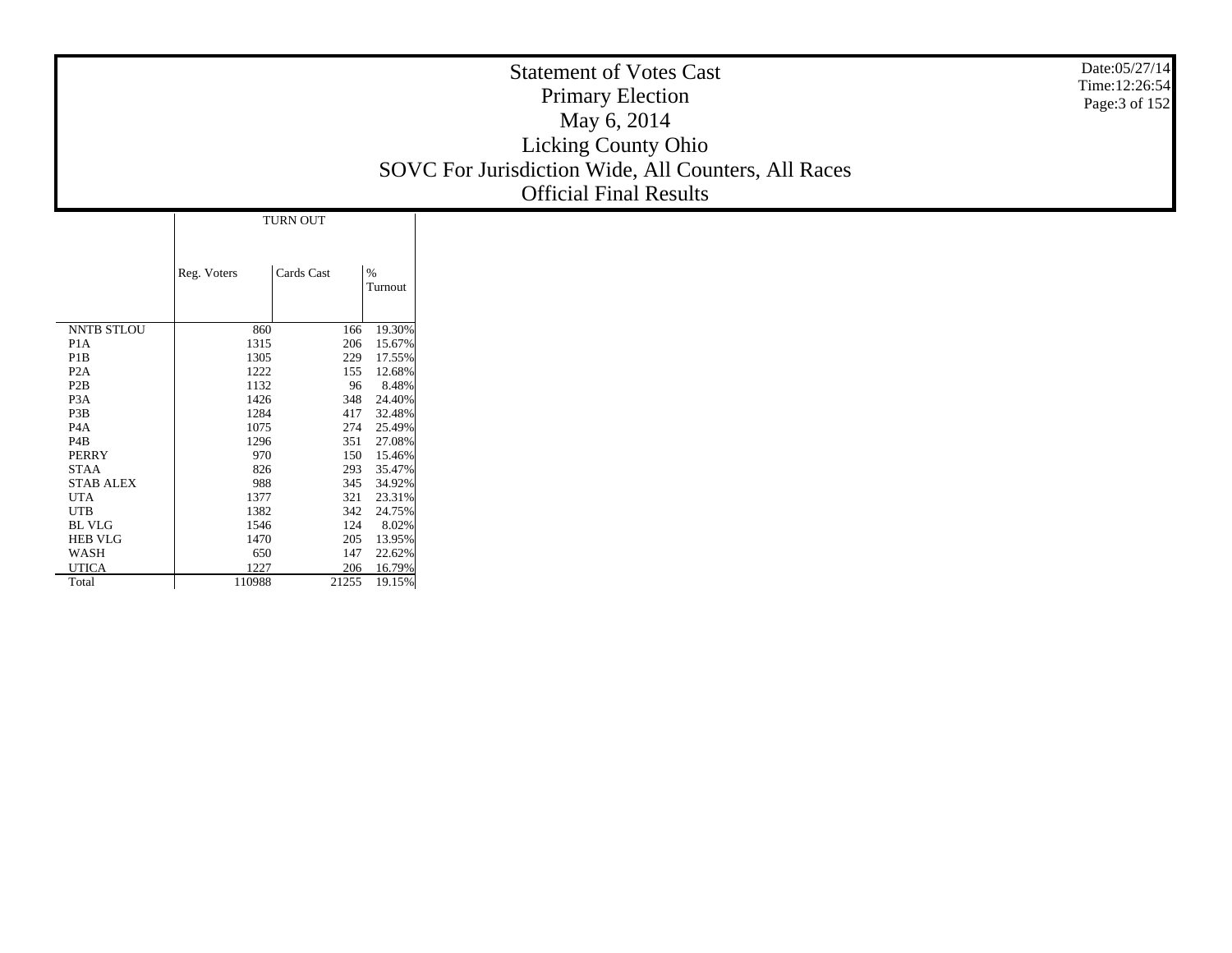# Statement of Votes Cast
## Primary Election
## May 6, 2014
## Licking County Ohio
## SOVC For Jurisdiction Wide, All Counters, All Races
## Official Final Results

Date:05/27/14
Time:12:26:54

| | TURN OUT | | |
|---|---|---|---|
| | Reg. Voters | Cards Cast | % Turnout |
| NNTB STLOU | 860 | 166 | 19.30% |
| P1A | 1315 | 206 | 15.67% |
| P1B | 1305 | 229 | 17.55% |
| P2A | 1222 | 155 | 12.68% |
| P2B | 1132 | 96 | 8.48% |
| P3A | 1426 | 348 | 24.40% |
| P3B | 1284 | 417 | 32.48% |
| P4A | 1075 | 274 | 25.49% |
| P4B | 1296 | 351 | 27.08% |
| PERRY | 970 | 150 | 15.46% |
| STAA | 826 | 293 | 35.47% |
| STAB ALEX | 988 | 345 | 34.92% |
| UTA | 1377 | 321 | 23.31% |
| UTB | 1382 | 342 | 24.75% |
| BL VLG | 1546 | 124 | 8.02% |
| HEB VLG | 1470 | 205 | 13.95% |
| WASH | 650 | 147 | 22.62% |
| UTICA | 1227 | 206 | 16.79% |
| Total | 110988 | 21255 | 19.15% |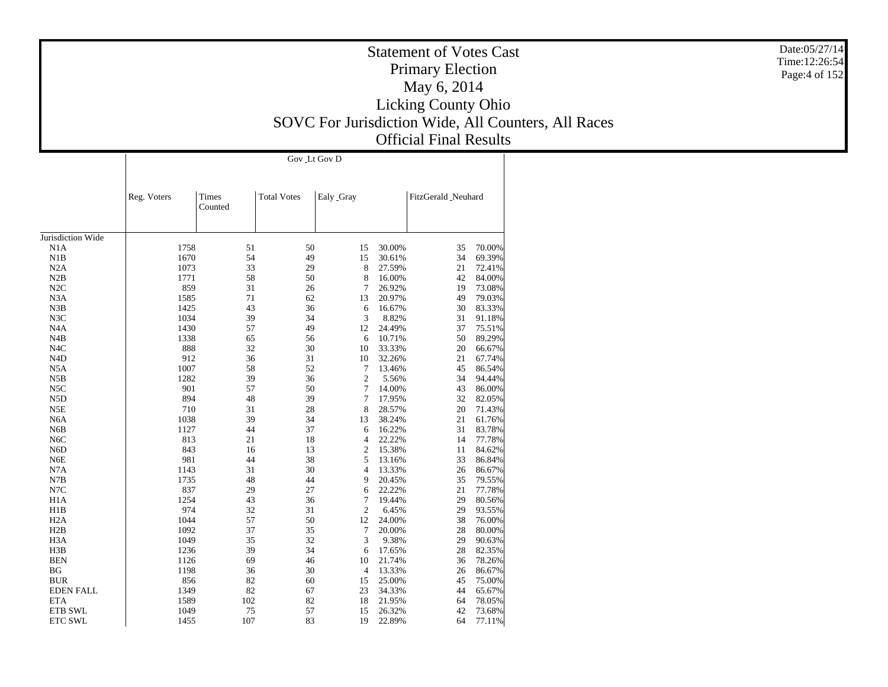# Statement of Votes Cast
## Primary Election
## May 6, 2014
## Licking County Ohio
## SOVC For Jurisdiction Wide, All Counters, All Races
## Official Final Results

| | Gov _Lt Gov D | | | | | | |
|---|---|---|---|---|---|---|---|
| | Reg. Voters | Times Counted | Total Votes | Ealy _Gray | | FitzGerald _Neuhard | |
| Jurisdiction Wide | | | | | | | |
| N1A | 1758 | 51 | 50 | 15 | 30.00% | 35 | 70.00% |
| N1B | 1670 | 54 | 49 | 15 | 30.61% | 34 | 69.39% |
| N2A | 1073 | 33 | 29 | 8 | 27.59% | 21 | 72.41% |
| N2B | 1771 | 58 | 50 | 8 | 16.00% | 42 | 84.00% |
| N2C | 859 | 31 | 26 | 7 | 26.92% | 19 | 73.08% |
| N3A | 1585 | 71 | 62 | 13 | 20.97% | 49 | 79.03% |
| N3B | 1425 | 43 | 36 | 6 | 16.67% | 30 | 83.33% |
| N3C | 1034 | 39 | 34 | 3 | 8.82% | 31 | 91.18% |
| N4A | 1430 | 57 | 49 | 12 | 24.49% | 37 | 75.51% |
| N4B | 1338 | 65 | 56 | 6 | 10.71% | 50 | 89.29% |
| N4C | 888 | 32 | 30 | 10 | 33.33% | 20 | 66.67% |
| N4D | 912 | 36 | 31 | 10 | 32.26% | 21 | 67.74% |
| N5A | 1007 | 58 | 52 | 7 | 13.46% | 45 | 86.54% |
| N5B | 1282 | 39 | 36 | 2 | 5.56% | 34 | 94.44% |
| N5C | 901 | 57 | 50 | 7 | 14.00% | 43 | 86.00% |
| N5D | 894 | 48 | 39 | 7 | 17.95% | 32 | 82.05% |
| N5E | 710 | 31 | 28 | 8 | 28.57% | 20 | 71.43% |
| N6A | 1038 | 39 | 34 | 13 | 38.24% | 21 | 61.76% |
| N6B | 1127 | 44 | 37 | 6 | 16.22% | 31 | 83.78% |
| N6C | 813 | 21 | 18 | 4 | 22.22% | 14 | 77.78% |
| N6D | 843 | 16 | 13 | 2 | 15.38% | 11 | 84.62% |
| N6E | 981 | 44 | 38 | 5 | 13.16% | 33 | 86.84% |
| N7A | 1143 | 31 | 30 | 4 | 13.33% | 26 | 86.67% |
| N7B | 1735 | 48 | 44 | 9 | 20.45% | 35 | 79.55% |
| N7C | 837 | 29 | 27 | 6 | 22.22% | 21 | 77.78% |
| H1A | 1254 | 43 | 36 | 7 | 19.44% | 29 | 80.56% |
| H1B | 974 | 32 | 31 | 2 | 6.45% | 29 | 93.55% |
| H2A | 1044 | 57 | 50 | 12 | 24.00% | 38 | 76.00% |
| H2B | 1092 | 37 | 35 | 7 | 20.00% | 28 | 80.00% |
| H3A | 1049 | 35 | 32 | 3 | 9.38% | 29 | 90.63% |
| H3B | 1236 | 39 | 34 | 6 | 17.65% | 28 | 82.35% |
| BEN | 1126 | 69 | 46 | 10 | 21.74% | 36 | 78.26% |
| BG | 1198 | 36 | 30 | 4 | 13.33% | 26 | 86.67% |
| BUR | 856 | 82 | 60 | 15 | 25.00% | 45 | 75.00% |
| EDEN FALL | 1349 | 82 | 67 | 23 | 34.33% | 44 | 65.67% |
| ETA | 1589 | 102 | 82 | 18 | 21.95% | 64 | 78.05% |
| ETB SWL | 1049 | 75 | 57 | 15 | 26.32% | 42 | 73.68% |
| ETC SWL | 1455 | 107 | 83 | 19 | 22.89% | 64 | 77.11% |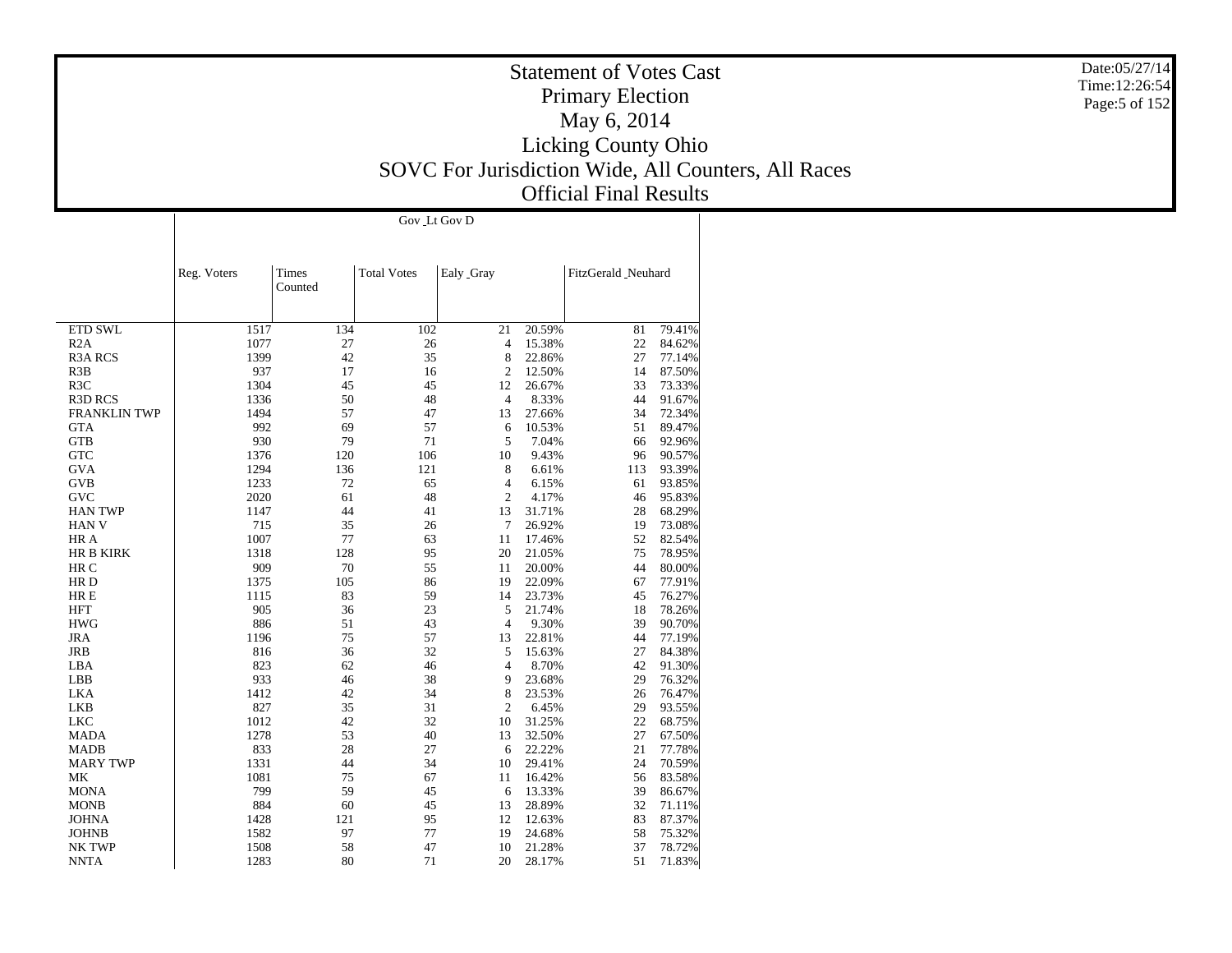# Statement of Votes Cast
## Primary Election
## May 6, 2014
## Licking County Ohio
## SOVC For Jurisdiction Wide, All Counters, All Races
## Official Final Results

Date:05/27/14
Time:12:26:54

| | Gov _Lt Gov D | | | | | | |
|---|---|---|---|---|---|---|---|
| | Reg. Voters | Times Counted | Total Votes | Ealy _Gray | | FitzGerald _Neuhard | |
| ETD SWL | 1517 | 134 | 102 | 21 | 20.59% | 81 | 79.41% |
| R2A | 1077 | 27 | 26 | 4 | 15.38% | 22 | 84.62% |
| R3A RCS | 1399 | 42 | 35 | 8 | 22.86% | 27 | 77.14% |
| R3B | 937 | 17 | 16 | 2 | 12.50% | 14 | 87.50% |
| R3C | 1304 | 45 | 45 | 12 | 26.67% | 33 | 73.33% |
| R3D RCS | 1336 | 50 | 48 | 4 | 8.33% | 44 | 91.67% |
| FRANKLIN TWP | 1494 | 57 | 47 | 13 | 27.66% | 34 | 72.34% |
| GTA | 992 | 69 | 57 | 6 | 10.53% | 51 | 89.47% |
| GTB | 930 | 79 | 71 | 5 | 7.04% | 66 | 92.96% |
| GTC | 1376 | 120 | 106 | 10 | 9.43% | 96 | 90.57% |
| GVA | 1294 | 136 | 121 | 8 | 6.61% | 113 | 93.39% |
| GVB | 1233 | 72 | 65 | 4 | 6.15% | 61 | 93.85% |
| GVC | 2020 | 61 | 48 | 2 | 4.17% | 46 | 95.83% |
| HAN TWP | 1147 | 44 | 41 | 13 | 31.71% | 28 | 68.29% |
| HAN V | 715 | 35 | 26 | 7 | 26.92% | 19 | 73.08% |
| HR A | 1007 | 77 | 63 | 11 | 17.46% | 52 | 82.54% |
| HR B KIRK | 1318 | 128 | 95 | 20 | 21.05% | 75 | 78.95% |
| HR C | 909 | 70 | 55 | 11 | 20.00% | 44 | 80.00% |
| HR D | 1375 | 105 | 86 | 19 | 22.09% | 67 | 77.91% |
| HR E | 1115 | 83 | 59 | 14 | 23.73% | 45 | 76.27% |
| HFT | 905 | 36 | 23 | 5 | 21.74% | 18 | 78.26% |
| HWG | 886 | 51 | 43 | 4 | 9.30% | 39 | 90.70% |
| JRA | 1196 | 75 | 57 | 13 | 22.81% | 44 | 77.19% |
| JRB | 816 | 36 | 32 | 5 | 15.63% | 27 | 84.38% |
| LBA | 823 | 62 | 46 | 4 | 8.70% | 42 | 91.30% |
| LBB | 933 | 46 | 38 | 9 | 23.68% | 29 | 76.32% |
| LKA | 1412 | 42 | 34 | 8 | 23.53% | 26 | 76.47% |
| LKB | 827 | 35 | 31 | 2 | 6.45% | 29 | 93.55% |
| LKC | 1012 | 42 | 32 | 10 | 31.25% | 22 | 68.75% |
| MADA | 1278 | 53 | 40 | 13 | 32.50% | 27 | 67.50% |
| MADB | 833 | 28 | 27 | 6 | 22.22% | 21 | 77.78% |
| MARY TWP | 1331 | 44 | 34 | 10 | 29.41% | 24 | 70.59% |
| MK | 1081 | 75 | 67 | 11 | 16.42% | 56 | 83.58% |
| MONA | 799 | 59 | 45 | 6 | 13.33% | 39 | 86.67% |
| MONB | 884 | 60 | 45 | 13 | 28.89% | 32 | 71.11% |
| JOHNA | 1428 | 121 | 95 | 12 | 12.63% | 83 | 87.37% |
| JOHNB | 1582 | 97 | 77 | 19 | 24.68% | 58 | 75.32% |
| NK TWP | 1508 | 58 | 47 | 10 | 21.28% | 37 | 78.72% |
| NNTA | 1283 | 80 | 71 | 20 | 28.17% | 51 | 71.83% |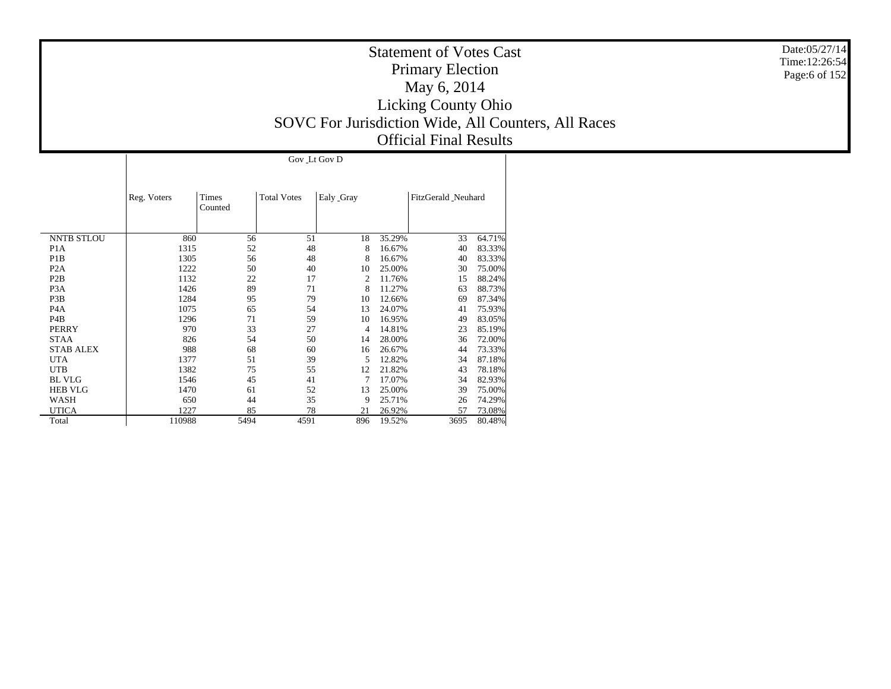# Statement of Votes Cast
## Primary Election
## May 6, 2014
## Licking County Ohio
## SOVC For Jurisdiction Wide, All Counters, All Races
## Official Final Results

| | Gov _Lt Gov D | | | | | | |
|---|---|---|---|---|---|---|---|
| | Reg. Voters | Times Counted | Total Votes | Ealy _Gray | | FitzGerald _Neuhard | |
| NNTB STLOU | 860 | 56 | 51 | 18 | 35.29% | 33 | 64.71% |
| P1A | 1315 | 52 | 48 | 8 | 16.67% | 40 | 83.33% |
| P1B | 1305 | 56 | 48 | 8 | 16.67% | 40 | 83.33% |
| P2A | 1222 | 50 | 40 | 10 | 25.00% | 30 | 75.00% |
| P2B | 1132 | 22 | 17 | 2 | 11.76% | 15 | 88.24% |
| P3A | 1426 | 89 | 71 | 8 | 11.27% | 63 | 88.73% |
| P3B | 1284 | 95 | 79 | 10 | 12.66% | 69 | 87.34% |
| P4A | 1075 | 65 | 54 | 13 | 24.07% | 41 | 75.93% |
| P4B | 1296 | 71 | 59 | 10 | 16.95% | 49 | 83.05% |
| PERRY | 970 | 33 | 27 | 4 | 14.81% | 23 | 85.19% |
| STAA | 826 | 54 | 50 | 14 | 28.00% | 36 | 72.00% |
| STAB ALEX | 988 | 68 | 60 | 16 | 26.67% | 44 | 73.33% |
| UTA | 1377 | 51 | 39 | 5 | 12.82% | 34 | 87.18% |
| UTB | 1382 | 75 | 55 | 12 | 21.82% | 43 | 78.18% |
| BL VLG | 1546 | 45 | 41 | 7 | 17.07% | 34 | 82.93% |
| HEB VLG | 1470 | 61 | 52 | 13 | 25.00% | 39 | 75.00% |
| WASH | 650 | 44 | 35 | 9 | 25.71% | 26 | 74.29% |
| UTICA | 1227 | 85 | 78 | 21 | 26.92% | 57 | 73.08% |
| Total | 110988 | 5494 | 4591 | 896 | 19.52% | 3695 | 80.48% |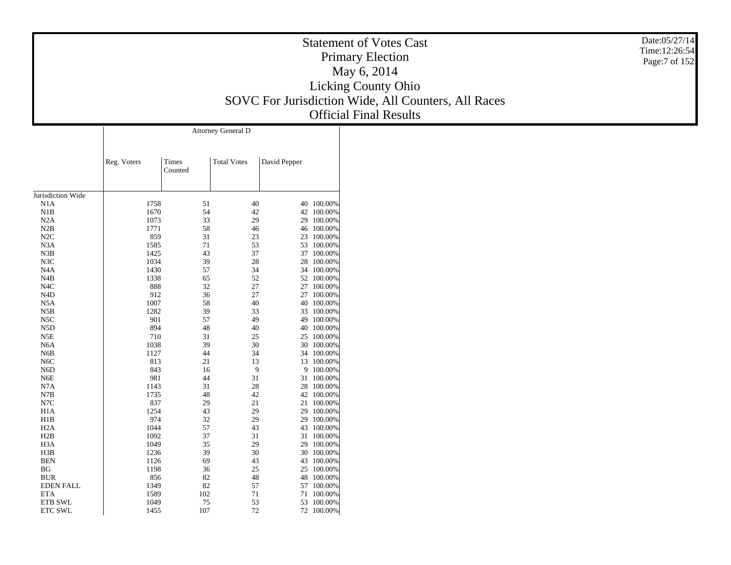# Statement of Votes Cast
## Primary Election
## May 6, 2014
## Licking County Ohio
## SOVC For Jurisdiction Wide, All Counters, All Races
## Official Final Results

Date:05/27/14
Time:12:26:54

| | Attorney General D | | | | |
|---|---|---|---|---|---|
| | Reg. Voters | Times Counted | Total Votes | David Pepper | |
| Jurisdiction Wide | | | | | |
| N1A | 1758 | 51 | 40 | 40 | 100.00% |
| N1B | 1670 | 54 | 42 | 42 | 100.00% |
| N2A | 1073 | 33 | 29 | 29 | 100.00% |
| N2B | 1771 | 58 | 46 | 46 | 100.00% |
| N2C | 859 | 31 | 23 | 23 | 100.00% |
| N3A | 1585 | 71 | 53 | 53 | 100.00% |
| N3B | 1425 | 43 | 37 | 37 | 100.00% |
| N3C | 1034 | 39 | 28 | 28 | 100.00% |
| N4A | 1430 | 57 | 34 | 34 | 100.00% |
| N4B | 1338 | 65 | 52 | 52 | 100.00% |
| N4C | 888 | 32 | 27 | 27 | 100.00% |
| N4D | 912 | 36 | 27 | 27 | 100.00% |
| N5A | 1007 | 58 | 40 | 40 | 100.00% |
| N5B | 1282 | 39 | 33 | 33 | 100.00% |
| N5C | 901 | 57 | 49 | 49 | 100.00% |
| N5D | 894 | 48 | 40 | 40 | 100.00% |
| N5E | 710 | 31 | 25 | 25 | 100.00% |
| N6A | 1038 | 39 | 30 | 30 | 100.00% |
| N6B | 1127 | 44 | 34 | 34 | 100.00% |
| N6C | 813 | 21 | 13 | 13 | 100.00% |
| N6D | 843 | 16 | 9 | 9 | 100.00% |
| N6E | 981 | 44 | 31 | 31 | 100.00% |
| N7A | 1143 | 31 | 28 | 28 | 100.00% |
| N7B | 1735 | 48 | 42 | 42 | 100.00% |
| N7C | 837 | 29 | 21 | 21 | 100.00% |
| H1A | 1254 | 43 | 29 | 29 | 100.00% |
| H1B | 974 | 32 | 29 | 29 | 100.00% |
| H2A | 1044 | 57 | 43 | 43 | 100.00% |
| H2B | 1092 | 37 | 31 | 31 | 100.00% |
| H3A | 1049 | 35 | 29 | 29 | 100.00% |
| H3B | 1236 | 39 | 30 | 30 | 100.00% |
| BEN | 1126 | 69 | 43 | 43 | 100.00% |
| BG | 1198 | 36 | 25 | 25 | 100.00% |
| BUR | 856 | 82 | 48 | 48 | 100.00% |
| EDEN FALL | 1349 | 82 | 57 | 57 | 100.00% |
| ETA | 1589 | 102 | 71 | 71 | 100.00% |
| ETB SWL | 1049 | 75 | 53 | 53 | 100.00% |
| ETC SWL | 1455 | 107 | 72 | 72 | 100.00% |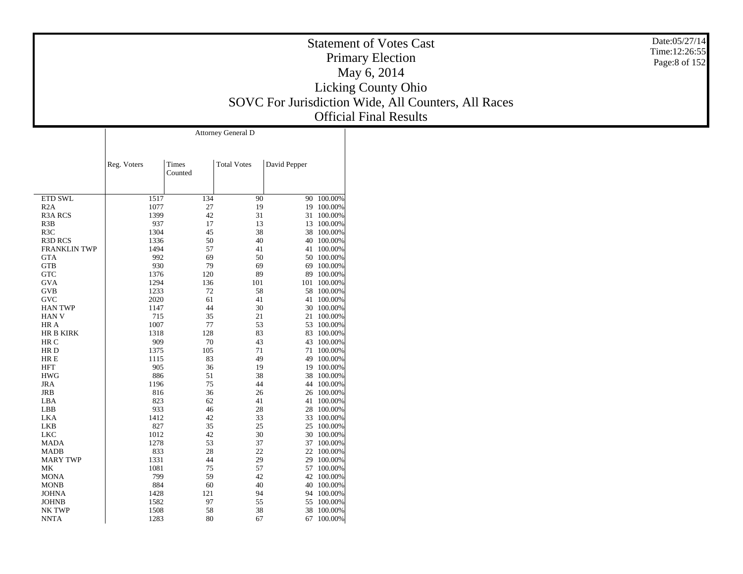# Statement of Votes Cast
## Primary Election
## May 6, 2014
## Licking County Ohio
## SOVC For Jurisdiction Wide, All Counters, All Races
## Official Final Results

Date:05/27/14
Time:12:26:55

| | Attorney General D | | | | |
|---|---|---|---|---|---|
| | Reg. Voters | Times Counted | Total Votes | David Pepper | |
| ETD SWL | 1517 | 134 | 90 | 90 | 100.00% |
| R2A | 1077 | 27 | 19 | 19 | 100.00% |
| R3A RCS | 1399 | 42 | 31 | 31 | 100.00% |
| R3B | 937 | 17 | 13 | 13 | 100.00% |
| R3C | 1304 | 45 | 38 | 38 | 100.00% |
| R3D RCS | 1336 | 50 | 40 | 40 | 100.00% |
| FRANKLIN TWP | 1494 | 57 | 41 | 41 | 100.00% |
| GTA | 992 | 69 | 50 | 50 | 100.00% |
| GTB | 930 | 79 | 69 | 69 | 100.00% |
| GTC | 1376 | 120 | 89 | 89 | 100.00% |
| GVA | 1294 | 136 | 101 | 101 | 100.00% |
| GVB | 1233 | 72 | 58 | 58 | 100.00% |
| GVC | 2020 | 61 | 41 | 41 | 100.00% |
| HAN TWP | 1147 | 44 | 30 | 30 | 100.00% |
| HAN V | 715 | 35 | 21 | 21 | 100.00% |
| HR A | 1007 | 77 | 53 | 53 | 100.00% |
| HR B KIRK | 1318 | 128 | 83 | 83 | 100.00% |
| HR C | 909 | 70 | 43 | 43 | 100.00% |
| HR D | 1375 | 105 | 71 | 71 | 100.00% |
| HR E | 1115 | 83 | 49 | 49 | 100.00% |
| HFT | 905 | 36 | 19 | 19 | 100.00% |
| HWG | 886 | 51 | 38 | 38 | 100.00% |
| JRA | 1196 | 75 | 44 | 44 | 100.00% |
| JRB | 816 | 36 | 26 | 26 | 100.00% |
| LBA | 823 | 62 | 41 | 41 | 100.00% |
| LBB | 933 | 46 | 28 | 28 | 100.00% |
| LKA | 1412 | 42 | 33 | 33 | 100.00% |
| LKB | 827 | 35 | 25 | 25 | 100.00% |
| LKC | 1012 | 42 | 30 | 30 | 100.00% |
| MADA | 1278 | 53 | 37 | 37 | 100.00% |
| MADB | 833 | 28 | 22 | 22 | 100.00% |
| MARY TWP | 1331 | 44 | 29 | 29 | 100.00% |
| MK | 1081 | 75 | 57 | 57 | 100.00% |
| MONA | 799 | 59 | 42 | 42 | 100.00% |
| MONB | 884 | 60 | 40 | 40 | 100.00% |
| JOHNA | 1428 | 121 | 94 | 94 | 100.00% |
| JOHNB | 1582 | 97 | 55 | 55 | 100.00% |
| NK TWP | 1508 | 58 | 38 | 38 | 100.00% |
| NNTA | 1283 | 80 | 67 | 67 | 100.00% |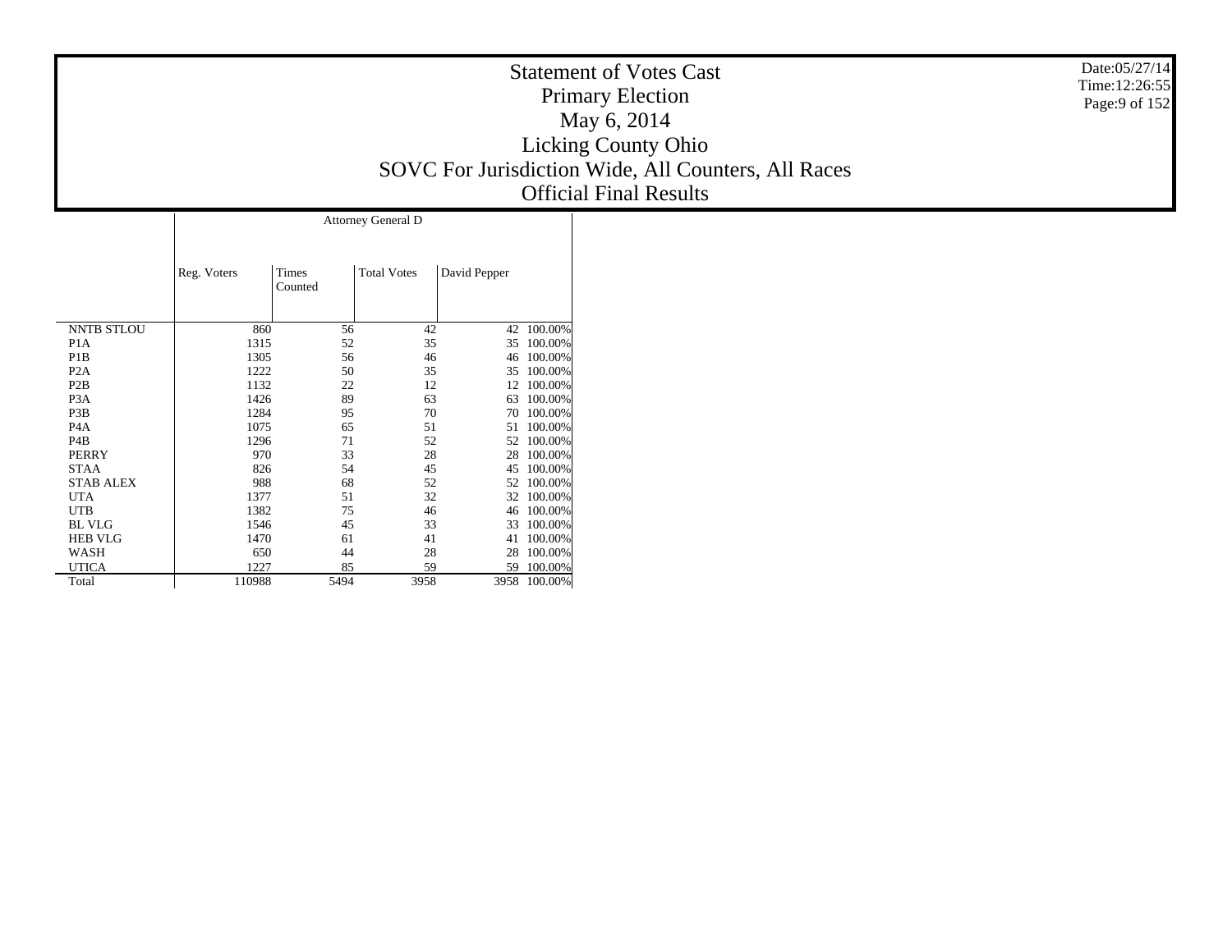# Statement of Votes Cast
## Primary Election
## May 6, 2014
## Licking County Ohio
## SOVC For Jurisdiction Wide, All Counters, All Races
## Official Final Results

| | Attorney General D | | | | |
|---|---|---|---|---|---|
| | Reg. Voters | Times Counted | Total Votes | David Pepper | |
| NNTB STLOU | 860 | 56 | 42 | 42 | 100.00% |
| P1A | 1315 | 52 | 35 | 35 | 100.00% |
| P1B | 1305 | 56 | 46 | 46 | 100.00% |
| P2A | 1222 | 50 | 35 | 35 | 100.00% |
| P2B | 1132 | 22 | 12 | 12 | 100.00% |
| P3A | 1426 | 89 | 63 | 63 | 100.00% |
| P3B | 1284 | 95 | 70 | 70 | 100.00% |
| P4A | 1075 | 65 | 51 | 51 | 100.00% |
| P4B | 1296 | 71 | 52 | 52 | 100.00% |
| PERRY | 970 | 33 | 28 | 28 | 100.00% |
| STAA | 826 | 54 | 45 | 45 | 100.00% |
| STAB ALEX | 988 | 68 | 52 | 52 | 100.00% |
| UTA | 1377 | 51 | 32 | 32 | 100.00% |
| UTB | 1382 | 75 | 46 | 46 | 100.00% |
| BL VLG | 1546 | 45 | 33 | 33 | 100.00% |
| HEB VLG | 1470 | 61 | 41 | 41 | 100.00% |
| WASH | 650 | 44 | 28 | 28 | 100.00% |
| UTICA | 1227 | 85 | 59 | 59 | 100.00% |
| Total | 110988 | 5494 | 3958 | 3958 | 100.00% |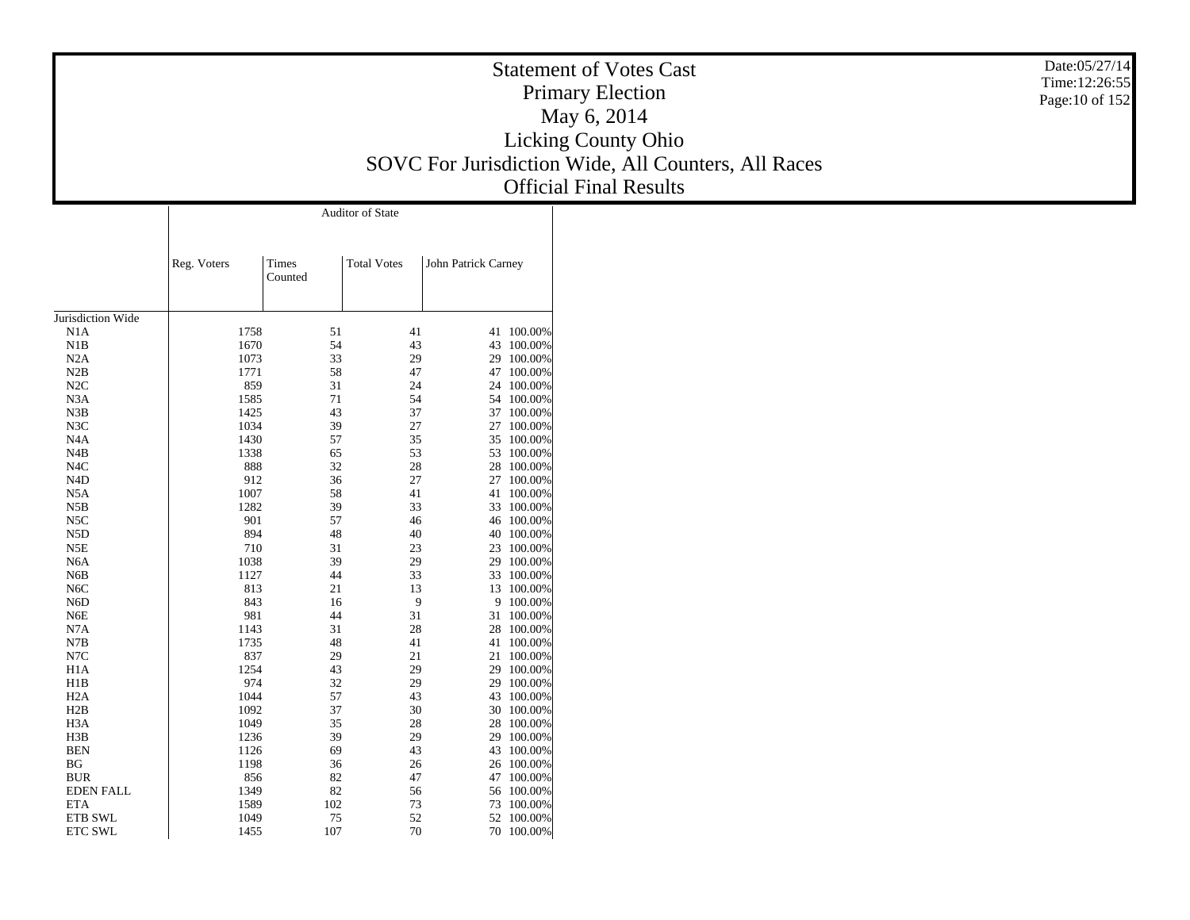# Statement of Votes Cast
## Primary Election
## May 6, 2014
## Licking County Ohio
## SOVC For Jurisdiction Wide, All Counters, All Races
## Official Final Results

| | Auditor of State | | | | |
|---|---|---|---|---|---|
| | Reg. Voters | Times Counted | Total Votes | John Patrick Carney | |
| Jurisdiction Wide | | | | | |
| N1A | 1758 | 51 | 41 | 41 | 100.00% |
| N1B | 1670 | 54 | 43 | 43 | 100.00% |
| N2A | 1073 | 33 | 29 | 29 | 100.00% |
| N2B | 1771 | 58 | 47 | 47 | 100.00% |
| N2C | 859 | 31 | 24 | 24 | 100.00% |
| N3A | 1585 | 71 | 54 | 54 | 100.00% |
| N3B | 1425 | 43 | 37 | 37 | 100.00% |
| N3C | 1034 | 39 | 27 | 27 | 100.00% |
| N4A | 1430 | 57 | 35 | 35 | 100.00% |
| N4B | 1338 | 65 | 53 | 53 | 100.00% |
| N4C | 888 | 32 | 28 | 28 | 100.00% |
| N4D | 912 | 36 | 27 | 27 | 100.00% |
| N5A | 1007 | 58 | 41 | 41 | 100.00% |
| N5B | 1282 | 39 | 33 | 33 | 100.00% |
| N5C | 901 | 57 | 46 | 46 | 100.00% |
| N5D | 894 | 48 | 40 | 40 | 100.00% |
| N5E | 710 | 31 | 23 | 23 | 100.00% |
| N6A | 1038 | 39 | 29 | 29 | 100.00% |
| N6B | 1127 | 44 | 33 | 33 | 100.00% |
| N6C | 813 | 21 | 13 | 13 | 100.00% |
| N6D | 843 | 16 | 9 | 9 | 100.00% |
| N6E | 981 | 44 | 31 | 31 | 100.00% |
| N7A | 1143 | 31 | 28 | 28 | 100.00% |
| N7B | 1735 | 48 | 41 | 41 | 100.00% |
| N7C | 837 | 29 | 21 | 21 | 100.00% |
| H1A | 1254 | 43 | 29 | 29 | 100.00% |
| H1B | 974 | 32 | 29 | 29 | 100.00% |
| H2A | 1044 | 57 | 43 | 43 | 100.00% |
| H2B | 1092 | 37 | 30 | 30 | 100.00% |
| H3A | 1049 | 35 | 28 | 28 | 100.00% |
| H3B | 1236 | 39 | 29 | 29 | 100.00% |
| BEN | 1126 | 69 | 43 | 43 | 100.00% |
| BG | 1198 | 36 | 26 | 26 | 100.00% |
| BUR | 856 | 82 | 47 | 47 | 100.00% |
| EDEN FALL | 1349 | 82 | 56 | 56 | 100.00% |
| ETA | 1589 | 102 | 73 | 73 | 100.00% |
| ETB SWL | 1049 | 75 | 52 | 52 | 100.00% |
| ETC SWL | 1455 | 107 | 70 | 70 | 100.00% |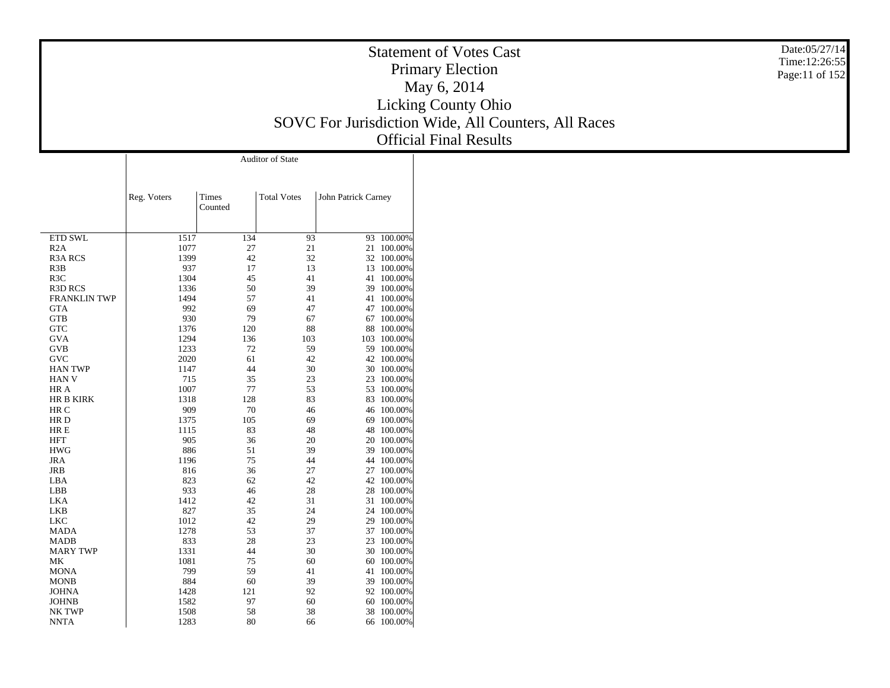# Statement of Votes Cast
## Primary Election
## May 6, 2014
## Licking County Ohio
## SOVC For Jurisdiction Wide, All Counters, All Races
## Official Final Results

Date:05/27/14
Time:12:26:55

| | Auditor of State | | | | |
|---|---|---|---|---|---|
| | Reg. Voters | Times Counted | Total Votes | John Patrick Carney | |
| ETD SWL | 1517 | 134 | 93 | 93 | 100.00% |
| R2A | 1077 | 27 | 21 | 21 | 100.00% |
| R3A RCS | 1399 | 42 | 32 | 32 | 100.00% |
| R3B | 937 | 17 | 13 | 13 | 100.00% |
| R3C | 1304 | 45 | 41 | 41 | 100.00% |
| R3D RCS | 1336 | 50 | 39 | 39 | 100.00% |
| FRANKLIN TWP | 1494 | 57 | 41 | 41 | 100.00% |
| GTA | 992 | 69 | 47 | 47 | 100.00% |
| GTB | 930 | 79 | 67 | 67 | 100.00% |
| GTC | 1376 | 120 | 88 | 88 | 100.00% |
| GVA | 1294 | 136 | 103 | 103 | 100.00% |
| GVB | 1233 | 72 | 59 | 59 | 100.00% |
| GVC | 2020 | 61 | 42 | 42 | 100.00% |
| HAN TWP | 1147 | 44 | 30 | 30 | 100.00% |
| HAN V | 715 | 35 | 23 | 23 | 100.00% |
| HR A | 1007 | 77 | 53 | 53 | 100.00% |
| HR B KIRK | 1318 | 128 | 83 | 83 | 100.00% |
| HR C | 909 | 70 | 46 | 46 | 100.00% |
| HR D | 1375 | 105 | 69 | 69 | 100.00% |
| HR E | 1115 | 83 | 48 | 48 | 100.00% |
| HFT | 905 | 36 | 20 | 20 | 100.00% |
| HWG | 886 | 51 | 39 | 39 | 100.00% |
| JRA | 1196 | 75 | 44 | 44 | 100.00% |
| JRB | 816 | 36 | 27 | 27 | 100.00% |
| LBA | 823 | 62 | 42 | 42 | 100.00% |
| LBB | 933 | 46 | 28 | 28 | 100.00% |
| LKA | 1412 | 42 | 31 | 31 | 100.00% |
| LKB | 827 | 35 | 24 | 24 | 100.00% |
| LKC | 1012 | 42 | 29 | 29 | 100.00% |
| MADA | 1278 | 53 | 37 | 37 | 100.00% |
| MADB | 833 | 28 | 23 | 23 | 100.00% |
| MARY TWP | 1331 | 44 | 30 | 30 | 100.00% |
| MK | 1081 | 75 | 60 | 60 | 100.00% |
| MONA | 799 | 59 | 41 | 41 | 100.00% |
| MONB | 884 | 60 | 39 | 39 | 100.00% |
| JOHNA | 1428 | 121 | 92 | 92 | 100.00% |
| JOHNB | 1582 | 97 | 60 | 60 | 100.00% |
| NK TWP | 1508 | 58 | 38 | 38 | 100.00% |
| NNTA | 1283 | 80 | 66 | 66 | 100.00% |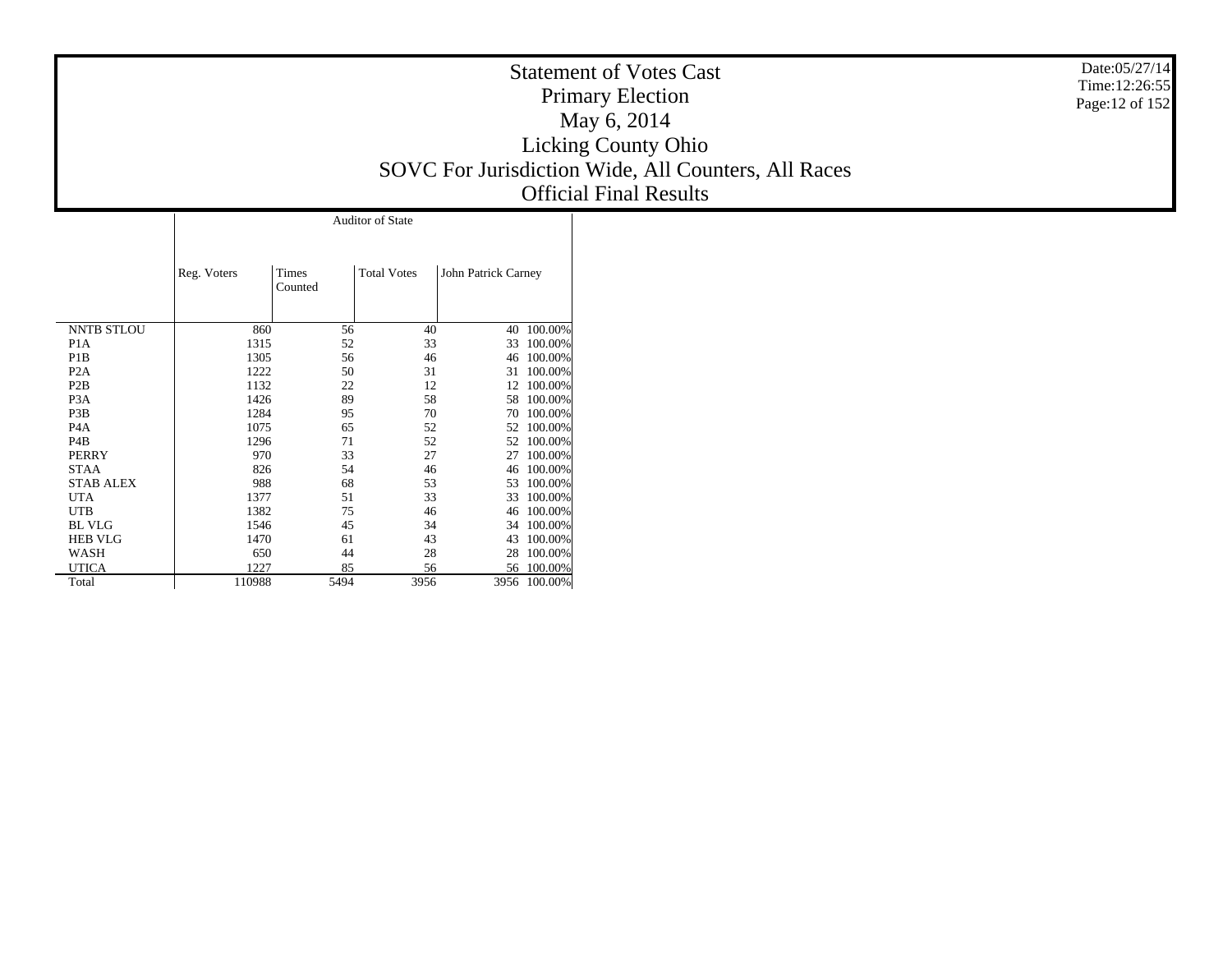# Statement of Votes Cast
## Primary Election
## May 6, 2014
## Licking County Ohio
## SOVC For Jurisdiction Wide, All Counters, All Races
## Official Final Results

| | Auditor of State | | | | |
|---|---|---|---|---|---|
| | Reg. Voters | Times Counted | Total Votes | John Patrick Carney | |
| NNTB STLOU | 860 | 56 | 40 | 40 | 100.00% |
| P1A | 1315 | 52 | 33 | 33 | 100.00% |
| P1B | 1305 | 56 | 46 | 46 | 100.00% |
| P2A | 1222 | 50 | 31 | 31 | 100.00% |
| P2B | 1132 | 22 | 12 | 12 | 100.00% |
| P3A | 1426 | 89 | 58 | 58 | 100.00% |
| P3B | 1284 | 95 | 70 | 70 | 100.00% |
| P4A | 1075 | 65 | 52 | 52 | 100.00% |
| P4B | 1296 | 71 | 52 | 52 | 100.00% |
| PERRY | 970 | 33 | 27 | 27 | 100.00% |
| STAA | 826 | 54 | 46 | 46 | 100.00% |
| STAB ALEX | 988 | 68 | 53 | 53 | 100.00% |
| UTA | 1377 | 51 | 33 | 33 | 100.00% |
| UTB | 1382 | 75 | 46 | 46 | 100.00% |
| BL VLG | 1546 | 45 | 34 | 34 | 100.00% |
| HEB VLG | 1470 | 61 | 43 | 43 | 100.00% |
| WASH | 650 | 44 | 28 | 28 | 100.00% |
| UTICA | 1227 | 85 | 56 | 56 | 100.00% |
| Total | 110988 | 5494 | 3956 | 3956 | 100.00% |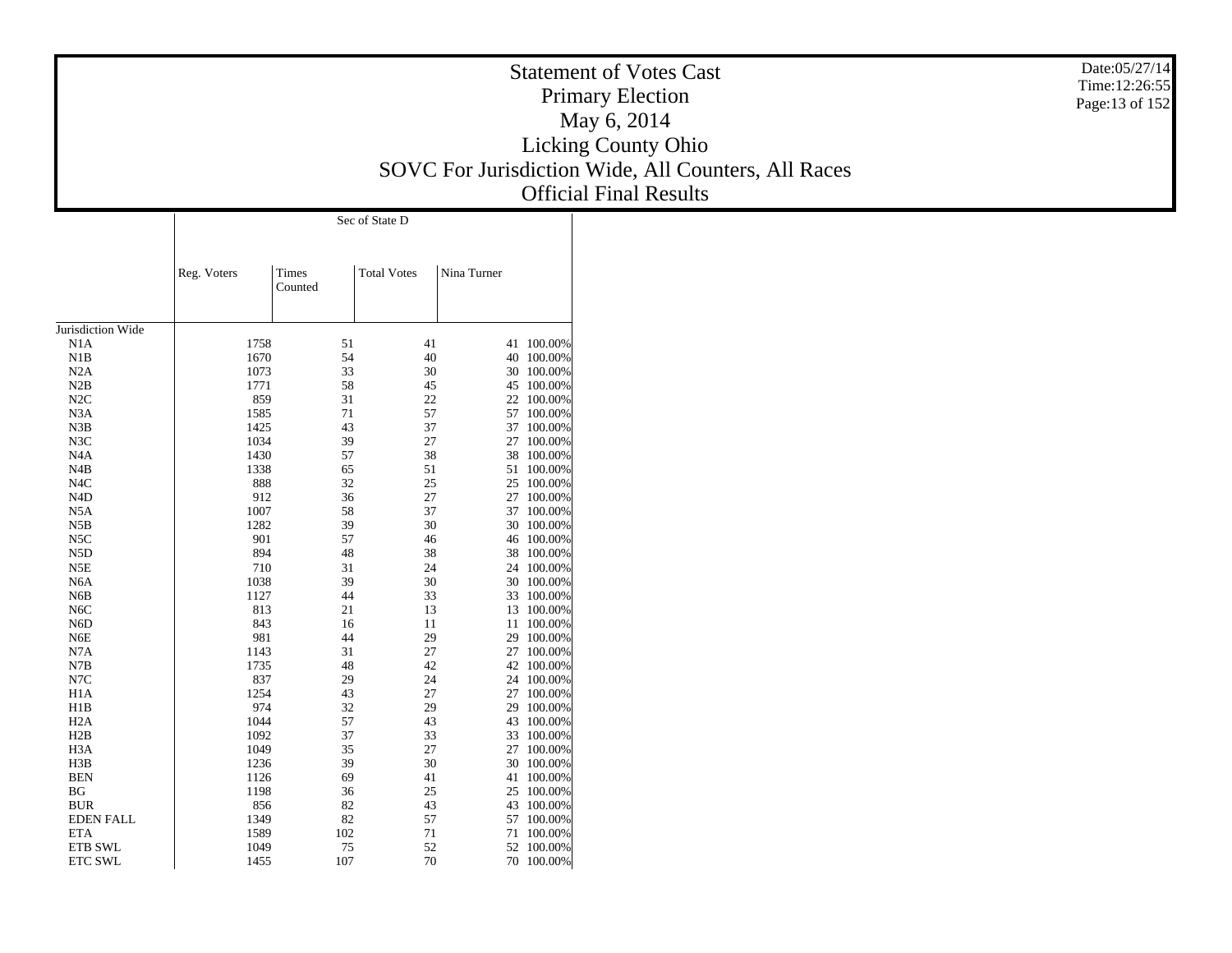# Statement of Votes Cast
# Primary Election
# May 6, 2014
# Licking County Ohio
# SOVC For Jurisdiction Wide, All Counters, All Races
# Official Final Results

Date:05/27/14
Time:12:26:55

| | Sec of State D | | | | |
|---|---|---|---|---|---|
| | Reg. Voters | Times Counted | Total Votes | Nina Turner | |
| Jurisdiction Wide | | | | | |
| N1A | 1758 | 51 | 41 | 41 | 100.00% |
| N1B | 1670 | 54 | 40 | 40 | 100.00% |
| N2A | 1073 | 33 | 30 | 30 | 100.00% |
| N2B | 1771 | 58 | 45 | 45 | 100.00% |
| N2C | 859 | 31 | 22 | 22 | 100.00% |
| N3A | 1585 | 71 | 57 | 57 | 100.00% |
| N3B | 1425 | 43 | 37 | 37 | 100.00% |
| N3C | 1034 | 39 | 27 | 27 | 100.00% |
| N4A | 1430 | 57 | 38 | 38 | 100.00% |
| N4B | 1338 | 65 | 51 | 51 | 100.00% |
| N4C | 888 | 32 | 25 | 25 | 100.00% |
| N4D | 912 | 36 | 27 | 27 | 100.00% |
| N5A | 1007 | 58 | 37 | 37 | 100.00% |
| N5B | 1282 | 39 | 30 | 30 | 100.00% |
| N5C | 901 | 57 | 46 | 46 | 100.00% |
| N5D | 894 | 48 | 38 | 38 | 100.00% |
| N5E | 710 | 31 | 24 | 24 | 100.00% |
| N6A | 1038 | 39 | 30 | 30 | 100.00% |
| N6B | 1127 | 44 | 33 | 33 | 100.00% |
| N6C | 813 | 21 | 13 | 13 | 100.00% |
| N6D | 843 | 16 | 11 | 11 | 100.00% |
| N6E | 981 | 44 | 29 | 29 | 100.00% |
| N7A | 1143 | 31 | 27 | 27 | 100.00% |
| N7B | 1735 | 48 | 42 | 42 | 100.00% |
| N7C | 837 | 29 | 24 | 24 | 100.00% |
| H1A | 1254 | 43 | 27 | 27 | 100.00% |
| H1B | 974 | 32 | 29 | 29 | 100.00% |
| H2A | 1044 | 57 | 43 | 43 | 100.00% |
| H2B | 1092 | 37 | 33 | 33 | 100.00% |
| H3A | 1049 | 35 | 27 | 27 | 100.00% |
| H3B | 1236 | 39 | 30 | 30 | 100.00% |
| BEN | 1126 | 69 | 41 | 41 | 100.00% |
| BG | 1198 | 36 | 25 | 25 | 100.00% |
| BUR | 856 | 82 | 43 | 43 | 100.00% |
| EDEN FALL | 1349 | 82 | 57 | 57 | 100.00% |
| ETA | 1589 | 102 | 71 | 71 | 100.00% |
| ETB SWL | 1049 | 75 | 52 | 52 | 100.00% |
| ETC SWL | 1455 | 107 | 70 | 70 | 100.00% |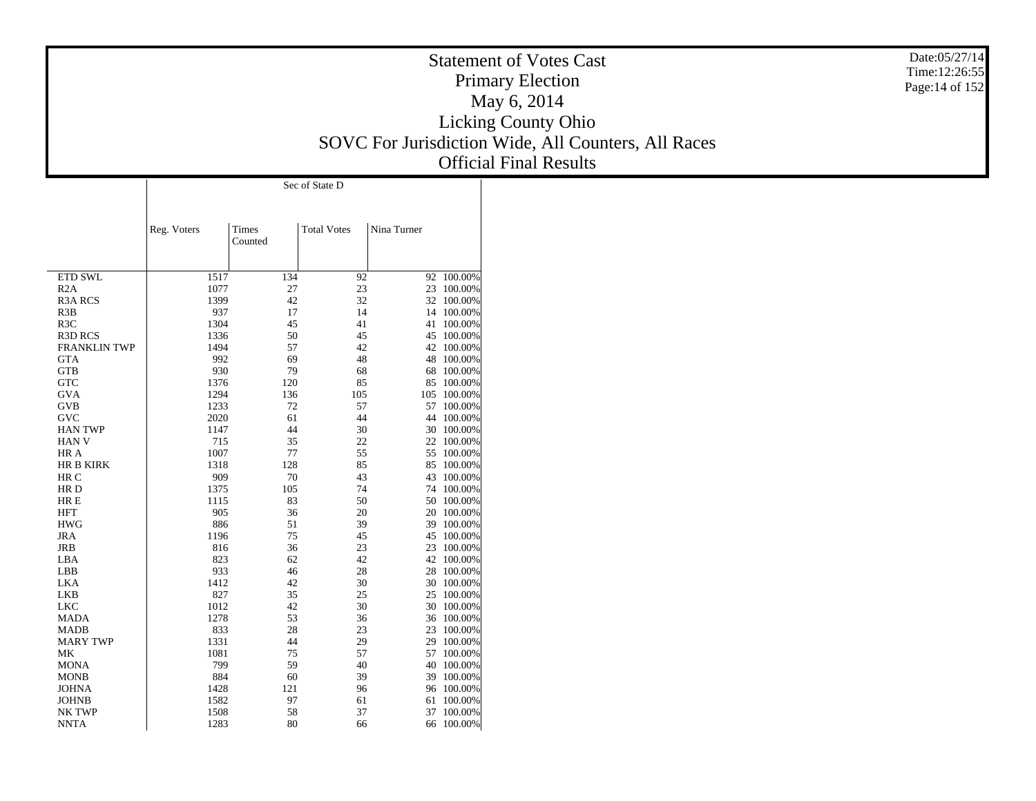# Statement of Votes Cast
## Primary Election
## May 6, 2014
## Licking County Ohio
## SOVC For Jurisdiction Wide, All Counters, All Races
## Official Final Results

Date:05/27/14
Time:12:26:55

| | Sec of State D | | | | |
|---|---|---|---|---|---|
| | Reg. Voters | Times Counted | Total Votes | Nina Turner | |
| ETD SWL | 1517 | 134 | 92 | 92 | 100.00% |
| R2A | 1077 | 27 | 23 | 23 | 100.00% |
| R3A RCS | 1399 | 42 | 32 | 32 | 100.00% |
| R3B | 937 | 17 | 14 | 14 | 100.00% |
| R3C | 1304 | 45 | 41 | 41 | 100.00% |
| R3D RCS | 1336 | 50 | 45 | 45 | 100.00% |
| FRANKLIN TWP | 1494 | 57 | 42 | 42 | 100.00% |
| GTA | 992 | 69 | 48 | 48 | 100.00% |
| GTB | 930 | 79 | 68 | 68 | 100.00% |
| GTC | 1376 | 120 | 85 | 85 | 100.00% |
| GVA | 1294 | 136 | 105 | 105 | 100.00% |
| GVB | 1233 | 72 | 57 | 57 | 100.00% |
| GVC | 2020 | 61 | 44 | 44 | 100.00% |
| HAN TWP | 1147 | 44 | 30 | 30 | 100.00% |
| HAN V | 715 | 35 | 22 | 22 | 100.00% |
| HR A | 1007 | 77 | 55 | 55 | 100.00% |
| HR B KIRK | 1318 | 128 | 85 | 85 | 100.00% |
| HR C | 909 | 70 | 43 | 43 | 100.00% |
| HR D | 1375 | 105 | 74 | 74 | 100.00% |
| HR E | 1115 | 83 | 50 | 50 | 100.00% |
| HFT | 905 | 36 | 20 | 20 | 100.00% |
| HWG | 886 | 51 | 39 | 39 | 100.00% |
| JRA | 1196 | 75 | 45 | 45 | 100.00% |
| JRB | 816 | 36 | 23 | 23 | 100.00% |
| LBA | 823 | 62 | 42 | 42 | 100.00% |
| LBB | 933 | 46 | 28 | 28 | 100.00% |
| LKA | 1412 | 42 | 30 | 30 | 100.00% |
| LKB | 827 | 35 | 25 | 25 | 100.00% |
| LKC | 1012 | 42 | 30 | 30 | 100.00% |
| MADA | 1278 | 53 | 36 | 36 | 100.00% |
| MADB | 833 | 28 | 23 | 23 | 100.00% |
| MARY TWP | 1331 | 44 | 29 | 29 | 100.00% |
| MK | 1081 | 75 | 57 | 57 | 100.00% |
| MONA | 799 | 59 | 40 | 40 | 100.00% |
| MONB | 884 | 60 | 39 | 39 | 100.00% |
| JOHNA | 1428 | 121 | 96 | 96 | 100.00% |
| JOHNB | 1582 | 97 | 61 | 61 | 100.00% |
| NK TWP | 1508 | 58 | 37 | 37 | 100.00% |
| NNTA | 1283 | 80 | 66 | 66 | 100.00% |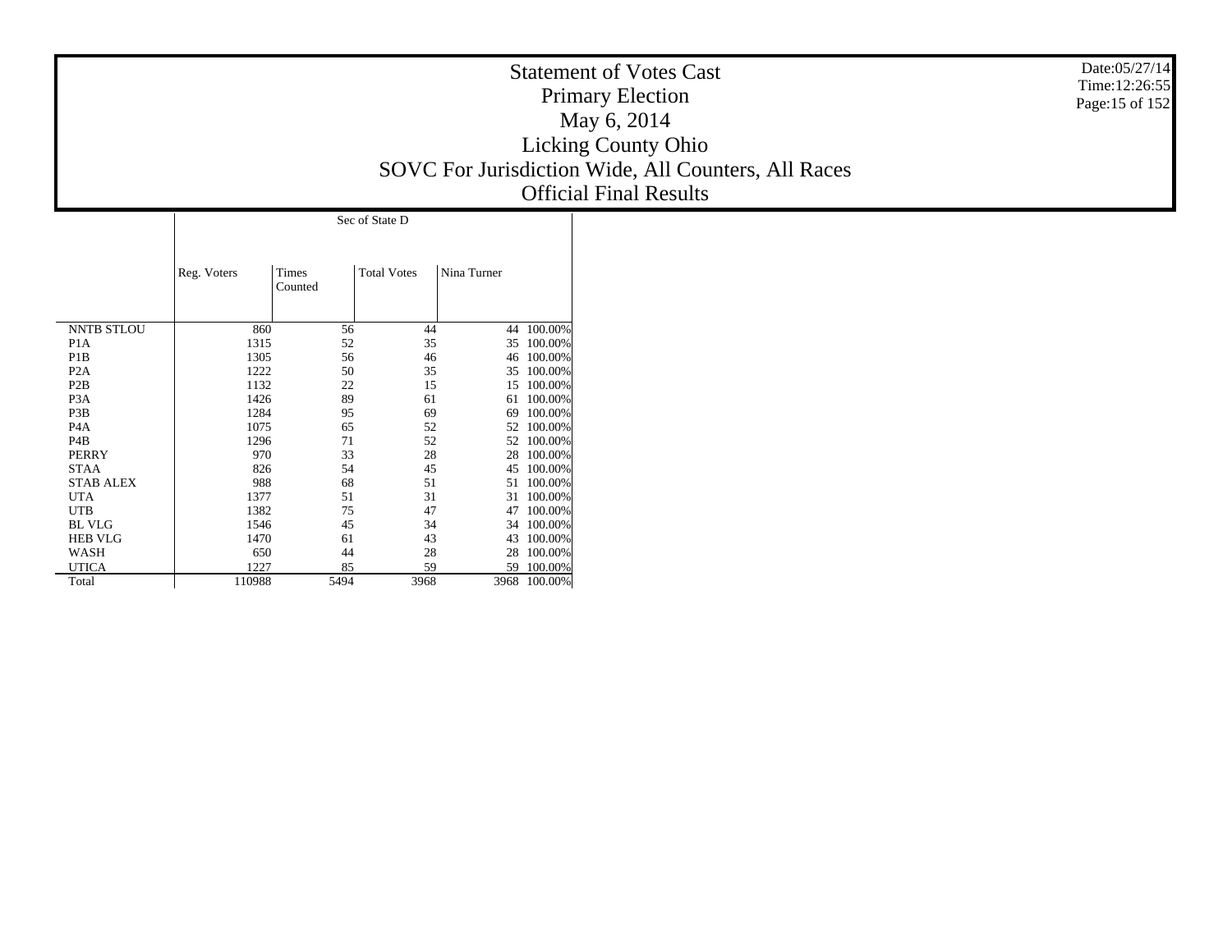# Statement of Votes Cast
## Primary Election
## May 6, 2014
## Licking County Ohio
## SOVC For Jurisdiction Wide, All Counters, All Races
## Official Final Results

Date:05/27/14
Time:12:26:55

| | Sec of State D | | | | |
|---|---|---|---|---|---|
| | Reg. Voters | Times Counted | Total Votes | Nina Turner | |
| NNTB STLOU | 860 | 56 | 44 | 44 | 100.00% |
| P1A | 1315 | 52 | 35 | 35 | 100.00% |
| P1B | 1305 | 56 | 46 | 46 | 100.00% |
| P2A | 1222 | 50 | 35 | 35 | 100.00% |
| P2B | 1132 | 22 | 15 | 15 | 100.00% |
| P3A | 1426 | 89 | 61 | 61 | 100.00% |
| P3B | 1284 | 95 | 69 | 69 | 100.00% |
| P4A | 1075 | 65 | 52 | 52 | 100.00% |
| P4B | 1296 | 71 | 52 | 52 | 100.00% |
| PERRY | 970 | 33 | 28 | 28 | 100.00% |
| STAA | 826 | 54 | 45 | 45 | 100.00% |
| STAB ALEX | 988 | 68 | 51 | 51 | 100.00% |
| UTA | 1377 | 51 | 31 | 31 | 100.00% |
| UTB | 1382 | 75 | 47 | 47 | 100.00% |
| BL VLG | 1546 | 45 | 34 | 34 | 100.00% |
| HEB VLG | 1470 | 61 | 43 | 43 | 100.00% |
| WASH | 650 | 44 | 28 | 28 | 100.00% |
| UTICA | 1227 | 85 | 59 | 59 | 100.00% |
| Total | 110988 | 5494 | 3968 | 3968 | 100.00% |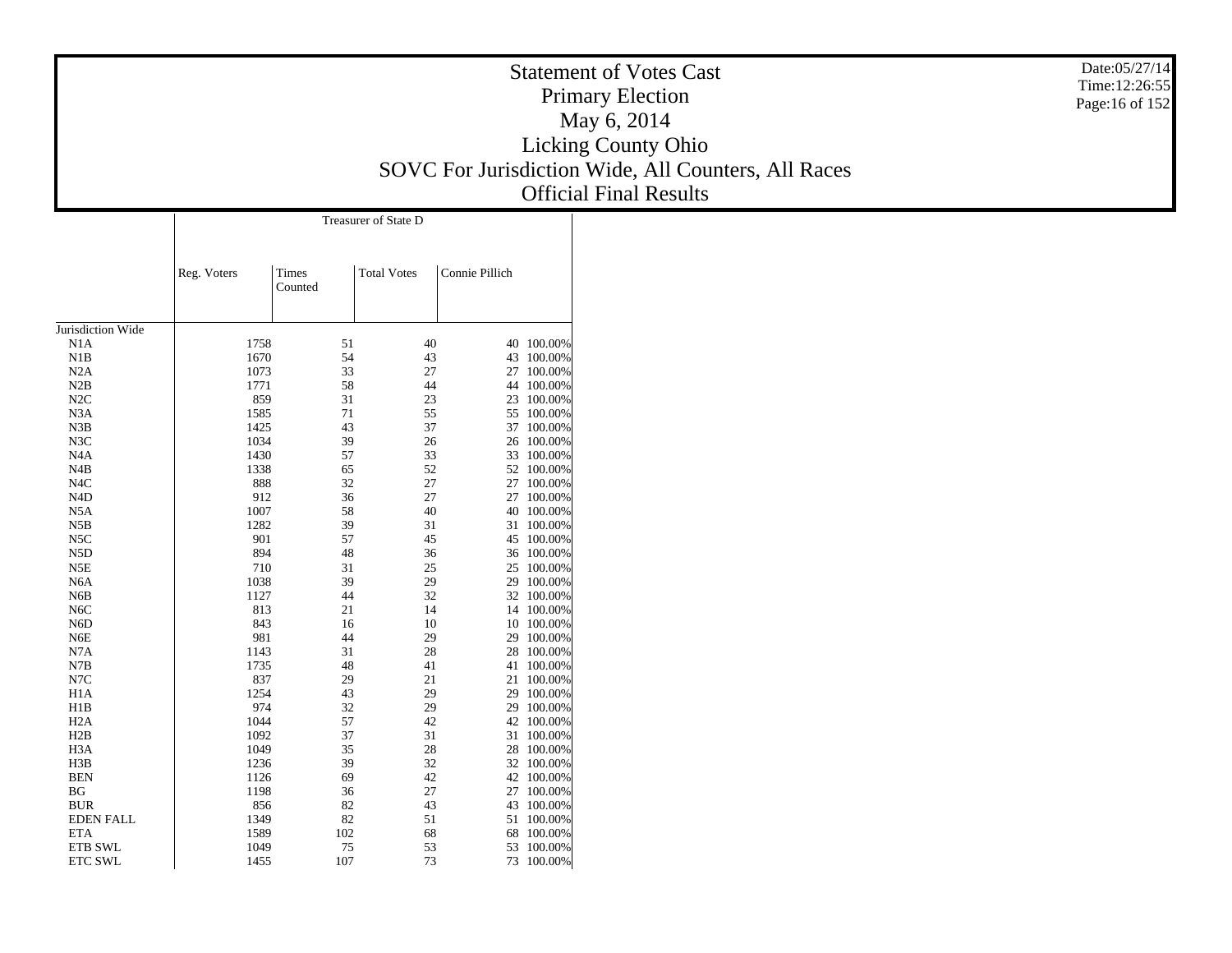# Statement of Votes Cast

## Primary Election

## May 6, 2014

## Licking County Ohio

## SOVC For Jurisdiction Wide, All Counters, All Races

## Official Final Results

Date:05/27/14
Time:12:26:55

| | Treasurer of State D | | | | |
|---|---|---|---|---|---|
| | Reg. Voters | Times Counted | Total Votes | Connie Pillich | |
| Jurisdiction Wide | | | | | |
| N1A | 1758 | 51 | 40 | 40 | 100.00% |
| N1B | 1670 | 54 | 43 | 43 | 100.00% |
| N2A | 1073 | 33 | 27 | 27 | 100.00% |
| N2B | 1771 | 58 | 44 | 44 | 100.00% |
| N2C | 859 | 31 | 23 | 23 | 100.00% |
| N3A | 1585 | 71 | 55 | 55 | 100.00% |
| N3B | 1425 | 43 | 37 | 37 | 100.00% |
| N3C | 1034 | 39 | 26 | 26 | 100.00% |
| N4A | 1430 | 57 | 33 | 33 | 100.00% |
| N4B | 1338 | 65 | 52 | 52 | 100.00% |
| N4C | 888 | 32 | 27 | 27 | 100.00% |
| N4D | 912 | 36 | 27 | 27 | 100.00% |
| N5A | 1007 | 58 | 40 | 40 | 100.00% |
| N5B | 1282 | 39 | 31 | 31 | 100.00% |
| N5C | 901 | 57 | 45 | 45 | 100.00% |
| N5D | 894 | 48 | 36 | 36 | 100.00% |
| N5E | 710 | 31 | 25 | 25 | 100.00% |
| N6A | 1038 | 39 | 29 | 29 | 100.00% |
| N6B | 1127 | 44 | 32 | 32 | 100.00% |
| N6C | 813 | 21 | 14 | 14 | 100.00% |
| N6D | 843 | 16 | 10 | 10 | 100.00% |
| N6E | 981 | 44 | 29 | 29 | 100.00% |
| N7A | 1143 | 31 | 28 | 28 | 100.00% |
| N7B | 1735 | 48 | 41 | 41 | 100.00% |
| N7C | 837 | 29 | 21 | 21 | 100.00% |
| H1A | 1254 | 43 | 29 | 29 | 100.00% |
| H1B | 974 | 32 | 29 | 29 | 100.00% |
| H2A | 1044 | 57 | 42 | 42 | 100.00% |
| H2B | 1092 | 37 | 31 | 31 | 100.00% |
| H3A | 1049 | 35 | 28 | 28 | 100.00% |
| H3B | 1236 | 39 | 32 | 32 | 100.00% |
| BEN | 1126 | 69 | 42 | 42 | 100.00% |
| BG | 1198 | 36 | 27 | 27 | 100.00% |
| BUR | 856 | 82 | 43 | 43 | 100.00% |
| EDEN FALL | 1349 | 82 | 51 | 51 | 100.00% |
| ETA | 1589 | 102 | 68 | 68 | 100.00% |
| ETB SWL | 1049 | 75 | 53 | 53 | 100.00% |
| ETC SWL | 1455 | 107 | 73 | 73 | 100.00% |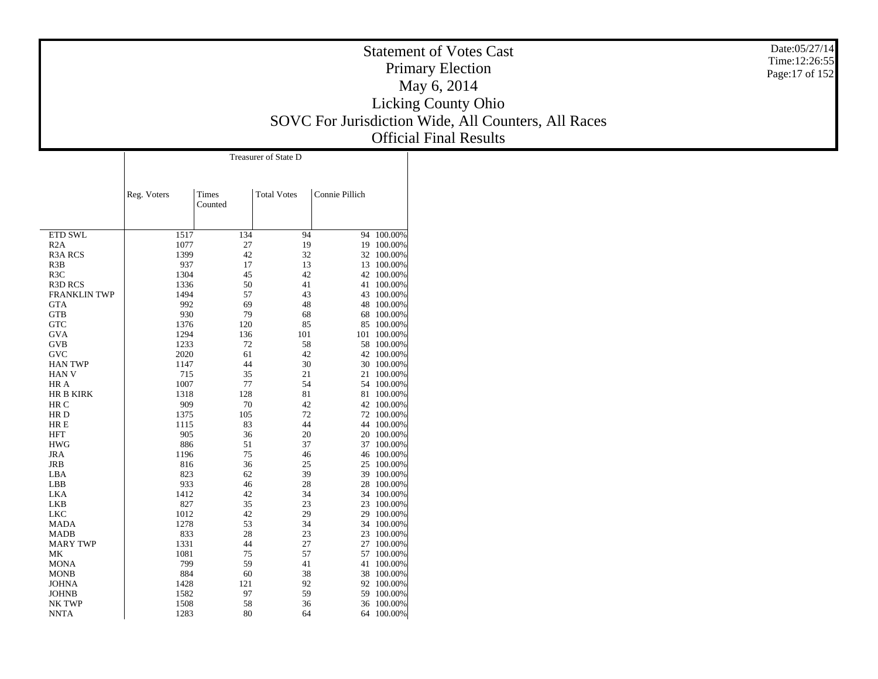# Statement of Votes Cast
## Primary Election
## May 6, 2014
## Licking County Ohio
## SOVC For Jurisdiction Wide, All Counters, All Races
## Official Final Results

| | Treasurer of State D | | | | |
|---|---|---|---|---|---|
| | Reg. Voters | Times Counted | Total Votes | Connie Pillich | |
| ETD SWL | 1517 | 134 | 94 | 94 | 100.00% |
| R2A | 1077 | 27 | 19 | 19 | 100.00% |
| R3A RCS | 1399 | 42 | 32 | 32 | 100.00% |
| R3B | 937 | 17 | 13 | 13 | 100.00% |
| R3C | 1304 | 45 | 42 | 42 | 100.00% |
| R3D RCS | 1336 | 50 | 41 | 41 | 100.00% |
| FRANKLIN TWP | 1494 | 57 | 43 | 43 | 100.00% |
| GTA | 992 | 69 | 48 | 48 | 100.00% |
| GTB | 930 | 79 | 68 | 68 | 100.00% |
| GTC | 1376 | 120 | 85 | 85 | 100.00% |
| GVA | 1294 | 136 | 101 | 101 | 100.00% |
| GVB | 1233 | 72 | 58 | 58 | 100.00% |
| GVC | 2020 | 61 | 42 | 42 | 100.00% |
| HAN TWP | 1147 | 44 | 30 | 30 | 100.00% |
| HAN V | 715 | 35 | 21 | 21 | 100.00% |
| HR A | 1007 | 77 | 54 | 54 | 100.00% |
| HR B KIRK | 1318 | 128 | 81 | 81 | 100.00% |
| HR C | 909 | 70 | 42 | 42 | 100.00% |
| HR D | 1375 | 105 | 72 | 72 | 100.00% |
| HR E | 1115 | 83 | 44 | 44 | 100.00% |
| HFT | 905 | 36 | 20 | 20 | 100.00% |
| HWG | 886 | 51 | 37 | 37 | 100.00% |
| JRA | 1196 | 75 | 46 | 46 | 100.00% |
| JRB | 816 | 36 | 25 | 25 | 100.00% |
| LBA | 823 | 62 | 39 | 39 | 100.00% |
| LBB | 933 | 46 | 28 | 28 | 100.00% |
| LKA | 1412 | 42 | 34 | 34 | 100.00% |
| LKB | 827 | 35 | 23 | 23 | 100.00% |
| LKC | 1012 | 42 | 29 | 29 | 100.00% |
| MADA | 1278 | 53 | 34 | 34 | 100.00% |
| MADB | 833 | 28 | 23 | 23 | 100.00% |
| MARY TWP | 1331 | 44 | 27 | 27 | 100.00% |
| MK | 1081 | 75 | 57 | 57 | 100.00% |
| MONA | 799 | 59 | 41 | 41 | 100.00% |
| MONB | 884 | 60 | 38 | 38 | 100.00% |
| JOHNA | 1428 | 121 | 92 | 92 | 100.00% |
| JOHNB | 1582 | 97 | 59 | 59 | 100.00% |
| NK TWP | 1508 | 58 | 36 | 36 | 100.00% |
| NNTA | 1283 | 80 | 64 | 64 | 100.00% |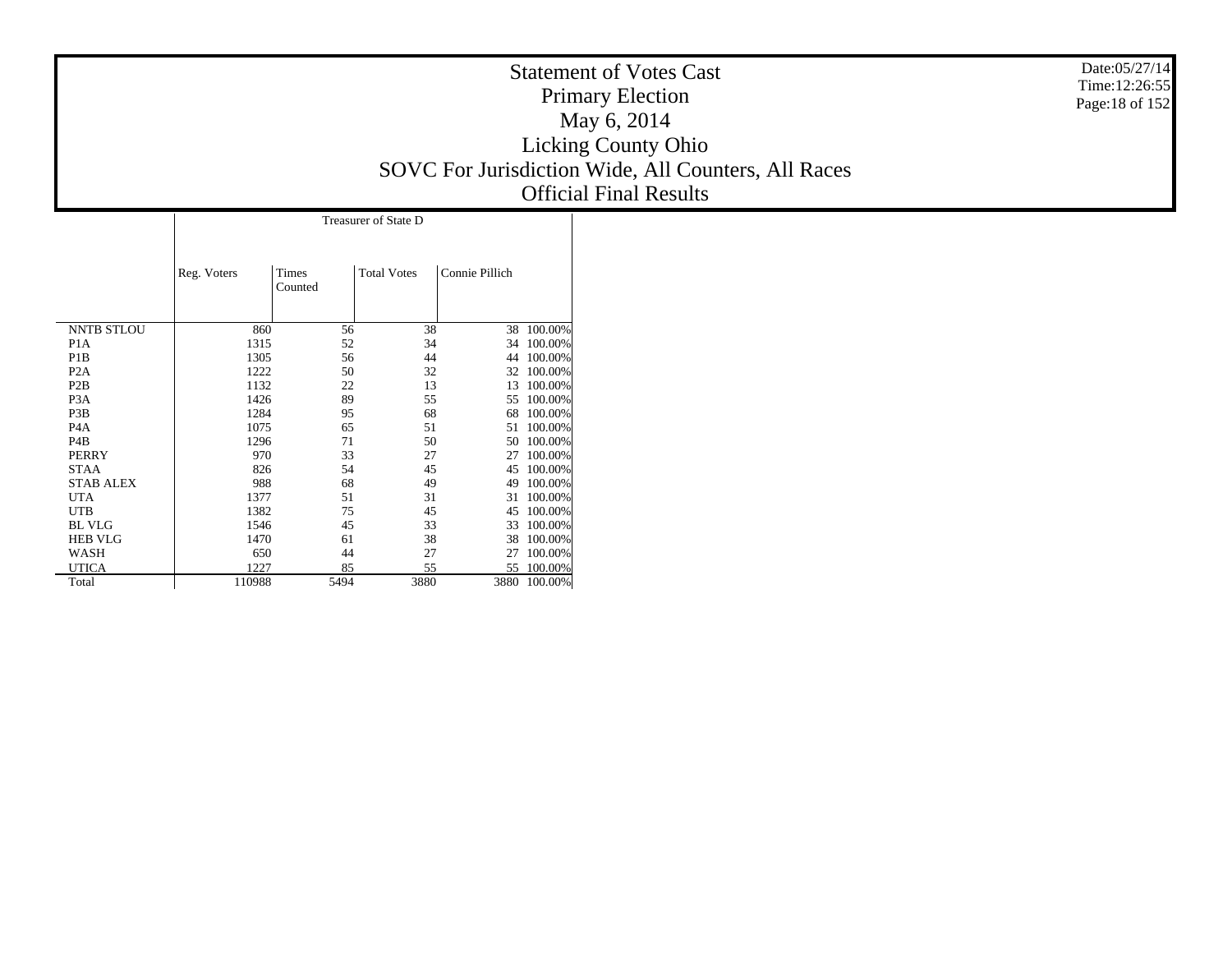# Statement of Votes Cast
## Primary Election
## May 6, 2014
## Licking County Ohio
## SOVC For Jurisdiction Wide, All Counters, All Races
## Official Final Results

| | Treasurer of State D | | | | |
|---|---|---|---|---|---|
| | Reg. Voters | Times Counted | Total Votes | Connie Pillich | |
| NNTB STLOU | 860 | 56 | 38 | 38 | 100.00% |
| P1A | 1315 | 52 | 34 | 34 | 100.00% |
| P1B | 1305 | 56 | 44 | 44 | 100.00% |
| P2A | 1222 | 50 | 32 | 32 | 100.00% |
| P2B | 1132 | 22 | 13 | 13 | 100.00% |
| P3A | 1426 | 89 | 55 | 55 | 100.00% |
| P3B | 1284 | 95 | 68 | 68 | 100.00% |
| P4A | 1075 | 65 | 51 | 51 | 100.00% |
| P4B | 1296 | 71 | 50 | 50 | 100.00% |
| PERRY | 970 | 33 | 27 | 27 | 100.00% |
| STAA | 826 | 54 | 45 | 45 | 100.00% |
| STAB ALEX | 988 | 68 | 49 | 49 | 100.00% |
| UTA | 1377 | 51 | 31 | 31 | 100.00% |
| UTB | 1382 | 75 | 45 | 45 | 100.00% |
| BL VLG | 1546 | 45 | 33 | 33 | 100.00% |
| HEB VLG | 1470 | 61 | 38 | 38 | 100.00% |
| WASH | 650 | 44 | 27 | 27 | 100.00% |
| UTICA | 1227 | 85 | 55 | 55 | 100.00% |
| Total | 110988 | 5494 | 3880 | 3880 | 100.00% |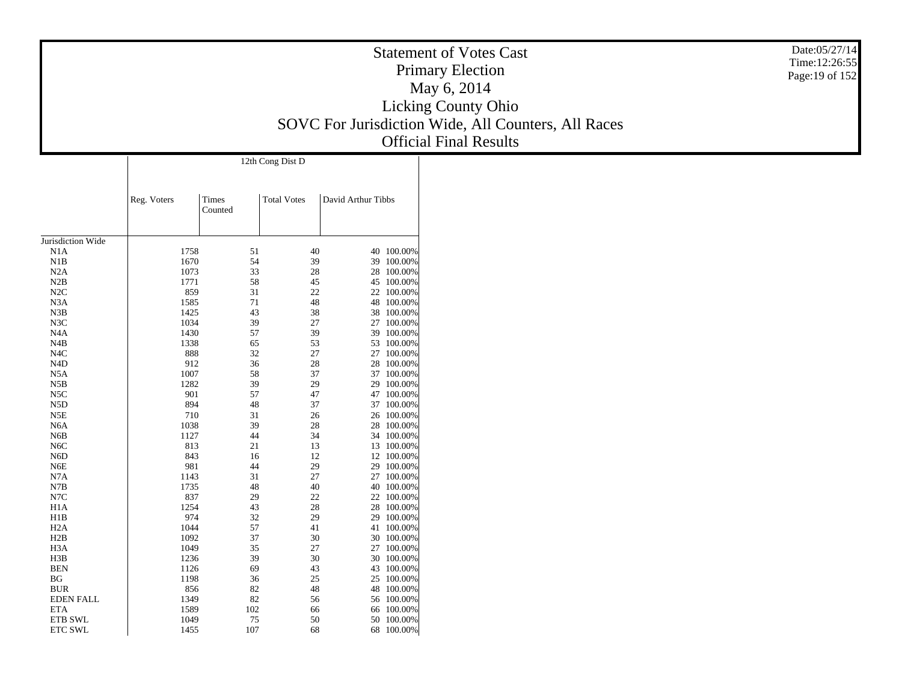# Statement of Votes Cast

## Primary Election

## May 6, 2014

## Licking County Ohio

## SOVC For Jurisdiction Wide, All Counters, All Races

## Official Final Results

Date:05/27/14
Time:12:26:55

| | 12th Cong Dist D | | | | |
|---|---|---|---|---|---|
| | Reg. Voters | Times Counted | Total Votes | David Arthur Tibbs | |
| Jurisdiction Wide | | | | | |
| N1A | 1758 | 51 | 40 | 40 | 100.00% |
| N1B | 1670 | 54 | 39 | 39 | 100.00% |
| N2A | 1073 | 33 | 28 | 28 | 100.00% |
| N2B | 1771 | 58 | 45 | 45 | 100.00% |
| N2C | 859 | 31 | 22 | 22 | 100.00% |
| N3A | 1585 | 71 | 48 | 48 | 100.00% |
| N3B | 1425 | 43 | 38 | 38 | 100.00% |
| N3C | 1034 | 39 | 27 | 27 | 100.00% |
| N4A | 1430 | 57 | 39 | 39 | 100.00% |
| N4B | 1338 | 65 | 53 | 53 | 100.00% |
| N4C | 888 | 32 | 27 | 27 | 100.00% |
| N4D | 912 | 36 | 28 | 28 | 100.00% |
| N5A | 1007 | 58 | 37 | 37 | 100.00% |
| N5B | 1282 | 39 | 29 | 29 | 100.00% |
| N5C | 901 | 57 | 47 | 47 | 100.00% |
| N5D | 894 | 48 | 37 | 37 | 100.00% |
| N5E | 710 | 31 | 26 | 26 | 100.00% |
| N6A | 1038 | 39 | 28 | 28 | 100.00% |
| N6B | 1127 | 44 | 34 | 34 | 100.00% |
| N6C | 813 | 21 | 13 | 13 | 100.00% |
| N6D | 843 | 16 | 12 | 12 | 100.00% |
| N6E | 981 | 44 | 29 | 29 | 100.00% |
| N7A | 1143 | 31 | 27 | 27 | 100.00% |
| N7B | 1735 | 48 | 40 | 40 | 100.00% |
| N7C | 837 | 29 | 22 | 22 | 100.00% |
| H1A | 1254 | 43 | 28 | 28 | 100.00% |
| H1B | 974 | 32 | 29 | 29 | 100.00% |
| H2A | 1044 | 57 | 41 | 41 | 100.00% |
| H2B | 1092 | 37 | 30 | 30 | 100.00% |
| H3A | 1049 | 35 | 27 | 27 | 100.00% |
| H3B | 1236 | 39 | 30 | 30 | 100.00% |
| BEN | 1126 | 69 | 43 | 43 | 100.00% |
| BG | 1198 | 36 | 25 | 25 | 100.00% |
| BUR | 856 | 82 | 48 | 48 | 100.00% |
| EDEN FALL | 1349 | 82 | 56 | 56 | 100.00% |
| ETA | 1589 | 102 | 66 | 66 | 100.00% |
| ETB SWL | 1049 | 75 | 50 | 50 | 100.00% |
| ETC SWL | 1455 | 107 | 68 | 68 | 100.00% |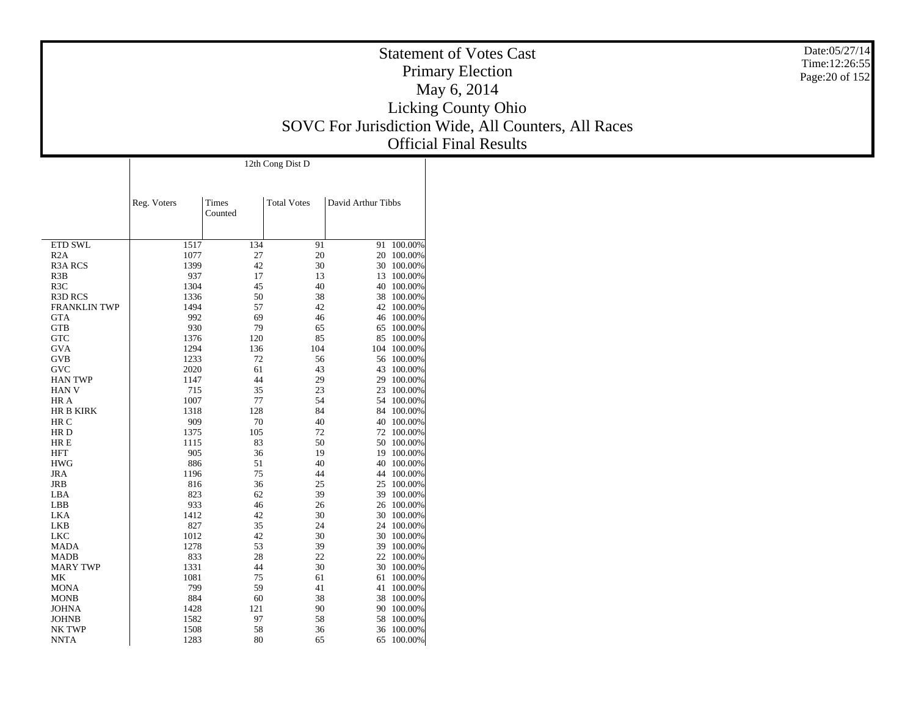# Statement of Votes Cast

## Primary Election

## May 6, 2014

## Licking County Ohio

## SOVC For Jurisdiction Wide, All Counters, All Races

## Official Final Results

Date:05/27/14
Time:12:26:55

| | 12th Cong Dist D | | | | |
|---|---|---|---|---|---|
| | Reg. Voters | Times Counted | Total Votes | David Arthur Tibbs | |
| ETD SWL | 1517 | 134 | 91 | 91 | 100.00% |
| R2A | 1077 | 27 | 20 | 20 | 100.00% |
| R3A RCS | 1399 | 42 | 30 | 30 | 100.00% |
| R3B | 937 | 17 | 13 | 13 | 100.00% |
| R3C | 1304 | 45 | 40 | 40 | 100.00% |
| R3D RCS | 1336 | 50 | 38 | 38 | 100.00% |
| FRANKLIN TWP | 1494 | 57 | 42 | 42 | 100.00% |
| GTA | 992 | 69 | 46 | 46 | 100.00% |
| GTB | 930 | 79 | 65 | 65 | 100.00% |
| GTC | 1376 | 120 | 85 | 85 | 100.00% |
| GVA | 1294 | 136 | 104 | 104 | 100.00% |
| GVB | 1233 | 72 | 56 | 56 | 100.00% |
| GVC | 2020 | 61 | 43 | 43 | 100.00% |
| HAN TWP | 1147 | 44 | 29 | 29 | 100.00% |
| HAN V | 715 | 35 | 23 | 23 | 100.00% |
| HR A | 1007 | 77 | 54 | 54 | 100.00% |
| HR B KIRK | 1318 | 128 | 84 | 84 | 100.00% |
| HR C | 909 | 70 | 40 | 40 | 100.00% |
| HR D | 1375 | 105 | 72 | 72 | 100.00% |
| HR E | 1115 | 83 | 50 | 50 | 100.00% |
| HFT | 905 | 36 | 19 | 19 | 100.00% |
| HWG | 886 | 51 | 40 | 40 | 100.00% |
| JRA | 1196 | 75 | 44 | 44 | 100.00% |
| JRB | 816 | 36 | 25 | 25 | 100.00% |
| LBA | 823 | 62 | 39 | 39 | 100.00% |
| LBB | 933 | 46 | 26 | 26 | 100.00% |
| LKA | 1412 | 42 | 30 | 30 | 100.00% |
| LKB | 827 | 35 | 24 | 24 | 100.00% |
| LKC | 1012 | 42 | 30 | 30 | 100.00% |
| MADA | 1278 | 53 | 39 | 39 | 100.00% |
| MADB | 833 | 28 | 22 | 22 | 100.00% |
| MARY TWP | 1331 | 44 | 30 | 30 | 100.00% |
| MK | 1081 | 75 | 61 | 61 | 100.00% |
| MONA | 799 | 59 | 41 | 41 | 100.00% |
| MONB | 884 | 60 | 38 | 38 | 100.00% |
| JOHNA | 1428 | 121 | 90 | 90 | 100.00% |
| JOHNB | 1582 | 97 | 58 | 58 | 100.00% |
| NK TWP | 1508 | 58 | 36 | 36 | 100.00% |
| NNTA | 1283 | 80 | 65 | 65 | 100.00% |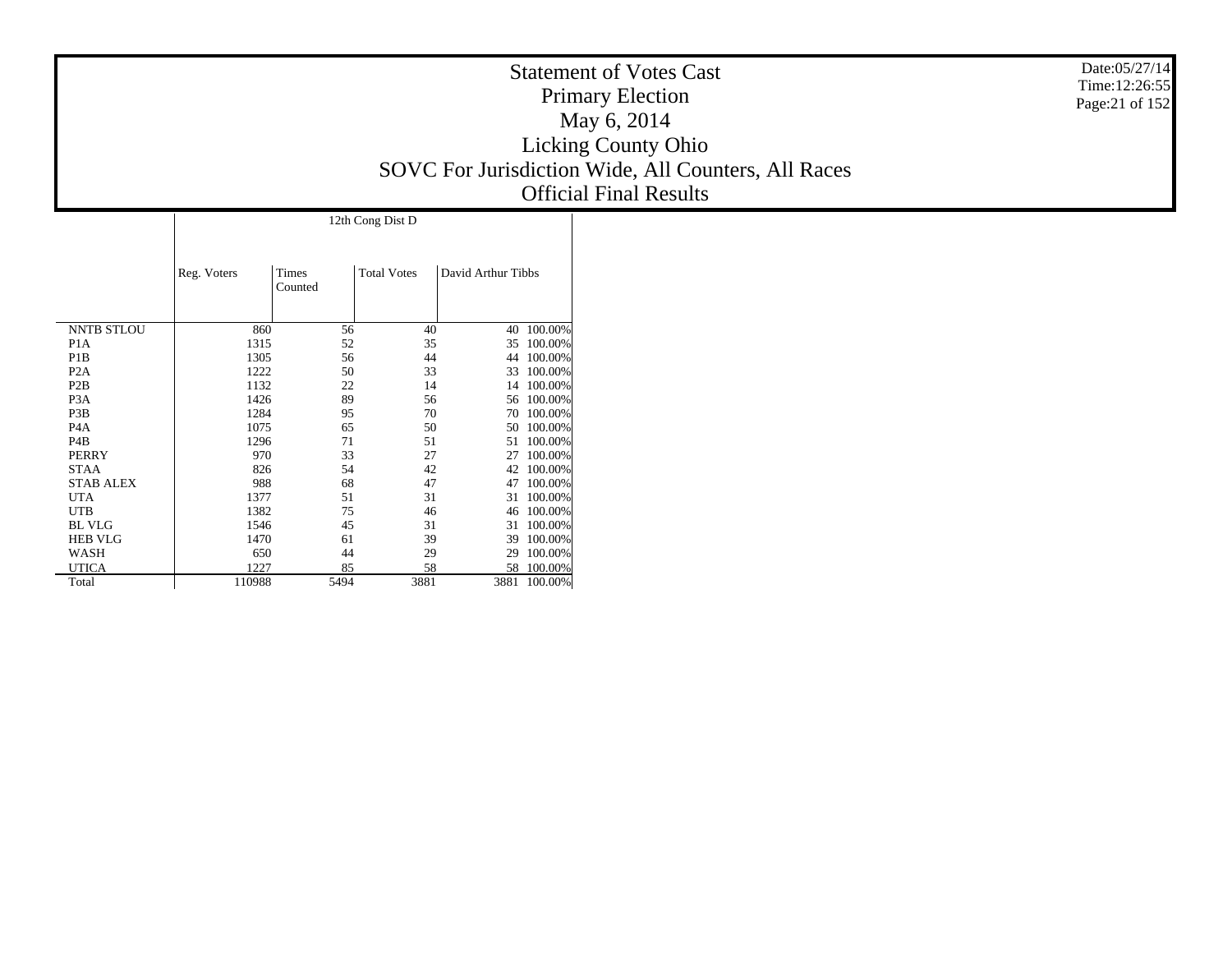# Statement of Votes Cast

## Primary Election

## May 6, 2014

## Licking County Ohio

## SOVC For Jurisdiction Wide, All Counters, All Races

## Official Final Results

Date:05/27/14
Time:12:26:55

| | 12th Cong Dist D | | | | |
|---|---|---|---|---|---|
| | Reg. Voters | Times Counted | Total Votes | David Arthur Tibbs | |
| NNTB STLOU | 860 | 56 | 40 | 40 | 100.00% |
| P1A | 1315 | 52 | 35 | 35 | 100.00% |
| P1B | 1305 | 56 | 44 | 44 | 100.00% |
| P2A | 1222 | 50 | 33 | 33 | 100.00% |
| P2B | 1132 | 22 | 14 | 14 | 100.00% |
| P3A | 1426 | 89 | 56 | 56 | 100.00% |
| P3B | 1284 | 95 | 70 | 70 | 100.00% |
| P4A | 1075 | 65 | 50 | 50 | 100.00% |
| P4B | 1296 | 71 | 51 | 51 | 100.00% |
| PERRY | 970 | 33 | 27 | 27 | 100.00% |
| STAA | 826 | 54 | 42 | 42 | 100.00% |
| STAB ALEX | 988 | 68 | 47 | 47 | 100.00% |
| UTA | 1377 | 51 | 31 | 31 | 100.00% |
| UTB | 1382 | 75 | 46 | 46 | 100.00% |
| BL VLG | 1546 | 45 | 31 | 31 | 100.00% |
| HEB VLG | 1470 | 61 | 39 | 39 | 100.00% |
| WASH | 650 | 44 | 29 | 29 | 100.00% |
| UTICA | 1227 | 85 | 58 | 58 | 100.00% |
| Total | 110988 | 5494 | 3881 | 3881 | 100.00% |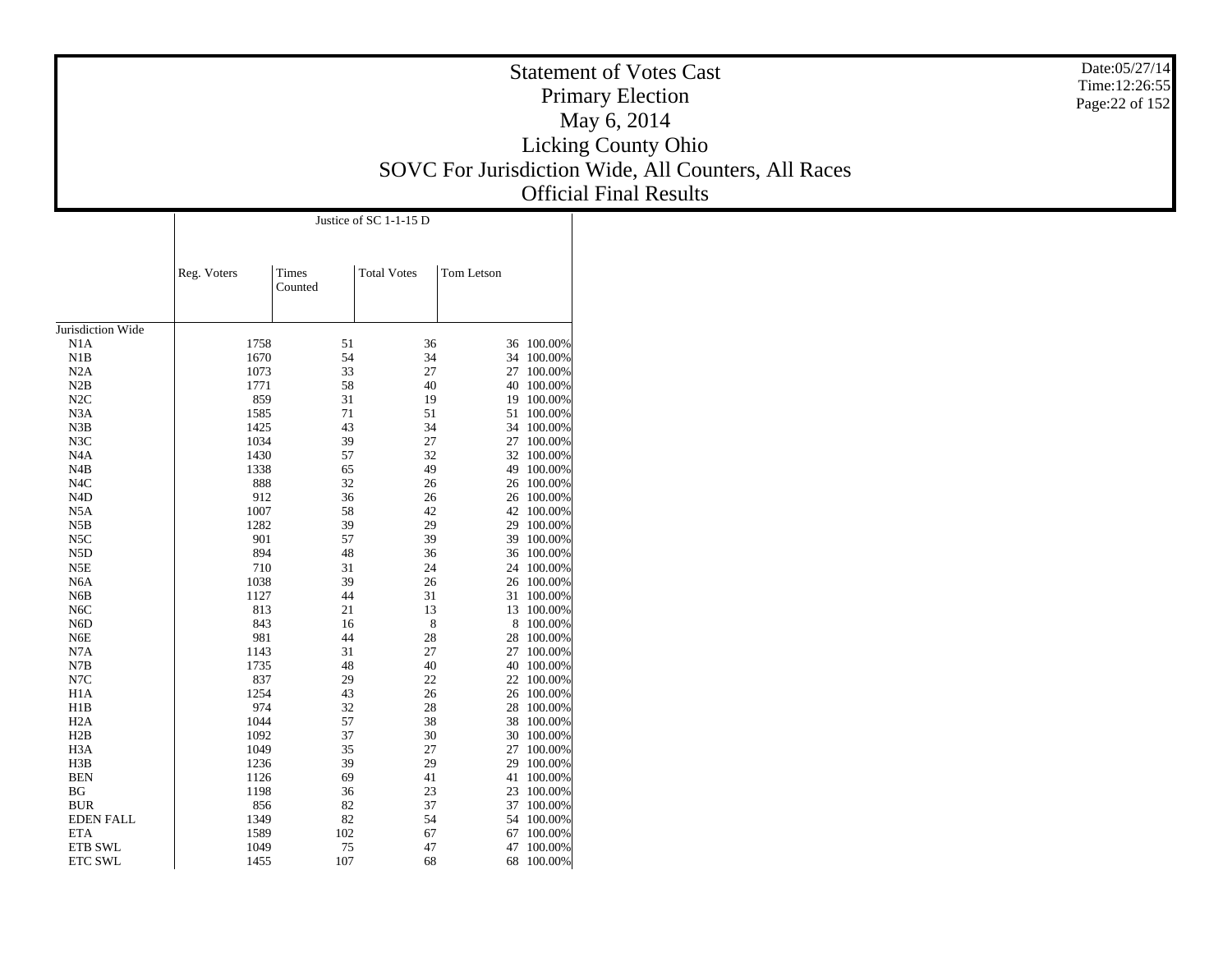# Statement of Votes Cast
## Primary Election
## May 6, 2014
## Licking County Ohio
## SOVC For Jurisdiction Wide, All Counters, All Races
## Official Final Results

Date:05/27/14
Time:12:26:55

| | Justice of SC 1-1-15 D | | | | |
|---|---|---|---|---|---|
| | Reg. Voters | Times Counted | Total Votes | Tom Letson | |
| Jurisdiction Wide | | | | | |
| N1A | 1758 | 51 | 36 | 36 | 100.00% |
| N1B | 1670 | 54 | 34 | 34 | 100.00% |
| N2A | 1073 | 33 | 27 | 27 | 100.00% |
| N2B | 1771 | 58 | 40 | 40 | 100.00% |
| N2C | 859 | 31 | 19 | 19 | 100.00% |
| N3A | 1585 | 71 | 51 | 51 | 100.00% |
| N3B | 1425 | 43 | 34 | 34 | 100.00% |
| N3C | 1034 | 39 | 27 | 27 | 100.00% |
| N4A | 1430 | 57 | 32 | 32 | 100.00% |
| N4B | 1338 | 65 | 49 | 49 | 100.00% |
| N4C | 888 | 32 | 26 | 26 | 100.00% |
| N4D | 912 | 36 | 26 | 26 | 100.00% |
| N5A | 1007 | 58 | 42 | 42 | 100.00% |
| N5B | 1282 | 39 | 29 | 29 | 100.00% |
| N5C | 901 | 57 | 39 | 39 | 100.00% |
| N5D | 894 | 48 | 36 | 36 | 100.00% |
| N5E | 710 | 31 | 24 | 24 | 100.00% |
| N6A | 1038 | 39 | 26 | 26 | 100.00% |
| N6B | 1127 | 44 | 31 | 31 | 100.00% |
| N6C | 813 | 21 | 13 | 13 | 100.00% |
| N6D | 843 | 16 | 8 | 8 | 100.00% |
| N6E | 981 | 44 | 28 | 28 | 100.00% |
| N7A | 1143 | 31 | 27 | 27 | 100.00% |
| N7B | 1735 | 48 | 40 | 40 | 100.00% |
| N7C | 837 | 29 | 22 | 22 | 100.00% |
| H1A | 1254 | 43 | 26 | 26 | 100.00% |
| H1B | 974 | 32 | 28 | 28 | 100.00% |
| H2A | 1044 | 57 | 38 | 38 | 100.00% |
| H2B | 1092 | 37 | 30 | 30 | 100.00% |
| H3A | 1049 | 35 | 27 | 27 | 100.00% |
| H3B | 1236 | 39 | 29 | 29 | 100.00% |
| BEN | 1126 | 69 | 41 | 41 | 100.00% |
| BG | 1198 | 36 | 23 | 23 | 100.00% |
| BUR | 856 | 82 | 37 | 37 | 100.00% |
| EDEN FALL | 1349 | 82 | 54 | 54 | 100.00% |
| ETA | 1589 | 102 | 67 | 67 | 100.00% |
| ETB SWL | 1049 | 75 | 47 | 47 | 100.00% |
| ETC SWL | 1455 | 107 | 68 | 68 | 100.00% |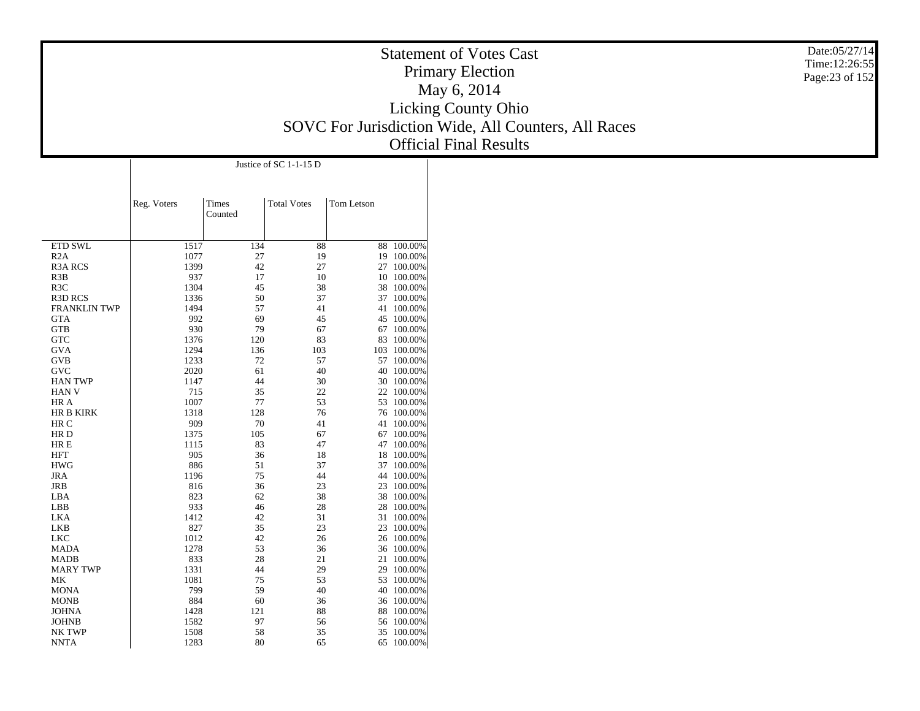# Statement of Votes Cast
## Primary Election
## May 6, 2014
## Licking County Ohio
## SOVC For Jurisdiction Wide, All Counters, All Races
## Official Final Results

Date:05/27/14
Time:12:26:55

| | Justice of SC 1-1-15 D | | | | |
|---|---|---|---|---|---|
| | Reg. Voters | Times Counted | Total Votes | Tom Letson | |
| ETD SWL | 1517 | 134 | 88 | 88 | 100.00% |
| R2A | 1077 | 27 | 19 | 19 | 100.00% |
| R3A RCS | 1399 | 42 | 27 | 27 | 100.00% |
| R3B | 937 | 17 | 10 | 10 | 100.00% |
| R3C | 1304 | 45 | 38 | 38 | 100.00% |
| R3D RCS | 1336 | 50 | 37 | 37 | 100.00% |
| FRANKLIN TWP | 1494 | 57 | 41 | 41 | 100.00% |
| GTA | 992 | 69 | 45 | 45 | 100.00% |
| GTB | 930 | 79 | 67 | 67 | 100.00% |
| GTC | 1376 | 120 | 83 | 83 | 100.00% |
| GVA | 1294 | 136 | 103 | 103 | 100.00% |
| GVB | 1233 | 72 | 57 | 57 | 100.00% |
| GVC | 2020 | 61 | 40 | 40 | 100.00% |
| HAN TWP | 1147 | 44 | 30 | 30 | 100.00% |
| HAN V | 715 | 35 | 22 | 22 | 100.00% |
| HR A | 1007 | 77 | 53 | 53 | 100.00% |
| HR B KIRK | 1318 | 128 | 76 | 76 | 100.00% |
| HR C | 909 | 70 | 41 | 41 | 100.00% |
| HR D | 1375 | 105 | 67 | 67 | 100.00% |
| HR E | 1115 | 83 | 47 | 47 | 100.00% |
| HFT | 905 | 36 | 18 | 18 | 100.00% |
| HWG | 886 | 51 | 37 | 37 | 100.00% |
| JRA | 1196 | 75 | 44 | 44 | 100.00% |
| JRB | 816 | 36 | 23 | 23 | 100.00% |
| LBA | 823 | 62 | 38 | 38 | 100.00% |
| LBB | 933 | 46 | 28 | 28 | 100.00% |
| LKA | 1412 | 42 | 31 | 31 | 100.00% |
| LKB | 827 | 35 | 23 | 23 | 100.00% |
| LKC | 1012 | 42 | 26 | 26 | 100.00% |
| MADA | 1278 | 53 | 36 | 36 | 100.00% |
| MADB | 833 | 28 | 21 | 21 | 100.00% |
| MARY TWP | 1331 | 44 | 29 | 29 | 100.00% |
| MK | 1081 | 75 | 53 | 53 | 100.00% |
| MONA | 799 | 59 | 40 | 40 | 100.00% |
| MONB | 884 | 60 | 36 | 36 | 100.00% |
| JOHNA | 1428 | 121 | 88 | 88 | 100.00% |
| JOHNB | 1582 | 97 | 56 | 56 | 100.00% |
| NK TWP | 1508 | 58 | 35 | 35 | 100.00% |
| NNTA | 1283 | 80 | 65 | 65 | 100.00% |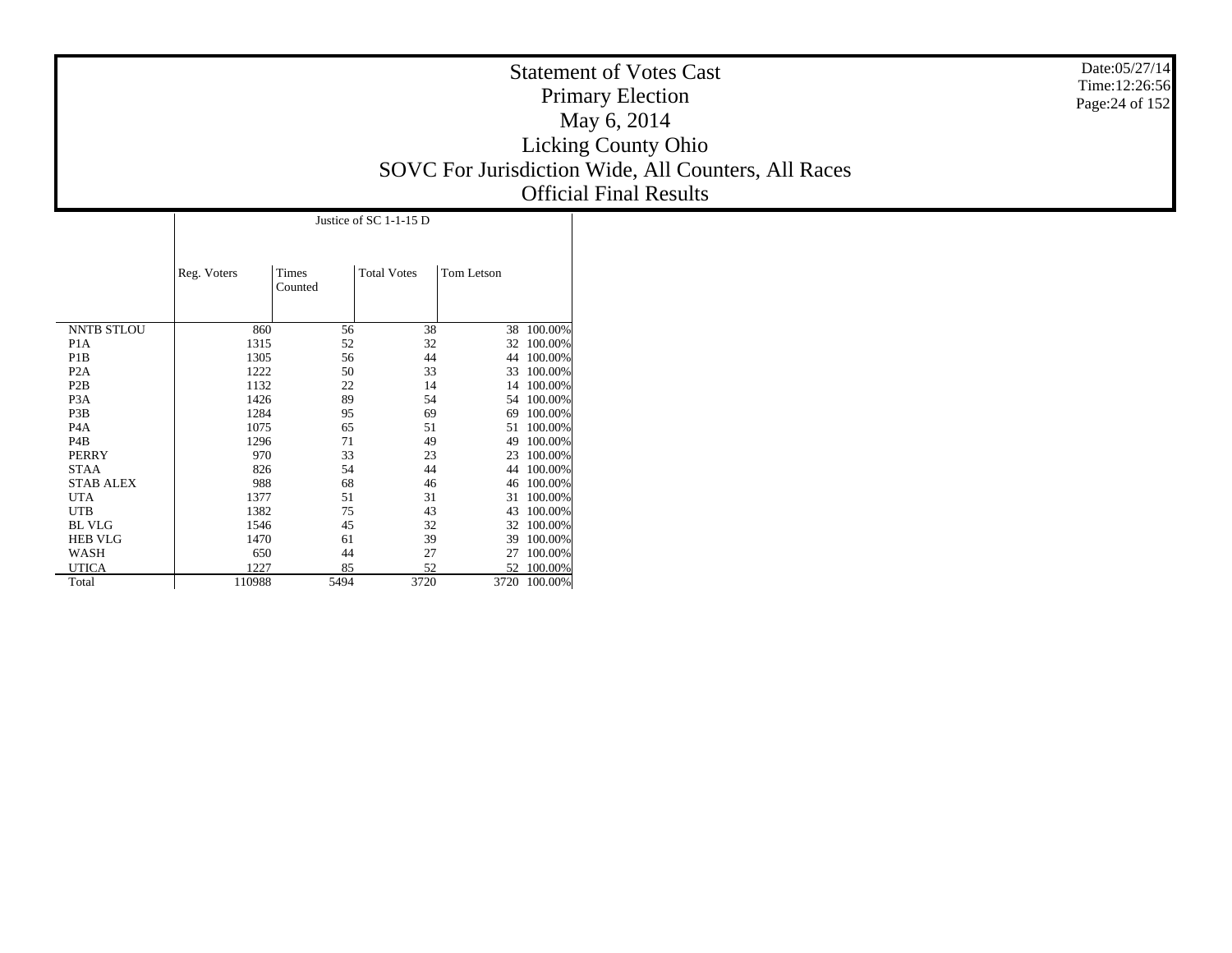# Statement of Votes Cast
## Primary Election
## May 6, 2014
## Licking County Ohio
## SOVC For Jurisdiction Wide, All Counters, All Races
## Official Final Results

Date:05/27/14
Time:12:26:56

| | Justice of SC 1-1-15 D | | | | |
|---|---|---|---|---|---|
| | Reg. Voters | Times Counted | Total Votes | Tom Letson | |
| NNTB STLOU | 860 | 56 | 38 | 38 | 100.00% |
| P1A | 1315 | 52 | 32 | 32 | 100.00% |
| P1B | 1305 | 56 | 44 | 44 | 100.00% |
| P2A | 1222 | 50 | 33 | 33 | 100.00% |
| P2B | 1132 | 22 | 14 | 14 | 100.00% |
| P3A | 1426 | 89 | 54 | 54 | 100.00% |
| P3B | 1284 | 95 | 69 | 69 | 100.00% |
| P4A | 1075 | 65 | 51 | 51 | 100.00% |
| P4B | 1296 | 71 | 49 | 49 | 100.00% |
| PERRY | 970 | 33 | 23 | 23 | 100.00% |
| STAA | 826 | 54 | 44 | 44 | 100.00% |
| STAB ALEX | 988 | 68 | 46 | 46 | 100.00% |
| UTA | 1377 | 51 | 31 | 31 | 100.00% |
| UTB | 1382 | 75 | 43 | 43 | 100.00% |
| BL VLG | 1546 | 45 | 32 | 32 | 100.00% |
| HEB VLG | 1470 | 61 | 39 | 39 | 100.00% |
| WASH | 650 | 44 | 27 | 27 | 100.00% |
| UTICA | 1227 | 85 | 52 | 52 | 100.00% |
| Total | 110988 | 5494 | 3720 | 3720 | 100.00% |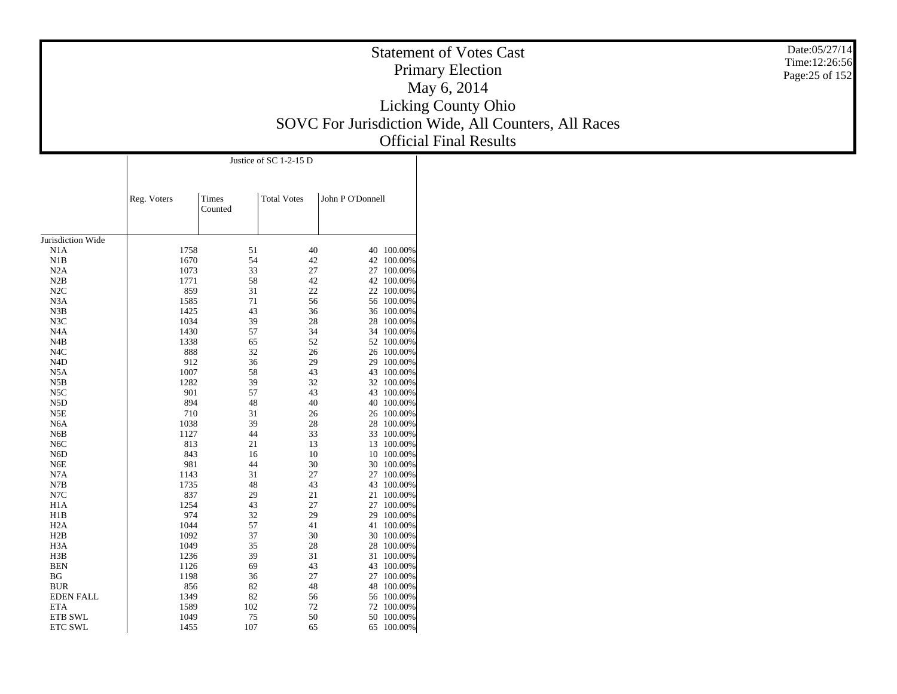# Statement of Votes Cast
## Primary Election
## May 6, 2014
## Licking County Ohio
## SOVC For Jurisdiction Wide, All Counters, All Races
## Official Final Results

Date:05/27/14
Time:12:26:56

| | Justice of SC 1-2-15 D | | | | |
|---|---|---|---|---|---|
| | Reg. Voters | Times Counted | Total Votes | John P O'Donnell | |
| Jurisdiction Wide | | | | | |
| N1A | 1758 | 51 | 40 | 40 | 100.00% |
| N1B | 1670 | 54 | 42 | 42 | 100.00% |
| N2A | 1073 | 33 | 27 | 27 | 100.00% |
| N2B | 1771 | 58 | 42 | 42 | 100.00% |
| N2C | 859 | 31 | 22 | 22 | 100.00% |
| N3A | 1585 | 71 | 56 | 56 | 100.00% |
| N3B | 1425 | 43 | 36 | 36 | 100.00% |
| N3C | 1034 | 39 | 28 | 28 | 100.00% |
| N4A | 1430 | 57 | 34 | 34 | 100.00% |
| N4B | 1338 | 65 | 52 | 52 | 100.00% |
| N4C | 888 | 32 | 26 | 26 | 100.00% |
| N4D | 912 | 36 | 29 | 29 | 100.00% |
| N5A | 1007 | 58 | 43 | 43 | 100.00% |
| N5B | 1282 | 39 | 32 | 32 | 100.00% |
| N5C | 901 | 57 | 43 | 43 | 100.00% |
| N5D | 894 | 48 | 40 | 40 | 100.00% |
| N5E | 710 | 31 | 26 | 26 | 100.00% |
| N6A | 1038 | 39 | 28 | 28 | 100.00% |
| N6B | 1127 | 44 | 33 | 33 | 100.00% |
| N6C | 813 | 21 | 13 | 13 | 100.00% |
| N6D | 843 | 16 | 10 | 10 | 100.00% |
| N6E | 981 | 44 | 30 | 30 | 100.00% |
| N7A | 1143 | 31 | 27 | 27 | 100.00% |
| N7B | 1735 | 48 | 43 | 43 | 100.00% |
| N7C | 837 | 29 | 21 | 21 | 100.00% |
| H1A | 1254 | 43 | 27 | 27 | 100.00% |
| H1B | 974 | 32 | 29 | 29 | 100.00% |
| H2A | 1044 | 57 | 41 | 41 | 100.00% |
| H2B | 1092 | 37 | 30 | 30 | 100.00% |
| H3A | 1049 | 35 | 28 | 28 | 100.00% |
| H3B | 1236 | 39 | 31 | 31 | 100.00% |
| BEN | 1126 | 69 | 43 | 43 | 100.00% |
| BG | 1198 | 36 | 27 | 27 | 100.00% |
| BUR | 856 | 82 | 48 | 48 | 100.00% |
| EDEN FALL | 1349 | 82 | 56 | 56 | 100.00% |
| ETA | 1589 | 102 | 72 | 72 | 100.00% |
| ETB SWL | 1049 | 75 | 50 | 50 | 100.00% |
| ETC SWL | 1455 | 107 | 65 | 65 | 100.00% |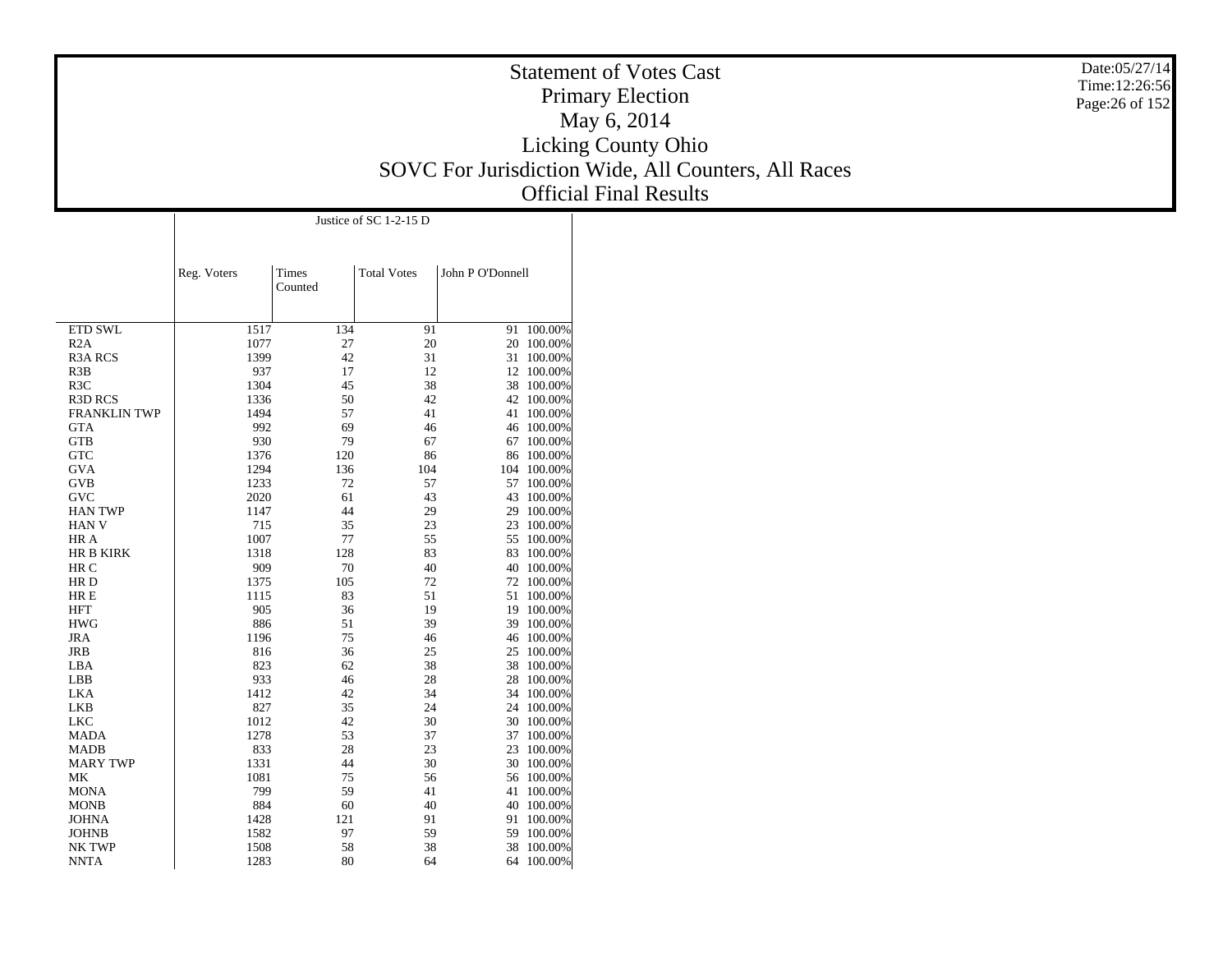# Statement of Votes Cast
## Primary Election
## May 6, 2014
## Licking County Ohio
## SOVC For Jurisdiction Wide, All Counters, All Races
## Official Final Results

| | Justice of SC 1-2-15 D | | | | |
|---|---|---|---|---|---|
| | Reg. Voters | Times Counted | Total Votes | John P O'Donnell | |
| ETD SWL | 1517 | 134 | 91 | 91 | 100.00% |
| R2A | 1077 | 27 | 20 | 20 | 100.00% |
| R3A RCS | 1399 | 42 | 31 | 31 | 100.00% |
| R3B | 937 | 17 | 12 | 12 | 100.00% |
| R3C | 1304 | 45 | 38 | 38 | 100.00% |
| R3D RCS | 1336 | 50 | 42 | 42 | 100.00% |
| FRANKLIN TWP | 1494 | 57 | 41 | 41 | 100.00% |
| GTA | 992 | 69 | 46 | 46 | 100.00% |
| GTB | 930 | 79 | 67 | 67 | 100.00% |
| GTC | 1376 | 120 | 86 | 86 | 100.00% |
| GVA | 1294 | 136 | 104 | 104 | 100.00% |
| GVB | 1233 | 72 | 57 | 57 | 100.00% |
| GVC | 2020 | 61 | 43 | 43 | 100.00% |
| HAN TWP | 1147 | 44 | 29 | 29 | 100.00% |
| HAN V | 715 | 35 | 23 | 23 | 100.00% |
| HR A | 1007 | 77 | 55 | 55 | 100.00% |
| HR B KIRK | 1318 | 128 | 83 | 83 | 100.00% |
| HR C | 909 | 70 | 40 | 40 | 100.00% |
| HR D | 1375 | 105 | 72 | 72 | 100.00% |
| HR E | 1115 | 83 | 51 | 51 | 100.00% |
| HFT | 905 | 36 | 19 | 19 | 100.00% |
| HWG | 886 | 51 | 39 | 39 | 100.00% |
| JRA | 1196 | 75 | 46 | 46 | 100.00% |
| JRB | 816 | 36 | 25 | 25 | 100.00% |
| LBA | 823 | 62 | 38 | 38 | 100.00% |
| LBB | 933 | 46 | 28 | 28 | 100.00% |
| LKA | 1412 | 42 | 34 | 34 | 100.00% |
| LKB | 827 | 35 | 24 | 24 | 100.00% |
| LKC | 1012 | 42 | 30 | 30 | 100.00% |
| MADA | 1278 | 53 | 37 | 37 | 100.00% |
| MADB | 833 | 28 | 23 | 23 | 100.00% |
| MARY TWP | 1331 | 44 | 30 | 30 | 100.00% |
| MK | 1081 | 75 | 56 | 56 | 100.00% |
| MONA | 799 | 59 | 41 | 41 | 100.00% |
| MONB | 884 | 60 | 40 | 40 | 100.00% |
| JOHNA | 1428 | 121 | 91 | 91 | 100.00% |
| JOHNB | 1582 | 97 | 59 | 59 | 100.00% |
| NK TWP | 1508 | 58 | 38 | 38 | 100.00% |
| NNTA | 1283 | 80 | 64 | 64 | 100.00% |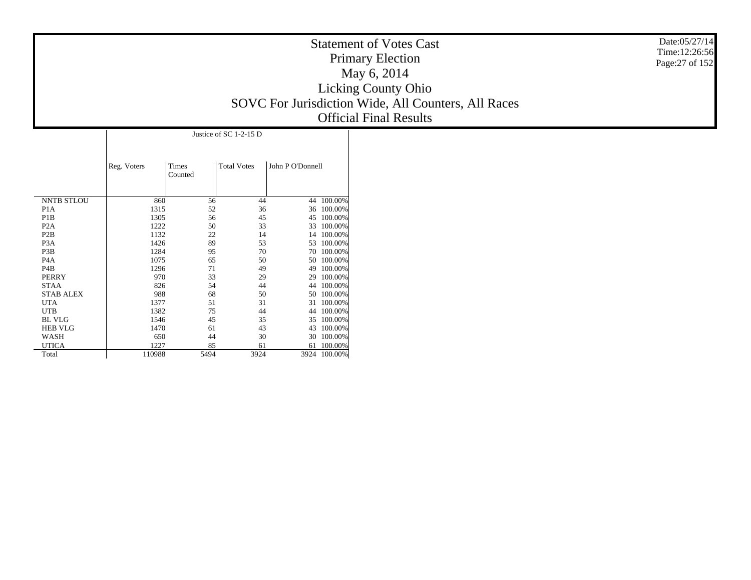# Statement of Votes Cast
## Primary Election
## May 6, 2014
## Licking County Ohio
## SOVC For Jurisdiction Wide, All Counters, All Races
## Official Final Results

| | Justice of SC 1-2-15 D | | | | |
|---|---|---|---|---|---|
| | Reg. Voters | Times Counted | Total Votes | John P O'Donnell | |
| NNTB STLOU | 860 | 56 | 44 | 44 | 100.00% |
| P1A | 1315 | 52 | 36 | 36 | 100.00% |
| P1B | 1305 | 56 | 45 | 45 | 100.00% |
| P2A | 1222 | 50 | 33 | 33 | 100.00% |
| P2B | 1132 | 22 | 14 | 14 | 100.00% |
| P3A | 1426 | 89 | 53 | 53 | 100.00% |
| P3B | 1284 | 95 | 70 | 70 | 100.00% |
| P4A | 1075 | 65 | 50 | 50 | 100.00% |
| P4B | 1296 | 71 | 49 | 49 | 100.00% |
| PERRY | 970 | 33 | 29 | 29 | 100.00% |
| STAA | 826 | 54 | 44 | 44 | 100.00% |
| STAB ALEX | 988 | 68 | 50 | 50 | 100.00% |
| UTA | 1377 | 51 | 31 | 31 | 100.00% |
| UTB | 1382 | 75 | 44 | 44 | 100.00% |
| BL VLG | 1546 | 45 | 35 | 35 | 100.00% |
| HEB VLG | 1470 | 61 | 43 | 43 | 100.00% |
| WASH | 650 | 44 | 30 | 30 | 100.00% |
| UTICA | 1227 | 85 | 61 | 61 | 100.00% |
| Total | 110988 | 5494 | 3924 | 3924 | 100.00% |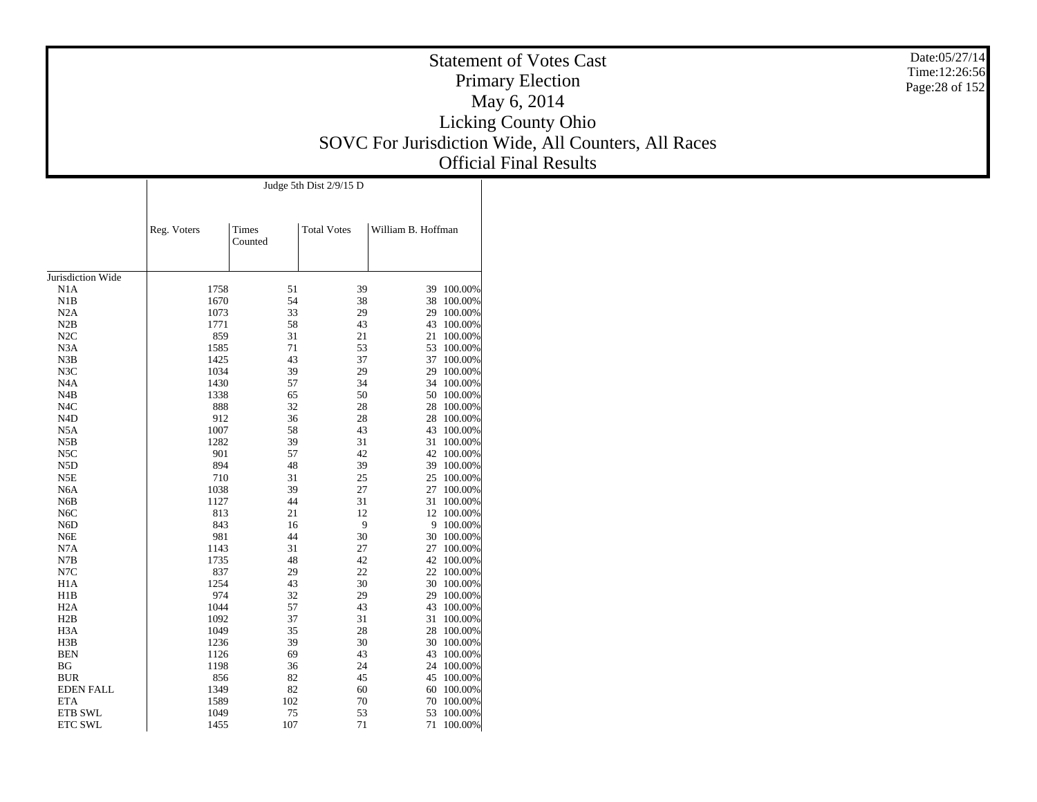# Statement of Votes Cast
## Primary Election
## May 6, 2014
## Licking County Ohio
## SOVC For Jurisdiction Wide, All Counters, All Races
## Official Final Results

Date:05/27/14
Time:12:26:56

| | Judge 5th Dist 2/9/15 D | | | | |
|---|---|---|---|---|---|
| | Reg. Voters | Times Counted | Total Votes | William B. Hoffman | |
| Jurisdiction Wide | | | | | |
| N1A | 1758 | 51 | 39 | 39 | 100.00% |
| N1B | 1670 | 54 | 38 | 38 | 100.00% |
| N2A | 1073 | 33 | 29 | 29 | 100.00% |
| N2B | 1771 | 58 | 43 | 43 | 100.00% |
| N2C | 859 | 31 | 21 | 21 | 100.00% |
| N3A | 1585 | 71 | 53 | 53 | 100.00% |
| N3B | 1425 | 43 | 37 | 37 | 100.00% |
| N3C | 1034 | 39 | 29 | 29 | 100.00% |
| N4A | 1430 | 57 | 34 | 34 | 100.00% |
| N4B | 1338 | 65 | 50 | 50 | 100.00% |
| N4C | 888 | 32 | 28 | 28 | 100.00% |
| N4D | 912 | 36 | 28 | 28 | 100.00% |
| N5A | 1007 | 58 | 43 | 43 | 100.00% |
| N5B | 1282 | 39 | 31 | 31 | 100.00% |
| N5C | 901 | 57 | 42 | 42 | 100.00% |
| N5D | 894 | 48 | 39 | 39 | 100.00% |
| N5E | 710 | 31 | 25 | 25 | 100.00% |
| N6A | 1038 | 39 | 27 | 27 | 100.00% |
| N6B | 1127 | 44 | 31 | 31 | 100.00% |
| N6C | 813 | 21 | 12 | 12 | 100.00% |
| N6D | 843 | 16 | 9 | 9 | 100.00% |
| N6E | 981 | 44 | 30 | 30 | 100.00% |
| N7A | 1143 | 31 | 27 | 27 | 100.00% |
| N7B | 1735 | 48 | 42 | 42 | 100.00% |
| N7C | 837 | 29 | 22 | 22 | 100.00% |
| H1A | 1254 | 43 | 30 | 30 | 100.00% |
| H1B | 974 | 32 | 29 | 29 | 100.00% |
| H2A | 1044 | 57 | 43 | 43 | 100.00% |
| H2B | 1092 | 37 | 31 | 31 | 100.00% |
| H3A | 1049 | 35 | 28 | 28 | 100.00% |
| H3B | 1236 | 39 | 30 | 30 | 100.00% |
| BEN | 1126 | 69 | 43 | 43 | 100.00% |
| BG | 1198 | 36 | 24 | 24 | 100.00% |
| BUR | 856 | 82 | 45 | 45 | 100.00% |
| EDEN FALL | 1349 | 82 | 60 | 60 | 100.00% |
| ETA | 1589 | 102 | 70 | 70 | 100.00% |
| ETB SWL | 1049 | 75 | 53 | 53 | 100.00% |
| ETC SWL | 1455 | 107 | 71 | 71 | 100.00% |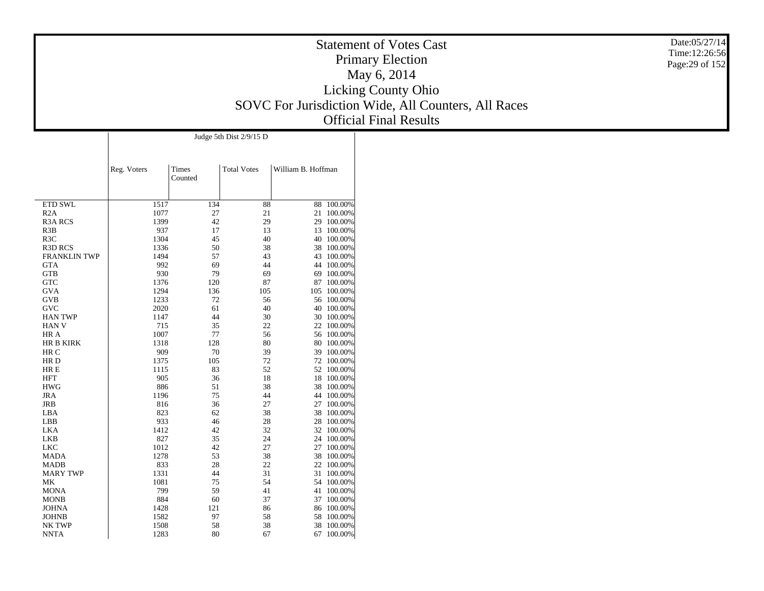# Statement of Votes Cast
## Primary Election
## May 6, 2014
## Licking County Ohio
## SOVC For Jurisdiction Wide, All Counters, All Races
## Official Final Results

Date:05/27/14
Time:12:26:56

| | Judge 5th Dist 2/9/15 D | | | | |
|---|---|---|---|---|---|
| | Reg. Voters | Times Counted | Total Votes | William B. Hoffman | |
| ETD SWL | 1517 | 134 | 88 | 88 | 100.00% |
| R2A | 1077 | 27 | 21 | 21 | 100.00% |
| R3A RCS | 1399 | 42 | 29 | 29 | 100.00% |
| R3B | 937 | 17 | 13 | 13 | 100.00% |
| R3C | 1304 | 45 | 40 | 40 | 100.00% |
| R3D RCS | 1336 | 50 | 38 | 38 | 100.00% |
| FRANKLIN TWP | 1494 | 57 | 43 | 43 | 100.00% |
| GTA | 992 | 69 | 44 | 44 | 100.00% |
| GTB | 930 | 79 | 69 | 69 | 100.00% |
| GTC | 1376 | 120 | 87 | 87 | 100.00% |
| GVA | 1294 | 136 | 105 | 105 | 100.00% |
| GVB | 1233 | 72 | 56 | 56 | 100.00% |
| GVC | 2020 | 61 | 40 | 40 | 100.00% |
| HAN TWP | 1147 | 44 | 30 | 30 | 100.00% |
| HAN V | 715 | 35 | 22 | 22 | 100.00% |
| HR A | 1007 | 77 | 56 | 56 | 100.00% |
| HR B KIRK | 1318 | 128 | 80 | 80 | 100.00% |
| HR C | 909 | 70 | 39 | 39 | 100.00% |
| HR D | 1375 | 105 | 72 | 72 | 100.00% |
| HR E | 1115 | 83 | 52 | 52 | 100.00% |
| HFT | 905 | 36 | 18 | 18 | 100.00% |
| HWG | 886 | 51 | 38 | 38 | 100.00% |
| JRA | 1196 | 75 | 44 | 44 | 100.00% |
| JRB | 816 | 36 | 27 | 27 | 100.00% |
| LBA | 823 | 62 | 38 | 38 | 100.00% |
| LBB | 933 | 46 | 28 | 28 | 100.00% |
| LKA | 1412 | 42 | 32 | 32 | 100.00% |
| LKB | 827 | 35 | 24 | 24 | 100.00% |
| LKC | 1012 | 42 | 27 | 27 | 100.00% |
| MADA | 1278 | 53 | 38 | 38 | 100.00% |
| MADB | 833 | 28 | 22 | 22 | 100.00% |
| MARY TWP | 1331 | 44 | 31 | 31 | 100.00% |
| MK | 1081 | 75 | 54 | 54 | 100.00% |
| MONA | 799 | 59 | 41 | 41 | 100.00% |
| MONB | 884 | 60 | 37 | 37 | 100.00% |
| JOHNA | 1428 | 121 | 86 | 86 | 100.00% |
| JOHNB | 1582 | 97 | 58 | 58 | 100.00% |
| NK TWP | 1508 | 58 | 38 | 38 | 100.00% |
| NNTA | 1283 | 80 | 67 | 67 | 100.00% |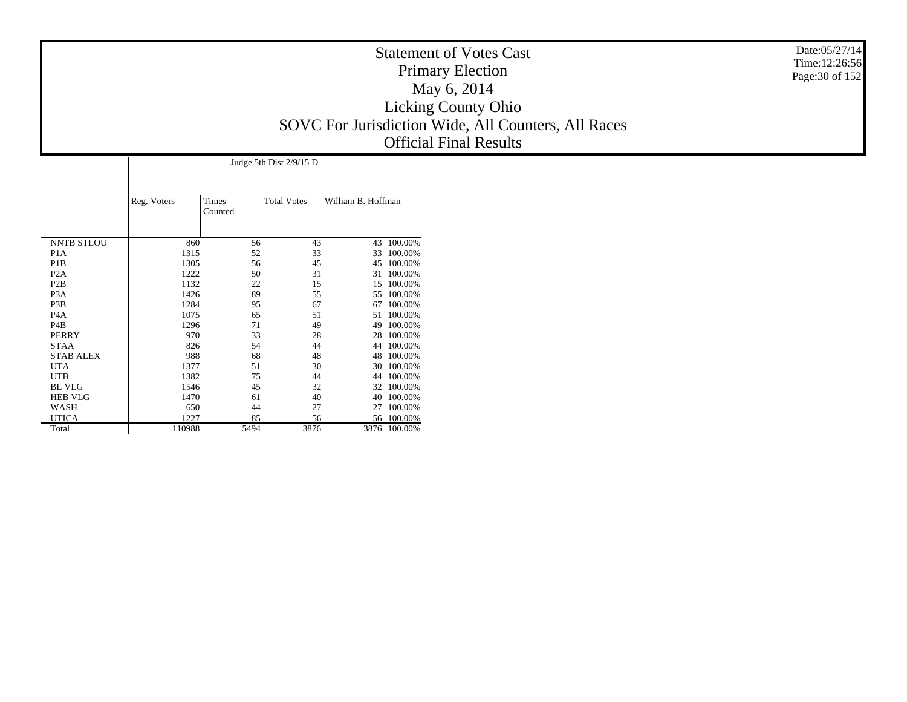# Statement of Votes Cast

Primary Election

May 6, 2014

Licking County Ohio

SOVC For Jurisdiction Wide, All Counters, All Races

Official Final Results

Date:05/27/14
Time:12:26:56

| | Judge 5th Dist 2/9/15 D | | | | |
|---|---|---|---|---|---|
| | Reg. Voters | Times Counted | Total Votes | William B. Hoffman | |
| NNTB STLOU | 860 | 56 | 43 | 43 | 100.00% |
| P1A | 1315 | 52 | 33 | 33 | 100.00% |
| P1B | 1305 | 56 | 45 | 45 | 100.00% |
| P2A | 1222 | 50 | 31 | 31 | 100.00% |
| P2B | 1132 | 22 | 15 | 15 | 100.00% |
| P3A | 1426 | 89 | 55 | 55 | 100.00% |
| P3B | 1284 | 95 | 67 | 67 | 100.00% |
| P4A | 1075 | 65 | 51 | 51 | 100.00% |
| P4B | 1296 | 71 | 49 | 49 | 100.00% |
| PERRY | 970 | 33 | 28 | 28 | 100.00% |
| STAA | 826 | 54 | 44 | 44 | 100.00% |
| STAB ALEX | 988 | 68 | 48 | 48 | 100.00% |
| UTA | 1377 | 51 | 30 | 30 | 100.00% |
| UTB | 1382 | 75 | 44 | 44 | 100.00% |
| BL VLG | 1546 | 45 | 32 | 32 | 100.00% |
| HEB VLG | 1470 | 61 | 40 | 40 | 100.00% |
| WASH | 650 | 44 | 27 | 27 | 100.00% |
| UTICA | 1227 | 85 | 56 | 56 | 100.00% |
| Total | 110988 | 5494 | 3876 | 3876 | 100.00% |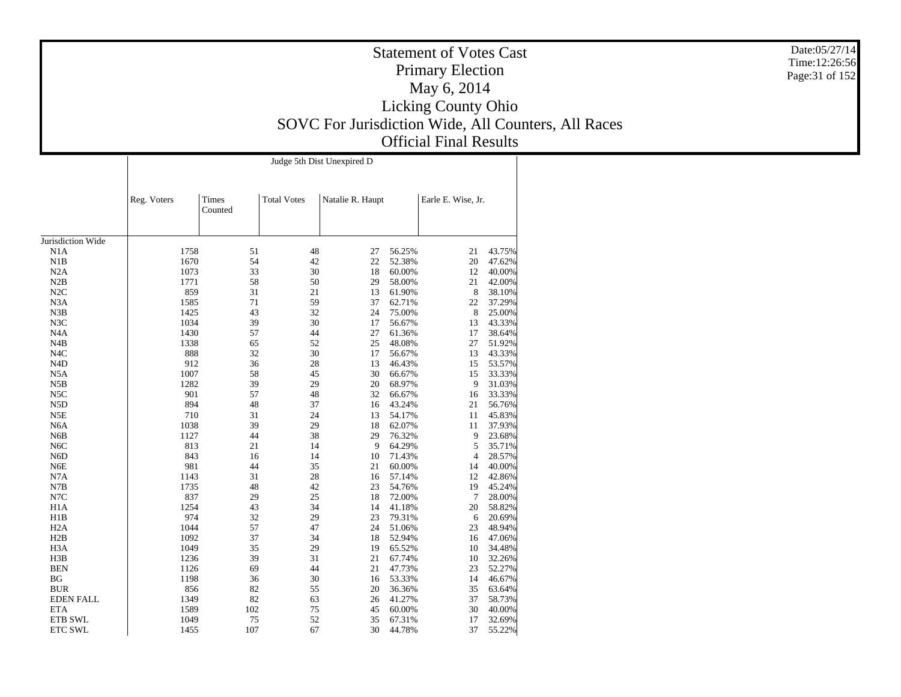# Statement of Votes Cast
## Primary Election
## May 6, 2014
## Licking County Ohio
## SOVC For Jurisdiction Wide, All Counters, All Races
## Official Final Results

Date:05/27/14
Time:12:26:56

| | Judge 5th Dist Unexpired D | | | | | | |
|---|---|---|---|---|---|---|---|
| | Reg. Voters | Times Counted | Total Votes | Natalie R. Haupt | | Earle E. Wise, Jr. | |
| Jurisdiction Wide | | | | | | | |
| N1A | 1758 | 51 | 48 | 27 | 56.25% | 21 | 43.75% |
| N1B | 1670 | 54 | 42 | 22 | 52.38% | 20 | 47.62% |
| N2A | 1073 | 33 | 30 | 18 | 60.00% | 12 | 40.00% |
| N2B | 1771 | 58 | 50 | 29 | 58.00% | 21 | 42.00% |
| N2C | 859 | 31 | 21 | 13 | 61.90% | 8 | 38.10% |
| N3A | 1585 | 71 | 59 | 37 | 62.71% | 22 | 37.29% |
| N3B | 1425 | 43 | 32 | 24 | 75.00% | 8 | 25.00% |
| N3C | 1034 | 39 | 30 | 17 | 56.67% | 13 | 43.33% |
| N4A | 1430 | 57 | 44 | 27 | 61.36% | 17 | 38.64% |
| N4B | 1338 | 65 | 52 | 25 | 48.08% | 27 | 51.92% |
| N4C | 888 | 32 | 30 | 17 | 56.67% | 13 | 43.33% |
| N4D | 912 | 36 | 28 | 13 | 46.43% | 15 | 53.57% |
| N5A | 1007 | 58 | 45 | 30 | 66.67% | 15 | 33.33% |
| N5B | 1282 | 39 | 29 | 20 | 68.97% | 9 | 31.03% |
| N5C | 901 | 57 | 48 | 32 | 66.67% | 16 | 33.33% |
| N5D | 894 | 48 | 37 | 16 | 43.24% | 21 | 56.76% |
| N5E | 710 | 31 | 24 | 13 | 54.17% | 11 | 45.83% |
| N6A | 1038 | 39 | 29 | 18 | 62.07% | 11 | 37.93% |
| N6B | 1127 | 44 | 38 | 29 | 76.32% | 9 | 23.68% |
| N6C | 813 | 21 | 14 | 9 | 64.29% | 5 | 35.71% |
| N6D | 843 | 16 | 14 | 10 | 71.43% | 4 | 28.57% |
| N6E | 981 | 44 | 35 | 21 | 60.00% | 14 | 40.00% |
| N7A | 1143 | 31 | 28 | 16 | 57.14% | 12 | 42.86% |
| N7B | 1735 | 48 | 42 | 23 | 54.76% | 19 | 45.24% |
| N7C | 837 | 29 | 25 | 18 | 72.00% | 7 | 28.00% |
| H1A | 1254 | 43 | 34 | 14 | 41.18% | 20 | 58.82% |
| H1B | 974 | 32 | 29 | 23 | 79.31% | 6 | 20.69% |
| H2A | 1044 | 57 | 47 | 24 | 51.06% | 23 | 48.94% |
| H2B | 1092 | 37 | 34 | 18 | 52.94% | 16 | 47.06% |
| H3A | 1049 | 35 | 29 | 19 | 65.52% | 10 | 34.48% |
| H3B | 1236 | 39 | 31 | 21 | 67.74% | 10 | 32.26% |
| BEN | 1126 | 69 | 44 | 21 | 47.73% | 23 | 52.27% |
| BG | 1198 | 36 | 30 | 16 | 53.33% | 14 | 46.67% |
| BUR | 856 | 82 | 55 | 20 | 36.36% | 35 | 63.64% |
| EDEN FALL | 1349 | 82 | 63 | 26 | 41.27% | 37 | 58.73% |
| ETA | 1589 | 102 | 75 | 45 | 60.00% | 30 | 40.00% |
| ETB SWL | 1049 | 75 | 52 | 35 | 67.31% | 17 | 32.69% |
| ETC SWL | 1455 | 107 | 67 | 30 | 44.78% | 37 | 55.22% |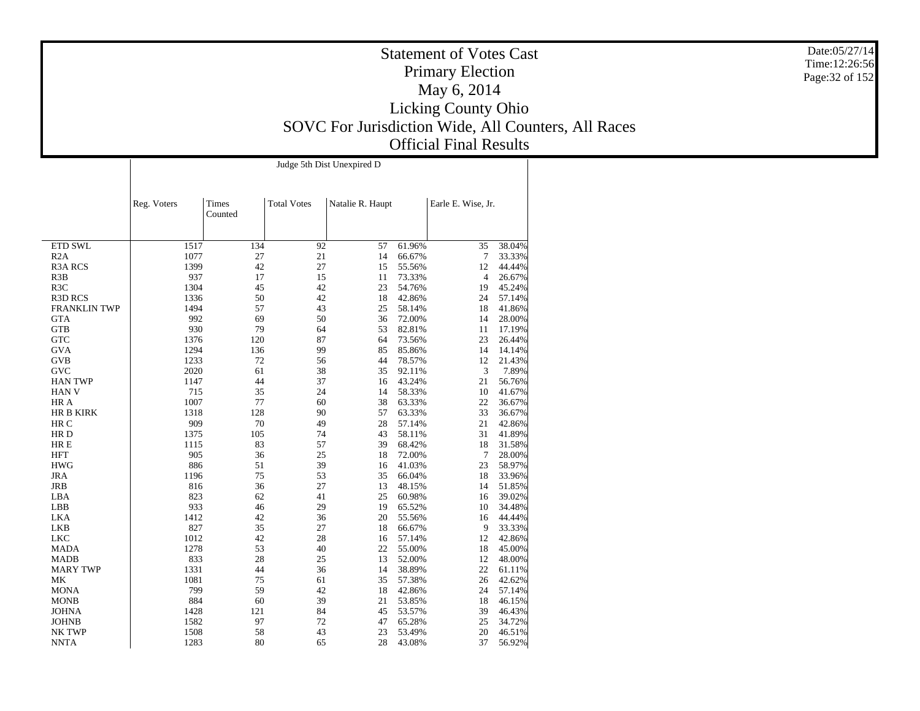# Statement of Votes Cast
## Primary Election
## May 6, 2014
## Licking County Ohio
## SOVC For Jurisdiction Wide, All Counters, All Races
## Official Final Results

Date:05/27/14
Time:12:26:56

| | Judge 5th Dist Unexpired D | | | | | | |
|---|---|---|---|---|---|---|---|
| | Reg. Voters | Times Counted | Total Votes | Natalie R. Haupt | | Earle E. Wise, Jr. | |
| ETD SWL | 1517 | 134 | 92 | 57 | 61.96% | 35 | 38.04% |
| R2A | 1077 | 27 | 21 | 14 | 66.67% | 7 | 33.33% |
| R3A RCS | 1399 | 42 | 27 | 15 | 55.56% | 12 | 44.44% |
| R3B | 937 | 17 | 15 | 11 | 73.33% | 4 | 26.67% |
| R3C | 1304 | 45 | 42 | 23 | 54.76% | 19 | 45.24% |
| R3D RCS | 1336 | 50 | 42 | 18 | 42.86% | 24 | 57.14% |
| FRANKLIN TWP | 1494 | 57 | 43 | 25 | 58.14% | 18 | 41.86% |
| GTA | 992 | 69 | 50 | 36 | 72.00% | 14 | 28.00% |
| GTB | 930 | 79 | 64 | 53 | 82.81% | 11 | 17.19% |
| GTC | 1376 | 120 | 87 | 64 | 73.56% | 23 | 26.44% |
| GVA | 1294 | 136 | 99 | 85 | 85.86% | 14 | 14.14% |
| GVB | 1233 | 72 | 56 | 44 | 78.57% | 12 | 21.43% |
| GVC | 2020 | 61 | 38 | 35 | 92.11% | 3 | 7.89% |
| HAN TWP | 1147 | 44 | 37 | 16 | 43.24% | 21 | 56.76% |
| HAN V | 715 | 35 | 24 | 14 | 58.33% | 10 | 41.67% |
| HR A | 1007 | 77 | 60 | 38 | 63.33% | 22 | 36.67% |
| HR B KIRK | 1318 | 128 | 90 | 57 | 63.33% | 33 | 36.67% |
| HR C | 909 | 70 | 49 | 28 | 57.14% | 21 | 42.86% |
| HR D | 1375 | 105 | 74 | 43 | 58.11% | 31 | 41.89% |
| HR E | 1115 | 83 | 57 | 39 | 68.42% | 18 | 31.58% |
| HFT | 905 | 36 | 25 | 18 | 72.00% | 7 | 28.00% |
| HWG | 886 | 51 | 39 | 16 | 41.03% | 23 | 58.97% |
| JRA | 1196 | 75 | 53 | 35 | 66.04% | 18 | 33.96% |
| JRB | 816 | 36 | 27 | 13 | 48.15% | 14 | 51.85% |
| LBA | 823 | 62 | 41 | 25 | 60.98% | 16 | 39.02% |
| LBB | 933 | 46 | 29 | 19 | 65.52% | 10 | 34.48% |
| LKA | 1412 | 42 | 36 | 20 | 55.56% | 16 | 44.44% |
| LKB | 827 | 35 | 27 | 18 | 66.67% | 9 | 33.33% |
| LKC | 1012 | 42 | 28 | 16 | 57.14% | 12 | 42.86% |
| MADA | 1278 | 53 | 40 | 22 | 55.00% | 18 | 45.00% |
| MADB | 833 | 28 | 25 | 13 | 52.00% | 12 | 48.00% |
| MARY TWP | 1331 | 44 | 36 | 14 | 38.89% | 22 | 61.11% |
| MK | 1081 | 75 | 61 | 35 | 57.38% | 26 | 42.62% |
| MONA | 799 | 59 | 42 | 18 | 42.86% | 24 | 57.14% |
| MONB | 884 | 60 | 39 | 21 | 53.85% | 18 | 46.15% |
| JOHNA | 1428 | 121 | 84 | 45 | 53.57% | 39 | 46.43% |
| JOHNB | 1582 | 97 | 72 | 47 | 65.28% | 25 | 34.72% |
| NK TWP | 1508 | 58 | 43 | 23 | 53.49% | 20 | 46.51% |
| NNTA | 1283 | 80 | 65 | 28 | 43.08% | 37 | 56.92% |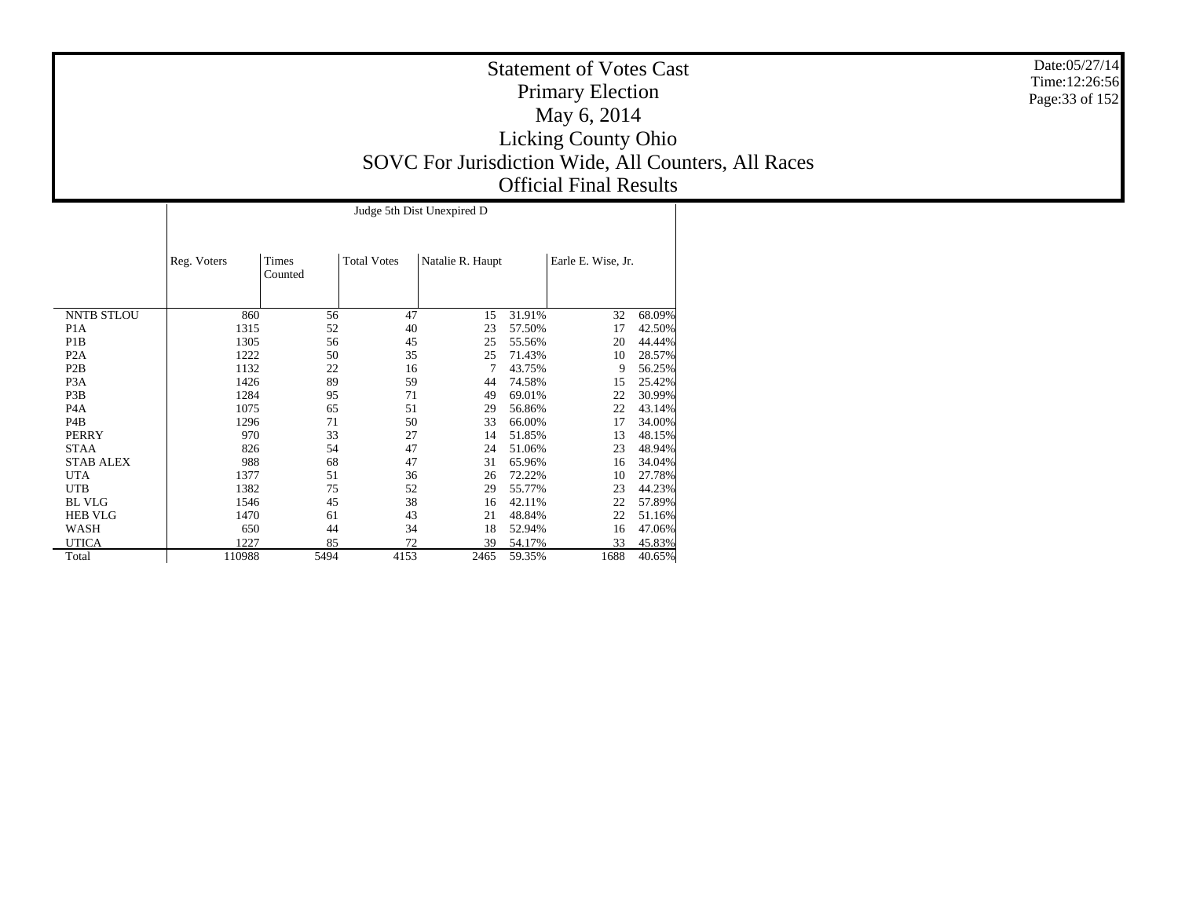# Statement of Votes Cast
## Primary Election
## May 6, 2014
## Licking County Ohio
## SOVC For Jurisdiction Wide, All Counters, All Races
## Official Final Results

Date:05/27/14
Time:12:26:56

| | Judge 5th Dist Unexpired D | | | | | | |
|---|---|---|---|---|---|---|---|
| | Reg. Voters | Times Counted | Total Votes | Natalie R. Haupt | | Earle E. Wise, Jr. | |
| NNTB STLOU | 860 | 56 | 47 | 15 | 31.91% | 32 | 68.09% |
| P1A | 1315 | 52 | 40 | 23 | 57.50% | 17 | 42.50% |
| P1B | 1305 | 56 | 45 | 25 | 55.56% | 20 | 44.44% |
| P2A | 1222 | 50 | 35 | 25 | 71.43% | 10 | 28.57% |
| P2B | 1132 | 22 | 16 | 7 | 43.75% | 9 | 56.25% |
| P3A | 1426 | 89 | 59 | 44 | 74.58% | 15 | 25.42% |
| P3B | 1284 | 95 | 71 | 49 | 69.01% | 22 | 30.99% |
| P4A | 1075 | 65 | 51 | 29 | 56.86% | 22 | 43.14% |
| P4B | 1296 | 71 | 50 | 33 | 66.00% | 17 | 34.00% |
| PERRY | 970 | 33 | 27 | 14 | 51.85% | 13 | 48.15% |
| STAA | 826 | 54 | 47 | 24 | 51.06% | 23 | 48.94% |
| STAB ALEX | 988 | 68 | 47 | 31 | 65.96% | 16 | 34.04% |
| UTA | 1377 | 51 | 36 | 26 | 72.22% | 10 | 27.78% |
| UTB | 1382 | 75 | 52 | 29 | 55.77% | 23 | 44.23% |
| BL VLG | 1546 | 45 | 38 | 16 | 42.11% | 22 | 57.89% |
| HEB VLG | 1470 | 61 | 43 | 21 | 48.84% | 22 | 51.16% |
| WASH | 650 | 44 | 34 | 18 | 52.94% | 16 | 47.06% |
| UTICA | 1227 | 85 | 72 | 39 | 54.17% | 33 | 45.83% |
| Total | 110988 | 5494 | 4153 | 2465 | 59.35% | 1688 | 40.65% |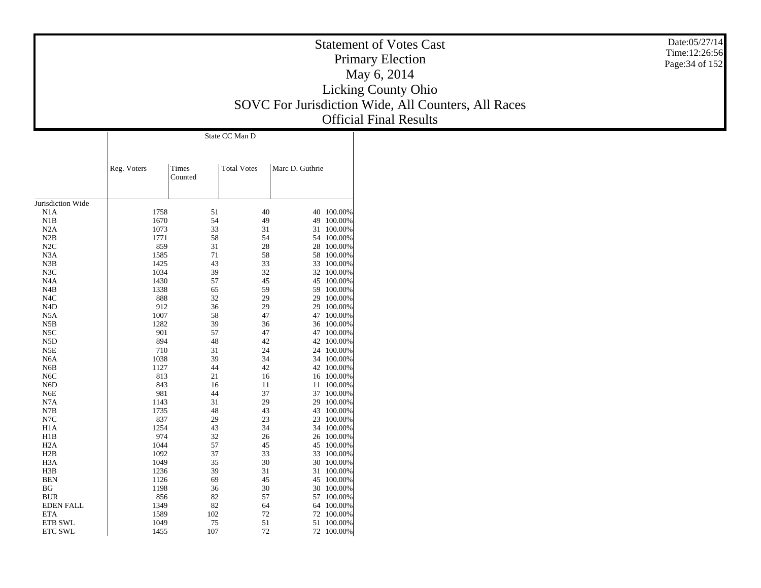# Statement of Votes Cast
## Primary Election
## May 6, 2014
## Licking County Ohio
## SOVC For Jurisdiction Wide, All Counters, All Races
## Official Final Results

Date:05/27/14
Time:12:26:56

| | State CC Man D | | | | |
|---|---|---|---|---|---|
| | Reg. Voters | Times Counted | Total Votes | Marc D. Guthrie | |
| Jurisdiction Wide | | | | | |
| N1A | 1758 | 51 | 40 | 40 | 100.00% |
| N1B | 1670 | 54 | 49 | 49 | 100.00% |
| N2A | 1073 | 33 | 31 | 31 | 100.00% |
| N2B | 1771 | 58 | 54 | 54 | 100.00% |
| N2C | 859 | 31 | 28 | 28 | 100.00% |
| N3A | 1585 | 71 | 58 | 58 | 100.00% |
| N3B | 1425 | 43 | 33 | 33 | 100.00% |
| N3C | 1034 | 39 | 32 | 32 | 100.00% |
| N4A | 1430 | 57 | 45 | 45 | 100.00% |
| N4B | 1338 | 65 | 59 | 59 | 100.00% |
| N4C | 888 | 32 | 29 | 29 | 100.00% |
| N4D | 912 | 36 | 29 | 29 | 100.00% |
| N5A | 1007 | 58 | 47 | 47 | 100.00% |
| N5B | 1282 | 39 | 36 | 36 | 100.00% |
| N5C | 901 | 57 | 47 | 47 | 100.00% |
| N5D | 894 | 48 | 42 | 42 | 100.00% |
| N5E | 710 | 31 | 24 | 24 | 100.00% |
| N6A | 1038 | 39 | 34 | 34 | 100.00% |
| N6B | 1127 | 44 | 42 | 42 | 100.00% |
| N6C | 813 | 21 | 16 | 16 | 100.00% |
| N6D | 843 | 16 | 11 | 11 | 100.00% |
| N6E | 981 | 44 | 37 | 37 | 100.00% |
| N7A | 1143 | 31 | 29 | 29 | 100.00% |
| N7B | 1735 | 48 | 43 | 43 | 100.00% |
| N7C | 837 | 29 | 23 | 23 | 100.00% |
| H1A | 1254 | 43 | 34 | 34 | 100.00% |
| H1B | 974 | 32 | 26 | 26 | 100.00% |
| H2A | 1044 | 57 | 45 | 45 | 100.00% |
| H2B | 1092 | 37 | 33 | 33 | 100.00% |
| H3A | 1049 | 35 | 30 | 30 | 100.00% |
| H3B | 1236 | 39 | 31 | 31 | 100.00% |
| BEN | 1126 | 69 | 45 | 45 | 100.00% |
| BG | 1198 | 36 | 30 | 30 | 100.00% |
| BUR | 856 | 82 | 57 | 57 | 100.00% |
| EDEN FALL | 1349 | 82 | 64 | 64 | 100.00% |
| ETA | 1589 | 102 | 72 | 72 | 100.00% |
| ETB SWL | 1049 | 75 | 51 | 51 | 100.00% |
| ETC SWL | 1455 | 107 | 72 | 72 | 100.00% |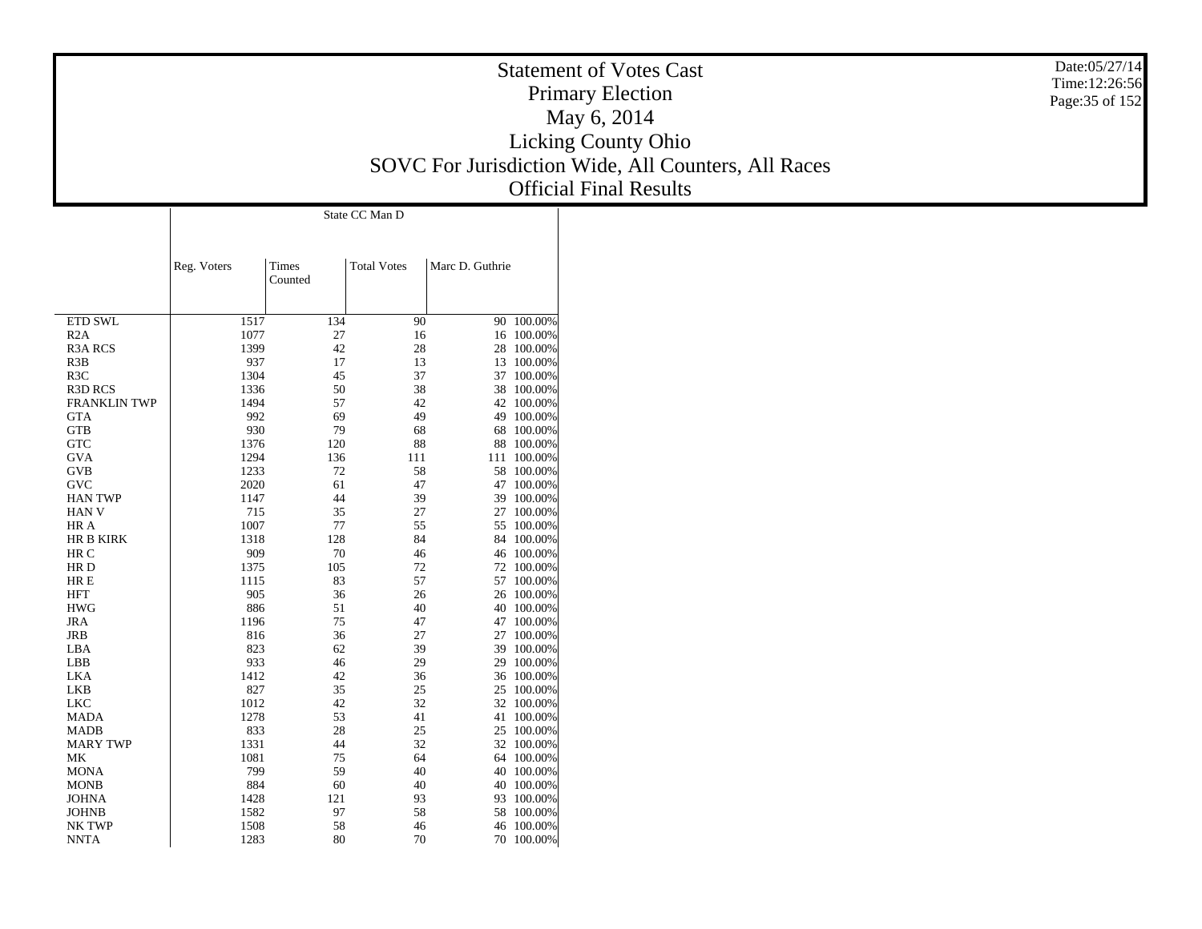# Statement of Votes Cast
## Primary Election
## May 6, 2014
## Licking County Ohio
## SOVC For Jurisdiction Wide, All Counters, All Races
## Official Final Results

Date:05/27/14
Time:12:26:56

| | State CC Man D | | | | |
|---|---|---|---|---|---|
| | Reg. Voters | Times Counted | Total Votes | Marc D. Guthrie | |
| ETD SWL | 1517 | 134 | 90 | 90 | 100.00% |
| R2A | 1077 | 27 | 16 | 16 | 100.00% |
| R3A RCS | 1399 | 42 | 28 | 28 | 100.00% |
| R3B | 937 | 17 | 13 | 13 | 100.00% |
| R3C | 1304 | 45 | 37 | 37 | 100.00% |
| R3D RCS | 1336 | 50 | 38 | 38 | 100.00% |
| FRANKLIN TWP | 1494 | 57 | 42 | 42 | 100.00% |
| GTA | 992 | 69 | 49 | 49 | 100.00% |
| GTB | 930 | 79 | 68 | 68 | 100.00% |
| GTC | 1376 | 120 | 88 | 88 | 100.00% |
| GVA | 1294 | 136 | 111 | 111 | 100.00% |
| GVB | 1233 | 72 | 58 | 58 | 100.00% |
| GVC | 2020 | 61 | 47 | 47 | 100.00% |
| HAN TWP | 1147 | 44 | 39 | 39 | 100.00% |
| HAN V | 715 | 35 | 27 | 27 | 100.00% |
| HR A | 1007 | 77 | 55 | 55 | 100.00% |
| HR B KIRK | 1318 | 128 | 84 | 84 | 100.00% |
| HR C | 909 | 70 | 46 | 46 | 100.00% |
| HR D | 1375 | 105 | 72 | 72 | 100.00% |
| HR E | 1115 | 83 | 57 | 57 | 100.00% |
| HFT | 905 | 36 | 26 | 26 | 100.00% |
| HWG | 886 | 51 | 40 | 40 | 100.00% |
| JRA | 1196 | 75 | 47 | 47 | 100.00% |
| JRB | 816 | 36 | 27 | 27 | 100.00% |
| LBA | 823 | 62 | 39 | 39 | 100.00% |
| LBB | 933 | 46 | 29 | 29 | 100.00% |
| LKA | 1412 | 42 | 36 | 36 | 100.00% |
| LKB | 827 | 35 | 25 | 25 | 100.00% |
| LKC | 1012 | 42 | 32 | 32 | 100.00% |
| MADA | 1278 | 53 | 41 | 41 | 100.00% |
| MADB | 833 | 28 | 25 | 25 | 100.00% |
| MARY TWP | 1331 | 44 | 32 | 32 | 100.00% |
| MK | 1081 | 75 | 64 | 64 | 100.00% |
| MONA | 799 | 59 | 40 | 40 | 100.00% |
| MONB | 884 | 60 | 40 | 40 | 100.00% |
| JOHNA | 1428 | 121 | 93 | 93 | 100.00% |
| JOHNB | 1582 | 97 | 58 | 58 | 100.00% |
| NK TWP | 1508 | 58 | 46 | 46 | 100.00% |
| NNTA | 1283 | 80 | 70 | 70 | 100.00% |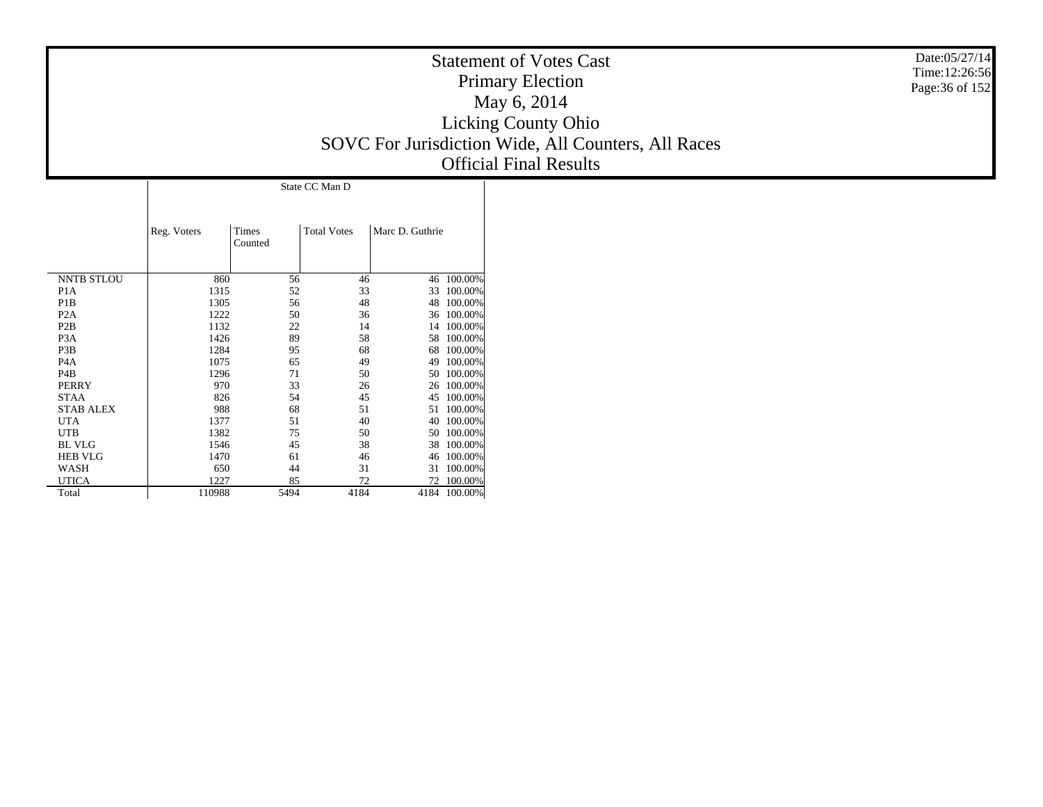# Statement of Votes Cast
## Primary Election
## May 6, 2014
## Licking County Ohio
## SOVC For Jurisdiction Wide, All Counters, All Races
## Official Final Results

| | State CC Man D | | | | |
|---|---|---|---|---|---|
| | Reg. Voters | Times Counted | Total Votes | Marc D. Guthrie | |
| NNTB STLOU | 860 | 56 | 46 | 46 | 100.00% |
| P1A | 1315 | 52 | 33 | 33 | 100.00% |
| P1B | 1305 | 56 | 48 | 48 | 100.00% |
| P2A | 1222 | 50 | 36 | 36 | 100.00% |
| P2B | 1132 | 22 | 14 | 14 | 100.00% |
| P3A | 1426 | 89 | 58 | 58 | 100.00% |
| P3B | 1284 | 95 | 68 | 68 | 100.00% |
| P4A | 1075 | 65 | 49 | 49 | 100.00% |
| P4B | 1296 | 71 | 50 | 50 | 100.00% |
| PERRY | 970 | 33 | 26 | 26 | 100.00% |
| STAA | 826 | 54 | 45 | 45 | 100.00% |
| STAB ALEX | 988 | 68 | 51 | 51 | 100.00% |
| UTA | 1377 | 51 | 40 | 40 | 100.00% |
| UTB | 1382 | 75 | 50 | 50 | 100.00% |
| BL VLG | 1546 | 45 | 38 | 38 | 100.00% |
| HEB VLG | 1470 | 61 | 46 | 46 | 100.00% |
| WASH | 650 | 44 | 31 | 31 | 100.00% |
| UTICA | 1227 | 85 | 72 | 72 | 100.00% |
| Total | 110988 | 5494 | 4184 | 4184 | 100.00% |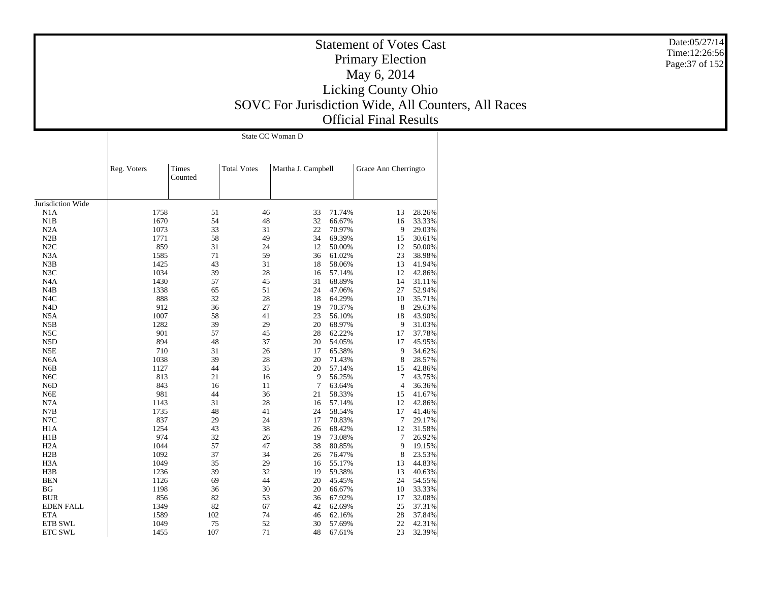# Statement of Votes Cast
## Primary Election
## May 6, 2014
## Licking County Ohio
## SOVC For Jurisdiction Wide, All Counters, All Races
## Official Final Results

Date:05/27/14
Time:12:26:56

| | State CC Woman D | | | | | | |
|---|---|---|---|---|---|---|---|
| | Reg. Voters | Times Counted | Total Votes | Martha J. Campbell | | Grace Ann Cherringto | |
| Jurisdiction Wide | | | | | | | |
| N1A | 1758 | 51 | 46 | 33 | 71.74% | 13 | 28.26% |
| N1B | 1670 | 54 | 48 | 32 | 66.67% | 16 | 33.33% |
| N2A | 1073 | 33 | 31 | 22 | 70.97% | 9 | 29.03% |
| N2B | 1771 | 58 | 49 | 34 | 69.39% | 15 | 30.61% |
| N2C | 859 | 31 | 24 | 12 | 50.00% | 12 | 50.00% |
| N3A | 1585 | 71 | 59 | 36 | 61.02% | 23 | 38.98% |
| N3B | 1425 | 43 | 31 | 18 | 58.06% | 13 | 41.94% |
| N3C | 1034 | 39 | 28 | 16 | 57.14% | 12 | 42.86% |
| N4A | 1430 | 57 | 45 | 31 | 68.89% | 14 | 31.11% |
| N4B | 1338 | 65 | 51 | 24 | 47.06% | 27 | 52.94% |
| N4C | 888 | 32 | 28 | 18 | 64.29% | 10 | 35.71% |
| N4D | 912 | 36 | 27 | 19 | 70.37% | 8 | 29.63% |
| N5A | 1007 | 58 | 41 | 23 | 56.10% | 18 | 43.90% |
| N5B | 1282 | 39 | 29 | 20 | 68.97% | 9 | 31.03% |
| N5C | 901 | 57 | 45 | 28 | 62.22% | 17 | 37.78% |
| N5D | 894 | 48 | 37 | 20 | 54.05% | 17 | 45.95% |
| N5E | 710 | 31 | 26 | 17 | 65.38% | 9 | 34.62% |
| N6A | 1038 | 39 | 28 | 20 | 71.43% | 8 | 28.57% |
| N6B | 1127 | 44 | 35 | 20 | 57.14% | 15 | 42.86% |
| N6C | 813 | 21 | 16 | 9 | 56.25% | 7 | 43.75% |
| N6D | 843 | 16 | 11 | 7 | 63.64% | 4 | 36.36% |
| N6E | 981 | 44 | 36 | 21 | 58.33% | 15 | 41.67% |
| N7A | 1143 | 31 | 28 | 16 | 57.14% | 12 | 42.86% |
| N7B | 1735 | 48 | 41 | 24 | 58.54% | 17 | 41.46% |
| N7C | 837 | 29 | 24 | 17 | 70.83% | 7 | 29.17% |
| H1A | 1254 | 43 | 38 | 26 | 68.42% | 12 | 31.58% |
| H1B | 974 | 32 | 26 | 19 | 73.08% | 7 | 26.92% |
| H2A | 1044 | 57 | 47 | 38 | 80.85% | 9 | 19.15% |
| H2B | 1092 | 37 | 34 | 26 | 76.47% | 8 | 23.53% |
| H3A | 1049 | 35 | 29 | 16 | 55.17% | 13 | 44.83% |
| H3B | 1236 | 39 | 32 | 19 | 59.38% | 13 | 40.63% |
| BEN | 1126 | 69 | 44 | 20 | 45.45% | 24 | 54.55% |
| BG | 1198 | 36 | 30 | 20 | 66.67% | 10 | 33.33% |
| BUR | 856 | 82 | 53 | 36 | 67.92% | 17 | 32.08% |
| EDEN FALL | 1349 | 82 | 67 | 42 | 62.69% | 25 | 37.31% |
| ETA | 1589 | 102 | 74 | 46 | 62.16% | 28 | 37.84% |
| ETB SWL | 1049 | 75 | 52 | 30 | 57.69% | 22 | 42.31% |
| ETC SWL | 1455 | 107 | 71 | 48 | 67.61% | 23 | 32.39% |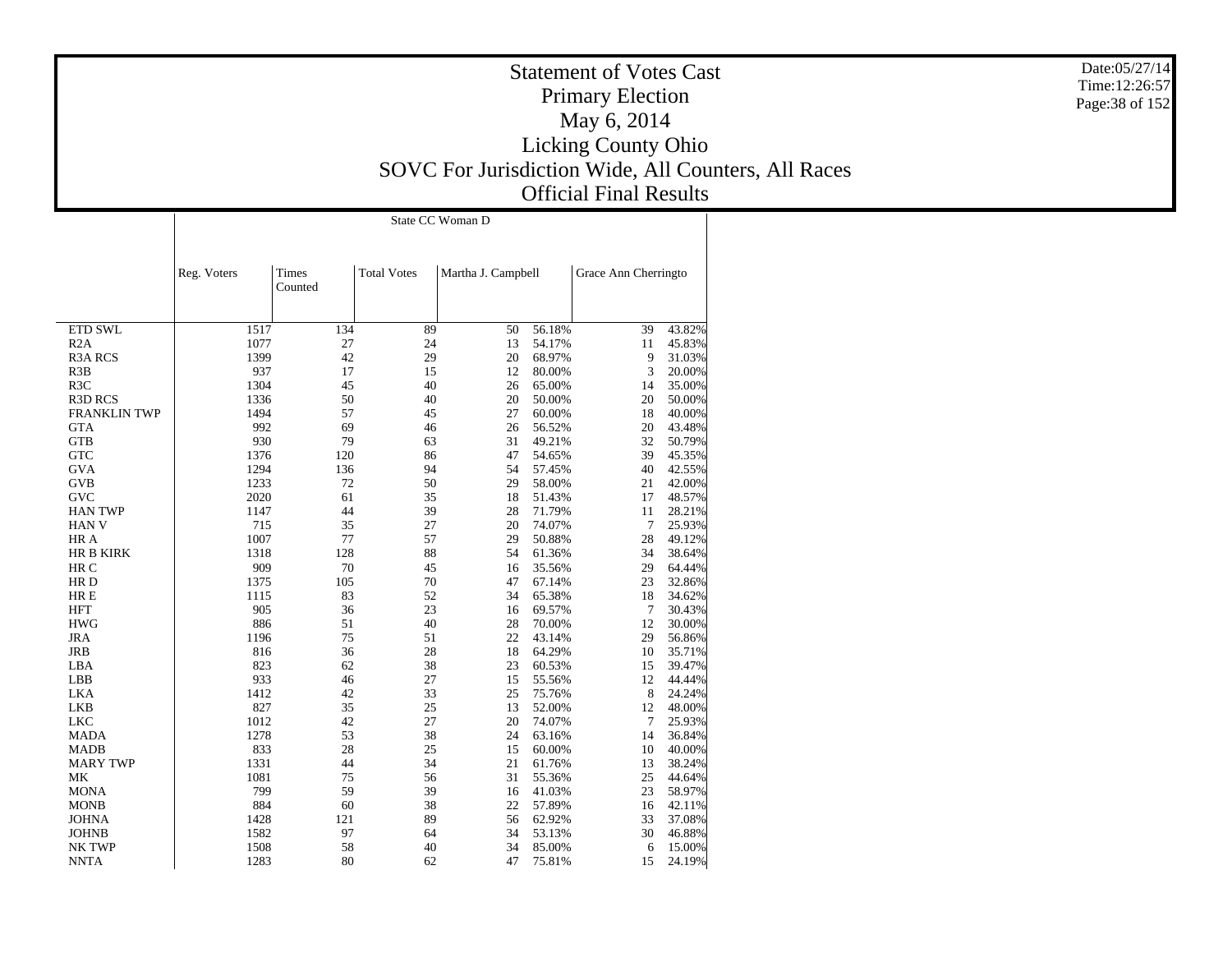# Statement of Votes Cast

## Primary Election

## May 6, 2014

## Licking County Ohio

## SOVC For Jurisdiction Wide, All Counters, All Races

## Official Final Results

Date:05/27/14
Time:12:26:57

| | | | State CC Woman D | | | | |
|---|---|---|---|---|---|---|---|
| | Reg. Voters | Times Counted | Total Votes | Martha J. Campbell | | Grace Ann Cherringto | |
| ETD SWL | 1517 | 134 | 89 | 50 | 56.18% | 39 | 43.82% |
| R2A | 1077 | 27 | 24 | 13 | 54.17% | 11 | 45.83% |
| R3A RCS | 1399 | 42 | 29 | 20 | 68.97% | 9 | 31.03% |
| R3B | 937 | 17 | 15 | 12 | 80.00% | 3 | 20.00% |
| R3C | 1304 | 45 | 40 | 26 | 65.00% | 14 | 35.00% |
| R3D RCS | 1336 | 50 | 40 | 20 | 50.00% | 20 | 50.00% |
| FRANKLIN TWP | 1494 | 57 | 45 | 27 | 60.00% | 18 | 40.00% |
| GTA | 992 | 69 | 46 | 26 | 56.52% | 20 | 43.48% |
| GTB | 930 | 79 | 63 | 31 | 49.21% | 32 | 50.79% |
| GTC | 1376 | 120 | 86 | 47 | 54.65% | 39 | 45.35% |
| GVA | 1294 | 136 | 94 | 54 | 57.45% | 40 | 42.55% |
| GVB | 1233 | 72 | 50 | 29 | 58.00% | 21 | 42.00% |
| GVC | 2020 | 61 | 35 | 18 | 51.43% | 17 | 48.57% |
| HAN TWP | 1147 | 44 | 39 | 28 | 71.79% | 11 | 28.21% |
| HAN V | 715 | 35 | 27 | 20 | 74.07% | 7 | 25.93% |
| HR A | 1007 | 77 | 57 | 29 | 50.88% | 28 | 49.12% |
| HR B KIRK | 1318 | 128 | 88 | 54 | 61.36% | 34 | 38.64% |
| HR C | 909 | 70 | 45 | 16 | 35.56% | 29 | 64.44% |
| HR D | 1375 | 105 | 70 | 47 | 67.14% | 23 | 32.86% |
| HR E | 1115 | 83 | 52 | 34 | 65.38% | 18 | 34.62% |
| HFT | 905 | 36 | 23 | 16 | 69.57% | 7 | 30.43% |
| HWG | 886 | 51 | 40 | 28 | 70.00% | 12 | 30.00% |
| JRA | 1196 | 75 | 51 | 22 | 43.14% | 29 | 56.86% |
| JRB | 816 | 36 | 28 | 18 | 64.29% | 10 | 35.71% |
| LBA | 823 | 62 | 38 | 23 | 60.53% | 15 | 39.47% |
| LBB | 933 | 46 | 27 | 15 | 55.56% | 12 | 44.44% |
| LKA | 1412 | 42 | 33 | 25 | 75.76% | 8 | 24.24% |
| LKB | 827 | 35 | 25 | 13 | 52.00% | 12 | 48.00% |
| LKC | 1012 | 42 | 27 | 20 | 74.07% | 7 | 25.93% |
| MADA | 1278 | 53 | 38 | 24 | 63.16% | 14 | 36.84% |
| MADB | 833 | 28 | 25 | 15 | 60.00% | 10 | 40.00% |
| MARY TWP | 1331 | 44 | 34 | 21 | 61.76% | 13 | 38.24% |
| MK | 1081 | 75 | 56 | 31 | 55.36% | 25 | 44.64% |
| MONA | 799 | 59 | 39 | 16 | 41.03% | 23 | 58.97% |
| MONB | 884 | 60 | 38 | 22 | 57.89% | 16 | 42.11% |
| JOHNA | 1428 | 121 | 89 | 56 | 62.92% | 33 | 37.08% |
| JOHNB | 1582 | 97 | 64 | 34 | 53.13% | 30 | 46.88% |
| NK TWP | 1508 | 58 | 40 | 34 | 85.00% | 6 | 15.00% |
| NNTA | 1283 | 80 | 62 | 47 | 75.81% | 15 | 24.19% |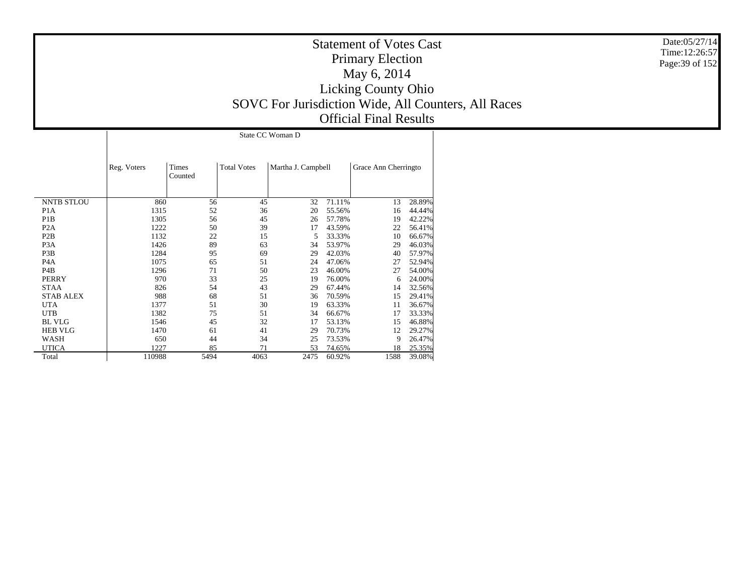# Statement of Votes Cast
## Primary Election
## May 6, 2014
## Licking County Ohio
## SOVC For Jurisdiction Wide, All Counters, All Races
## Official Final Results

Date:05/27/14
Time:12:26:57

| | State CC Woman D | | | | | | |
|---|---|---|---|---|---|---|---|
| | Reg. Voters | Times Counted | Total Votes | Martha J. Campbell | | Grace Ann Cherringto | |
| NNTB STLOU | 860 | 56 | 45 | 32 | 71.11% | 13 | 28.89% |
| P1A | 1315 | 52 | 36 | 20 | 55.56% | 16 | 44.44% |
| P1B | 1305 | 56 | 45 | 26 | 57.78% | 19 | 42.22% |
| P2A | 1222 | 50 | 39 | 17 | 43.59% | 22 | 56.41% |
| P2B | 1132 | 22 | 15 | 5 | 33.33% | 10 | 66.67% |
| P3A | 1426 | 89 | 63 | 34 | 53.97% | 29 | 46.03% |
| P3B | 1284 | 95 | 69 | 29 | 42.03% | 40 | 57.97% |
| P4A | 1075 | 65 | 51 | 24 | 47.06% | 27 | 52.94% |
| P4B | 1296 | 71 | 50 | 23 | 46.00% | 27 | 54.00% |
| PERRY | 970 | 33 | 25 | 19 | 76.00% | 6 | 24.00% |
| STAA | 826 | 54 | 43 | 29 | 67.44% | 14 | 32.56% |
| STAB ALEX | 988 | 68 | 51 | 36 | 70.59% | 15 | 29.41% |
| UTA | 1377 | 51 | 30 | 19 | 63.33% | 11 | 36.67% |
| UTB | 1382 | 75 | 51 | 34 | 66.67% | 17 | 33.33% |
| BL VLG | 1546 | 45 | 32 | 17 | 53.13% | 15 | 46.88% |
| HEB VLG | 1470 | 61 | 41 | 29 | 70.73% | 12 | 29.27% |
| WASH | 650 | 44 | 34 | 25 | 73.53% | 9 | 26.47% |
| UTICA | 1227 | 85 | 71 | 53 | 74.65% | 18 | 25.35% |
| Total | 110988 | 5494 | 4063 | 2475 | 60.92% | 1588 | 39.08% |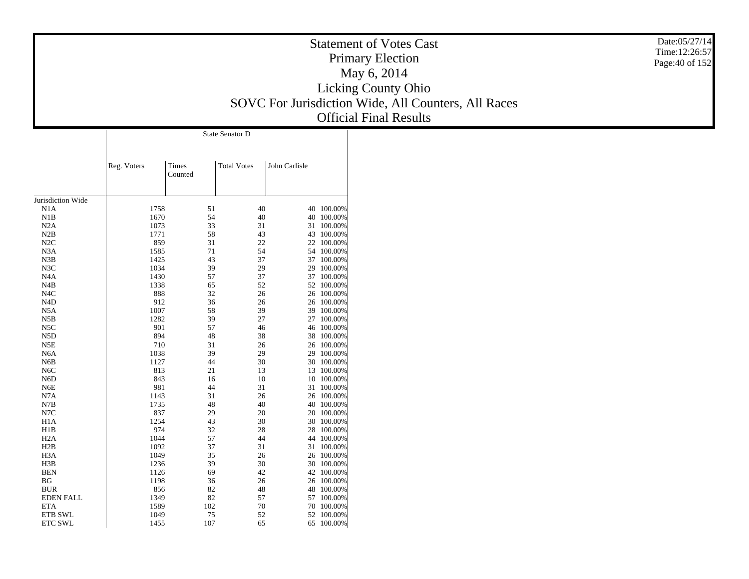# Statement of Votes Cast
## Primary Election
## May 6, 2014
## Licking County Ohio
## SOVC For Jurisdiction Wide, All Counters, All Races
## Official Final Results

Date:05/27/14
Time:12:26:57

| | State Senator D | | | | |
|---|---|---|---|---|---|
| | Reg. Voters | Times Counted | Total Votes | John Carlisle | |
| Jurisdiction Wide | | | | | |
| N1A | 1758 | 51 | 40 | 40 | 100.00% |
| N1B | 1670 | 54 | 40 | 40 | 100.00% |
| N2A | 1073 | 33 | 31 | 31 | 100.00% |
| N2B | 1771 | 58 | 43 | 43 | 100.00% |
| N2C | 859 | 31 | 22 | 22 | 100.00% |
| N3A | 1585 | 71 | 54 | 54 | 100.00% |
| N3B | 1425 | 43 | 37 | 37 | 100.00% |
| N3C | 1034 | 39 | 29 | 29 | 100.00% |
| N4A | 1430 | 57 | 37 | 37 | 100.00% |
| N4B | 1338 | 65 | 52 | 52 | 100.00% |
| N4C | 888 | 32 | 26 | 26 | 100.00% |
| N4D | 912 | 36 | 26 | 26 | 100.00% |
| N5A | 1007 | 58 | 39 | 39 | 100.00% |
| N5B | 1282 | 39 | 27 | 27 | 100.00% |
| N5C | 901 | 57 | 46 | 46 | 100.00% |
| N5D | 894 | 48 | 38 | 38 | 100.00% |
| N5E | 710 | 31 | 26 | 26 | 100.00% |
| N6A | 1038 | 39 | 29 | 29 | 100.00% |
| N6B | 1127 | 44 | 30 | 30 | 100.00% |
| N6C | 813 | 21 | 13 | 13 | 100.00% |
| N6D | 843 | 16 | 10 | 10 | 100.00% |
| N6E | 981 | 44 | 31 | 31 | 100.00% |
| N7A | 1143 | 31 | 26 | 26 | 100.00% |
| N7B | 1735 | 48 | 40 | 40 | 100.00% |
| N7C | 837 | 29 | 20 | 20 | 100.00% |
| H1A | 1254 | 43 | 30 | 30 | 100.00% |
| H1B | 974 | 32 | 28 | 28 | 100.00% |
| H2A | 1044 | 57 | 44 | 44 | 100.00% |
| H2B | 1092 | 37 | 31 | 31 | 100.00% |
| H3A | 1049 | 35 | 26 | 26 | 100.00% |
| H3B | 1236 | 39 | 30 | 30 | 100.00% |
| BEN | 1126 | 69 | 42 | 42 | 100.00% |
| BG | 1198 | 36 | 26 | 26 | 100.00% |
| BUR | 856 | 82 | 48 | 48 | 100.00% |
| EDEN FALL | 1349 | 82 | 57 | 57 | 100.00% |
| ETA | 1589 | 102 | 70 | 70 | 100.00% |
| ETB SWL | 1049 | 75 | 52 | 52 | 100.00% |
| ETC SWL | 1455 | 107 | 65 | 65 | 100.00% |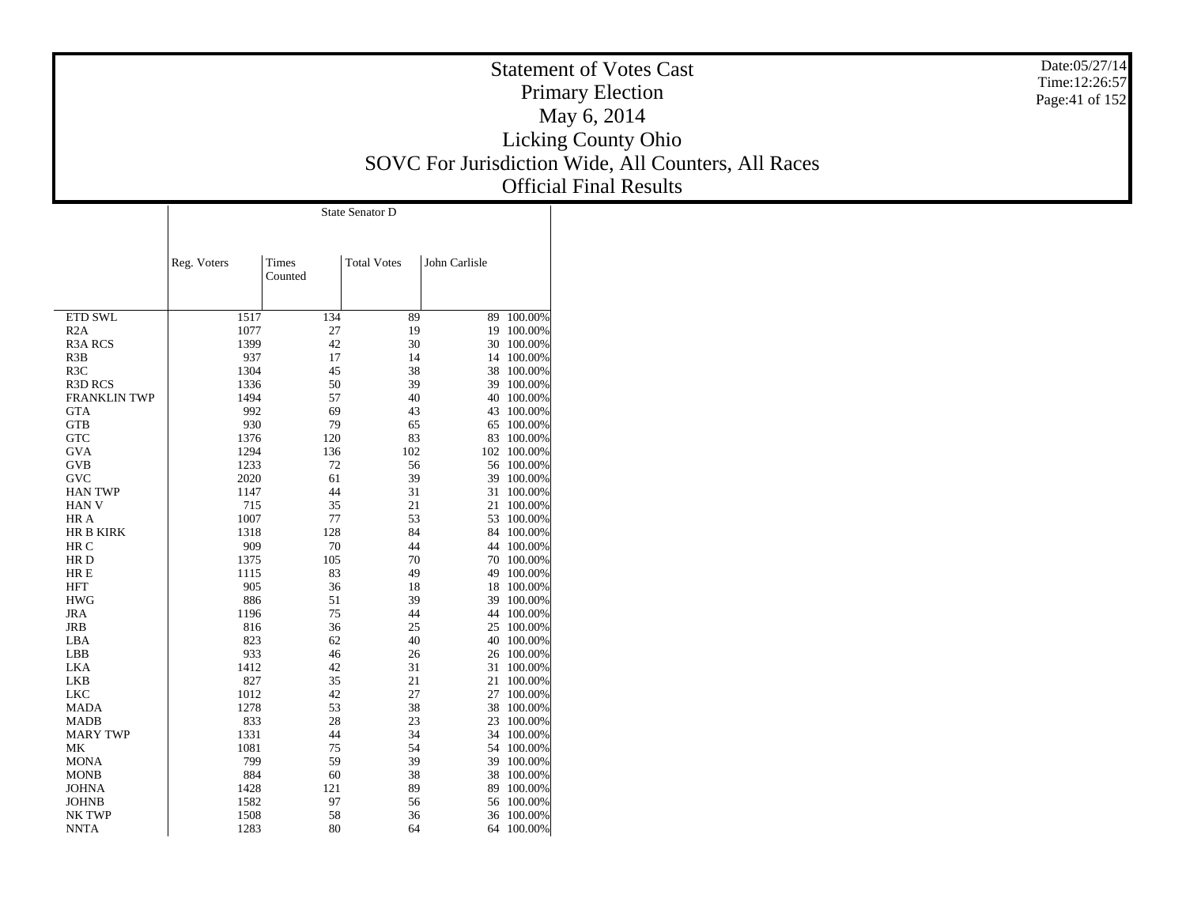# Statement of Votes Cast
## Primary Election
## May 6, 2014
## Licking County Ohio
## SOVC For Jurisdiction Wide, All Counters, All Races
## Official Final Results

Date:05/27/14
Time:12:26:57

| | State Senator D | | | | |
|---|---|---|---|---|---|
| | Reg. Voters | Times Counted | Total Votes | John Carlisle | |
| ETD SWL | 1517 | 134 | 89 | 89 | 100.00% |
| R2A | 1077 | 27 | 19 | 19 | 100.00% |
| R3A RCS | 1399 | 42 | 30 | 30 | 100.00% |
| R3B | 937 | 17 | 14 | 14 | 100.00% |
| R3C | 1304 | 45 | 38 | 38 | 100.00% |
| R3D RCS | 1336 | 50 | 39 | 39 | 100.00% |
| FRANKLIN TWP | 1494 | 57 | 40 | 40 | 100.00% |
| GTA | 992 | 69 | 43 | 43 | 100.00% |
| GTB | 930 | 79 | 65 | 65 | 100.00% |
| GTC | 1376 | 120 | 83 | 83 | 100.00% |
| GVA | 1294 | 136 | 102 | 102 | 100.00% |
| GVB | 1233 | 72 | 56 | 56 | 100.00% |
| GVC | 2020 | 61 | 39 | 39 | 100.00% |
| HAN TWP | 1147 | 44 | 31 | 31 | 100.00% |
| HAN V | 715 | 35 | 21 | 21 | 100.00% |
| HR A | 1007 | 77 | 53 | 53 | 100.00% |
| HR B KIRK | 1318 | 128 | 84 | 84 | 100.00% |
| HR C | 909 | 70 | 44 | 44 | 100.00% |
| HR D | 1375 | 105 | 70 | 70 | 100.00% |
| HR E | 1115 | 83 | 49 | 49 | 100.00% |
| HFT | 905 | 36 | 18 | 18 | 100.00% |
| HWG | 886 | 51 | 39 | 39 | 100.00% |
| JRA | 1196 | 75 | 44 | 44 | 100.00% |
| JRB | 816 | 36 | 25 | 25 | 100.00% |
| LBA | 823 | 62 | 40 | 40 | 100.00% |
| LBB | 933 | 46 | 26 | 26 | 100.00% |
| LKA | 1412 | 42 | 31 | 31 | 100.00% |
| LKB | 827 | 35 | 21 | 21 | 100.00% |
| LKC | 1012 | 42 | 27 | 27 | 100.00% |
| MADA | 1278 | 53 | 38 | 38 | 100.00% |
| MADB | 833 | 28 | 23 | 23 | 100.00% |
| MARY TWP | 1331 | 44 | 34 | 34 | 100.00% |
| MK | 1081 | 75 | 54 | 54 | 100.00% |
| MONA | 799 | 59 | 39 | 39 | 100.00% |
| MONB | 884 | 60 | 38 | 38 | 100.00% |
| JOHNA | 1428 | 121 | 89 | 89 | 100.00% |
| JOHNB | 1582 | 97 | 56 | 56 | 100.00% |
| NK TWP | 1508 | 58 | 36 | 36 | 100.00% |
| NNTA | 1283 | 80 | 64 | 64 | 100.00% |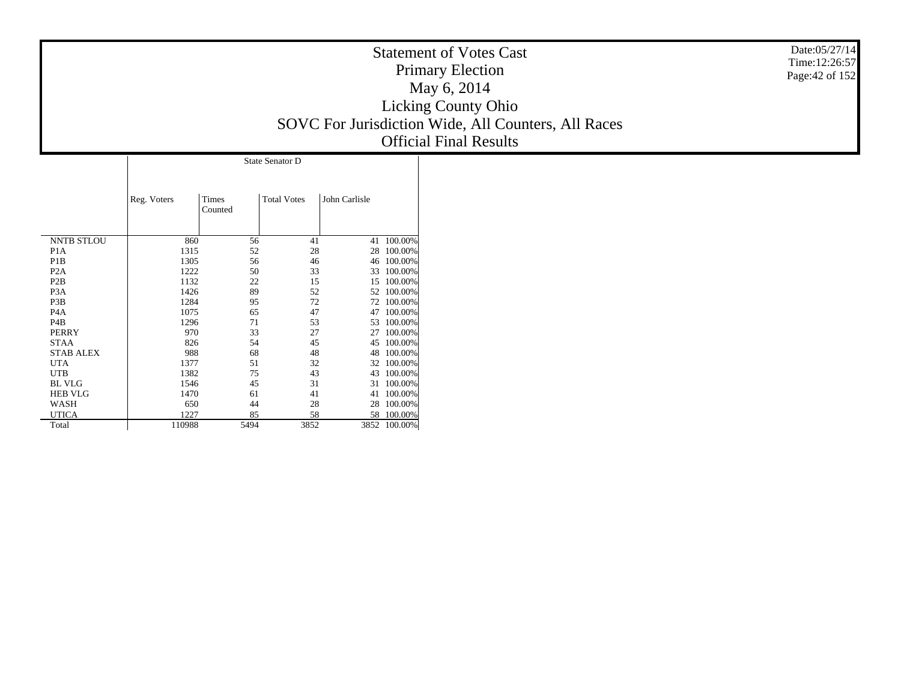# Statement of Votes Cast
## Primary Election
## May 6, 2014
## Licking County Ohio
## SOVC For Jurisdiction Wide, All Counters, All Races
## Official Final Results

Date:05/27/14
Time:12:26:57

| | State Senator D | | | | |
|---|---|---|---|---|---|
| | Reg. Voters | Times Counted | Total Votes | John Carlisle | |
| NNTB STLOU | 860 | 56 | 41 | 41 | 100.00% |
| P1A | 1315 | 52 | 28 | 28 | 100.00% |
| P1B | 1305 | 56 | 46 | 46 | 100.00% |
| P2A | 1222 | 50 | 33 | 33 | 100.00% |
| P2B | 1132 | 22 | 15 | 15 | 100.00% |
| P3A | 1426 | 89 | 52 | 52 | 100.00% |
| P3B | 1284 | 95 | 72 | 72 | 100.00% |
| P4A | 1075 | 65 | 47 | 47 | 100.00% |
| P4B | 1296 | 71 | 53 | 53 | 100.00% |
| PERRY | 970 | 33 | 27 | 27 | 100.00% |
| STAA | 826 | 54 | 45 | 45 | 100.00% |
| STAB ALEX | 988 | 68 | 48 | 48 | 100.00% |
| UTA | 1377 | 51 | 32 | 32 | 100.00% |
| UTB | 1382 | 75 | 43 | 43 | 100.00% |
| BL VLG | 1546 | 45 | 31 | 31 | 100.00% |
| HEB VLG | 1470 | 61 | 41 | 41 | 100.00% |
| WASH | 650 | 44 | 28 | 28 | 100.00% |
| UTICA | 1227 | 85 | 58 | 58 | 100.00% |
| Total | 110988 | 5494 | 3852 | 3852 | 100.00% |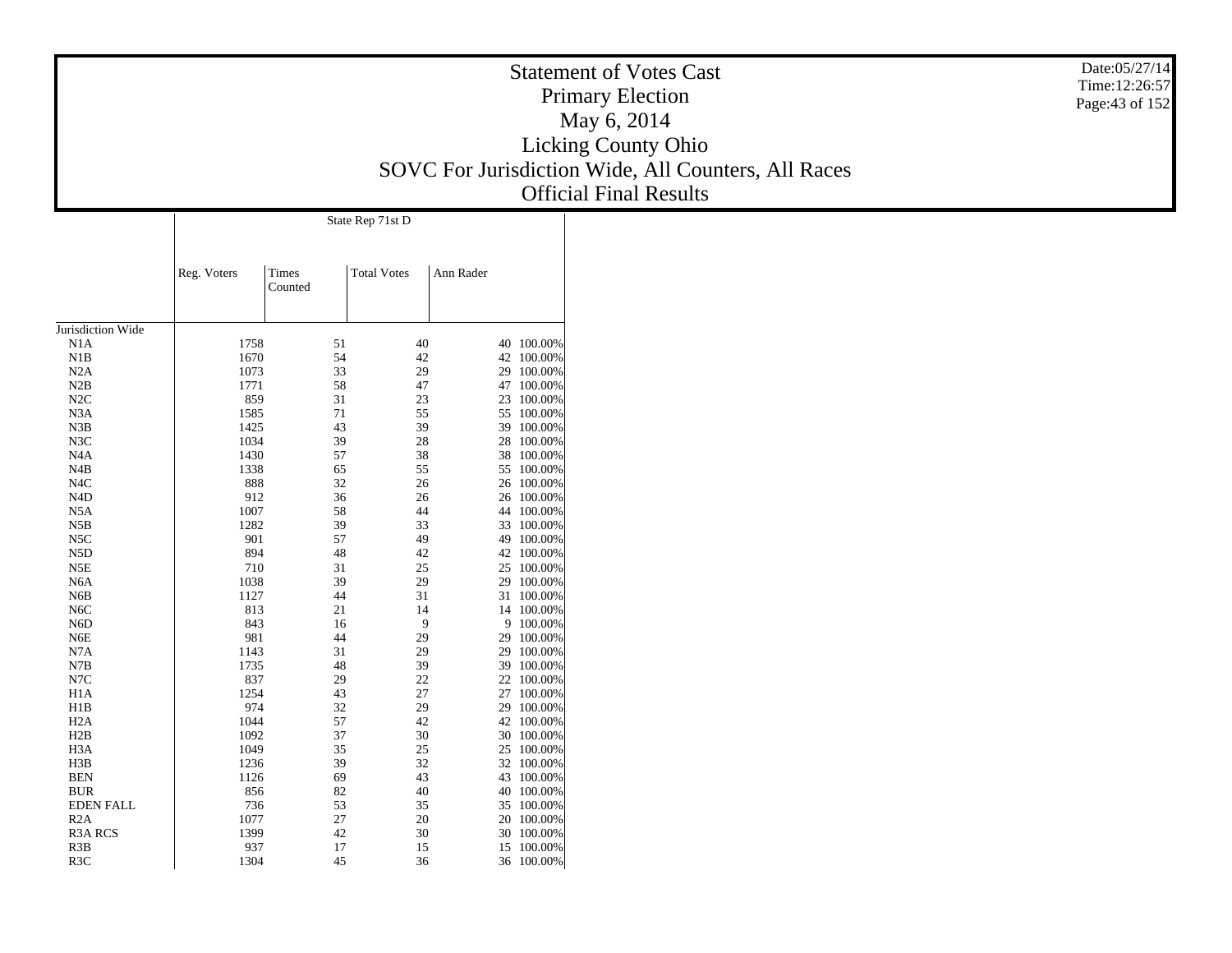# Statement of Votes Cast
## Primary Election
## May 6, 2014
## Licking County Ohio
## SOVC For Jurisdiction Wide, All Counters, All Races
## Official Final Results

Date:05/27/14
Time:12:26:57

| | State Rep 71st D | | | | |
|---|---|---|---|---|---|
| | Reg. Voters | Times Counted | Total Votes | Ann Rader | |
| Jurisdiction Wide | | | | | |
| N1A | 1758 | 51 | 40 | 40 | 100.00% |
| N1B | 1670 | 54 | 42 | 42 | 100.00% |
| N2A | 1073 | 33 | 29 | 29 | 100.00% |
| N2B | 1771 | 58 | 47 | 47 | 100.00% |
| N2C | 859 | 31 | 23 | 23 | 100.00% |
| N3A | 1585 | 71 | 55 | 55 | 100.00% |
| N3B | 1425 | 43 | 39 | 39 | 100.00% |
| N3C | 1034 | 39 | 28 | 28 | 100.00% |
| N4A | 1430 | 57 | 38 | 38 | 100.00% |
| N4B | 1338 | 65 | 55 | 55 | 100.00% |
| N4C | 888 | 32 | 26 | 26 | 100.00% |
| N4D | 912 | 36 | 26 | 26 | 100.00% |
| N5A | 1007 | 58 | 44 | 44 | 100.00% |
| N5B | 1282 | 39 | 33 | 33 | 100.00% |
| N5C | 901 | 57 | 49 | 49 | 100.00% |
| N5D | 894 | 48 | 42 | 42 | 100.00% |
| N5E | 710 | 31 | 25 | 25 | 100.00% |
| N6A | 1038 | 39 | 29 | 29 | 100.00% |
| N6B | 1127 | 44 | 31 | 31 | 100.00% |
| N6C | 813 | 21 | 14 | 14 | 100.00% |
| N6D | 843 | 16 | 9 | 9 | 100.00% |
| N6E | 981 | 44 | 29 | 29 | 100.00% |
| N7A | 1143 | 31 | 29 | 29 | 100.00% |
| N7B | 1735 | 48 | 39 | 39 | 100.00% |
| N7C | 837 | 29 | 22 | 22 | 100.00% |
| H1A | 1254 | 43 | 27 | 27 | 100.00% |
| H1B | 974 | 32 | 29 | 29 | 100.00% |
| H2A | 1044 | 57 | 42 | 42 | 100.00% |
| H2B | 1092 | 37 | 30 | 30 | 100.00% |
| H3A | 1049 | 35 | 25 | 25 | 100.00% |
| H3B | 1236 | 39 | 32 | 32 | 100.00% |
| BEN | 1126 | 69 | 43 | 43 | 100.00% |
| BUR | 856 | 82 | 40 | 40 | 100.00% |
| EDEN FALL | 736 | 53 | 35 | 35 | 100.00% |
| R2A | 1077 | 27 | 20 | 20 | 100.00% |
| R3A RCS | 1399 | 42 | 30 | 30 | 100.00% |
| R3B | 937 | 17 | 15 | 15 | 100.00% |
| R3C | 1304 | 45 | 36 | 36 | 100.00% |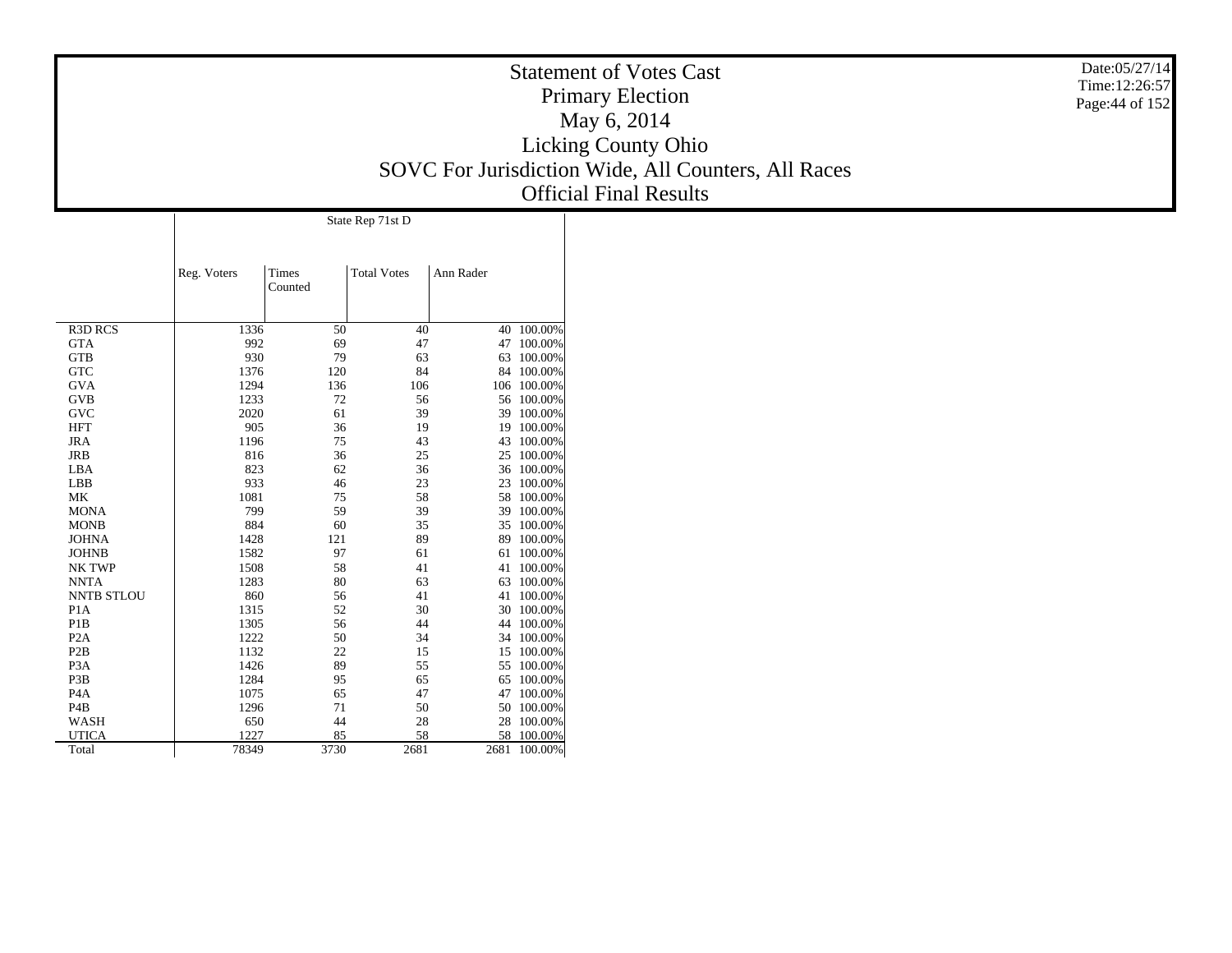# Statement of Votes Cast
## Primary Election
## May 6, 2014
## Licking County Ohio
## SOVC For Jurisdiction Wide, All Counters, All Races
## Official Final Results

Date:05/27/14
Time:12:26:57

| | State Rep 71st D | | | | |
|---|---|---|---|---|---|
| | Reg. Voters | Times Counted | Total Votes | Ann Rader | |
| R3D RCS | 1336 | 50 | 40 | 40 | 100.00% |
| GTA | 992 | 69 | 47 | 47 | 100.00% |
| GTB | 930 | 79 | 63 | 63 | 100.00% |
| GTC | 1376 | 120 | 84 | 84 | 100.00% |
| GVA | 1294 | 136 | 106 | 106 | 100.00% |
| GVB | 1233 | 72 | 56 | 56 | 100.00% |
| GVC | 2020 | 61 | 39 | 39 | 100.00% |
| HFT | 905 | 36 | 19 | 19 | 100.00% |
| JRA | 1196 | 75 | 43 | 43 | 100.00% |
| JRB | 816 | 36 | 25 | 25 | 100.00% |
| LBA | 823 | 62 | 36 | 36 | 100.00% |
| LBB | 933 | 46 | 23 | 23 | 100.00% |
| MK | 1081 | 75 | 58 | 58 | 100.00% |
| MONA | 799 | 59 | 39 | 39 | 100.00% |
| MONB | 884 | 60 | 35 | 35 | 100.00% |
| JOHNA | 1428 | 121 | 89 | 89 | 100.00% |
| JOHNB | 1582 | 97 | 61 | 61 | 100.00% |
| NK TWP | 1508 | 58 | 41 | 41 | 100.00% |
| NNTA | 1283 | 80 | 63 | 63 | 100.00% |
| NNTB STLOU | 860 | 56 | 41 | 41 | 100.00% |
| P1A | 1315 | 52 | 30 | 30 | 100.00% |
| P1B | 1305 | 56 | 44 | 44 | 100.00% |
| P2A | 1222 | 50 | 34 | 34 | 100.00% |
| P2B | 1132 | 22 | 15 | 15 | 100.00% |
| P3A | 1426 | 89 | 55 | 55 | 100.00% |
| P3B | 1284 | 95 | 65 | 65 | 100.00% |
| P4A | 1075 | 65 | 47 | 47 | 100.00% |
| P4B | 1296 | 71 | 50 | 50 | 100.00% |
| WASH | 650 | 44 | 28 | 28 | 100.00% |
| UTICA | 1227 | 85 | 58 | 58 | 100.00% |
| Total | 78349 | 3730 | 2681 | 2681 | 100.00% |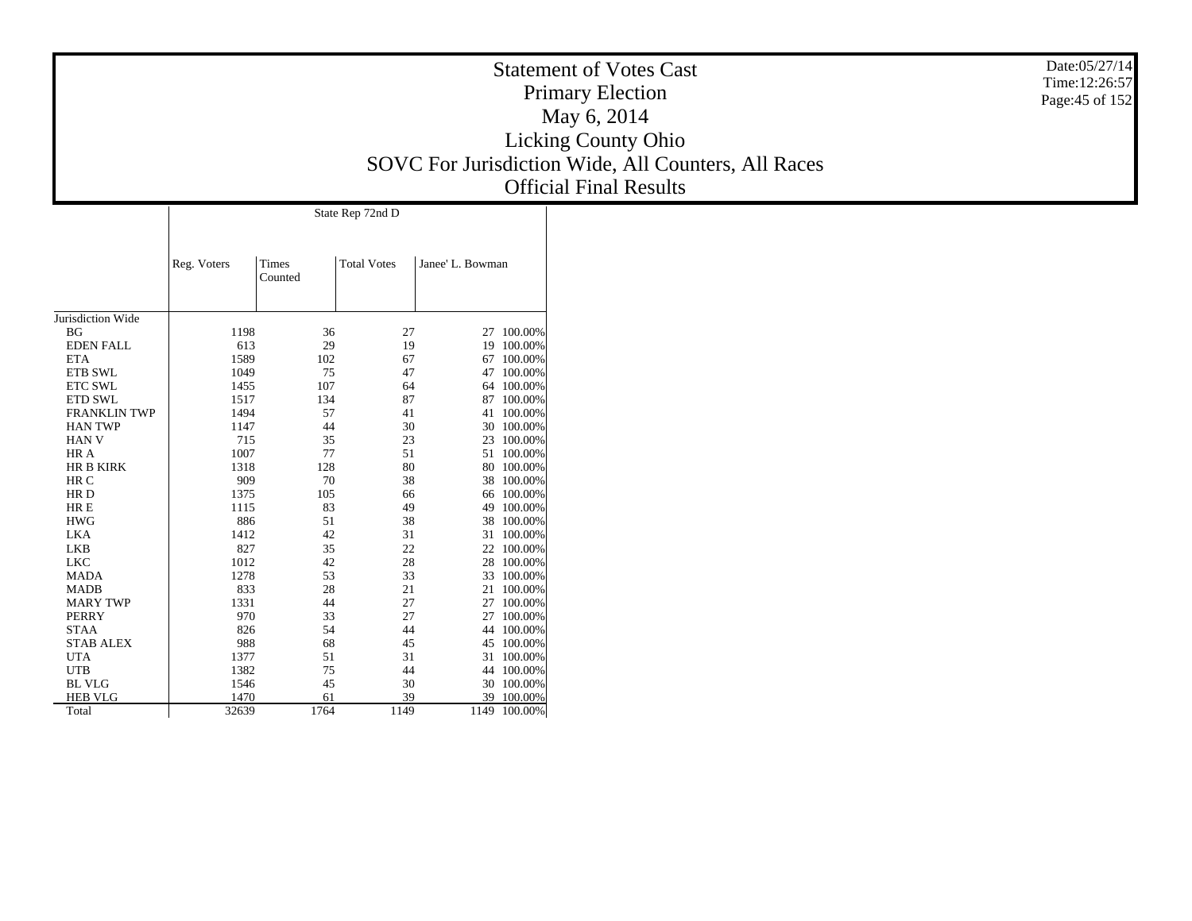# Statement of Votes Cast
## Primary Election
## May 6, 2014
## Licking County Ohio
## SOVC For Jurisdiction Wide, All Counters, All Races
## Official Final Results

Date:05/27/14
Time:12:26:57

| | State Rep 72nd D | | | | |
|---|---|---|---|---|---|
| | Reg. Voters | Times Counted | Total Votes | Janee' L. Bowman | |
| Jurisdiction Wide | | | | | |
| BG | 1198 | 36 | 27 | 27 | 100.00% |
| EDEN FALL | 613 | 29 | 19 | 19 | 100.00% |
| ETA | 1589 | 102 | 67 | 67 | 100.00% |
| ETB SWL | 1049 | 75 | 47 | 47 | 100.00% |
| ETC SWL | 1455 | 107 | 64 | 64 | 100.00% |
| ETD SWL | 1517 | 134 | 87 | 87 | 100.00% |
| FRANKLIN TWP | 1494 | 57 | 41 | 41 | 100.00% |
| HAN TWP | 1147 | 44 | 30 | 30 | 100.00% |
| HAN V | 715 | 35 | 23 | 23 | 100.00% |
| HR A | 1007 | 77 | 51 | 51 | 100.00% |
| HR B KIRK | 1318 | 128 | 80 | 80 | 100.00% |
| HR C | 909 | 70 | 38 | 38 | 100.00% |
| HR D | 1375 | 105 | 66 | 66 | 100.00% |
| HR E | 1115 | 83 | 49 | 49 | 100.00% |
| HWG | 886 | 51 | 38 | 38 | 100.00% |
| LKA | 1412 | 42 | 31 | 31 | 100.00% |
| LKB | 827 | 35 | 22 | 22 | 100.00% |
| LKC | 1012 | 42 | 28 | 28 | 100.00% |
| MADA | 1278 | 53 | 33 | 33 | 100.00% |
| MADB | 833 | 28 | 21 | 21 | 100.00% |
| MARY TWP | 1331 | 44 | 27 | 27 | 100.00% |
| PERRY | 970 | 33 | 27 | 27 | 100.00% |
| STAA | 826 | 54 | 44 | 44 | 100.00% |
| STAB ALEX | 988 | 68 | 45 | 45 | 100.00% |
| UTA | 1377 | 51 | 31 | 31 | 100.00% |
| UTB | 1382 | 75 | 44 | 44 | 100.00% |
| BL VLG | 1546 | 45 | 30 | 30 | 100.00% |
| HEB VLG | 1470 | 61 | 39 | 39 | 100.00% |
| Total | 32639 | 1764 | 1149 | 1149 | 100.00% |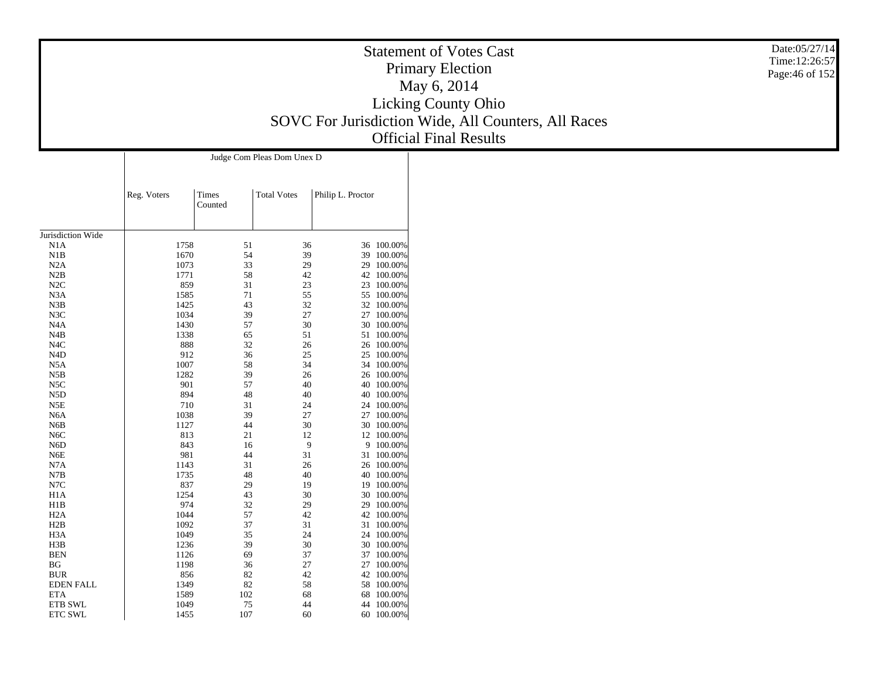# Statement of Votes Cast
## Primary Election
## May 6, 2014
## Licking County Ohio
## SOVC For Jurisdiction Wide, All Counters, All Races
## Official Final Results

| | Judge Com Pleas Dom Unex D | | | | |
|---|---|---|---|---|---|
| | Reg. Voters | Times Counted | Total Votes | Philip L. Proctor | |
| Jurisdiction Wide | | | | | |
| N1A | 1758 | 51 | 36 | 36 | 100.00% |
| N1B | 1670 | 54 | 39 | 39 | 100.00% |
| N2A | 1073 | 33 | 29 | 29 | 100.00% |
| N2B | 1771 | 58 | 42 | 42 | 100.00% |
| N2C | 859 | 31 | 23 | 23 | 100.00% |
| N3A | 1585 | 71 | 55 | 55 | 100.00% |
| N3B | 1425 | 43 | 32 | 32 | 100.00% |
| N3C | 1034 | 39 | 27 | 27 | 100.00% |
| N4A | 1430 | 57 | 30 | 30 | 100.00% |
| N4B | 1338 | 65 | 51 | 51 | 100.00% |
| N4C | 888 | 32 | 26 | 26 | 100.00% |
| N4D | 912 | 36 | 25 | 25 | 100.00% |
| N5A | 1007 | 58 | 34 | 34 | 100.00% |
| N5B | 1282 | 39 | 26 | 26 | 100.00% |
| N5C | 901 | 57 | 40 | 40 | 100.00% |
| N5D | 894 | 48 | 40 | 40 | 100.00% |
| N5E | 710 | 31 | 24 | 24 | 100.00% |
| N6A | 1038 | 39 | 27 | 27 | 100.00% |
| N6B | 1127 | 44 | 30 | 30 | 100.00% |
| N6C | 813 | 21 | 12 | 12 | 100.00% |
| N6D | 843 | 16 | 9 | 9 | 100.00% |
| N6E | 981 | 44 | 31 | 31 | 100.00% |
| N7A | 1143 | 31 | 26 | 26 | 100.00% |
| N7B | 1735 | 48 | 40 | 40 | 100.00% |
| N7C | 837 | 29 | 19 | 19 | 100.00% |
| H1A | 1254 | 43 | 30 | 30 | 100.00% |
| H1B | 974 | 32 | 29 | 29 | 100.00% |
| H2A | 1044 | 57 | 42 | 42 | 100.00% |
| H2B | 1092 | 37 | 31 | 31 | 100.00% |
| H3A | 1049 | 35 | 24 | 24 | 100.00% |
| H3B | 1236 | 39 | 30 | 30 | 100.00% |
| BEN | 1126 | 69 | 37 | 37 | 100.00% |
| BG | 1198 | 36 | 27 | 27 | 100.00% |
| BUR | 856 | 82 | 42 | 42 | 100.00% |
| EDEN FALL | 1349 | 82 | 58 | 58 | 100.00% |
| ETA | 1589 | 102 | 68 | 68 | 100.00% |
| ETB SWL | 1049 | 75 | 44 | 44 | 100.00% |
| ETC SWL | 1455 | 107 | 60 | 60 | 100.00% |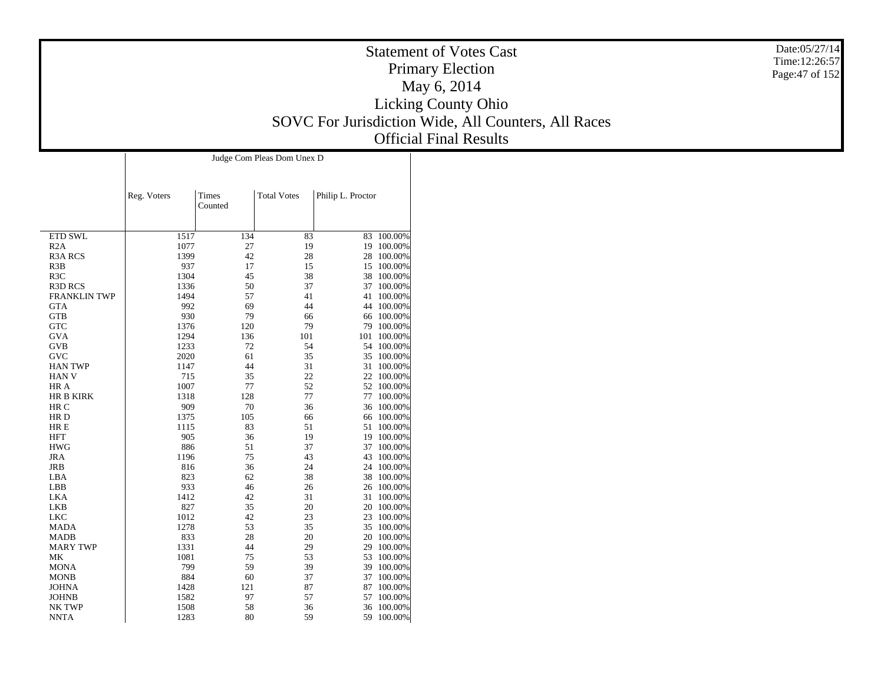# Statement of Votes Cast
## Primary Election
## May 6, 2014
## Licking County Ohio
## SOVC For Jurisdiction Wide, All Counters, All Races
## Official Final Results

Date:05/27/14
Time:12:26:57

| | Judge Com Pleas Dom Unex D | | | | |
|---|---|---|---|---|---|
| | Reg. Voters | Times Counted | Total Votes | Philip L. Proctor | |
| ETD SWL | 1517 | 134 | 83 | 83 | 100.00% |
| R2A | 1077 | 27 | 19 | 19 | 100.00% |
| R3A RCS | 1399 | 42 | 28 | 28 | 100.00% |
| R3B | 937 | 17 | 15 | 15 | 100.00% |
| R3C | 1304 | 45 | 38 | 38 | 100.00% |
| R3D RCS | 1336 | 50 | 37 | 37 | 100.00% |
| FRANKLIN TWP | 1494 | 57 | 41 | 41 | 100.00% |
| GTA | 992 | 69 | 44 | 44 | 100.00% |
| GTB | 930 | 79 | 66 | 66 | 100.00% |
| GTC | 1376 | 120 | 79 | 79 | 100.00% |
| GVA | 1294 | 136 | 101 | 101 | 100.00% |
| GVB | 1233 | 72 | 54 | 54 | 100.00% |
| GVC | 2020 | 61 | 35 | 35 | 100.00% |
| HAN TWP | 1147 | 44 | 31 | 31 | 100.00% |
| HAN V | 715 | 35 | 22 | 22 | 100.00% |
| HR A | 1007 | 77 | 52 | 52 | 100.00% |
| HR B KIRK | 1318 | 128 | 77 | 77 | 100.00% |
| HR C | 909 | 70 | 36 | 36 | 100.00% |
| HR D | 1375 | 105 | 66 | 66 | 100.00% |
| HR E | 1115 | 83 | 51 | 51 | 100.00% |
| HFT | 905 | 36 | 19 | 19 | 100.00% |
| HWG | 886 | 51 | 37 | 37 | 100.00% |
| JRA | 1196 | 75 | 43 | 43 | 100.00% |
| JRB | 816 | 36 | 24 | 24 | 100.00% |
| LBA | 823 | 62 | 38 | 38 | 100.00% |
| LBB | 933 | 46 | 26 | 26 | 100.00% |
| LKA | 1412 | 42 | 31 | 31 | 100.00% |
| LKB | 827 | 35 | 20 | 20 | 100.00% |
| LKC | 1012 | 42 | 23 | 23 | 100.00% |
| MADA | 1278 | 53 | 35 | 35 | 100.00% |
| MADB | 833 | 28 | 20 | 20 | 100.00% |
| MARY TWP | 1331 | 44 | 29 | 29 | 100.00% |
| MK | 1081 | 75 | 53 | 53 | 100.00% |
| MONA | 799 | 59 | 39 | 39 | 100.00% |
| MONB | 884 | 60 | 37 | 37 | 100.00% |
| JOHNA | 1428 | 121 | 87 | 87 | 100.00% |
| JOHNB | 1582 | 97 | 57 | 57 | 100.00% |
| NK TWP | 1508 | 58 | 36 | 36 | 100.00% |
| NNTA | 1283 | 80 | 59 | 59 | 100.00% |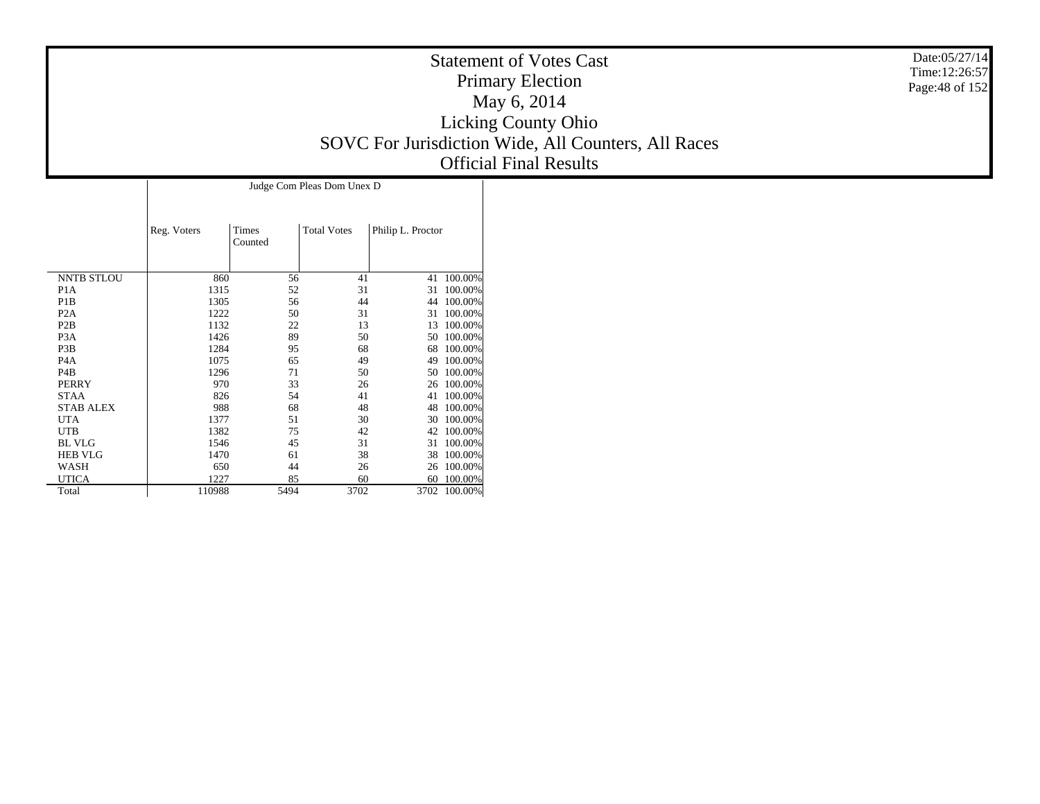# Statement of Votes Cast
## Primary Election
## May 6, 2014
## Licking County Ohio
## SOVC For Jurisdiction Wide, All Counters, All Races
## Official Final Results

Date:05/27/14
Time:12:26:57

| | Judge Com Pleas Dom Unex D | | | | |
|---|---|---|---|---|---|
| | Reg. Voters | Times Counted | Total Votes | Philip L. Proctor | |
| NNTB STLOU | 860 | 56 | 41 | 41 | 100.00% |
| P1A | 1315 | 52 | 31 | 31 | 100.00% |
| P1B | 1305 | 56 | 44 | 44 | 100.00% |
| P2A | 1222 | 50 | 31 | 31 | 100.00% |
| P2B | 1132 | 22 | 13 | 13 | 100.00% |
| P3A | 1426 | 89 | 50 | 50 | 100.00% |
| P3B | 1284 | 95 | 68 | 68 | 100.00% |
| P4A | 1075 | 65 | 49 | 49 | 100.00% |
| P4B | 1296 | 71 | 50 | 50 | 100.00% |
| PERRY | 970 | 33 | 26 | 26 | 100.00% |
| STAA | 826 | 54 | 41 | 41 | 100.00% |
| STAB ALEX | 988 | 68 | 48 | 48 | 100.00% |
| UTA | 1377 | 51 | 30 | 30 | 100.00% |
| UTB | 1382 | 75 | 42 | 42 | 100.00% |
| BL VLG | 1546 | 45 | 31 | 31 | 100.00% |
| HEB VLG | 1470 | 61 | 38 | 38 | 100.00% |
| WASH | 650 | 44 | 26 | 26 | 100.00% |
| UTICA | 1227 | 85 | 60 | 60 | 100.00% |
| Total | 110988 | 5494 | 3702 | 3702 | 100.00% |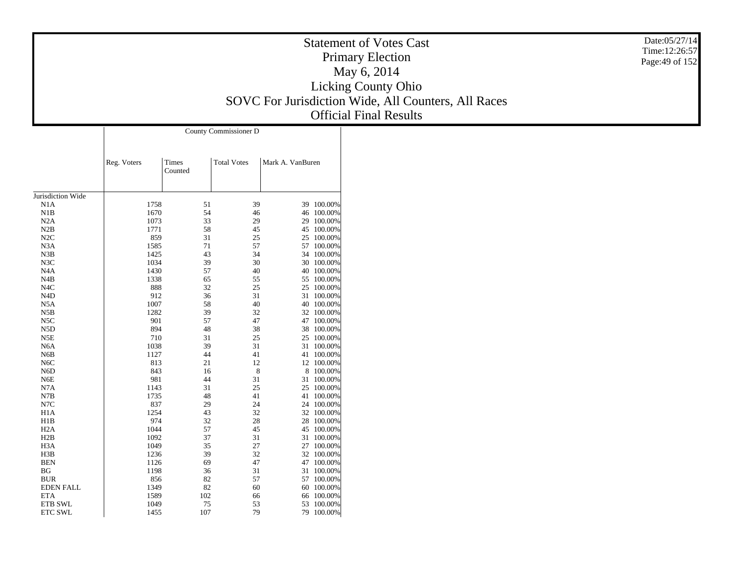# Statement of Votes Cast

## Primary Election

## May 6, 2014

## Licking County Ohio

## SOVC For Jurisdiction Wide, All Counters, All Races

## Official Final Results

Date:05/27/14
Time:12:26:57

| | County Commissioner D | | | | |
|---|---|---|---|---|---|
| | Reg. Voters | Times Counted | Total Votes | Mark A. VanBuren | |
| Jurisdiction Wide | | | | | |
| N1A | 1758 | 51 | 39 | 39 | 100.00% |
| N1B | 1670 | 54 | 46 | 46 | 100.00% |
| N2A | 1073 | 33 | 29 | 29 | 100.00% |
| N2B | 1771 | 58 | 45 | 45 | 100.00% |
| N2C | 859 | 31 | 25 | 25 | 100.00% |
| N3A | 1585 | 71 | 57 | 57 | 100.00% |
| N3B | 1425 | 43 | 34 | 34 | 100.00% |
| N3C | 1034 | 39 | 30 | 30 | 100.00% |
| N4A | 1430 | 57 | 40 | 40 | 100.00% |
| N4B | 1338 | 65 | 55 | 55 | 100.00% |
| N4C | 888 | 32 | 25 | 25 | 100.00% |
| N4D | 912 | 36 | 31 | 31 | 100.00% |
| N5A | 1007 | 58 | 40 | 40 | 100.00% |
| N5B | 1282 | 39 | 32 | 32 | 100.00% |
| N5C | 901 | 57 | 47 | 47 | 100.00% |
| N5D | 894 | 48 | 38 | 38 | 100.00% |
| N5E | 710 | 31 | 25 | 25 | 100.00% |
| N6A | 1038 | 39 | 31 | 31 | 100.00% |
| N6B | 1127 | 44 | 41 | 41 | 100.00% |
| N6C | 813 | 21 | 12 | 12 | 100.00% |
| N6D | 843 | 16 | 8 | 8 | 100.00% |
| N6E | 981 | 44 | 31 | 31 | 100.00% |
| N7A | 1143 | 31 | 25 | 25 | 100.00% |
| N7B | 1735 | 48 | 41 | 41 | 100.00% |
| N7C | 837 | 29 | 24 | 24 | 100.00% |
| H1A | 1254 | 43 | 32 | 32 | 100.00% |
| H1B | 974 | 32 | 28 | 28 | 100.00% |
| H2A | 1044 | 57 | 45 | 45 | 100.00% |
| H2B | 1092 | 37 | 31 | 31 | 100.00% |
| H3A | 1049 | 35 | 27 | 27 | 100.00% |
| H3B | 1236 | 39 | 32 | 32 | 100.00% |
| BEN | 1126 | 69 | 47 | 47 | 100.00% |
| BG | 1198 | 36 | 31 | 31 | 100.00% |
| BUR | 856 | 82 | 57 | 57 | 100.00% |
| EDEN FALL | 1349 | 82 | 60 | 60 | 100.00% |
| ETA | 1589 | 102 | 66 | 66 | 100.00% |
| ETB SWL | 1049 | 75 | 53 | 53 | 100.00% |
| ETC SWL | 1455 | 107 | 79 | 79 | 100.00% |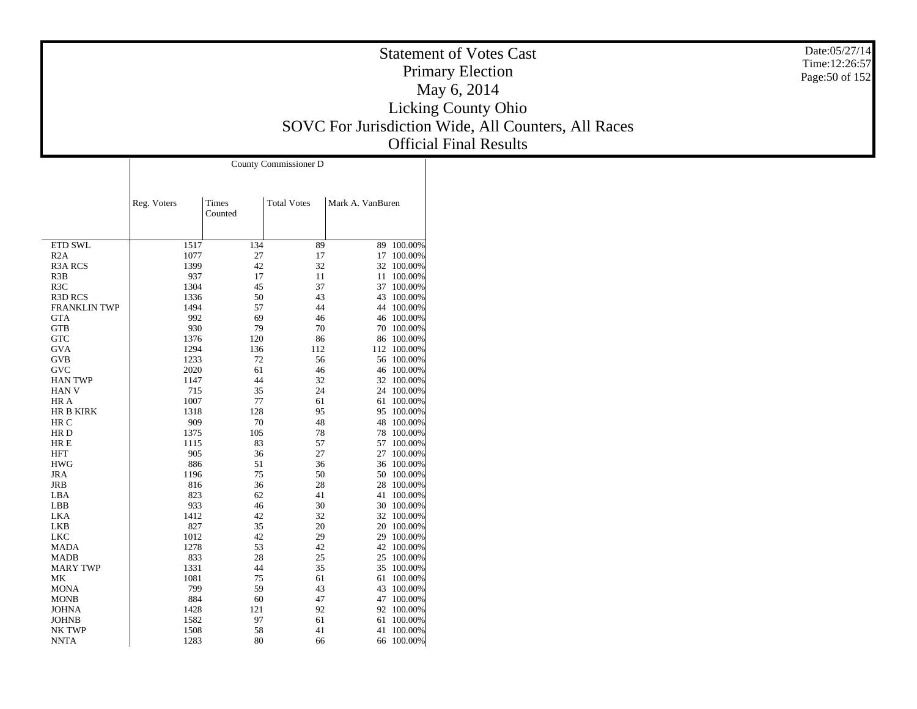# Statement of Votes Cast
## Primary Election
## May 6, 2014
## Licking County Ohio
## SOVC For Jurisdiction Wide, All Counters, All Races
## Official Final Results

Date:05/27/14
Time:12:26:57

| | County Commissioner D | | | | |
|---|---|---|---|---|---|
| | Reg. Voters | Times Counted | Total Votes | Mark A. VanBuren | |
| ETD SWL | 1517 | 134 | 89 | 89 | 100.00% |
| R2A | 1077 | 27 | 17 | 17 | 100.00% |
| R3A RCS | 1399 | 42 | 32 | 32 | 100.00% |
| R3B | 937 | 17 | 11 | 11 | 100.00% |
| R3C | 1304 | 45 | 37 | 37 | 100.00% |
| R3D RCS | 1336 | 50 | 43 | 43 | 100.00% |
| FRANKLIN TWP | 1494 | 57 | 44 | 44 | 100.00% |
| GTA | 992 | 69 | 46 | 46 | 100.00% |
| GTB | 930 | 79 | 70 | 70 | 100.00% |
| GTC | 1376 | 120 | 86 | 86 | 100.00% |
| GVA | 1294 | 136 | 112 | 112 | 100.00% |
| GVB | 1233 | 72 | 56 | 56 | 100.00% |
| GVC | 2020 | 61 | 46 | 46 | 100.00% |
| HAN TWP | 1147 | 44 | 32 | 32 | 100.00% |
| HAN V | 715 | 35 | 24 | 24 | 100.00% |
| HR A | 1007 | 77 | 61 | 61 | 100.00% |
| HR B KIRK | 1318 | 128 | 95 | 95 | 100.00% |
| HR C | 909 | 70 | 48 | 48 | 100.00% |
| HR D | 1375 | 105 | 78 | 78 | 100.00% |
| HR E | 1115 | 83 | 57 | 57 | 100.00% |
| HFT | 905 | 36 | 27 | 27 | 100.00% |
| HWG | 886 | 51 | 36 | 36 | 100.00% |
| JRA | 1196 | 75 | 50 | 50 | 100.00% |
| JRB | 816 | 36 | 28 | 28 | 100.00% |
| LBA | 823 | 62 | 41 | 41 | 100.00% |
| LBB | 933 | 46 | 30 | 30 | 100.00% |
| LKA | 1412 | 42 | 32 | 32 | 100.00% |
| LKB | 827 | 35 | 20 | 20 | 100.00% |
| LKC | 1012 | 42 | 29 | 29 | 100.00% |
| MADA | 1278 | 53 | 42 | 42 | 100.00% |
| MADB | 833 | 28 | 25 | 25 | 100.00% |
| MARY TWP | 1331 | 44 | 35 | 35 | 100.00% |
| MK | 1081 | 75 | 61 | 61 | 100.00% |
| MONA | 799 | 59 | 43 | 43 | 100.00% |
| MONB | 884 | 60 | 47 | 47 | 100.00% |
| JOHNA | 1428 | 121 | 92 | 92 | 100.00% |
| JOHNB | 1582 | 97 | 61 | 61 | 100.00% |
| NK TWP | 1508 | 58 | 41 | 41 | 100.00% |
| NNTA | 1283 | 80 | 66 | 66 | 100.00% |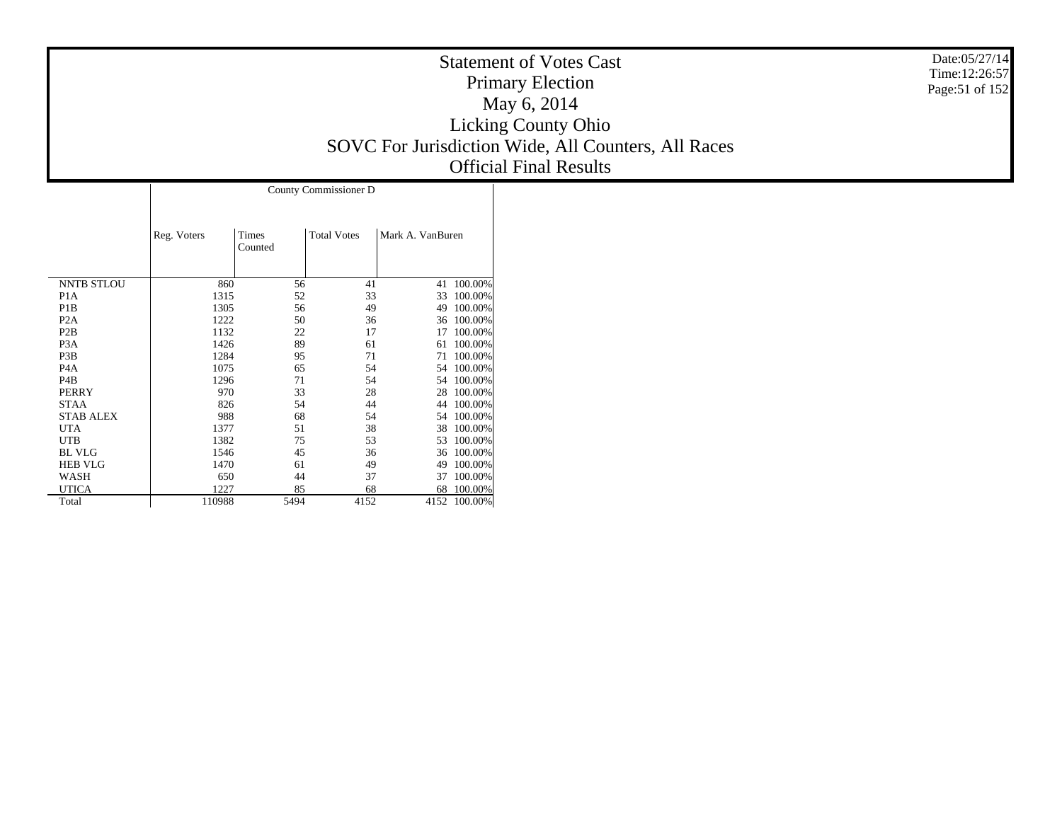# Statement of Votes Cast
## Primary Election
## May 6, 2014
## Licking County Ohio
## SOVC For Jurisdiction Wide, All Counters, All Races
## Official Final Results

Date:05/27/14
Time:12:26:57

| | County Commissioner D | | | | |
|---|---|---|---|---|---|
| | Reg. Voters | Times Counted | Total Votes | Mark A. VanBuren | |
| NNTB STLOU | 860 | 56 | 41 | 41 | 100.00% |
| P1A | 1315 | 52 | 33 | 33 | 100.00% |
| P1B | 1305 | 56 | 49 | 49 | 100.00% |
| P2A | 1222 | 50 | 36 | 36 | 100.00% |
| P2B | 1132 | 22 | 17 | 17 | 100.00% |
| P3A | 1426 | 89 | 61 | 61 | 100.00% |
| P3B | 1284 | 95 | 71 | 71 | 100.00% |
| P4A | 1075 | 65 | 54 | 54 | 100.00% |
| P4B | 1296 | 71 | 54 | 54 | 100.00% |
| PERRY | 970 | 33 | 28 | 28 | 100.00% |
| STAA | 826 | 54 | 44 | 44 | 100.00% |
| STAB ALEX | 988 | 68 | 54 | 54 | 100.00% |
| UTA | 1377 | 51 | 38 | 38 | 100.00% |
| UTB | 1382 | 75 | 53 | 53 | 100.00% |
| BL VLG | 1546 | 45 | 36 | 36 | 100.00% |
| HEB VLG | 1470 | 61 | 49 | 49 | 100.00% |
| WASH | 650 | 44 | 37 | 37 | 100.00% |
| UTICA | 1227 | 85 | 68 | 68 | 100.00% |
| Total | 110988 | 5494 | 4152 | 4152 | 100.00% |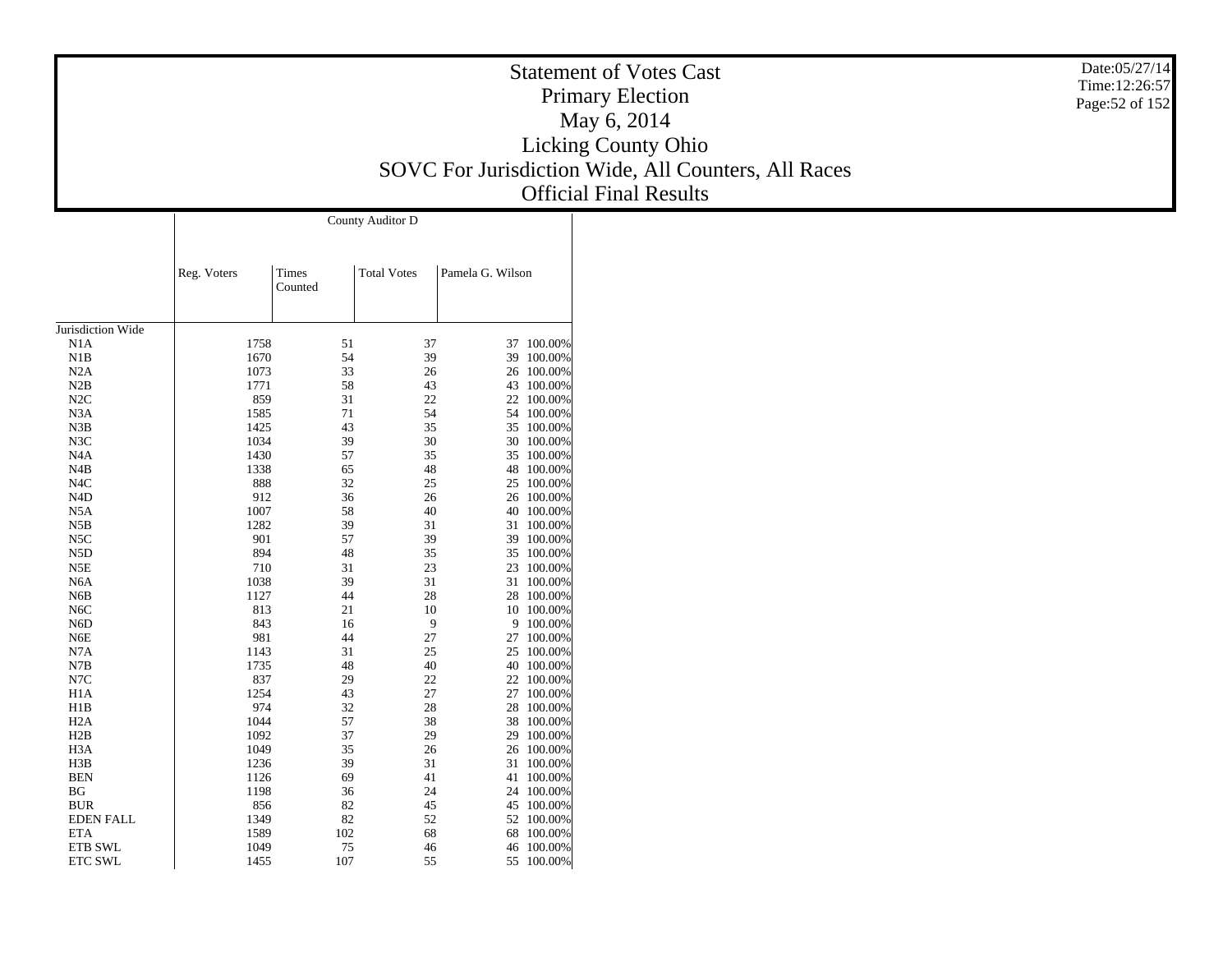# Statement of Votes Cast
## Primary Election
## May 6, 2014
## Licking County Ohio
## SOVC For Jurisdiction Wide, All Counters, All Races
## Official Final Results

| | County Auditor D | | | | |
|---|---|---|---|---|---|
| | Reg. Voters | Times Counted | Total Votes | Pamela G. Wilson | |
| Jurisdiction Wide | | | | | |
| N1A | 1758 | 51 | 37 | 37 | 100.00% |
| N1B | 1670 | 54 | 39 | 39 | 100.00% |
| N2A | 1073 | 33 | 26 | 26 | 100.00% |
| N2B | 1771 | 58 | 43 | 43 | 100.00% |
| N2C | 859 | 31 | 22 | 22 | 100.00% |
| N3A | 1585 | 71 | 54 | 54 | 100.00% |
| N3B | 1425 | 43 | 35 | 35 | 100.00% |
| N3C | 1034 | 39 | 30 | 30 | 100.00% |
| N4A | 1430 | 57 | 35 | 35 | 100.00% |
| N4B | 1338 | 65 | 48 | 48 | 100.00% |
| N4C | 888 | 32 | 25 | 25 | 100.00% |
| N4D | 912 | 36 | 26 | 26 | 100.00% |
| N5A | 1007 | 58 | 40 | 40 | 100.00% |
| N5B | 1282 | 39 | 31 | 31 | 100.00% |
| N5C | 901 | 57 | 39 | 39 | 100.00% |
| N5D | 894 | 48 | 35 | 35 | 100.00% |
| N5E | 710 | 31 | 23 | 23 | 100.00% |
| N6A | 1038 | 39 | 31 | 31 | 100.00% |
| N6B | 1127 | 44 | 28 | 28 | 100.00% |
| N6C | 813 | 21 | 10 | 10 | 100.00% |
| N6D | 843 | 16 | 9 | 9 | 100.00% |
| N6E | 981 | 44 | 27 | 27 | 100.00% |
| N7A | 1143 | 31 | 25 | 25 | 100.00% |
| N7B | 1735 | 48 | 40 | 40 | 100.00% |
| N7C | 837 | 29 | 22 | 22 | 100.00% |
| H1A | 1254 | 43 | 27 | 27 | 100.00% |
| H1B | 974 | 32 | 28 | 28 | 100.00% |
| H2A | 1044 | 57 | 38 | 38 | 100.00% |
| H2B | 1092 | 37 | 29 | 29 | 100.00% |
| H3A | 1049 | 35 | 26 | 26 | 100.00% |
| H3B | 1236 | 39 | 31 | 31 | 100.00% |
| BEN | 1126 | 69 | 41 | 41 | 100.00% |
| BG | 1198 | 36 | 24 | 24 | 100.00% |
| BUR | 856 | 82 | 45 | 45 | 100.00% |
| EDEN FALL | 1349 | 82 | 52 | 52 | 100.00% |
| ETA | 1589 | 102 | 68 | 68 | 100.00% |
| ETB SWL | 1049 | 75 | 46 | 46 | 100.00% |
| ETC SWL | 1455 | 107 | 55 | 55 | 100.00% |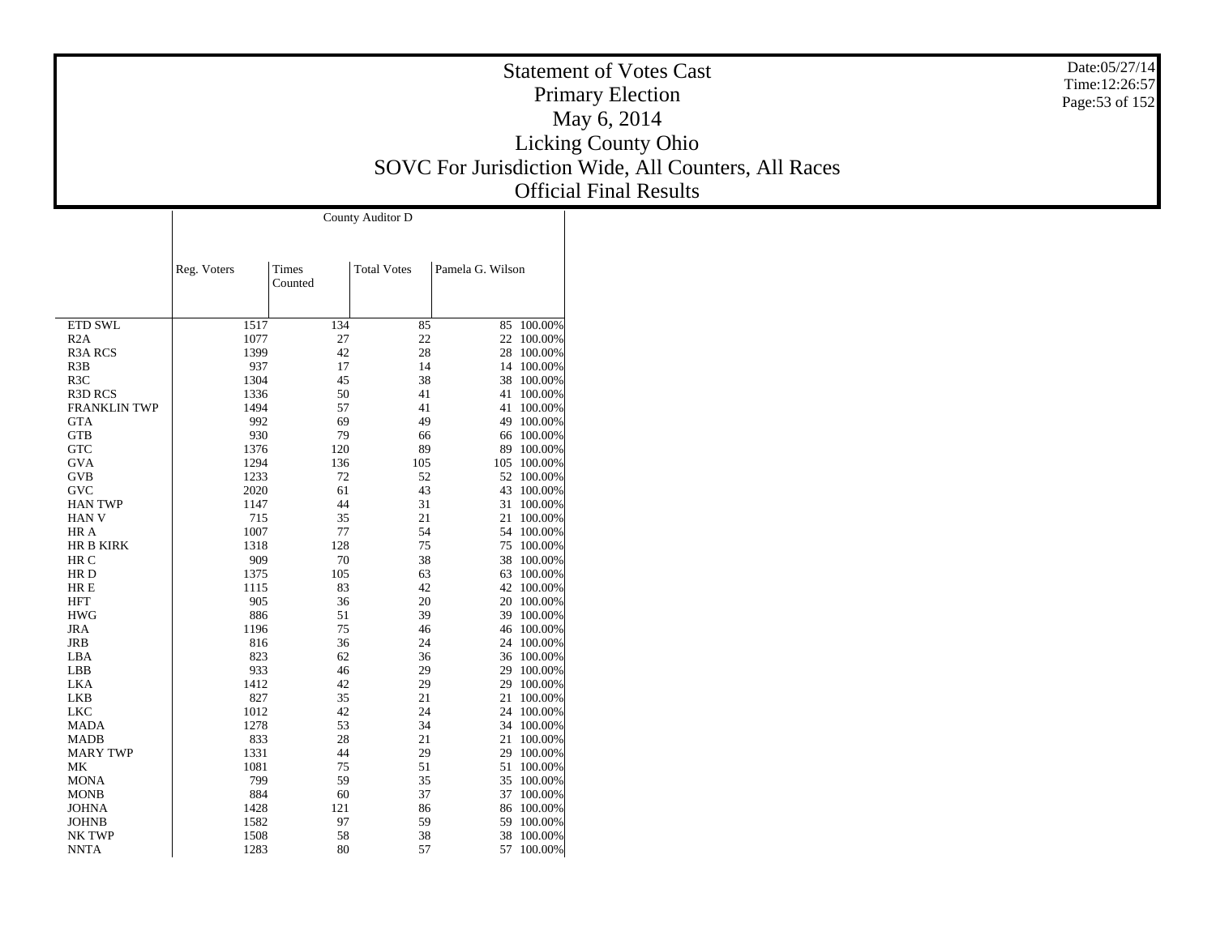# Statement of Votes Cast
## Primary Election
## May 6, 2014
## Licking County Ohio
## SOVC For Jurisdiction Wide, All Counters, All Races
## Official Final Results

Date:05/27/14
Time:12:26:57

| | County Auditor D | | | | |
|---|---|---|---|---|---|
| | Reg. Voters | Times Counted | Total Votes | Pamela G. Wilson | |
| ETD SWL | 1517 | 134 | 85 | 85 | 100.00% |
| R2A | 1077 | 27 | 22 | 22 | 100.00% |
| R3A RCS | 1399 | 42 | 28 | 28 | 100.00% |
| R3B | 937 | 17 | 14 | 14 | 100.00% |
| R3C | 1304 | 45 | 38 | 38 | 100.00% |
| R3D RCS | 1336 | 50 | 41 | 41 | 100.00% |
| FRANKLIN TWP | 1494 | 57 | 41 | 41 | 100.00% |
| GTA | 992 | 69 | 49 | 49 | 100.00% |
| GTB | 930 | 79 | 66 | 66 | 100.00% |
| GTC | 1376 | 120 | 89 | 89 | 100.00% |
| GVA | 1294 | 136 | 105 | 105 | 100.00% |
| GVB | 1233 | 72 | 52 | 52 | 100.00% |
| GVC | 2020 | 61 | 43 | 43 | 100.00% |
| HAN TWP | 1147 | 44 | 31 | 31 | 100.00% |
| HAN V | 715 | 35 | 21 | 21 | 100.00% |
| HR A | 1007 | 77 | 54 | 54 | 100.00% |
| HR B KIRK | 1318 | 128 | 75 | 75 | 100.00% |
| HR C | 909 | 70 | 38 | 38 | 100.00% |
| HR D | 1375 | 105 | 63 | 63 | 100.00% |
| HR E | 1115 | 83 | 42 | 42 | 100.00% |
| HFT | 905 | 36 | 20 | 20 | 100.00% |
| HWG | 886 | 51 | 39 | 39 | 100.00% |
| JRA | 1196 | 75 | 46 | 46 | 100.00% |
| JRB | 816 | 36 | 24 | 24 | 100.00% |
| LBA | 823 | 62 | 36 | 36 | 100.00% |
| LBB | 933 | 46 | 29 | 29 | 100.00% |
| LKA | 1412 | 42 | 29 | 29 | 100.00% |
| LKB | 827 | 35 | 21 | 21 | 100.00% |
| LKC | 1012 | 42 | 24 | 24 | 100.00% |
| MADA | 1278 | 53 | 34 | 34 | 100.00% |
| MADB | 833 | 28 | 21 | 21 | 100.00% |
| MARY TWP | 1331 | 44 | 29 | 29 | 100.00% |
| MK | 1081 | 75 | 51 | 51 | 100.00% |
| MONA | 799 | 59 | 35 | 35 | 100.00% |
| MONB | 884 | 60 | 37 | 37 | 100.00% |
| JOHNA | 1428 | 121 | 86 | 86 | 100.00% |
| JOHNB | 1582 | 97 | 59 | 59 | 100.00% |
| NK TWP | 1508 | 58 | 38 | 38 | 100.00% |
| NNTA | 1283 | 80 | 57 | 57 | 100.00% |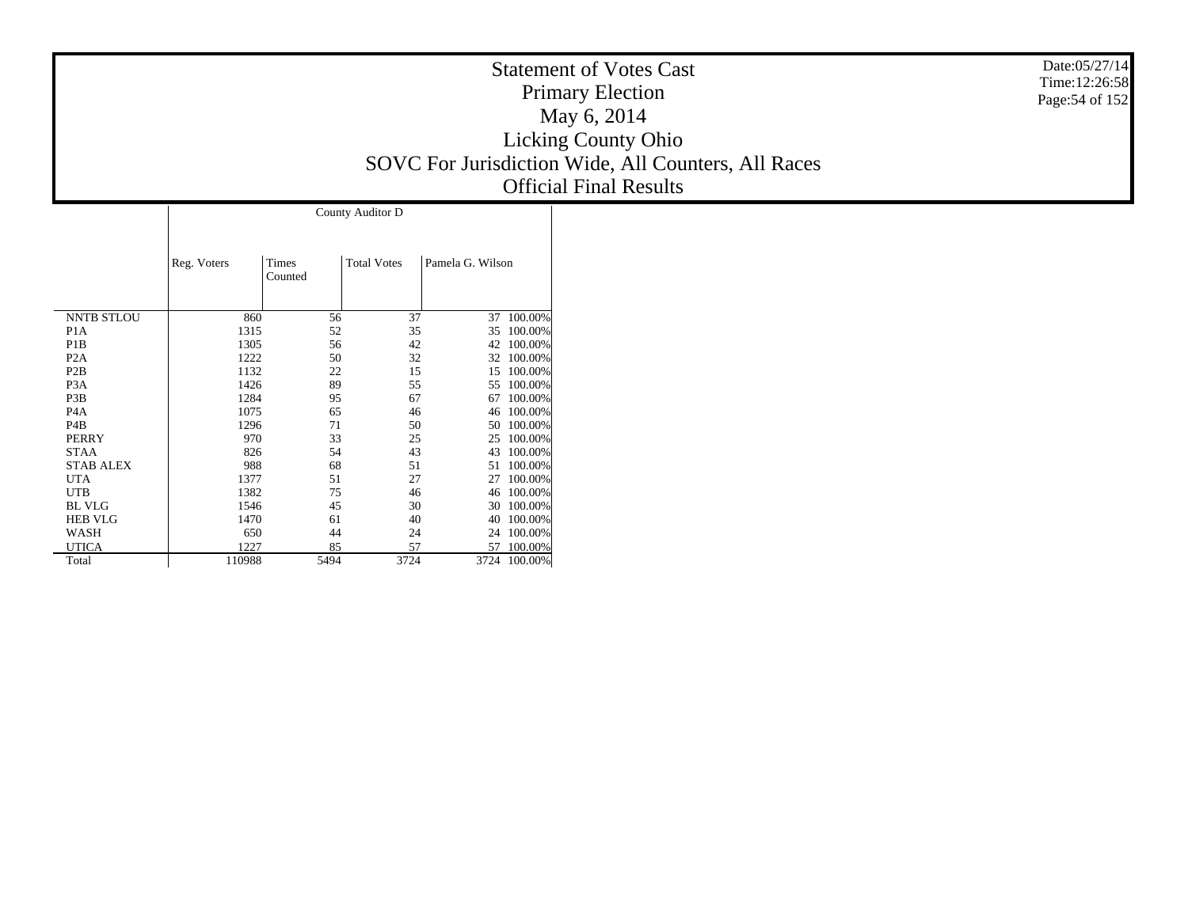# Statement of Votes Cast
## Primary Election
## May 6, 2014
## Licking County Ohio
## SOVC For Jurisdiction Wide, All Counters, All Races
## Official Final Results

Date:05/27/14
Time:12:26:58

| | County Auditor D | | | | |
|---|---|---|---|---|---|
| | Reg. Voters | Times Counted | Total Votes | Pamela G. Wilson | |
| NNTB STLOU | 860 | 56 | 37 | 37 | 100.00% |
| P1A | 1315 | 52 | 35 | 35 | 100.00% |
| P1B | 1305 | 56 | 42 | 42 | 100.00% |
| P2A | 1222 | 50 | 32 | 32 | 100.00% |
| P2B | 1132 | 22 | 15 | 15 | 100.00% |
| P3A | 1426 | 89 | 55 | 55 | 100.00% |
| P3B | 1284 | 95 | 67 | 67 | 100.00% |
| P4A | 1075 | 65 | 46 | 46 | 100.00% |
| P4B | 1296 | 71 | 50 | 50 | 100.00% |
| PERRY | 970 | 33 | 25 | 25 | 100.00% |
| STAA | 826 | 54 | 43 | 43 | 100.00% |
| STAB ALEX | 988 | 68 | 51 | 51 | 100.00% |
| UTA | 1377 | 51 | 27 | 27 | 100.00% |
| UTB | 1382 | 75 | 46 | 46 | 100.00% |
| BL VLG | 1546 | 45 | 30 | 30 | 100.00% |
| HEB VLG | 1470 | 61 | 40 | 40 | 100.00% |
| WASH | 650 | 44 | 24 | 24 | 100.00% |
| UTICA | 1227 | 85 | 57 | 57 | 100.00% |
| Total | 110988 | 5494 | 3724 | 3724 | 100.00% |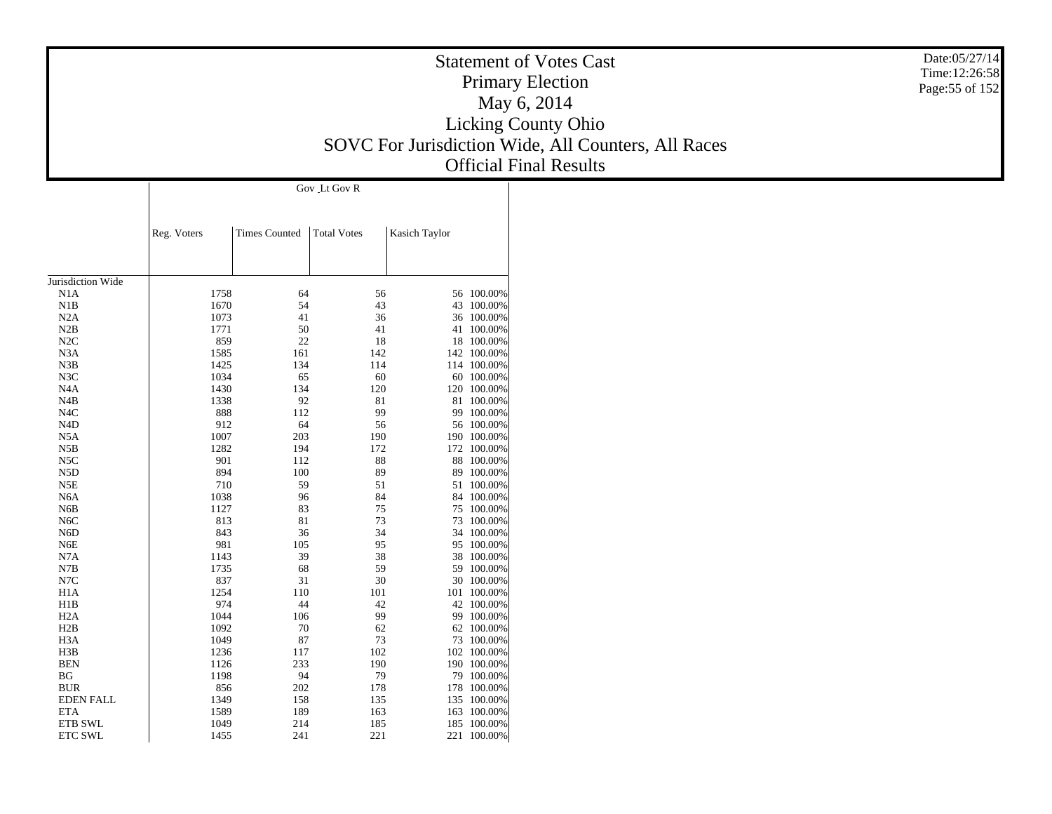# Statement of Votes Cast
## Primary Election
## May 6, 2014
## Licking County Ohio
## SOVC For Jurisdiction Wide, All Counters, All Races
## Official Final Results

Date:05/27/14
Time:12:26:58

| | Gov _Lt Gov R | | | | |
|---|---|---|---|---|---|
| | Reg. Voters | Times Counted | Total Votes | Kasich Taylor | |
| Jurisdiction Wide | | | | | |
| N1A | 1758 | 64 | 56 | 56 | 100.00% |
| N1B | 1670 | 54 | 43 | 43 | 100.00% |
| N2A | 1073 | 41 | 36 | 36 | 100.00% |
| N2B | 1771 | 50 | 41 | 41 | 100.00% |
| N2C | 859 | 22 | 18 | 18 | 100.00% |
| N3A | 1585 | 161 | 142 | 142 | 100.00% |
| N3B | 1425 | 134 | 114 | 114 | 100.00% |
| N3C | 1034 | 65 | 60 | 60 | 100.00% |
| N4A | 1430 | 134 | 120 | 120 | 100.00% |
| N4B | 1338 | 92 | 81 | 81 | 100.00% |
| N4C | 888 | 112 | 99 | 99 | 100.00% |
| N4D | 912 | 64 | 56 | 56 | 100.00% |
| N5A | 1007 | 203 | 190 | 190 | 100.00% |
| N5B | 1282 | 194 | 172 | 172 | 100.00% |
| N5C | 901 | 112 | 88 | 88 | 100.00% |
| N5D | 894 | 100 | 89 | 89 | 100.00% |
| N5E | 710 | 59 | 51 | 51 | 100.00% |
| N6A | 1038 | 96 | 84 | 84 | 100.00% |
| N6B | 1127 | 83 | 75 | 75 | 100.00% |
| N6C | 813 | 81 | 73 | 73 | 100.00% |
| N6D | 843 | 36 | 34 | 34 | 100.00% |
| N6E | 981 | 105 | 95 | 95 | 100.00% |
| N7A | 1143 | 39 | 38 | 38 | 100.00% |
| N7B | 1735 | 68 | 59 | 59 | 100.00% |
| N7C | 837 | 31 | 30 | 30 | 100.00% |
| H1A | 1254 | 110 | 101 | 101 | 100.00% |
| H1B | 974 | 44 | 42 | 42 | 100.00% |
| H2A | 1044 | 106 | 99 | 99 | 100.00% |
| H2B | 1092 | 70 | 62 | 62 | 100.00% |
| H3A | 1049 | 87 | 73 | 73 | 100.00% |
| H3B | 1236 | 117 | 102 | 102 | 100.00% |
| BEN | 1126 | 233 | 190 | 190 | 100.00% |
| BG | 1198 | 94 | 79 | 79 | 100.00% |
| BUR | 856 | 202 | 178 | 178 | 100.00% |
| EDEN FALL | 1349 | 158 | 135 | 135 | 100.00% |
| ETA | 1589 | 189 | 163 | 163 | 100.00% |
| ETB SWL | 1049 | 214 | 185 | 185 | 100.00% |
| ETC SWL | 1455 | 241 | 221 | 221 | 100.00% |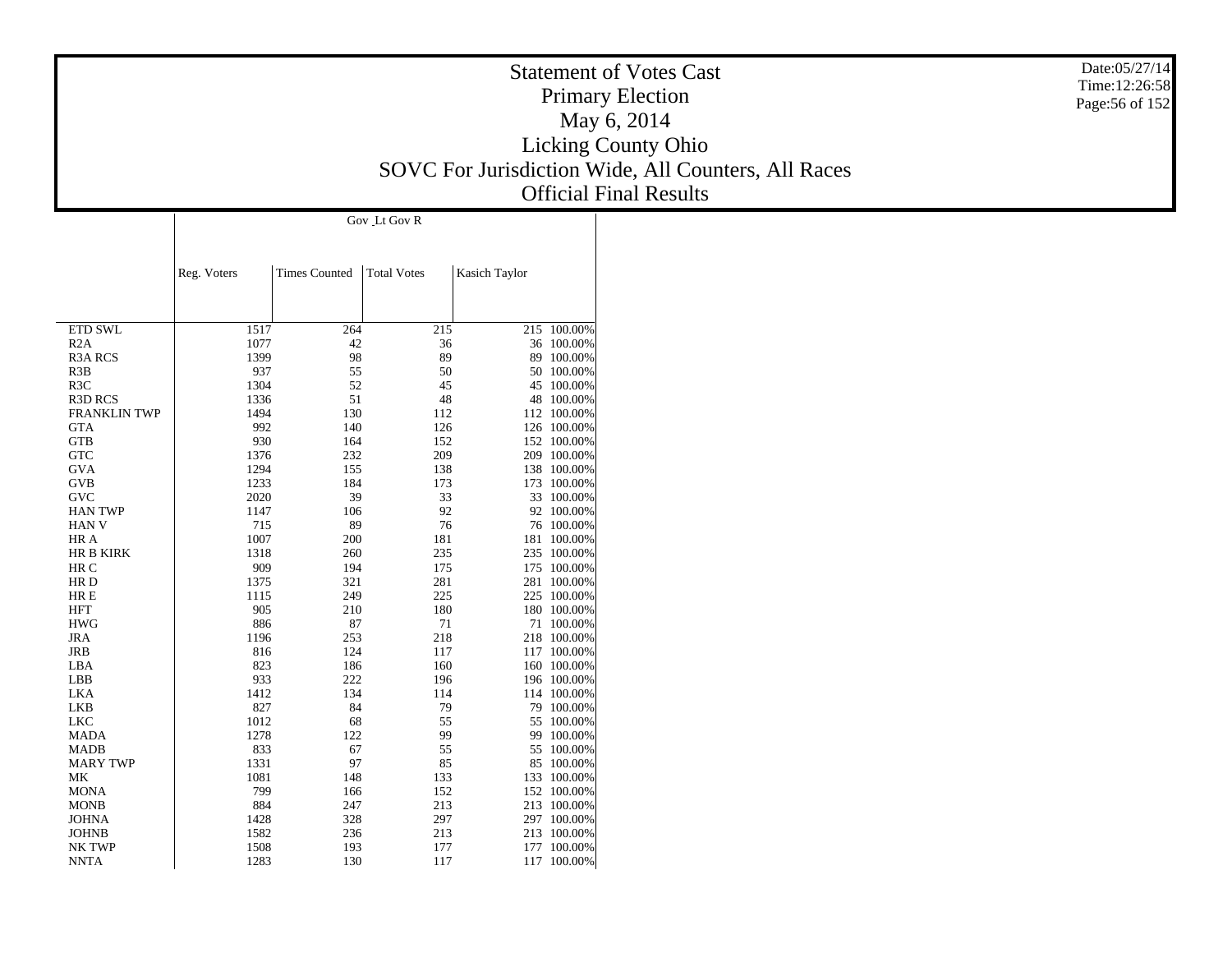# Statement of Votes Cast
## Primary Election
## May 6, 2014
## Licking County Ohio
## SOVC For Jurisdiction Wide, All Counters, All Races
## Official Final Results

Date:05/27/14
Time:12:26:58

| | | | Gov _Lt Gov R | | |
|---|---|---|---|---|---|
| | Reg. Voters | Times Counted | Total Votes | Kasich Taylor | |
| ETD SWL | 1517 | 264 | 215 | 215 | 100.00% |
| R2A | 1077 | 42 | 36 | 36 | 100.00% |
| R3A RCS | 1399 | 98 | 89 | 89 | 100.00% |
| R3B | 937 | 55 | 50 | 50 | 100.00% |
| R3C | 1304 | 52 | 45 | 45 | 100.00% |
| R3D RCS | 1336 | 51 | 48 | 48 | 100.00% |
| FRANKLIN TWP | 1494 | 130 | 112 | 112 | 100.00% |
| GTA | 992 | 140 | 126 | 126 | 100.00% |
| GTB | 930 | 164 | 152 | 152 | 100.00% |
| GTC | 1376 | 232 | 209 | 209 | 100.00% |
| GVA | 1294 | 155 | 138 | 138 | 100.00% |
| GVB | 1233 | 184 | 173 | 173 | 100.00% |
| GVC | 2020 | 39 | 33 | 33 | 100.00% |
| HAN TWP | 1147 | 106 | 92 | 92 | 100.00% |
| HAN V | 715 | 89 | 76 | 76 | 100.00% |
| HR A | 1007 | 200 | 181 | 181 | 100.00% |
| HR B KIRK | 1318 | 260 | 235 | 235 | 100.00% |
| HR C | 909 | 194 | 175 | 175 | 100.00% |
| HR D | 1375 | 321 | 281 | 281 | 100.00% |
| HR E | 1115 | 249 | 225 | 225 | 100.00% |
| HFT | 905 | 210 | 180 | 180 | 100.00% |
| HWG | 886 | 87 | 71 | 71 | 100.00% |
| JRA | 1196 | 253 | 218 | 218 | 100.00% |
| JRB | 816 | 124 | 117 | 117 | 100.00% |
| LBA | 823 | 186 | 160 | 160 | 100.00% |
| LBB | 933 | 222 | 196 | 196 | 100.00% |
| LKA | 1412 | 134 | 114 | 114 | 100.00% |
| LKB | 827 | 84 | 79 | 79 | 100.00% |
| LKC | 1012 | 68 | 55 | 55 | 100.00% |
| MADA | 1278 | 122 | 99 | 99 | 100.00% |
| MADB | 833 | 67 | 55 | 55 | 100.00% |
| MARY TWP | 1331 | 97 | 85 | 85 | 100.00% |
| MK | 1081 | 148 | 133 | 133 | 100.00% |
| MONA | 799 | 166 | 152 | 152 | 100.00% |
| MONB | 884 | 247 | 213 | 213 | 100.00% |
| JOHNA | 1428 | 328 | 297 | 297 | 100.00% |
| JOHNB | 1582 | 236 | 213 | 213 | 100.00% |
| NK TWP | 1508 | 193 | 177 | 177 | 100.00% |
| NNTA | 1283 | 130 | 117 | 117 | 100.00% |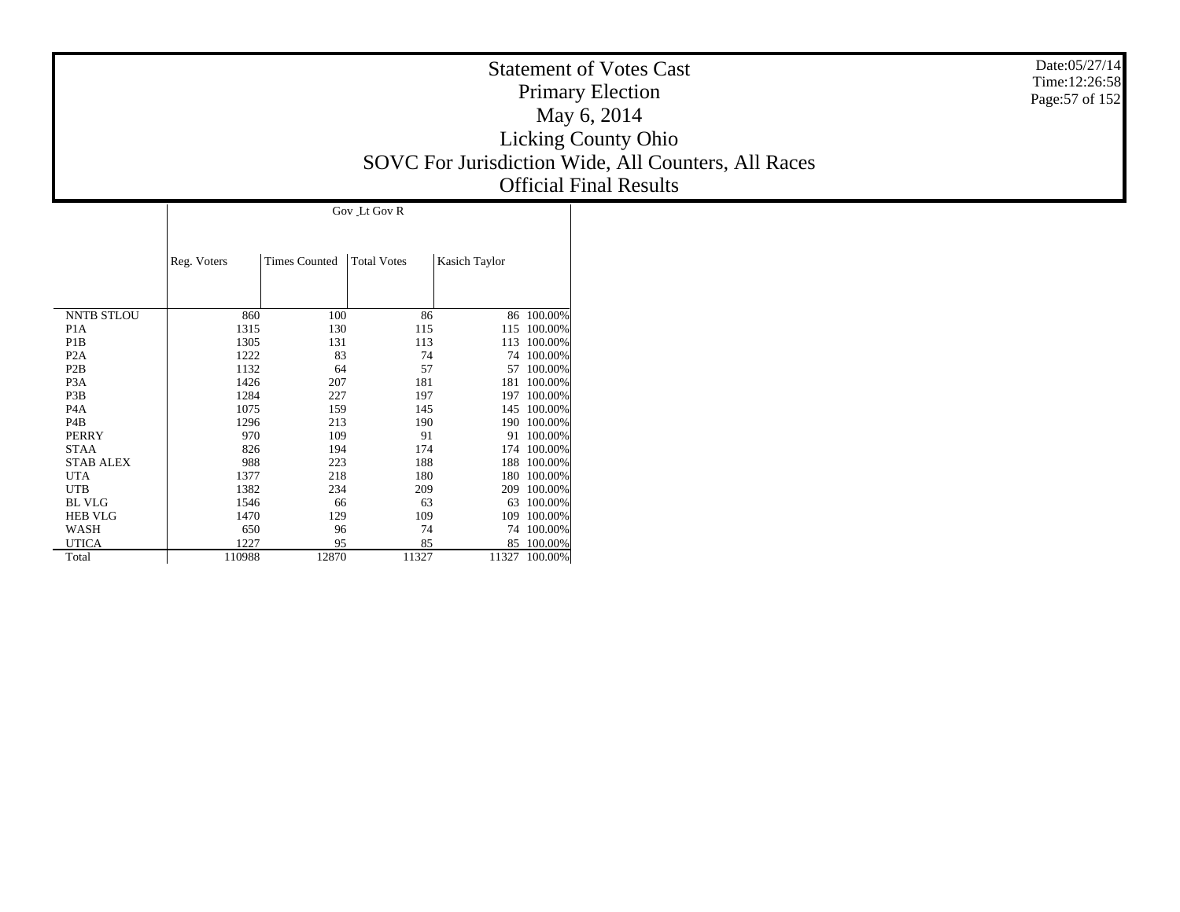# Statement of Votes Cast
## Primary Election
## May 6, 2014
## Licking County Ohio
## SOVC For Jurisdiction Wide, All Counters, All Races
## Official Final Results

Date:05/27/14
Time:12:26:58

| | Gov_Lt Gov R | | | | |
|---|---|---|---|---|---|
| | Reg. Voters | Times Counted | Total Votes | Kasich Taylor | |
| NNTB STLOU | 860 | 100 | 86 | 86 | 100.00% |
| P1A | 1315 | 130 | 115 | 115 | 100.00% |
| P1B | 1305 | 131 | 113 | 113 | 100.00% |
| P2A | 1222 | 83 | 74 | 74 | 100.00% |
| P2B | 1132 | 64 | 57 | 57 | 100.00% |
| P3A | 1426 | 207 | 181 | 181 | 100.00% |
| P3B | 1284 | 227 | 197 | 197 | 100.00% |
| P4A | 1075 | 159 | 145 | 145 | 100.00% |
| P4B | 1296 | 213 | 190 | 190 | 100.00% |
| PERRY | 970 | 109 | 91 | 91 | 100.00% |
| STAA | 826 | 194 | 174 | 174 | 100.00% |
| STAB ALEX | 988 | 223 | 188 | 188 | 100.00% |
| UTA | 1377 | 218 | 180 | 180 | 100.00% |
| UTB | 1382 | 234 | 209 | 209 | 100.00% |
| BL VLG | 1546 | 66 | 63 | 63 | 100.00% |
| HEB VLG | 1470 | 129 | 109 | 109 | 100.00% |
| WASH | 650 | 96 | 74 | 74 | 100.00% |
| UTICA | 1227 | 95 | 85 | 85 | 100.00% |
| Total | 110988 | 12870 | 11327 | 11327 | 100.00% |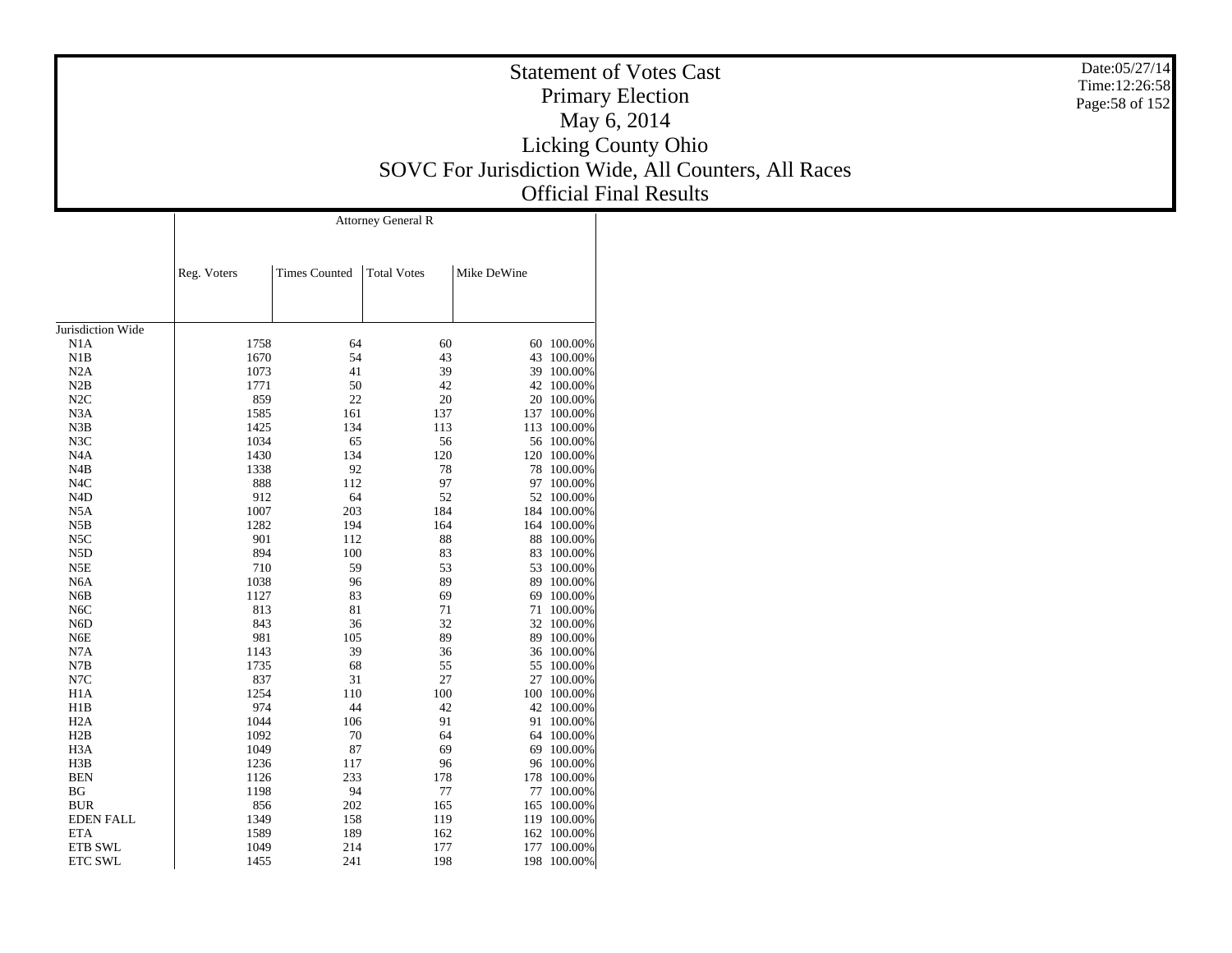# Statement of Votes Cast
## Primary Election
## May 6, 2014
## Licking County Ohio
## SOVC For Jurisdiction Wide, All Counters, All Races
## Official Final Results

| | Attorney General R | | | | |
|---|---|---|---|---|---|
| | Reg. Voters | Times Counted | Total Votes | Mike DeWine | |
| Jurisdiction Wide | | | | | |
| N1A | 1758 | 64 | 60 | 60 | 100.00% |
| N1B | 1670 | 54 | 43 | 43 | 100.00% |
| N2A | 1073 | 41 | 39 | 39 | 100.00% |
| N2B | 1771 | 50 | 42 | 42 | 100.00% |
| N2C | 859 | 22 | 20 | 20 | 100.00% |
| N3A | 1585 | 161 | 137 | 137 | 100.00% |
| N3B | 1425 | 134 | 113 | 113 | 100.00% |
| N3C | 1034 | 65 | 56 | 56 | 100.00% |
| N4A | 1430 | 134 | 120 | 120 | 100.00% |
| N4B | 1338 | 92 | 78 | 78 | 100.00% |
| N4C | 888 | 112 | 97 | 97 | 100.00% |
| N4D | 912 | 64 | 52 | 52 | 100.00% |
| N5A | 1007 | 203 | 184 | 184 | 100.00% |
| N5B | 1282 | 194 | 164 | 164 | 100.00% |
| N5C | 901 | 112 | 88 | 88 | 100.00% |
| N5D | 894 | 100 | 83 | 83 | 100.00% |
| N5E | 710 | 59 | 53 | 53 | 100.00% |
| N6A | 1038 | 96 | 89 | 89 | 100.00% |
| N6B | 1127 | 83 | 69 | 69 | 100.00% |
| N6C | 813 | 81 | 71 | 71 | 100.00% |
| N6D | 843 | 36 | 32 | 32 | 100.00% |
| N6E | 981 | 105 | 89 | 89 | 100.00% |
| N7A | 1143 | 39 | 36 | 36 | 100.00% |
| N7B | 1735 | 68 | 55 | 55 | 100.00% |
| N7C | 837 | 31 | 27 | 27 | 100.00% |
| H1A | 1254 | 110 | 100 | 100 | 100.00% |
| H1B | 974 | 44 | 42 | 42 | 100.00% |
| H2A | 1044 | 106 | 91 | 91 | 100.00% |
| H2B | 1092 | 70 | 64 | 64 | 100.00% |
| H3A | 1049 | 87 | 69 | 69 | 100.00% |
| H3B | 1236 | 117 | 96 | 96 | 100.00% |
| BEN | 1126 | 233 | 178 | 178 | 100.00% |
| BG | 1198 | 94 | 77 | 77 | 100.00% |
| BUR | 856 | 202 | 165 | 165 | 100.00% |
| EDEN FALL | 1349 | 158 | 119 | 119 | 100.00% |
| ETA | 1589 | 189 | 162 | 162 | 100.00% |
| ETB SWL | 1049 | 214 | 177 | 177 | 100.00% |
| ETC SWL | 1455 | 241 | 198 | 198 | 100.00% |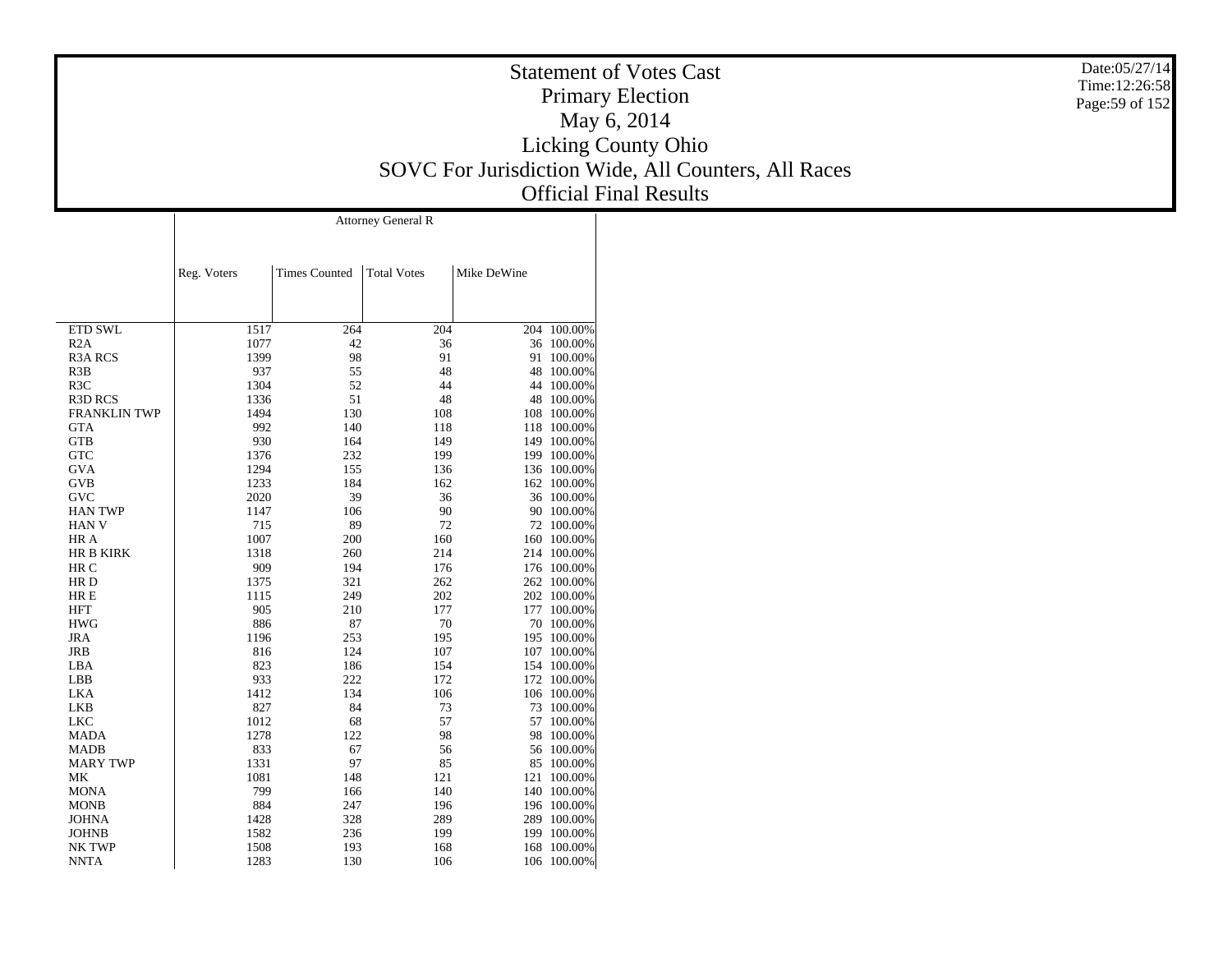# Statement of Votes Cast
## Primary Election
## May 6, 2014
## Licking County Ohio
## SOVC For Jurisdiction Wide, All Counters, All Races
## Official Final Results

Date:05/27/14
Time:12:26:58

| | Attorney General R | | | | |
|---|---|---|---|---|---|
| | Reg. Voters | Times Counted | Total Votes | Mike DeWine | |
| ETD SWL | 1517 | 264 | 204 | 204 | 100.00% |
| R2A | 1077 | 42 | 36 | 36 | 100.00% |
| R3A RCS | 1399 | 98 | 91 | 91 | 100.00% |
| R3B | 937 | 55 | 48 | 48 | 100.00% |
| R3C | 1304 | 52 | 44 | 44 | 100.00% |
| R3D RCS | 1336 | 51 | 48 | 48 | 100.00% |
| FRANKLIN TWP | 1494 | 130 | 108 | 108 | 100.00% |
| GTA | 992 | 140 | 118 | 118 | 100.00% |
| GTB | 930 | 164 | 149 | 149 | 100.00% |
| GTC | 1376 | 232 | 199 | 199 | 100.00% |
| GVA | 1294 | 155 | 136 | 136 | 100.00% |
| GVB | 1233 | 184 | 162 | 162 | 100.00% |
| GVC | 2020 | 39 | 36 | 36 | 100.00% |
| HAN TWP | 1147 | 106 | 90 | 90 | 100.00% |
| HAN V | 715 | 89 | 72 | 72 | 100.00% |
| HR A | 1007 | 200 | 160 | 160 | 100.00% |
| HR B KIRK | 1318 | 260 | 214 | 214 | 100.00% |
| HR C | 909 | 194 | 176 | 176 | 100.00% |
| HR D | 1375 | 321 | 262 | 262 | 100.00% |
| HR E | 1115 | 249 | 202 | 202 | 100.00% |
| HFT | 905 | 210 | 177 | 177 | 100.00% |
| HWG | 886 | 87 | 70 | 70 | 100.00% |
| JRA | 1196 | 253 | 195 | 195 | 100.00% |
| JRB | 816 | 124 | 107 | 107 | 100.00% |
| LBA | 823 | 186 | 154 | 154 | 100.00% |
| LBB | 933 | 222 | 172 | 172 | 100.00% |
| LKA | 1412 | 134 | 106 | 106 | 100.00% |
| LKB | 827 | 84 | 73 | 73 | 100.00% |
| LKC | 1012 | 68 | 57 | 57 | 100.00% |
| MADA | 1278 | 122 | 98 | 98 | 100.00% |
| MADB | 833 | 67 | 56 | 56 | 100.00% |
| MARY TWP | 1331 | 97 | 85 | 85 | 100.00% |
| MK | 1081 | 148 | 121 | 121 | 100.00% |
| MONA | 799 | 166 | 140 | 140 | 100.00% |
| MONB | 884 | 247 | 196 | 196 | 100.00% |
| JOHNA | 1428 | 328 | 289 | 289 | 100.00% |
| JOHNB | 1582 | 236 | 199 | 199 | 100.00% |
| NK TWP | 1508 | 193 | 168 | 168 | 100.00% |
| NNTA | 1283 | 130 | 106 | 106 | 100.00% |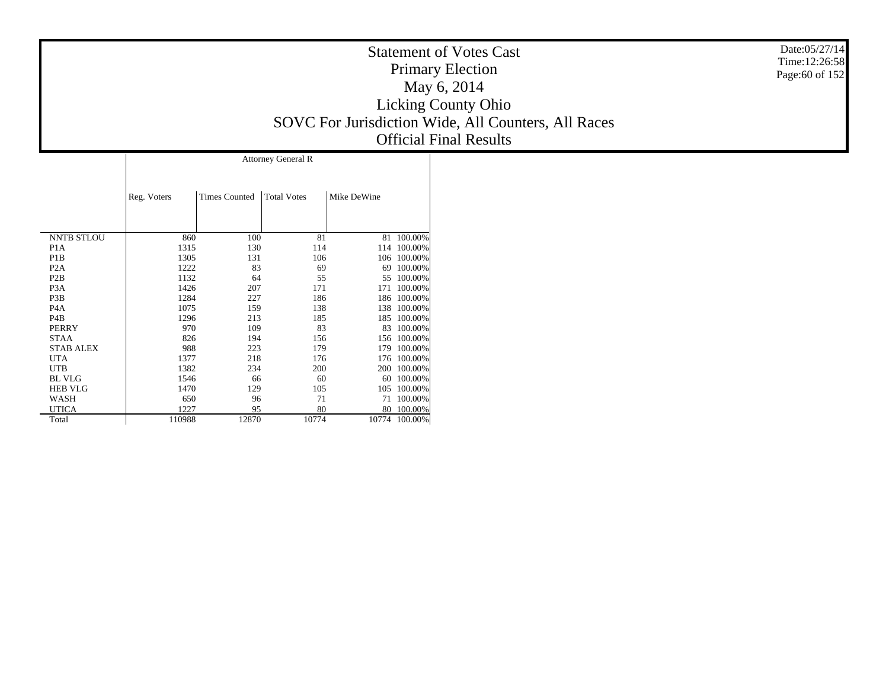# Statement of Votes Cast

## Primary Election

## May 6, 2014

## Licking County Ohio

## SOVC For Jurisdiction Wide, All Counters, All Races

## Official Final Results

Date:05/27/14
Time:12:26:58

| | Attorney General R | | | | |
|---|---|---|---|---|---|
| | Reg. Voters | Times Counted | Total Votes | Mike DeWine | |
| NNTB STLOU | 860 | 100 | 81 | 81 | 100.00% |
| P1A | 1315 | 130 | 114 | 114 | 100.00% |
| P1B | 1305 | 131 | 106 | 106 | 100.00% |
| P2A | 1222 | 83 | 69 | 69 | 100.00% |
| P2B | 1132 | 64 | 55 | 55 | 100.00% |
| P3A | 1426 | 207 | 171 | 171 | 100.00% |
| P3B | 1284 | 227 | 186 | 186 | 100.00% |
| P4A | 1075 | 159 | 138 | 138 | 100.00% |
| P4B | 1296 | 213 | 185 | 185 | 100.00% |
| PERRY | 970 | 109 | 83 | 83 | 100.00% |
| STAA | 826 | 194 | 156 | 156 | 100.00% |
| STAB ALEX | 988 | 223 | 179 | 179 | 100.00% |
| UTA | 1377 | 218 | 176 | 176 | 100.00% |
| UTB | 1382 | 234 | 200 | 200 | 100.00% |
| BL VLG | 1546 | 66 | 60 | 60 | 100.00% |
| HEB VLG | 1470 | 129 | 105 | 105 | 100.00% |
| WASH | 650 | 96 | 71 | 71 | 100.00% |
| UTICA | 1227 | 95 | 80 | 80 | 100.00% |
| Total | 110988 | 12870 | 10774 | 10774 | 100.00% |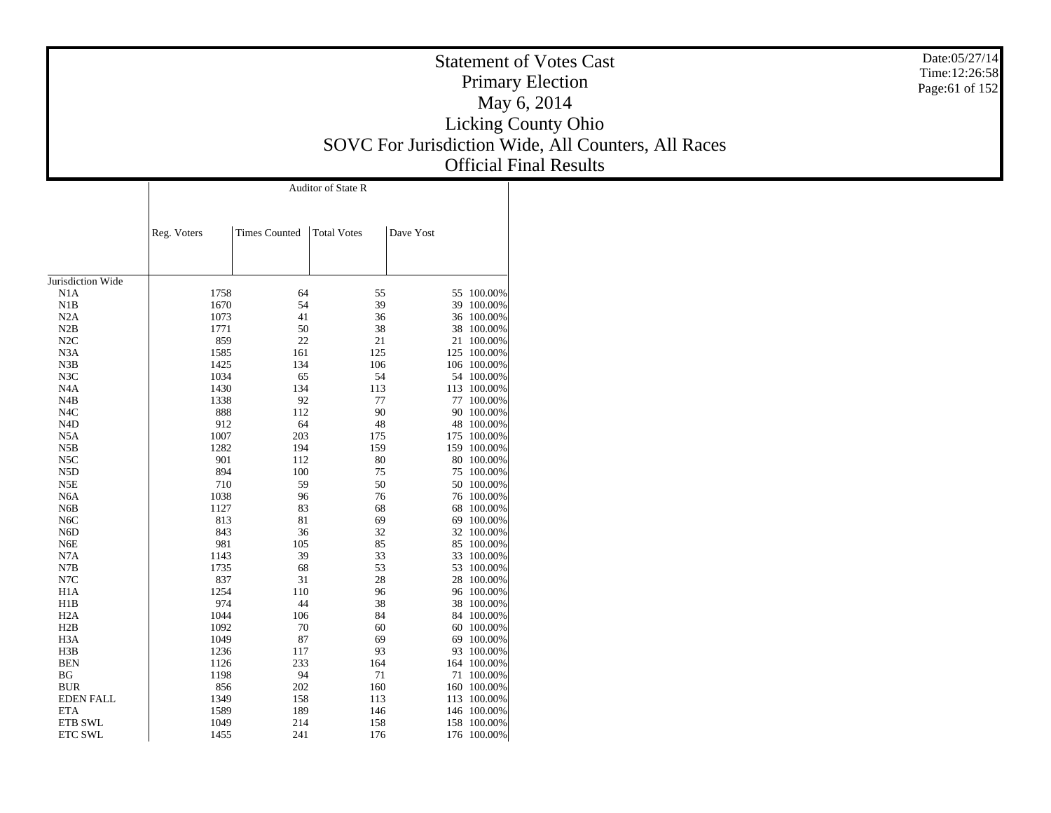# Statement of Votes Cast
## Primary Election
## May 6, 2014
## Licking County Ohio
## SOVC For Jurisdiction Wide, All Counters, All Races
## Official Final Results

Date:05/27/14
Time:12:26:58

| | | | | Auditor of State R | |
|---|---|---|---|---|---|
| | Reg. Voters | Times Counted | Total Votes | Dave Yost | |
| Jurisdiction Wide | | | | | |
| N1A | 1758 | 64 | 55 | 55 | 100.00% |
| N1B | 1670 | 54 | 39 | 39 | 100.00% |
| N2A | 1073 | 41 | 36 | 36 | 100.00% |
| N2B | 1771 | 50 | 38 | 38 | 100.00% |
| N2C | 859 | 22 | 21 | 21 | 100.00% |
| N3A | 1585 | 161 | 125 | 125 | 100.00% |
| N3B | 1425 | 134 | 106 | 106 | 100.00% |
| N3C | 1034 | 65 | 54 | 54 | 100.00% |
| N4A | 1430 | 134 | 113 | 113 | 100.00% |
| N4B | 1338 | 92 | 77 | 77 | 100.00% |
| N4C | 888 | 112 | 90 | 90 | 100.00% |
| N4D | 912 | 64 | 48 | 48 | 100.00% |
| N5A | 1007 | 203 | 175 | 175 | 100.00% |
| N5B | 1282 | 194 | 159 | 159 | 100.00% |
| N5C | 901 | 112 | 80 | 80 | 100.00% |
| N5D | 894 | 100 | 75 | 75 | 100.00% |
| N5E | 710 | 59 | 50 | 50 | 100.00% |
| N6A | 1038 | 96 | 76 | 76 | 100.00% |
| N6B | 1127 | 83 | 68 | 68 | 100.00% |
| N6C | 813 | 81 | 69 | 69 | 100.00% |
| N6D | 843 | 36 | 32 | 32 | 100.00% |
| N6E | 981 | 105 | 85 | 85 | 100.00% |
| N7A | 1143 | 39 | 33 | 33 | 100.00% |
| N7B | 1735 | 68 | 53 | 53 | 100.00% |
| N7C | 837 | 31 | 28 | 28 | 100.00% |
| H1A | 1254 | 110 | 96 | 96 | 100.00% |
| H1B | 974 | 44 | 38 | 38 | 100.00% |
| H2A | 1044 | 106 | 84 | 84 | 100.00% |
| H2B | 1092 | 70 | 60 | 60 | 100.00% |
| H3A | 1049 | 87 | 69 | 69 | 100.00% |
| H3B | 1236 | 117 | 93 | 93 | 100.00% |
| BEN | 1126 | 233 | 164 | 164 | 100.00% |
| BG | 1198 | 94 | 71 | 71 | 100.00% |
| BUR | 856 | 202 | 160 | 160 | 100.00% |
| EDEN FALL | 1349 | 158 | 113 | 113 | 100.00% |
| ETA | 1589 | 189 | 146 | 146 | 100.00% |
| ETB SWL | 1049 | 214 | 158 | 158 | 100.00% |
| ETC SWL | 1455 | 241 | 176 | 176 | 100.00% |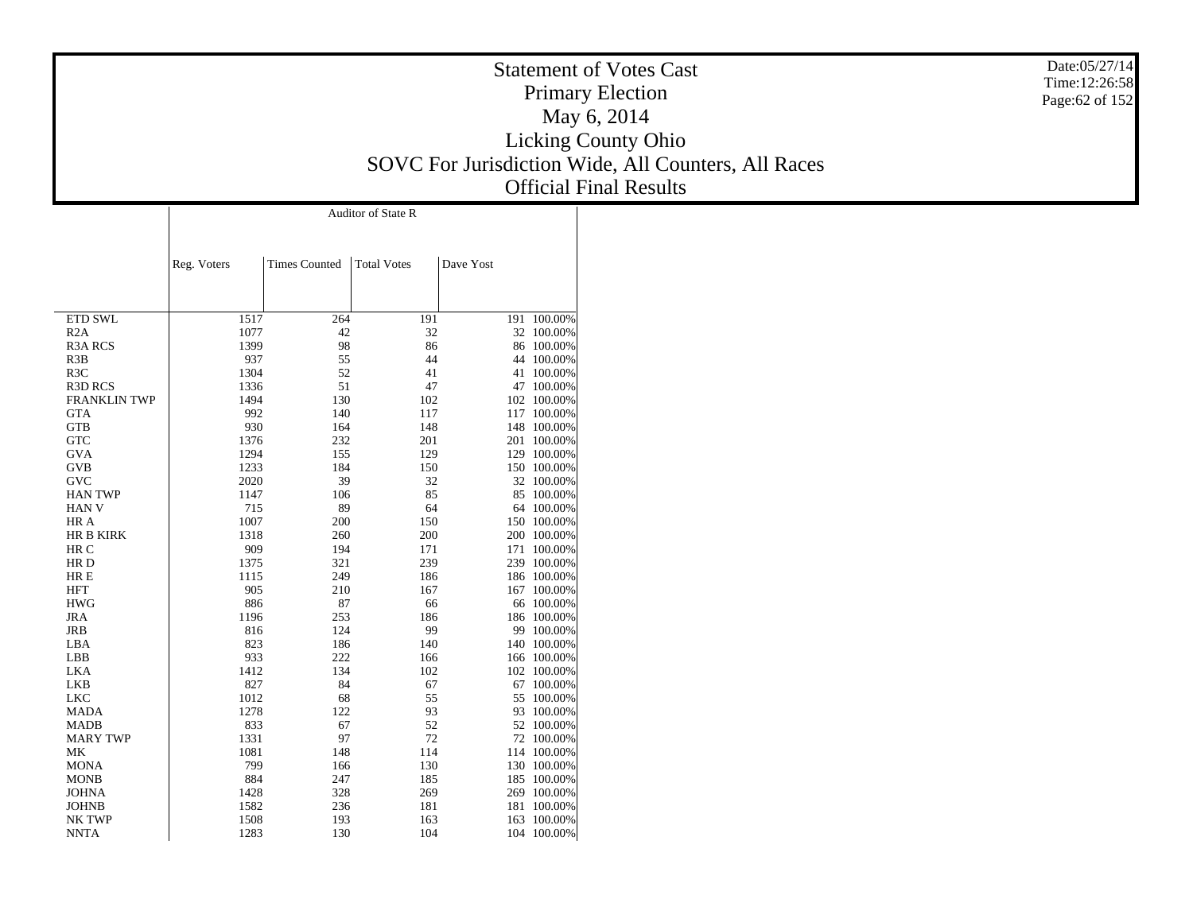# Statement of Votes Cast
## Primary Election
## May 6, 2014
## Licking County Ohio
## SOVC For Jurisdiction Wide, All Counters, All Races
## Official Final Results

Date:05/27/14
Time:12:26:58

| | Auditor of State R | | | | |
|---|---|---|---|---|---|
| | Reg. Voters | Times Counted | Total Votes | Dave Yost | |
| ETD SWL | 1517 | 264 | 191 | 191 | 100.00% |
| R2A | 1077 | 42 | 32 | 32 | 100.00% |
| R3A RCS | 1399 | 98 | 86 | 86 | 100.00% |
| R3B | 937 | 55 | 44 | 44 | 100.00% |
| R3C | 1304 | 52 | 41 | 41 | 100.00% |
| R3D RCS | 1336 | 51 | 47 | 47 | 100.00% |
| FRANKLIN TWP | 1494 | 130 | 102 | 102 | 100.00% |
| GTA | 992 | 140 | 117 | 117 | 100.00% |
| GTB | 930 | 164 | 148 | 148 | 100.00% |
| GTC | 1376 | 232 | 201 | 201 | 100.00% |
| GVA | 1294 | 155 | 129 | 129 | 100.00% |
| GVB | 1233 | 184 | 150 | 150 | 100.00% |
| GVC | 2020 | 39 | 32 | 32 | 100.00% |
| HAN TWP | 1147 | 106 | 85 | 85 | 100.00% |
| HAN V | 715 | 89 | 64 | 64 | 100.00% |
| HR A | 1007 | 200 | 150 | 150 | 100.00% |
| HR B KIRK | 1318 | 260 | 200 | 200 | 100.00% |
| HR C | 909 | 194 | 171 | 171 | 100.00% |
| HR D | 1375 | 321 | 239 | 239 | 100.00% |
| HR E | 1115 | 249 | 186 | 186 | 100.00% |
| HFT | 905 | 210 | 167 | 167 | 100.00% |
| HWG | 886 | 87 | 66 | 66 | 100.00% |
| JRA | 1196 | 253 | 186 | 186 | 100.00% |
| JRB | 816 | 124 | 99 | 99 | 100.00% |
| LBA | 823 | 186 | 140 | 140 | 100.00% |
| LBB | 933 | 222 | 166 | 166 | 100.00% |
| LKA | 1412 | 134 | 102 | 102 | 100.00% |
| LKB | 827 | 84 | 67 | 67 | 100.00% |
| LKC | 1012 | 68 | 55 | 55 | 100.00% |
| MADA | 1278 | 122 | 93 | 93 | 100.00% |
| MADB | 833 | 67 | 52 | 52 | 100.00% |
| MARY TWP | 1331 | 97 | 72 | 72 | 100.00% |
| MK | 1081 | 148 | 114 | 114 | 100.00% |
| MONA | 799 | 166 | 130 | 130 | 100.00% |
| MONB | 884 | 247 | 185 | 185 | 100.00% |
| JOHNA | 1428 | 328 | 269 | 269 | 100.00% |
| JOHNB | 1582 | 236 | 181 | 181 | 100.00% |
| NK TWP | 1508 | 193 | 163 | 163 | 100.00% |
| NNTA | 1283 | 130 | 104 | 104 | 100.00% |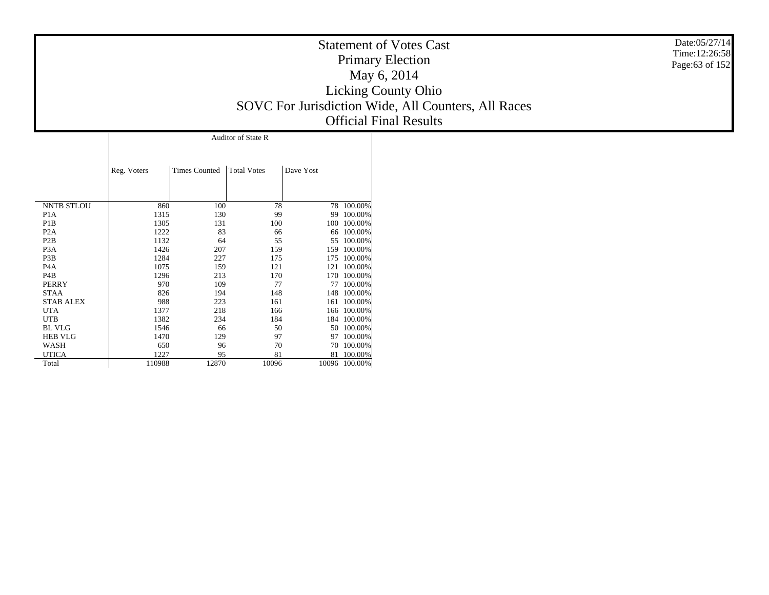# Statement of Votes Cast
## Primary Election
## May 6, 2014
## Licking County Ohio
## SOVC For Jurisdiction Wide, All Counters, All Races
## Official Final Results

Date:05/27/14
Time:12:26:58

| | Auditor of State R | | | | |
|---|---|---|---|---|---|
| | Reg. Voters | Times Counted | Total Votes | Dave Yost | |
| NNTB STLOU | 860 | 100 | 78 | 78 | 100.00% |
| P1A | 1315 | 130 | 99 | 99 | 100.00% |
| P1B | 1305 | 131 | 100 | 100 | 100.00% |
| P2A | 1222 | 83 | 66 | 66 | 100.00% |
| P2B | 1132 | 64 | 55 | 55 | 100.00% |
| P3A | 1426 | 207 | 159 | 159 | 100.00% |
| P3B | 1284 | 227 | 175 | 175 | 100.00% |
| P4A | 1075 | 159 | 121 | 121 | 100.00% |
| P4B | 1296 | 213 | 170 | 170 | 100.00% |
| PERRY | 970 | 109 | 77 | 77 | 100.00% |
| STAA | 826 | 194 | 148 | 148 | 100.00% |
| STAB ALEX | 988 | 223 | 161 | 161 | 100.00% |
| UTA | 1377 | 218 | 166 | 166 | 100.00% |
| UTB | 1382 | 234 | 184 | 184 | 100.00% |
| BL VLG | 1546 | 66 | 50 | 50 | 100.00% |
| HEB VLG | 1470 | 129 | 97 | 97 | 100.00% |
| WASH | 650 | 96 | 70 | 70 | 100.00% |
| UTICA | 1227 | 95 | 81 | 81 | 100.00% |
| Total | 110988 | 12870 | 10096 | 10096 | 100.00% |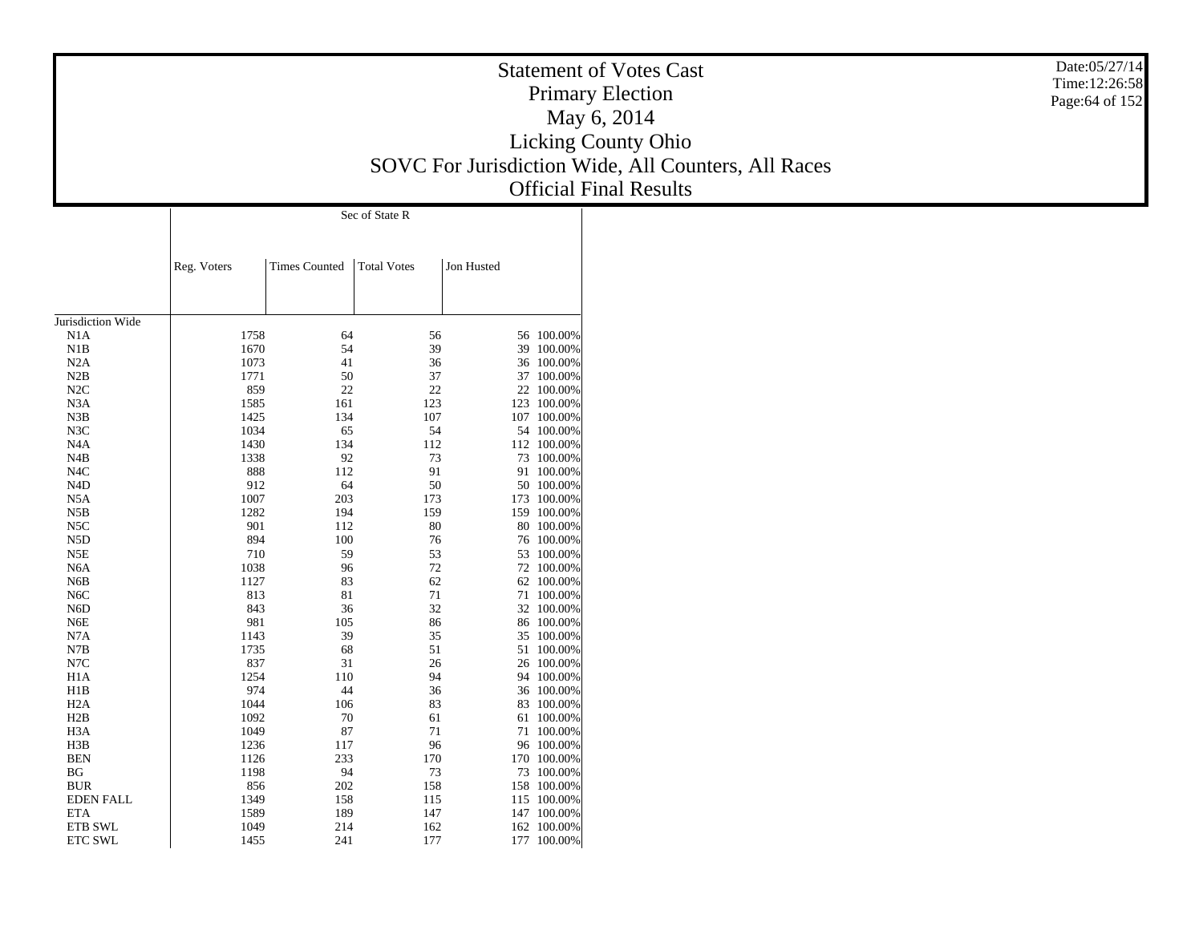# Statement of Votes Cast
## Primary Election
## May 6, 2014
## Licking County Ohio
## SOVC For Jurisdiction Wide, All Counters, All Races
## Official Final Results

Date:05/27/14
Time:12:26:58

| | | | | Sec of State R | |
|---|---|---|---|---|---|
| | Reg. Voters | Times Counted | Total Votes | Jon Husted | |
| Jurisdiction Wide | | | | | |
| N1A | 1758 | 64 | 56 | 56 | 100.00% |
| N1B | 1670 | 54 | 39 | 39 | 100.00% |
| N2A | 1073 | 41 | 36 | 36 | 100.00% |
| N2B | 1771 | 50 | 37 | 37 | 100.00% |
| N2C | 859 | 22 | 22 | 22 | 100.00% |
| N3A | 1585 | 161 | 123 | 123 | 100.00% |
| N3B | 1425 | 134 | 107 | 107 | 100.00% |
| N3C | 1034 | 65 | 54 | 54 | 100.00% |
| N4A | 1430 | 134 | 112 | 112 | 100.00% |
| N4B | 1338 | 92 | 73 | 73 | 100.00% |
| N4C | 888 | 112 | 91 | 91 | 100.00% |
| N4D | 912 | 64 | 50 | 50 | 100.00% |
| N5A | 1007 | 203 | 173 | 173 | 100.00% |
| N5B | 1282 | 194 | 159 | 159 | 100.00% |
| N5C | 901 | 112 | 80 | 80 | 100.00% |
| N5D | 894 | 100 | 76 | 76 | 100.00% |
| N5E | 710 | 59 | 53 | 53 | 100.00% |
| N6A | 1038 | 96 | 72 | 72 | 100.00% |
| N6B | 1127 | 83 | 62 | 62 | 100.00% |
| N6C | 813 | 81 | 71 | 71 | 100.00% |
| N6D | 843 | 36 | 32 | 32 | 100.00% |
| N6E | 981 | 105 | 86 | 86 | 100.00% |
| N7A | 1143 | 39 | 35 | 35 | 100.00% |
| N7B | 1735 | 68 | 51 | 51 | 100.00% |
| N7C | 837 | 31 | 26 | 26 | 100.00% |
| H1A | 1254 | 110 | 94 | 94 | 100.00% |
| H1B | 974 | 44 | 36 | 36 | 100.00% |
| H2A | 1044 | 106 | 83 | 83 | 100.00% |
| H2B | 1092 | 70 | 61 | 61 | 100.00% |
| H3A | 1049 | 87 | 71 | 71 | 100.00% |
| H3B | 1236 | 117 | 96 | 96 | 100.00% |
| BEN | 1126 | 233 | 170 | 170 | 100.00% |
| BG | 1198 | 94 | 73 | 73 | 100.00% |
| BUR | 856 | 202 | 158 | 158 | 100.00% |
| EDEN FALL | 1349 | 158 | 115 | 115 | 100.00% |
| ETA | 1589 | 189 | 147 | 147 | 100.00% |
| ETB SWL | 1049 | 214 | 162 | 162 | 100.00% |
| ETC SWL | 1455 | 241 | 177 | 177 | 100.00% |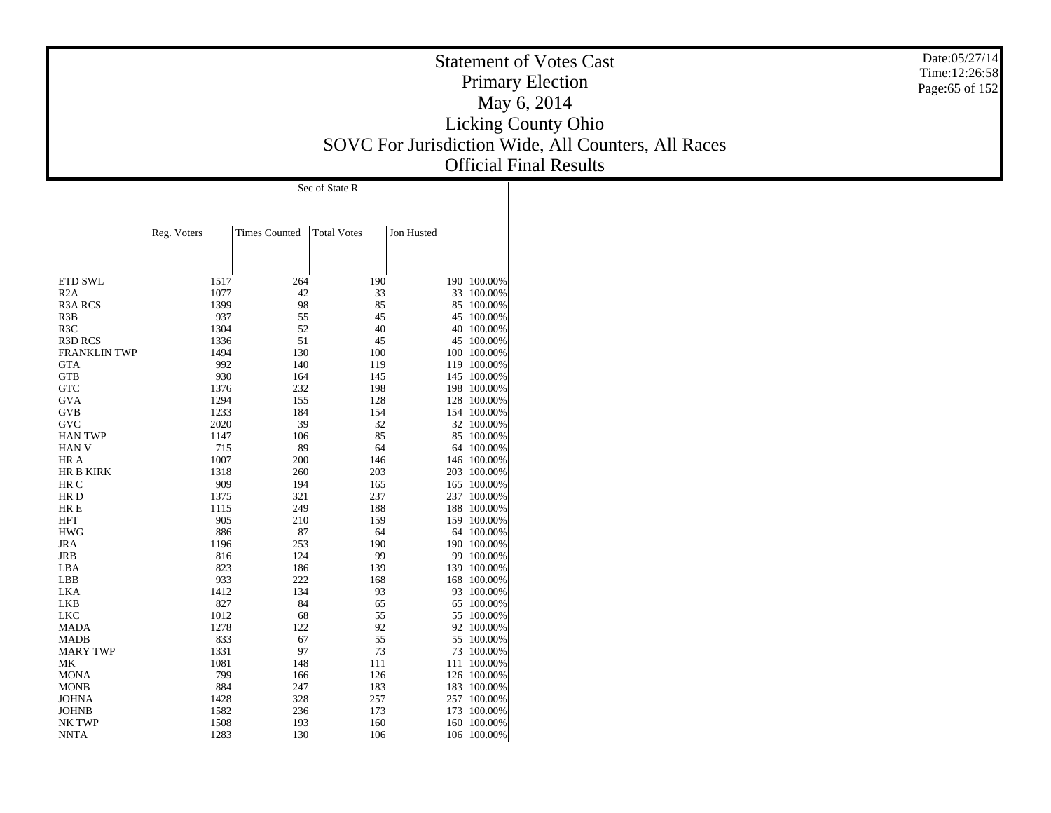# Statement of Votes Cast
## Primary Election
## May 6, 2014
## Licking County Ohio
## SOVC For Jurisdiction Wide, All Counters, All Races
## Official Final Results

Date:05/27/14
Time:12:26:58

| | Sec of State R | | | | |
|---|---|---|---|---|---|
| | Reg. Voters | Times Counted | Total Votes | Jon Husted | |
| ETD SWL | 1517 | 264 | 190 | 190 | 100.00% |
| R2A | 1077 | 42 | 33 | 33 | 100.00% |
| R3A RCS | 1399 | 98 | 85 | 85 | 100.00% |
| R3B | 937 | 55 | 45 | 45 | 100.00% |
| R3C | 1304 | 52 | 40 | 40 | 100.00% |
| R3D RCS | 1336 | 51 | 45 | 45 | 100.00% |
| FRANKLIN TWP | 1494 | 130 | 100 | 100 | 100.00% |
| GTA | 992 | 140 | 119 | 119 | 100.00% |
| GTB | 930 | 164 | 145 | 145 | 100.00% |
| GTC | 1376 | 232 | 198 | 198 | 100.00% |
| GVA | 1294 | 155 | 128 | 128 | 100.00% |
| GVB | 1233 | 184 | 154 | 154 | 100.00% |
| GVC | 2020 | 39 | 32 | 32 | 100.00% |
| HAN TWP | 1147 | 106 | 85 | 85 | 100.00% |
| HAN V | 715 | 89 | 64 | 64 | 100.00% |
| HR A | 1007 | 200 | 146 | 146 | 100.00% |
| HR B KIRK | 1318 | 260 | 203 | 203 | 100.00% |
| HR C | 909 | 194 | 165 | 165 | 100.00% |
| HR D | 1375 | 321 | 237 | 237 | 100.00% |
| HR E | 1115 | 249 | 188 | 188 | 100.00% |
| HFT | 905 | 210 | 159 | 159 | 100.00% |
| HWG | 886 | 87 | 64 | 64 | 100.00% |
| JRA | 1196 | 253 | 190 | 190 | 100.00% |
| JRB | 816 | 124 | 99 | 99 | 100.00% |
| LBA | 823 | 186 | 139 | 139 | 100.00% |
| LBB | 933 | 222 | 168 | 168 | 100.00% |
| LKA | 1412 | 134 | 93 | 93 | 100.00% |
| LKB | 827 | 84 | 65 | 65 | 100.00% |
| LKC | 1012 | 68 | 55 | 55 | 100.00% |
| MADA | 1278 | 122 | 92 | 92 | 100.00% |
| MADB | 833 | 67 | 55 | 55 | 100.00% |
| MARY TWP | 1331 | 97 | 73 | 73 | 100.00% |
| MK | 1081 | 148 | 111 | 111 | 100.00% |
| MONA | 799 | 166 | 126 | 126 | 100.00% |
| MONB | 884 | 247 | 183 | 183 | 100.00% |
| JOHNA | 1428 | 328 | 257 | 257 | 100.00% |
| JOHNB | 1582 | 236 | 173 | 173 | 100.00% |
| NK TWP | 1508 | 193 | 160 | 160 | 100.00% |
| NNTA | 1283 | 130 | 106 | 106 | 100.00% |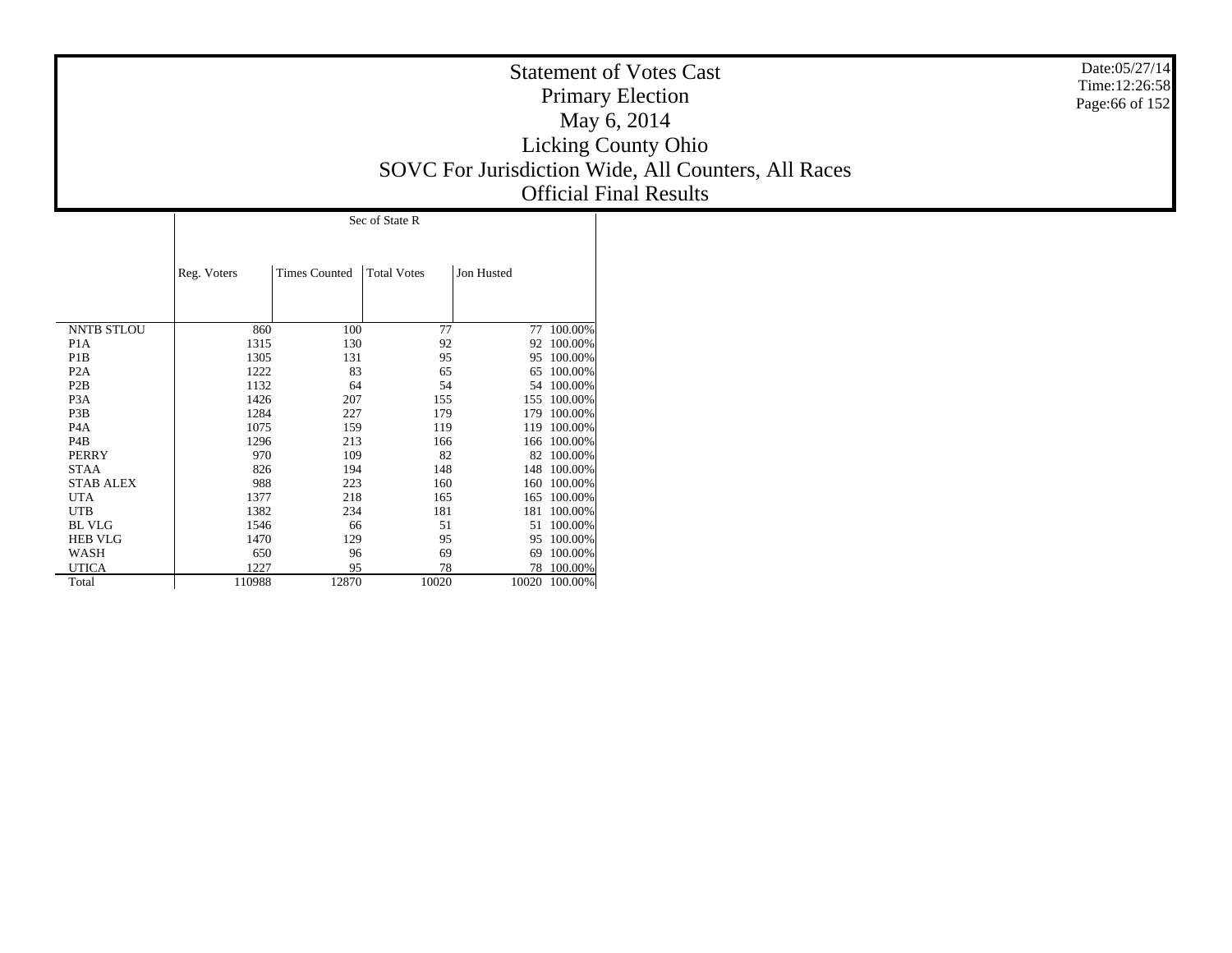# Statement of Votes Cast
## Primary Election
## May 6, 2014
## Licking County Ohio
## SOVC For Jurisdiction Wide, All Counters, All Races
## Official Final Results

Date:05/27/14
Time:12:26:58

| | Sec of State R | | | | |
|---|---|---|---|---|---|
| | Reg. Voters | Times Counted | Total Votes | Jon Husted | |
| NNTB STLOU | 860 | 100 | 77 | 77 | 100.00% |
| P1A | 1315 | 130 | 92 | 92 | 100.00% |
| P1B | 1305 | 131 | 95 | 95 | 100.00% |
| P2A | 1222 | 83 | 65 | 65 | 100.00% |
| P2B | 1132 | 64 | 54 | 54 | 100.00% |
| P3A | 1426 | 207 | 155 | 155 | 100.00% |
| P3B | 1284 | 227 | 179 | 179 | 100.00% |
| P4A | 1075 | 159 | 119 | 119 | 100.00% |
| P4B | 1296 | 213 | 166 | 166 | 100.00% |
| PERRY | 970 | 109 | 82 | 82 | 100.00% |
| STAA | 826 | 194 | 148 | 148 | 100.00% |
| STAB ALEX | 988 | 223 | 160 | 160 | 100.00% |
| UTA | 1377 | 218 | 165 | 165 | 100.00% |
| UTB | 1382 | 234 | 181 | 181 | 100.00% |
| BL VLG | 1546 | 66 | 51 | 51 | 100.00% |
| HEB VLG | 1470 | 129 | 95 | 95 | 100.00% |
| WASH | 650 | 96 | 69 | 69 | 100.00% |
| UTICA | 1227 | 95 | 78 | 78 | 100.00% |
| Total | 110988 | 12870 | 10020 | 10020 | 100.00% |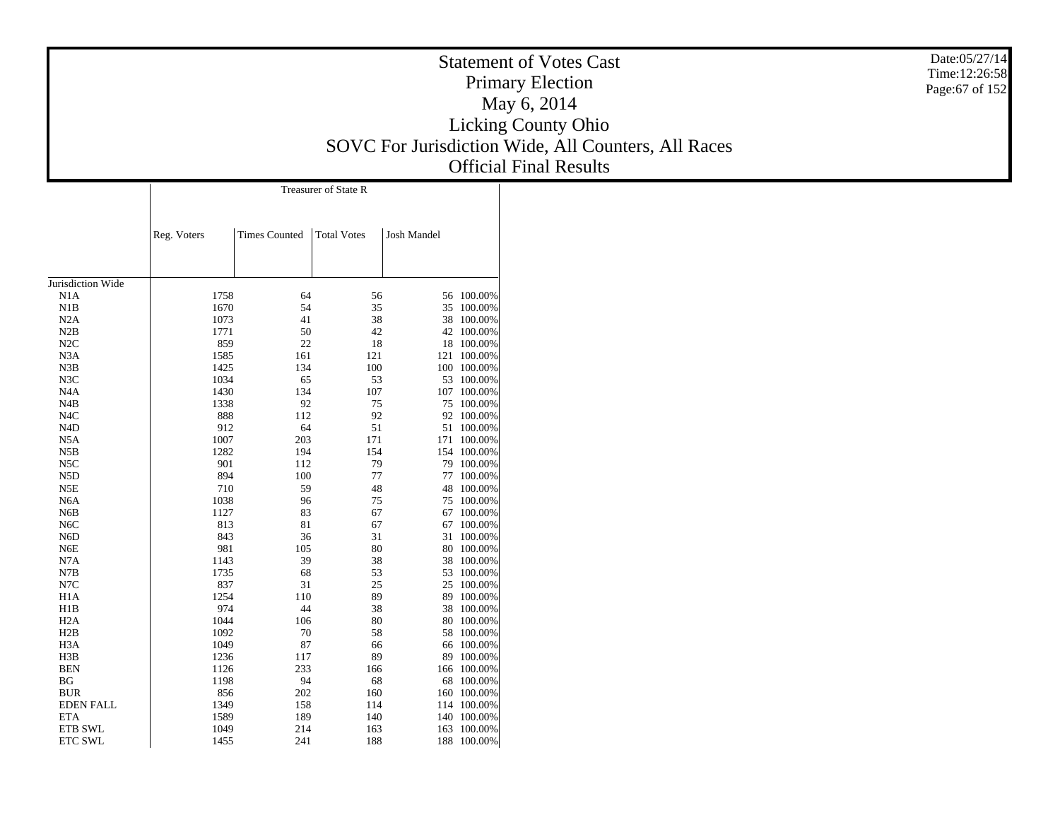# Statement of Votes Cast
## Primary Election
## May 6, 2014
## Licking County Ohio
## SOVC For Jurisdiction Wide, All Counters, All Races
## Official Final Results

Date:05/27/14
Time:12:26:58

| | Treasurer of State R | | | | |
|---|---|---|---|---|---|
| | Reg. Voters | Times Counted | Total Votes | Josh Mandel | |
| Jurisdiction Wide | | | | | |
| N1A | 1758 | 64 | 56 | 56 | 100.00% |
| N1B | 1670 | 54 | 35 | 35 | 100.00% |
| N2A | 1073 | 41 | 38 | 38 | 100.00% |
| N2B | 1771 | 50 | 42 | 42 | 100.00% |
| N2C | 859 | 22 | 18 | 18 | 100.00% |
| N3A | 1585 | 161 | 121 | 121 | 100.00% |
| N3B | 1425 | 134 | 100 | 100 | 100.00% |
| N3C | 1034 | 65 | 53 | 53 | 100.00% |
| N4A | 1430 | 134 | 107 | 107 | 100.00% |
| N4B | 1338 | 92 | 75 | 75 | 100.00% |
| N4C | 888 | 112 | 92 | 92 | 100.00% |
| N4D | 912 | 64 | 51 | 51 | 100.00% |
| N5A | 1007 | 203 | 171 | 171 | 100.00% |
| N5B | 1282 | 194 | 154 | 154 | 100.00% |
| N5C | 901 | 112 | 79 | 79 | 100.00% |
| N5D | 894 | 100 | 77 | 77 | 100.00% |
| N5E | 710 | 59 | 48 | 48 | 100.00% |
| N6A | 1038 | 96 | 75 | 75 | 100.00% |
| N6B | 1127 | 83 | 67 | 67 | 100.00% |
| N6C | 813 | 81 | 67 | 67 | 100.00% |
| N6D | 843 | 36 | 31 | 31 | 100.00% |
| N6E | 981 | 105 | 80 | 80 | 100.00% |
| N7A | 1143 | 39 | 38 | 38 | 100.00% |
| N7B | 1735 | 68 | 53 | 53 | 100.00% |
| N7C | 837 | 31 | 25 | 25 | 100.00% |
| H1A | 1254 | 110 | 89 | 89 | 100.00% |
| H1B | 974 | 44 | 38 | 38 | 100.00% |
| H2A | 1044 | 106 | 80 | 80 | 100.00% |
| H2B | 1092 | 70 | 58 | 58 | 100.00% |
| H3A | 1049 | 87 | 66 | 66 | 100.00% |
| H3B | 1236 | 117 | 89 | 89 | 100.00% |
| BEN | 1126 | 233 | 166 | 166 | 100.00% |
| BG | 1198 | 94 | 68 | 68 | 100.00% |
| BUR | 856 | 202 | 160 | 160 | 100.00% |
| EDEN FALL | 1349 | 158 | 114 | 114 | 100.00% |
| ETA | 1589 | 189 | 140 | 140 | 100.00% |
| ETB SWL | 1049 | 214 | 163 | 163 | 100.00% |
| ETC SWL | 1455 | 241 | 188 | 188 | 100.00% |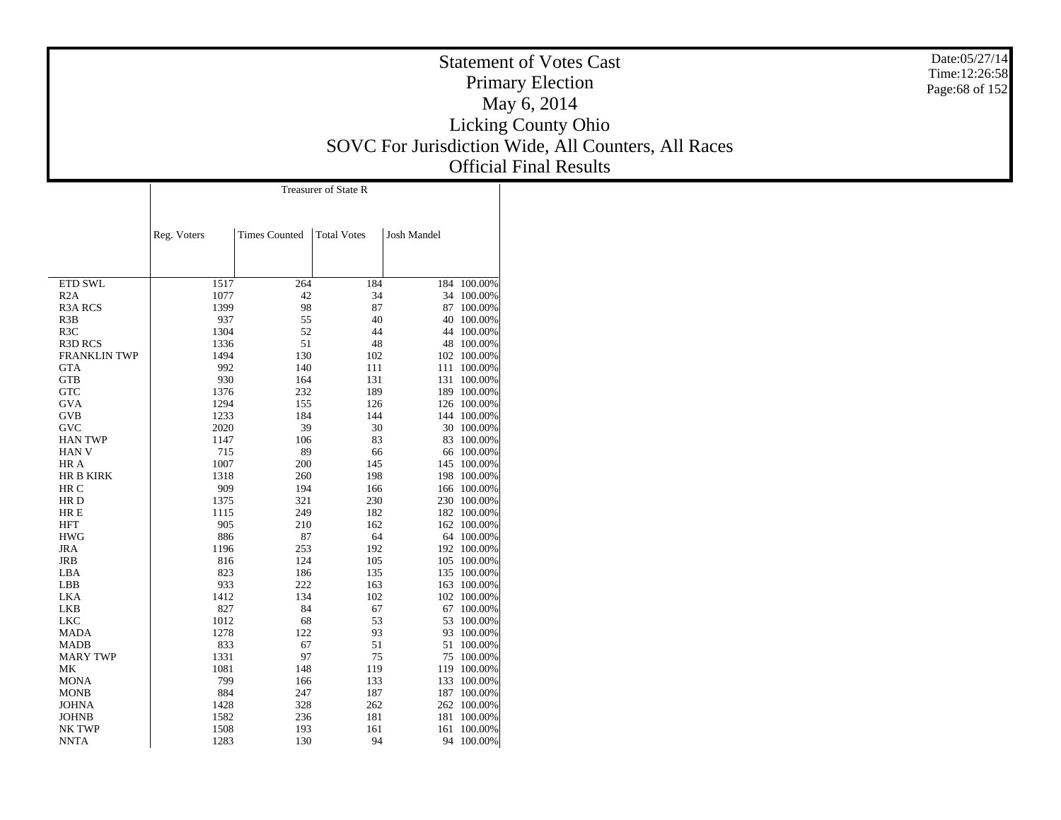# Statement of Votes Cast
## Primary Election
## May 6, 2014
## Licking County Ohio
## SOVC For Jurisdiction Wide, All Counters, All Races
## Official Final Results

Date:05/27/14
Time:12:26:58

| | Treasurer of State R | | | | |
|---|---|---|---|---|---|
| | Reg. Voters | Times Counted | Total Votes | Josh Mandel | |
| ETD SWL | 1517 | 264 | 184 | 184 | 100.00% |
| R2A | 1077 | 42 | 34 | 34 | 100.00% |
| R3A RCS | 1399 | 98 | 87 | 87 | 100.00% |
| R3B | 937 | 55 | 40 | 40 | 100.00% |
| R3C | 1304 | 52 | 44 | 44 | 100.00% |
| R3D RCS | 1336 | 51 | 48 | 48 | 100.00% |
| FRANKLIN TWP | 1494 | 130 | 102 | 102 | 100.00% |
| GTA | 992 | 140 | 111 | 111 | 100.00% |
| GTB | 930 | 164 | 131 | 131 | 100.00% |
| GTC | 1376 | 232 | 189 | 189 | 100.00% |
| GVA | 1294 | 155 | 126 | 126 | 100.00% |
| GVB | 1233 | 184 | 144 | 144 | 100.00% |
| GVC | 2020 | 39 | 30 | 30 | 100.00% |
| HAN TWP | 1147 | 106 | 83 | 83 | 100.00% |
| HAN V | 715 | 89 | 66 | 66 | 100.00% |
| HR A | 1007 | 200 | 145 | 145 | 100.00% |
| HR B KIRK | 1318 | 260 | 198 | 198 | 100.00% |
| HR C | 909 | 194 | 166 | 166 | 100.00% |
| HR D | 1375 | 321 | 230 | 230 | 100.00% |
| HR E | 1115 | 249 | 182 | 182 | 100.00% |
| HFT | 905 | 210 | 162 | 162 | 100.00% |
| HWG | 886 | 87 | 64 | 64 | 100.00% |
| JRA | 1196 | 253 | 192 | 192 | 100.00% |
| JRB | 816 | 124 | 105 | 105 | 100.00% |
| LBA | 823 | 186 | 135 | 135 | 100.00% |
| LBB | 933 | 222 | 163 | 163 | 100.00% |
| LKA | 1412 | 134 | 102 | 102 | 100.00% |
| LKB | 827 | 84 | 67 | 67 | 100.00% |
| LKC | 1012 | 68 | 53 | 53 | 100.00% |
| MADA | 1278 | 122 | 93 | 93 | 100.00% |
| MADB | 833 | 67 | 51 | 51 | 100.00% |
| MARY TWP | 1331 | 97 | 75 | 75 | 100.00% |
| MK | 1081 | 148 | 119 | 119 | 100.00% |
| MONA | 799 | 166 | 133 | 133 | 100.00% |
| MONB | 884 | 247 | 187 | 187 | 100.00% |
| JOHNA | 1428 | 328 | 262 | 262 | 100.00% |
| JOHNB | 1582 | 236 | 181 | 181 | 100.00% |
| NK TWP | 1508 | 193 | 161 | 161 | 100.00% |
| NNTA | 1283 | 130 | 94 | 94 | 100.00% |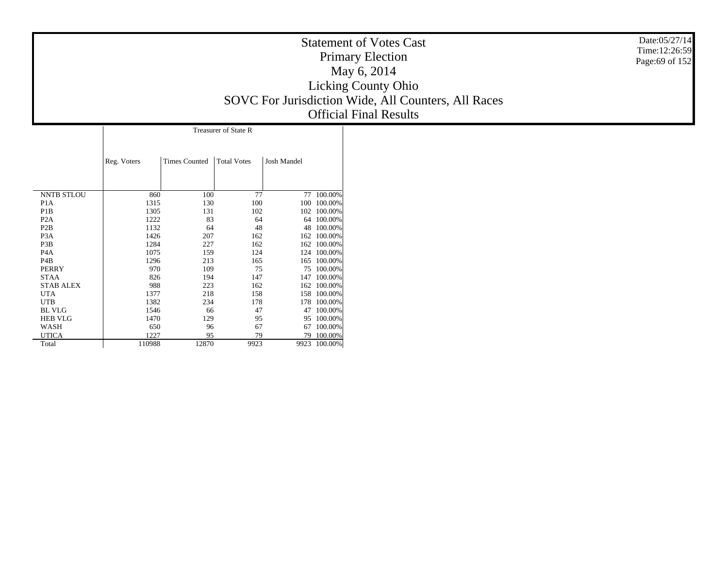# Statement of Votes Cast

## Primary Election

## May 6, 2014

## Licking County Ohio

## SOVC For Jurisdiction Wide, All Counters, All Races

## Official Final Results

Date:05/27/14
Time:12:26:59

| | Treasurer of State R | | | | |
|---|---|---|---|---|---|
| | Reg. Voters | Times Counted | Total Votes | Josh Mandel | |
| NNTB STLOU | 860 | 100 | 77 | 77 | 100.00% |
| P1A | 1315 | 130 | 100 | 100 | 100.00% |
| P1B | 1305 | 131 | 102 | 102 | 100.00% |
| P2A | 1222 | 83 | 64 | 64 | 100.00% |
| P2B | 1132 | 64 | 48 | 48 | 100.00% |
| P3A | 1426 | 207 | 162 | 162 | 100.00% |
| P3B | 1284 | 227 | 162 | 162 | 100.00% |
| P4A | 1075 | 159 | 124 | 124 | 100.00% |
| P4B | 1296 | 213 | 165 | 165 | 100.00% |
| PERRY | 970 | 109 | 75 | 75 | 100.00% |
| STAA | 826 | 194 | 147 | 147 | 100.00% |
| STAB ALEX | 988 | 223 | 162 | 162 | 100.00% |
| UTA | 1377 | 218 | 158 | 158 | 100.00% |
| UTB | 1382 | 234 | 178 | 178 | 100.00% |
| BL VLG | 1546 | 66 | 47 | 47 | 100.00% |
| HEB VLG | 1470 | 129 | 95 | 95 | 100.00% |
| WASH | 650 | 96 | 67 | 67 | 100.00% |
| UTICA | 1227 | 95 | 79 | 79 | 100.00% |
| Total | 110988 | 12870 | 9923 | 9923 | 100.00% |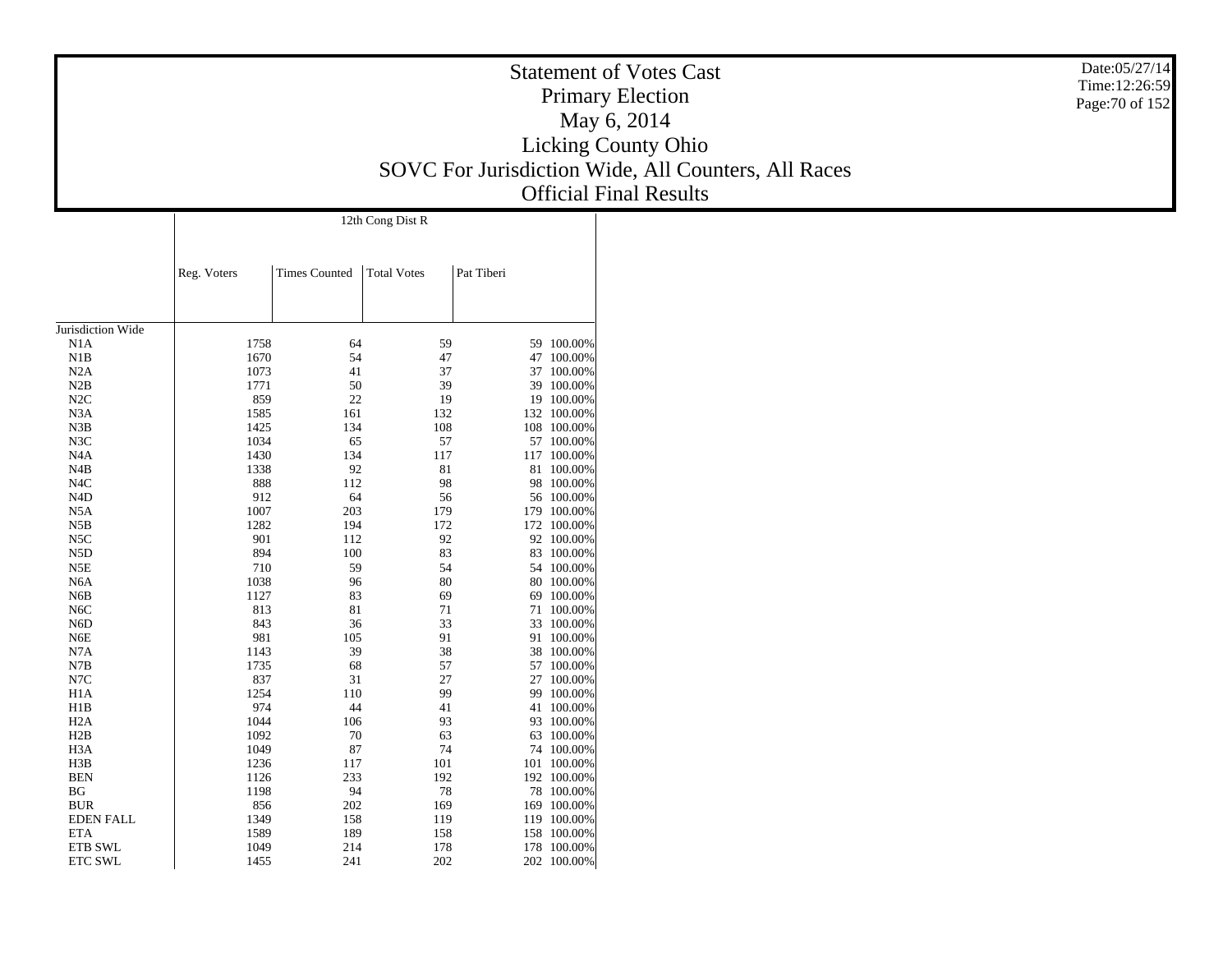# Statement of Votes Cast
## Primary Election
## May 6, 2014
## Licking County Ohio
## SOVC For Jurisdiction Wide, All Counters, All Races
## Official Final Results

| | Reg. Voters | Times Counted | Total Votes | 12th Cong Dist R | |
|---|---|---|---|---|---|
| | | | | Pat Tiberi | |
| Jurisdiction Wide | | | | | |
| N1A | 1758 | 64 | 59 | 59 | 100.00% |
| N1B | 1670 | 54 | 47 | 47 | 100.00% |
| N2A | 1073 | 41 | 37 | 37 | 100.00% |
| N2B | 1771 | 50 | 39 | 39 | 100.00% |
| N2C | 859 | 22 | 19 | 19 | 100.00% |
| N3A | 1585 | 161 | 132 | 132 | 100.00% |
| N3B | 1425 | 134 | 108 | 108 | 100.00% |
| N3C | 1034 | 65 | 57 | 57 | 100.00% |
| N4A | 1430 | 134 | 117 | 117 | 100.00% |
| N4B | 1338 | 92 | 81 | 81 | 100.00% |
| N4C | 888 | 112 | 98 | 98 | 100.00% |
| N4D | 912 | 64 | 56 | 56 | 100.00% |
| N5A | 1007 | 203 | 179 | 179 | 100.00% |
| N5B | 1282 | 194 | 172 | 172 | 100.00% |
| N5C | 901 | 112 | 92 | 92 | 100.00% |
| N5D | 894 | 100 | 83 | 83 | 100.00% |
| N5E | 710 | 59 | 54 | 54 | 100.00% |
| N6A | 1038 | 96 | 80 | 80 | 100.00% |
| N6B | 1127 | 83 | 69 | 69 | 100.00% |
| N6C | 813 | 81 | 71 | 71 | 100.00% |
| N6D | 843 | 36 | 33 | 33 | 100.00% |
| N6E | 981 | 105 | 91 | 91 | 100.00% |
| N7A | 1143 | 39 | 38 | 38 | 100.00% |
| N7B | 1735 | 68 | 57 | 57 | 100.00% |
| N7C | 837 | 31 | 27 | 27 | 100.00% |
| H1A | 1254 | 110 | 99 | 99 | 100.00% |
| H1B | 974 | 44 | 41 | 41 | 100.00% |
| H2A | 1044 | 106 | 93 | 93 | 100.00% |
| H2B | 1092 | 70 | 63 | 63 | 100.00% |
| H3A | 1049 | 87 | 74 | 74 | 100.00% |
| H3B | 1236 | 117 | 101 | 101 | 100.00% |
| BEN | 1126 | 233 | 192 | 192 | 100.00% |
| BG | 1198 | 94 | 78 | 78 | 100.00% |
| BUR | 856 | 202 | 169 | 169 | 100.00% |
| EDEN FALL | 1349 | 158 | 119 | 119 | 100.00% |
| ETA | 1589 | 189 | 158 | 158 | 100.00% |
| ETB SWL | 1049 | 214 | 178 | 178 | 100.00% |
| ETC SWL | 1455 | 241 | 202 | 202 | 100.00% |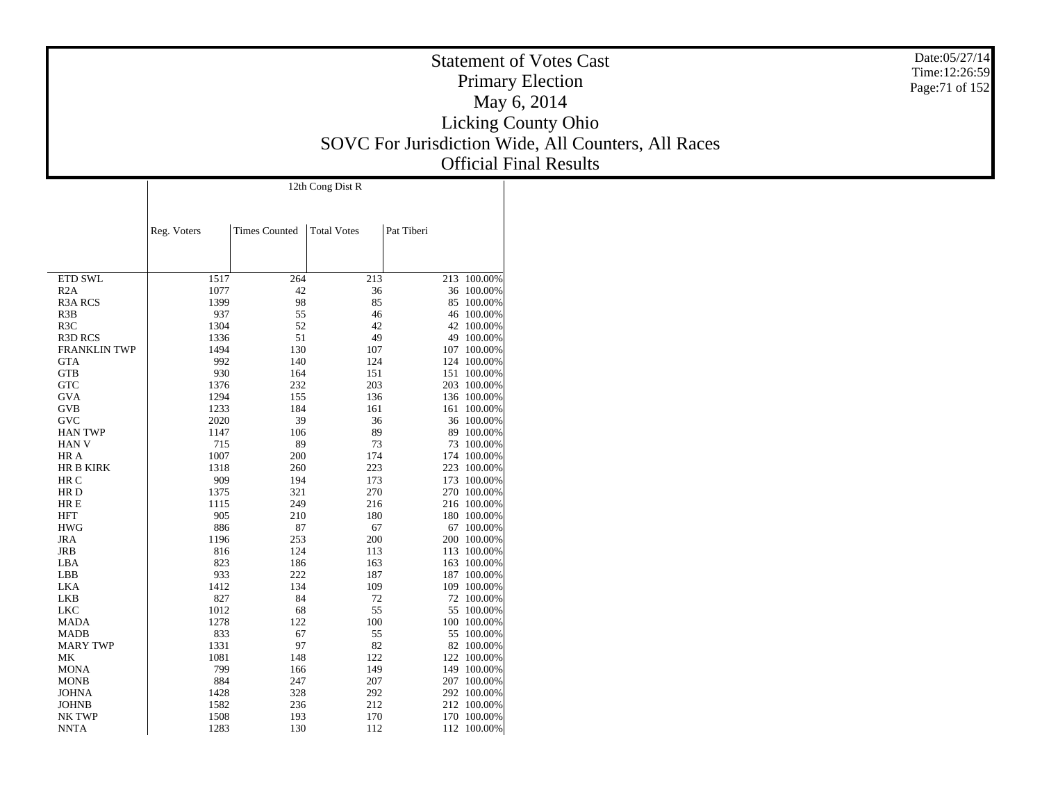# Statement of Votes Cast
## Primary Election
## May 6, 2014
## Licking County Ohio
## SOVC For Jurisdiction Wide, All Counters, All Races
## Official Final Results

Date:05/27/14
Time:12:26:59

| | 12th Cong Dist R | | | | |
|---|---|---|---|---|---|
| | Reg. Voters | Times Counted | Total Votes | Pat Tiberi | |
| ETD SWL | 1517 | 264 | 213 | 213 | 100.00% |
| R2A | 1077 | 42 | 36 | 36 | 100.00% |
| R3A RCS | 1399 | 98 | 85 | 85 | 100.00% |
| R3B | 937 | 55 | 46 | 46 | 100.00% |
| R3C | 1304 | 52 | 42 | 42 | 100.00% |
| R3D RCS | 1336 | 51 | 49 | 49 | 100.00% |
| FRANKLIN TWP | 1494 | 130 | 107 | 107 | 100.00% |
| GTA | 992 | 140 | 124 | 124 | 100.00% |
| GTB | 930 | 164 | 151 | 151 | 100.00% |
| GTC | 1376 | 232 | 203 | 203 | 100.00% |
| GVA | 1294 | 155 | 136 | 136 | 100.00% |
| GVB | 1233 | 184 | 161 | 161 | 100.00% |
| GVC | 2020 | 39 | 36 | 36 | 100.00% |
| HAN TWP | 1147 | 106 | 89 | 89 | 100.00% |
| HAN V | 715 | 89 | 73 | 73 | 100.00% |
| HR A | 1007 | 200 | 174 | 174 | 100.00% |
| HR B KIRK | 1318 | 260 | 223 | 223 | 100.00% |
| HR C | 909 | 194 | 173 | 173 | 100.00% |
| HR D | 1375 | 321 | 270 | 270 | 100.00% |
| HR E | 1115 | 249 | 216 | 216 | 100.00% |
| HFT | 905 | 210 | 180 | 180 | 100.00% |
| HWG | 886 | 87 | 67 | 67 | 100.00% |
| JRA | 1196 | 253 | 200 | 200 | 100.00% |
| JRB | 816 | 124 | 113 | 113 | 100.00% |
| LBA | 823 | 186 | 163 | 163 | 100.00% |
| LBB | 933 | 222 | 187 | 187 | 100.00% |
| LKA | 1412 | 134 | 109 | 109 | 100.00% |
| LKB | 827 | 84 | 72 | 72 | 100.00% |
| LKC | 1012 | 68 | 55 | 55 | 100.00% |
| MADA | 1278 | 122 | 100 | 100 | 100.00% |
| MADB | 833 | 67 | 55 | 55 | 100.00% |
| MARY TWP | 1331 | 97 | 82 | 82 | 100.00% |
| MK | 1081 | 148 | 122 | 122 | 100.00% |
| MONA | 799 | 166 | 149 | 149 | 100.00% |
| MONB | 884 | 247 | 207 | 207 | 100.00% |
| JOHNA | 1428 | 328 | 292 | 292 | 100.00% |
| JOHNB | 1582 | 236 | 212 | 212 | 100.00% |
| NK TWP | 1508 | 193 | 170 | 170 | 100.00% |
| NNTA | 1283 | 130 | 112 | 112 | 100.00% |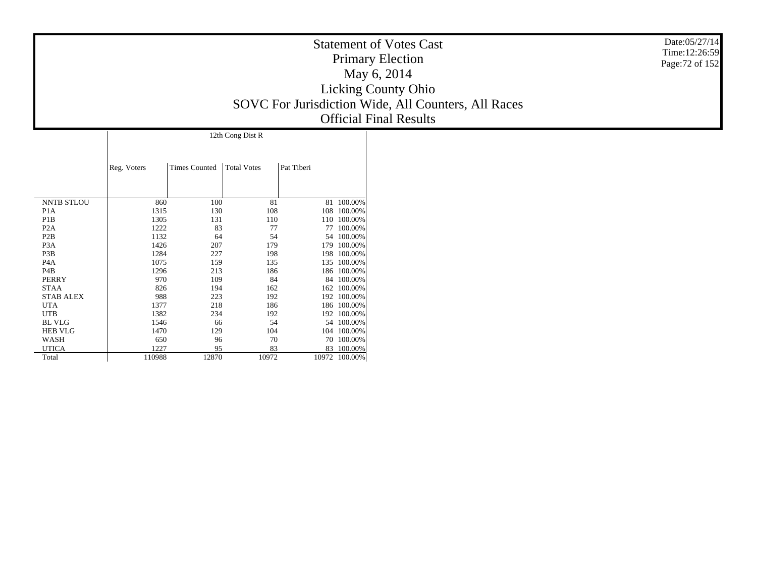# Statement of Votes Cast
## Primary Election
## May 6, 2014
## Licking County Ohio
## SOVC For Jurisdiction Wide, All Counters, All Races
## Official Final Results

Date:05/27/14
Time:12:26:59

| | | | 12th Cong Dist R | | |
|---|---|---|---|---|---|
| | Reg. Voters | Times Counted | Total Votes | Pat Tiberi | |
| NNTB STLOU | 860 | 100 | 81 | 81 | 100.00% |
| P1A | 1315 | 130 | 108 | 108 | 100.00% |
| P1B | 1305 | 131 | 110 | 110 | 100.00% |
| P2A | 1222 | 83 | 77 | 77 | 100.00% |
| P2B | 1132 | 64 | 54 | 54 | 100.00% |
| P3A | 1426 | 207 | 179 | 179 | 100.00% |
| P3B | 1284 | 227 | 198 | 198 | 100.00% |
| P4A | 1075 | 159 | 135 | 135 | 100.00% |
| P4B | 1296 | 213 | 186 | 186 | 100.00% |
| PERRY | 970 | 109 | 84 | 84 | 100.00% |
| STAA | 826 | 194 | 162 | 162 | 100.00% |
| STAB ALEX | 988 | 223 | 192 | 192 | 100.00% |
| UTA | 1377 | 218 | 186 | 186 | 100.00% |
| UTB | 1382 | 234 | 192 | 192 | 100.00% |
| BL VLG | 1546 | 66 | 54 | 54 | 100.00% |
| HEB VLG | 1470 | 129 | 104 | 104 | 100.00% |
| WASH | 650 | 96 | 70 | 70 | 100.00% |
| UTICA | 1227 | 95 | 83 | 83 | 100.00% |
| Total | 110988 | 12870 | 10972 | 10972 | 100.00% |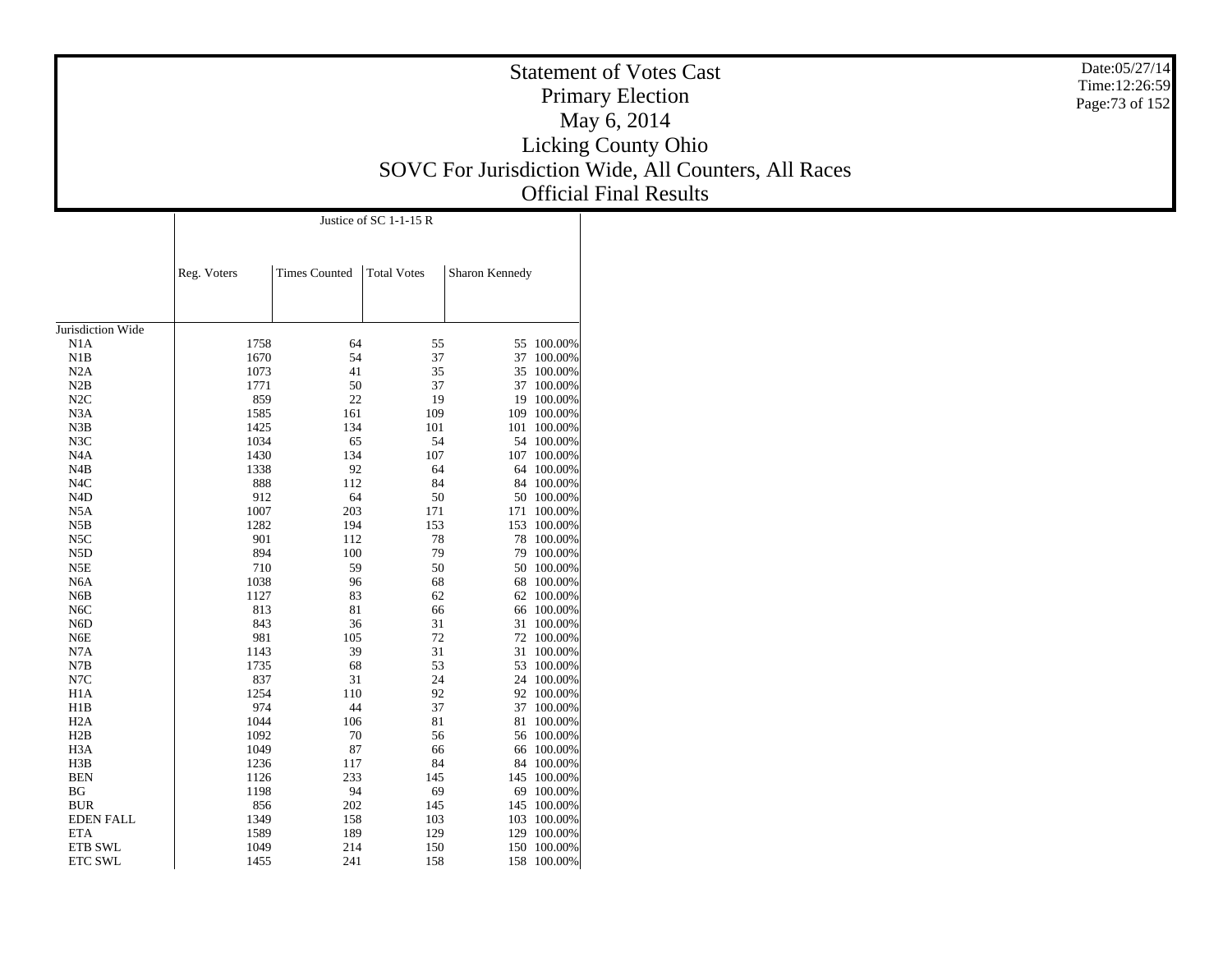# Statement of Votes Cast
## Primary Election
## May 6, 2014
## Licking County Ohio
## SOVC For Jurisdiction Wide, All Counters, All Races
## Official Final Results

Date:05/27/14
Time:12:26:59

| | Justice of SC 1-1-15 R | | | | |
|---|---|---|---|---|---|
| | Reg. Voters | Times Counted | Total Votes | Sharon Kennedy | |
| Jurisdiction Wide | | | | | |
| N1A | 1758 | 64 | 55 | 55 | 100.00% |
| N1B | 1670 | 54 | 37 | 37 | 100.00% |
| N2A | 1073 | 41 | 35 | 35 | 100.00% |
| N2B | 1771 | 50 | 37 | 37 | 100.00% |
| N2C | 859 | 22 | 19 | 19 | 100.00% |
| N3A | 1585 | 161 | 109 | 109 | 100.00% |
| N3B | 1425 | 134 | 101 | 101 | 100.00% |
| N3C | 1034 | 65 | 54 | 54 | 100.00% |
| N4A | 1430 | 134 | 107 | 107 | 100.00% |
| N4B | 1338 | 92 | 64 | 64 | 100.00% |
| N4C | 888 | 112 | 84 | 84 | 100.00% |
| N4D | 912 | 64 | 50 | 50 | 100.00% |
| N5A | 1007 | 203 | 171 | 171 | 100.00% |
| N5B | 1282 | 194 | 153 | 153 | 100.00% |
| N5C | 901 | 112 | 78 | 78 | 100.00% |
| N5D | 894 | 100 | 79 | 79 | 100.00% |
| N5E | 710 | 59 | 50 | 50 | 100.00% |
| N6A | 1038 | 96 | 68 | 68 | 100.00% |
| N6B | 1127 | 83 | 62 | 62 | 100.00% |
| N6C | 813 | 81 | 66 | 66 | 100.00% |
| N6D | 843 | 36 | 31 | 31 | 100.00% |
| N6E | 981 | 105 | 72 | 72 | 100.00% |
| N7A | 1143 | 39 | 31 | 31 | 100.00% |
| N7B | 1735 | 68 | 53 | 53 | 100.00% |
| N7C | 837 | 31 | 24 | 24 | 100.00% |
| H1A | 1254 | 110 | 92 | 92 | 100.00% |
| H1B | 974 | 44 | 37 | 37 | 100.00% |
| H2A | 1044 | 106 | 81 | 81 | 100.00% |
| H2B | 1092 | 70 | 56 | 56 | 100.00% |
| H3A | 1049 | 87 | 66 | 66 | 100.00% |
| H3B | 1236 | 117 | 84 | 84 | 100.00% |
| BEN | 1126 | 233 | 145 | 145 | 100.00% |
| BG | 1198 | 94 | 69 | 69 | 100.00% |
| BUR | 856 | 202 | 145 | 145 | 100.00% |
| EDEN FALL | 1349 | 158 | 103 | 103 | 100.00% |
| ETA | 1589 | 189 | 129 | 129 | 100.00% |
| ETB SWL | 1049 | 214 | 150 | 150 | 100.00% |
| ETC SWL | 1455 | 241 | 158 | 158 | 100.00% |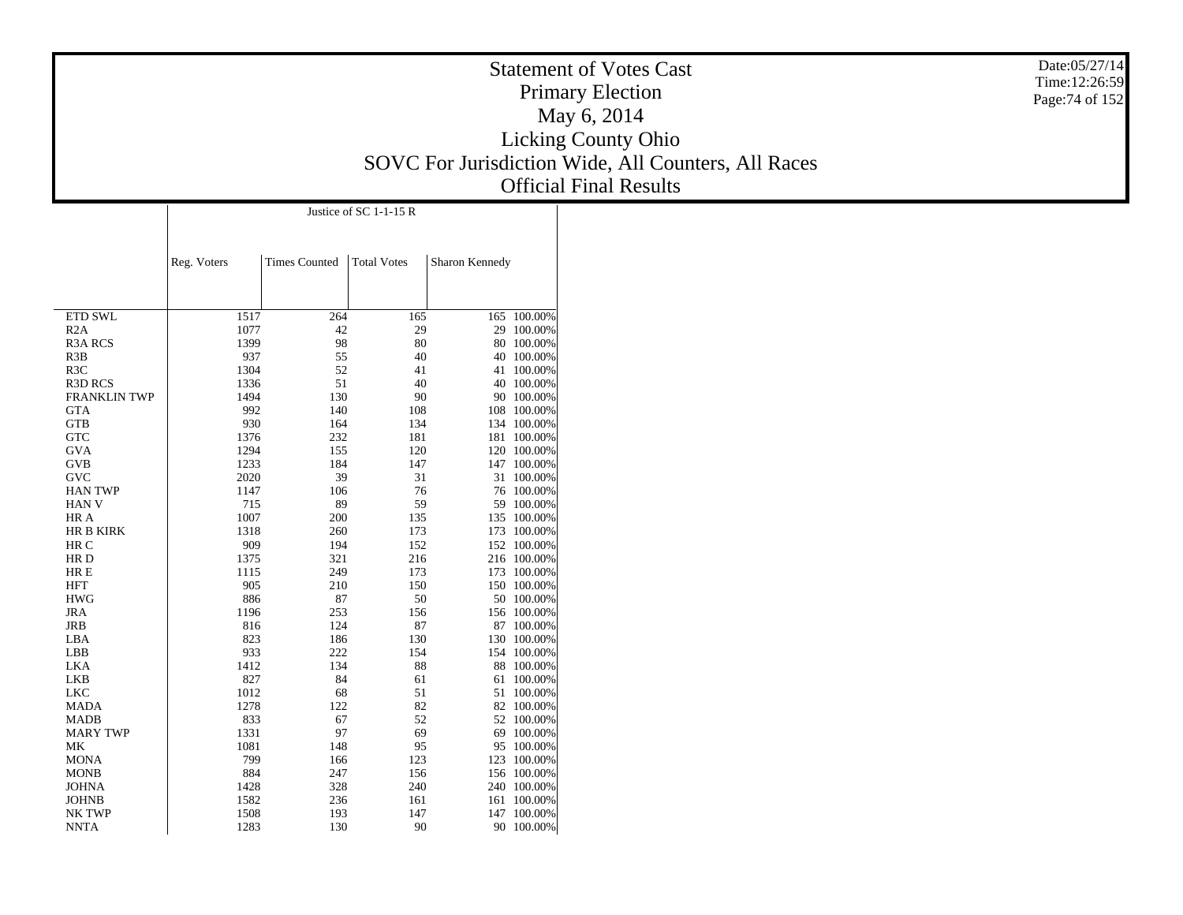# Statement of Votes Cast
## Primary Election
## May 6, 2014
## Licking County Ohio
## SOVC For Jurisdiction Wide, All Counters, All Races
## Official Final Results

Date:05/27/14
Time:12:26:59

| | Justice of SC 1-1-15 R | | | | |
|---|---|---|---|---|---|
| | Reg. Voters | Times Counted | Total Votes | Sharon Kennedy | |
| ETD SWL | 1517 | 264 | 165 | 165 | 100.00% |
| R2A | 1077 | 42 | 29 | 29 | 100.00% |
| R3A RCS | 1399 | 98 | 80 | 80 | 100.00% |
| R3B | 937 | 55 | 40 | 40 | 100.00% |
| R3C | 1304 | 52 | 41 | 41 | 100.00% |
| R3D RCS | 1336 | 51 | 40 | 40 | 100.00% |
| FRANKLIN TWP | 1494 | 130 | 90 | 90 | 100.00% |
| GTA | 992 | 140 | 108 | 108 | 100.00% |
| GTB | 930 | 164 | 134 | 134 | 100.00% |
| GTC | 1376 | 232 | 181 | 181 | 100.00% |
| GVA | 1294 | 155 | 120 | 120 | 100.00% |
| GVB | 1233 | 184 | 147 | 147 | 100.00% |
| GVC | 2020 | 39 | 31 | 31 | 100.00% |
| HAN TWP | 1147 | 106 | 76 | 76 | 100.00% |
| HAN V | 715 | 89 | 59 | 59 | 100.00% |
| HR A | 1007 | 200 | 135 | 135 | 100.00% |
| HR B KIRK | 1318 | 260 | 173 | 173 | 100.00% |
| HR C | 909 | 194 | 152 | 152 | 100.00% |
| HR D | 1375 | 321 | 216 | 216 | 100.00% |
| HR E | 1115 | 249 | 173 | 173 | 100.00% |
| HFT | 905 | 210 | 150 | 150 | 100.00% |
| HWG | 886 | 87 | 50 | 50 | 100.00% |
| JRA | 1196 | 253 | 156 | 156 | 100.00% |
| JRB | 816 | 124 | 87 | 87 | 100.00% |
| LBA | 823 | 186 | 130 | 130 | 100.00% |
| LBB | 933 | 222 | 154 | 154 | 100.00% |
| LKA | 1412 | 134 | 88 | 88 | 100.00% |
| LKB | 827 | 84 | 61 | 61 | 100.00% |
| LKC | 1012 | 68 | 51 | 51 | 100.00% |
| MADA | 1278 | 122 | 82 | 82 | 100.00% |
| MADB | 833 | 67 | 52 | 52 | 100.00% |
| MARY TWP | 1331 | 97 | 69 | 69 | 100.00% |
| MK | 1081 | 148 | 95 | 95 | 100.00% |
| MONA | 799 | 166 | 123 | 123 | 100.00% |
| MONB | 884 | 247 | 156 | 156 | 100.00% |
| JOHNA | 1428 | 328 | 240 | 240 | 100.00% |
| JOHNB | 1582 | 236 | 161 | 161 | 100.00% |
| NK TWP | 1508 | 193 | 147 | 147 | 100.00% |
| NNTA | 1283 | 130 | 90 | 90 | 100.00% |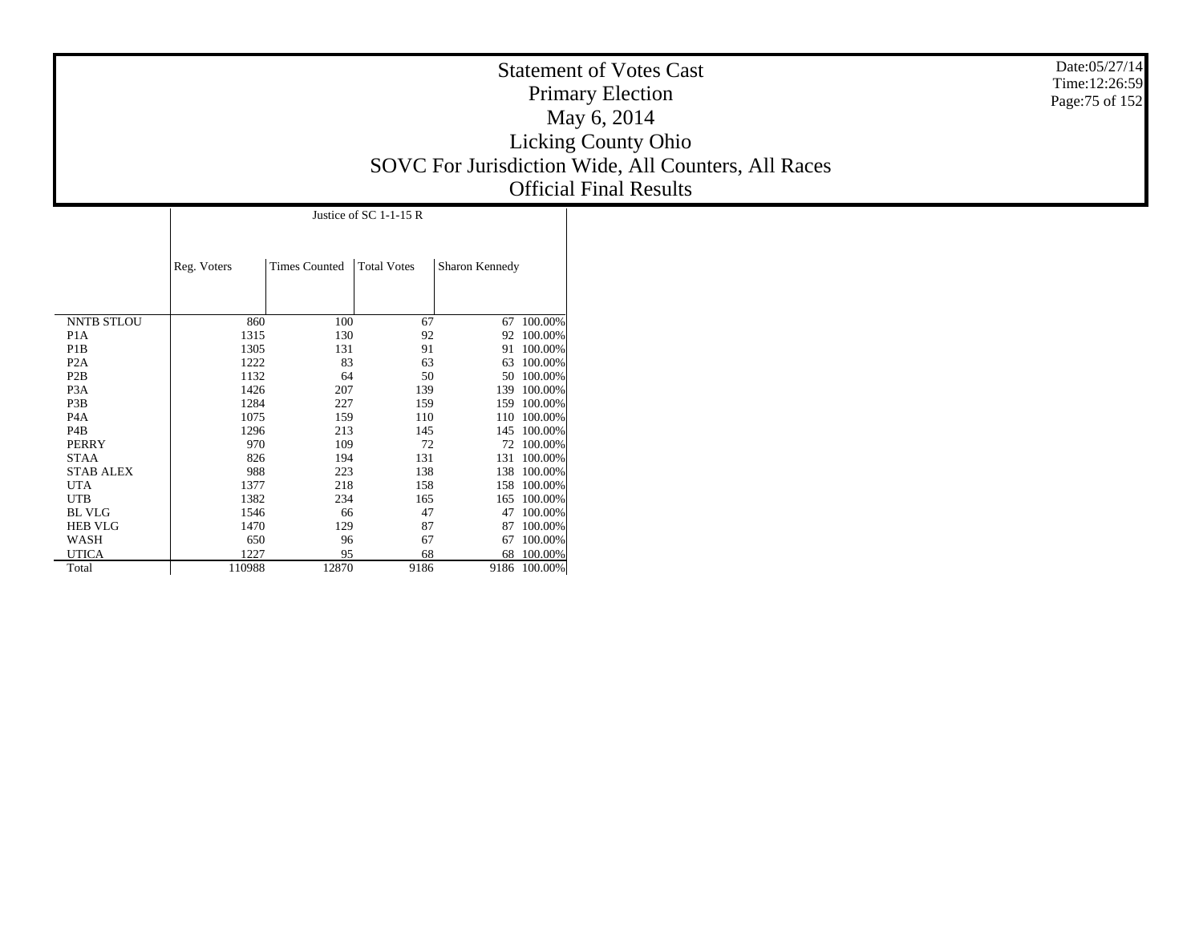# Statement of Votes Cast

## Primary Election

## May 6, 2014

## Licking County Ohio

## SOVC For Jurisdiction Wide, All Counters, All Races

## Official Final Results

Date:05/27/14
Time:12:26:59

| | Justice of SC 1-1-15 R | | | | |
|---|---|---|---|---|---|
| | Reg. Voters | Times Counted | Total Votes | Sharon Kennedy | |
| NNTB STLOU | 860 | 100 | 67 | 67 | 100.00% |
| P1A | 1315 | 130 | 92 | 92 | 100.00% |
| P1B | 1305 | 131 | 91 | 91 | 100.00% |
| P2A | 1222 | 83 | 63 | 63 | 100.00% |
| P2B | 1132 | 64 | 50 | 50 | 100.00% |
| P3A | 1426 | 207 | 139 | 139 | 100.00% |
| P3B | 1284 | 227 | 159 | 159 | 100.00% |
| P4A | 1075 | 159 | 110 | 110 | 100.00% |
| P4B | 1296 | 213 | 145 | 145 | 100.00% |
| PERRY | 970 | 109 | 72 | 72 | 100.00% |
| STAA | 826 | 194 | 131 | 131 | 100.00% |
| STAB ALEX | 988 | 223 | 138 | 138 | 100.00% |
| UTA | 1377 | 218 | 158 | 158 | 100.00% |
| UTB | 1382 | 234 | 165 | 165 | 100.00% |
| BL VLG | 1546 | 66 | 47 | 47 | 100.00% |
| HEB VLG | 1470 | 129 | 87 | 87 | 100.00% |
| WASH | 650 | 96 | 67 | 67 | 100.00% |
| UTICA | 1227 | 95 | 68 | 68 | 100.00% |
| Total | 110988 | 12870 | 9186 | 9186 | 100.00% |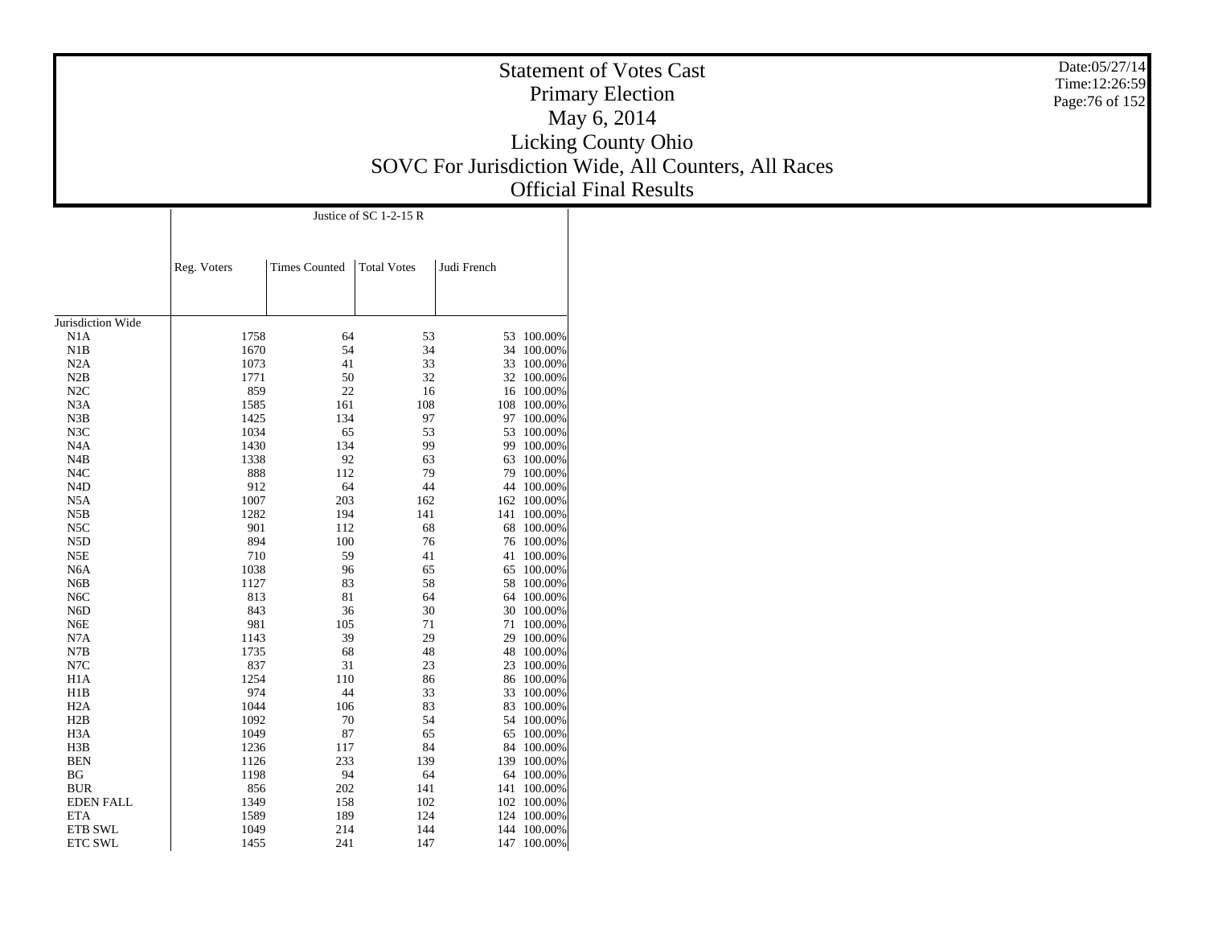# Statement of Votes Cast
## Primary Election
## May 6, 2014
## Licking County Ohio
## SOVC For Jurisdiction Wide, All Counters, All Races
## Official Final Results

Date:05/27/14
Time:12:26:59

| | Justice of SC 1-2-15 R | | | | |
|---|---|---|---|---|---|
| | Reg. Voters | Times Counted | Total Votes | Judi French | |
| Jurisdiction Wide | | | | | |
| N1A | 1758 | 64 | 53 | 53 | 100.00% |
| N1B | 1670 | 54 | 34 | 34 | 100.00% |
| N2A | 1073 | 41 | 33 | 33 | 100.00% |
| N2B | 1771 | 50 | 32 | 32 | 100.00% |
| N2C | 859 | 22 | 16 | 16 | 100.00% |
| N3A | 1585 | 161 | 108 | 108 | 100.00% |
| N3B | 1425 | 134 | 97 | 97 | 100.00% |
| N3C | 1034 | 65 | 53 | 53 | 100.00% |
| N4A | 1430 | 134 | 99 | 99 | 100.00% |
| N4B | 1338 | 92 | 63 | 63 | 100.00% |
| N4C | 888 | 112 | 79 | 79 | 100.00% |
| N4D | 912 | 64 | 44 | 44 | 100.00% |
| N5A | 1007 | 203 | 162 | 162 | 100.00% |
| N5B | 1282 | 194 | 141 | 141 | 100.00% |
| N5C | 901 | 112 | 68 | 68 | 100.00% |
| N5D | 894 | 100 | 76 | 76 | 100.00% |
| N5E | 710 | 59 | 41 | 41 | 100.00% |
| N6A | 1038 | 96 | 65 | 65 | 100.00% |
| N6B | 1127 | 83 | 58 | 58 | 100.00% |
| N6C | 813 | 81 | 64 | 64 | 100.00% |
| N6D | 843 | 36 | 30 | 30 | 100.00% |
| N6E | 981 | 105 | 71 | 71 | 100.00% |
| N7A | 1143 | 39 | 29 | 29 | 100.00% |
| N7B | 1735 | 68 | 48 | 48 | 100.00% |
| N7C | 837 | 31 | 23 | 23 | 100.00% |
| H1A | 1254 | 110 | 86 | 86 | 100.00% |
| H1B | 974 | 44 | 33 | 33 | 100.00% |
| H2A | 1044 | 106 | 83 | 83 | 100.00% |
| H2B | 1092 | 70 | 54 | 54 | 100.00% |
| H3A | 1049 | 87 | 65 | 65 | 100.00% |
| H3B | 1236 | 117 | 84 | 84 | 100.00% |
| BEN | 1126 | 233 | 139 | 139 | 100.00% |
| BG | 1198 | 94 | 64 | 64 | 100.00% |
| BUR | 856 | 202 | 141 | 141 | 100.00% |
| EDEN FALL | 1349 | 158 | 102 | 102 | 100.00% |
| ETA | 1589 | 189 | 124 | 124 | 100.00% |
| ETB SWL | 1049 | 214 | 144 | 144 | 100.00% |
| ETC SWL | 1455 | 241 | 147 | 147 | 100.00% |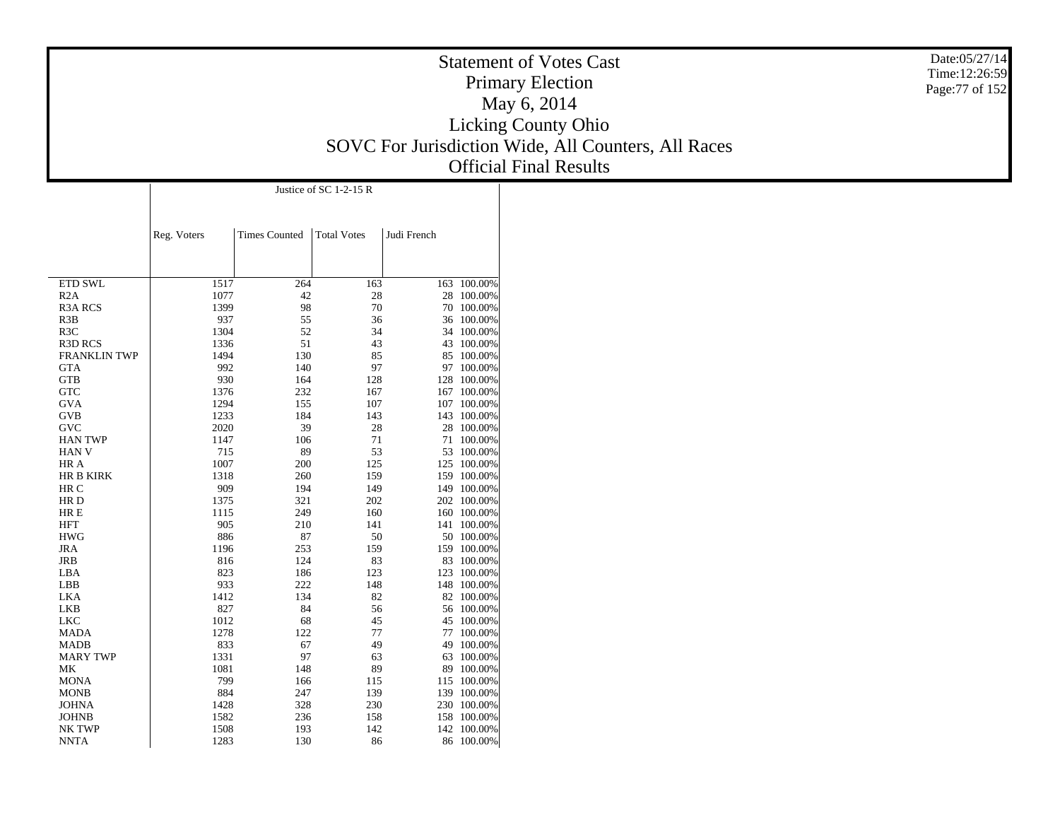# Statement of Votes Cast
## Primary Election
## May 6, 2014
## Licking County Ohio
## SOVC For Jurisdiction Wide, All Counters, All Races
## Official Final Results

Date:05/27/14
Time:12:26:59

| | Justice of SC 1-2-15 R | | | | |
|---|---|---|---|---|---|
| | Reg. Voters | Times Counted | Total Votes | Judi French | |
| ETD SWL | 1517 | 264 | 163 | 163 | 100.00% |
| R2A | 1077 | 42 | 28 | 28 | 100.00% |
| R3A RCS | 1399 | 98 | 70 | 70 | 100.00% |
| R3B | 937 | 55 | 36 | 36 | 100.00% |
| R3C | 1304 | 52 | 34 | 34 | 100.00% |
| R3D RCS | 1336 | 51 | 43 | 43 | 100.00% |
| FRANKLIN TWP | 1494 | 130 | 85 | 85 | 100.00% |
| GTA | 992 | 140 | 97 | 97 | 100.00% |
| GTB | 930 | 164 | 128 | 128 | 100.00% |
| GTC | 1376 | 232 | 167 | 167 | 100.00% |
| GVA | 1294 | 155 | 107 | 107 | 100.00% |
| GVB | 1233 | 184 | 143 | 143 | 100.00% |
| GVC | 2020 | 39 | 28 | 28 | 100.00% |
| HAN TWP | 1147 | 106 | 71 | 71 | 100.00% |
| HAN V | 715 | 89 | 53 | 53 | 100.00% |
| HR A | 1007 | 200 | 125 | 125 | 100.00% |
| HR B KIRK | 1318 | 260 | 159 | 159 | 100.00% |
| HR C | 909 | 194 | 149 | 149 | 100.00% |
| HR D | 1375 | 321 | 202 | 202 | 100.00% |
| HR E | 1115 | 249 | 160 | 160 | 100.00% |
| HFT | 905 | 210 | 141 | 141 | 100.00% |
| HWG | 886 | 87 | 50 | 50 | 100.00% |
| JRA | 1196 | 253 | 159 | 159 | 100.00% |
| JRB | 816 | 124 | 83 | 83 | 100.00% |
| LBA | 823 | 186 | 123 | 123 | 100.00% |
| LBB | 933 | 222 | 148 | 148 | 100.00% |
| LKA | 1412 | 134 | 82 | 82 | 100.00% |
| LKB | 827 | 84 | 56 | 56 | 100.00% |
| LKC | 1012 | 68 | 45 | 45 | 100.00% |
| MADA | 1278 | 122 | 77 | 77 | 100.00% |
| MADB | 833 | 67 | 49 | 49 | 100.00% |
| MARY TWP | 1331 | 97 | 63 | 63 | 100.00% |
| MK | 1081 | 148 | 89 | 89 | 100.00% |
| MONA | 799 | 166 | 115 | 115 | 100.00% |
| MONB | 884 | 247 | 139 | 139 | 100.00% |
| JOHNA | 1428 | 328 | 230 | 230 | 100.00% |
| JOHNB | 1582 | 236 | 158 | 158 | 100.00% |
| NK TWP | 1508 | 193 | 142 | 142 | 100.00% |
| NNTA | 1283 | 130 | 86 | 86 | 100.00% |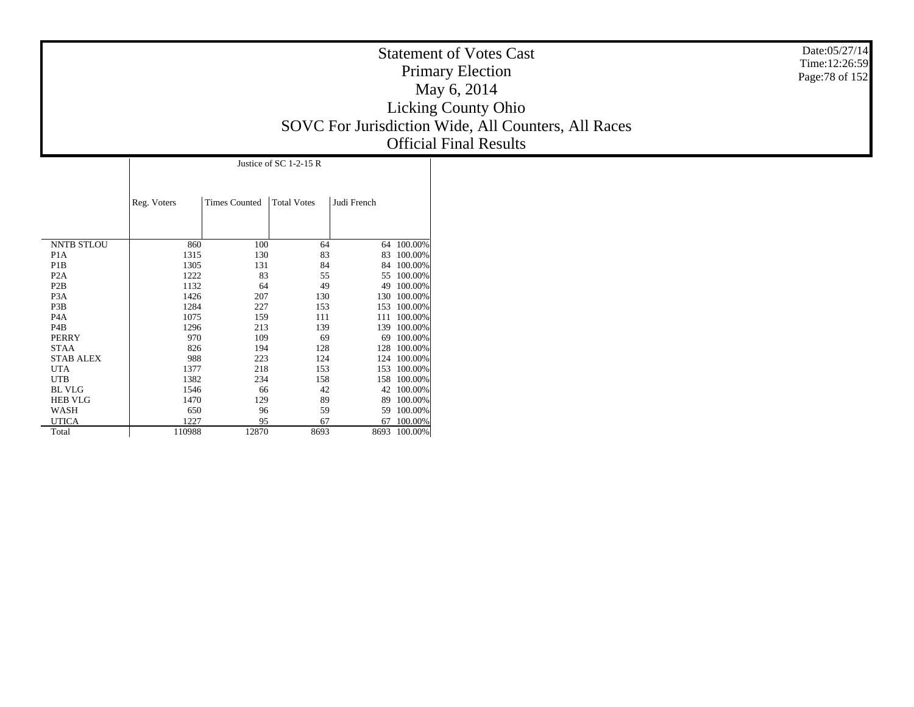# Statement of Votes Cast
## Primary Election
## May 6, 2014
## Licking County Ohio
## SOVC For Jurisdiction Wide, All Counters, All Races
## Official Final Results

Date:05/27/14
Time:12:26:59

| | Justice of SC 1-2-15 R | | | | |
|---|---|---|---|---|---|
| | Reg. Voters | Times Counted | Total Votes | Judi French | |
| NNTB STLOU | 860 | 100 | 64 | 64 | 100.00% |
| P1A | 1315 | 130 | 83 | 83 | 100.00% |
| P1B | 1305 | 131 | 84 | 84 | 100.00% |
| P2A | 1222 | 83 | 55 | 55 | 100.00% |
| P2B | 1132 | 64 | 49 | 49 | 100.00% |
| P3A | 1426 | 207 | 130 | 130 | 100.00% |
| P3B | 1284 | 227 | 153 | 153 | 100.00% |
| P4A | 1075 | 159 | 111 | 111 | 100.00% |
| P4B | 1296 | 213 | 139 | 139 | 100.00% |
| PERRY | 970 | 109 | 69 | 69 | 100.00% |
| STAA | 826 | 194 | 128 | 128 | 100.00% |
| STAB ALEX | 988 | 223 | 124 | 124 | 100.00% |
| UTA | 1377 | 218 | 153 | 153 | 100.00% |
| UTB | 1382 | 234 | 158 | 158 | 100.00% |
| BL VLG | 1546 | 66 | 42 | 42 | 100.00% |
| HEB VLG | 1470 | 129 | 89 | 89 | 100.00% |
| WASH | 650 | 96 | 59 | 59 | 100.00% |
| UTICA | 1227 | 95 | 67 | 67 | 100.00% |
| Total | 110988 | 12870 | 8693 | 8693 | 100.00% |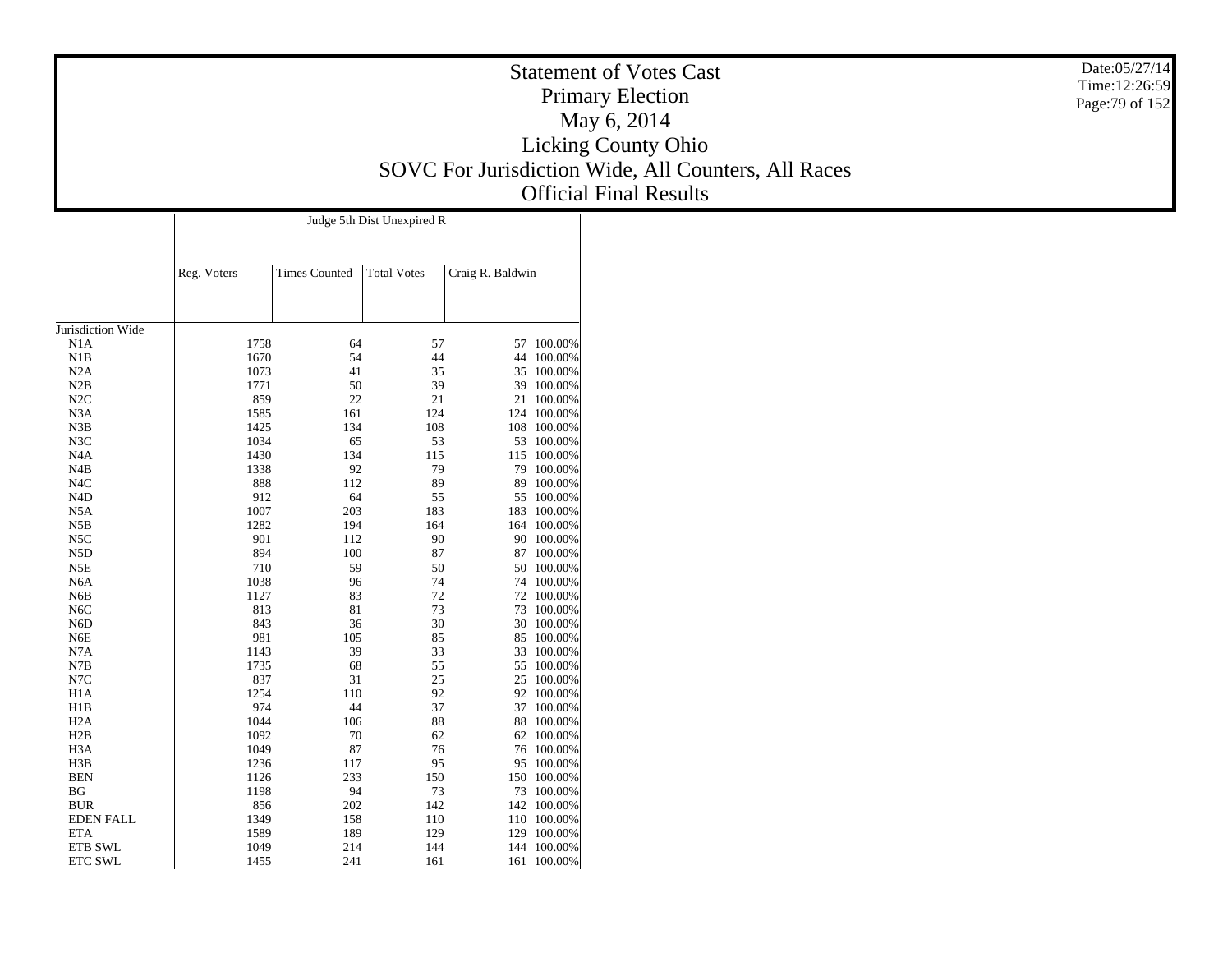# Statement of Votes Cast
## Primary Election
## May 6, 2014
## Licking County Ohio
## SOVC For Jurisdiction Wide, All Counters, All Races
## Official Final Results

Date:05/27/14
Time:12:26:59

| | Judge 5th Dist Unexpired R | | | | |
|---|---|---|---|---|---|
| | Reg. Voters | Times Counted | Total Votes | Craig R. Baldwin | |
| Jurisdiction Wide | | | | | |
| N1A | 1758 | 64 | 57 | 57 | 100.00% |
| N1B | 1670 | 54 | 44 | 44 | 100.00% |
| N2A | 1073 | 41 | 35 | 35 | 100.00% |
| N2B | 1771 | 50 | 39 | 39 | 100.00% |
| N2C | 859 | 22 | 21 | 21 | 100.00% |
| N3A | 1585 | 161 | 124 | 124 | 100.00% |
| N3B | 1425 | 134 | 108 | 108 | 100.00% |
| N3C | 1034 | 65 | 53 | 53 | 100.00% |
| N4A | 1430 | 134 | 115 | 115 | 100.00% |
| N4B | 1338 | 92 | 79 | 79 | 100.00% |
| N4C | 888 | 112 | 89 | 89 | 100.00% |
| N4D | 912 | 64 | 55 | 55 | 100.00% |
| N5A | 1007 | 203 | 183 | 183 | 100.00% |
| N5B | 1282 | 194 | 164 | 164 | 100.00% |
| N5C | 901 | 112 | 90 | 90 | 100.00% |
| N5D | 894 | 100 | 87 | 87 | 100.00% |
| N5E | 710 | 59 | 50 | 50 | 100.00% |
| N6A | 1038 | 96 | 74 | 74 | 100.00% |
| N6B | 1127 | 83 | 72 | 72 | 100.00% |
| N6C | 813 | 81 | 73 | 73 | 100.00% |
| N6D | 843 | 36 | 30 | 30 | 100.00% |
| N6E | 981 | 105 | 85 | 85 | 100.00% |
| N7A | 1143 | 39 | 33 | 33 | 100.00% |
| N7B | 1735 | 68 | 55 | 55 | 100.00% |
| N7C | 837 | 31 | 25 | 25 | 100.00% |
| H1A | 1254 | 110 | 92 | 92 | 100.00% |
| H1B | 974 | 44 | 37 | 37 | 100.00% |
| H2A | 1044 | 106 | 88 | 88 | 100.00% |
| H2B | 1092 | 70 | 62 | 62 | 100.00% |
| H3A | 1049 | 87 | 76 | 76 | 100.00% |
| H3B | 1236 | 117 | 95 | 95 | 100.00% |
| BEN | 1126 | 233 | 150 | 150 | 100.00% |
| BG | 1198 | 94 | 73 | 73 | 100.00% |
| BUR | 856 | 202 | 142 | 142 | 100.00% |
| EDEN FALL | 1349 | 158 | 110 | 110 | 100.00% |
| ETA | 1589 | 189 | 129 | 129 | 100.00% |
| ETB SWL | 1049 | 214 | 144 | 144 | 100.00% |
| ETC SWL | 1455 | 241 | 161 | 161 | 100.00% |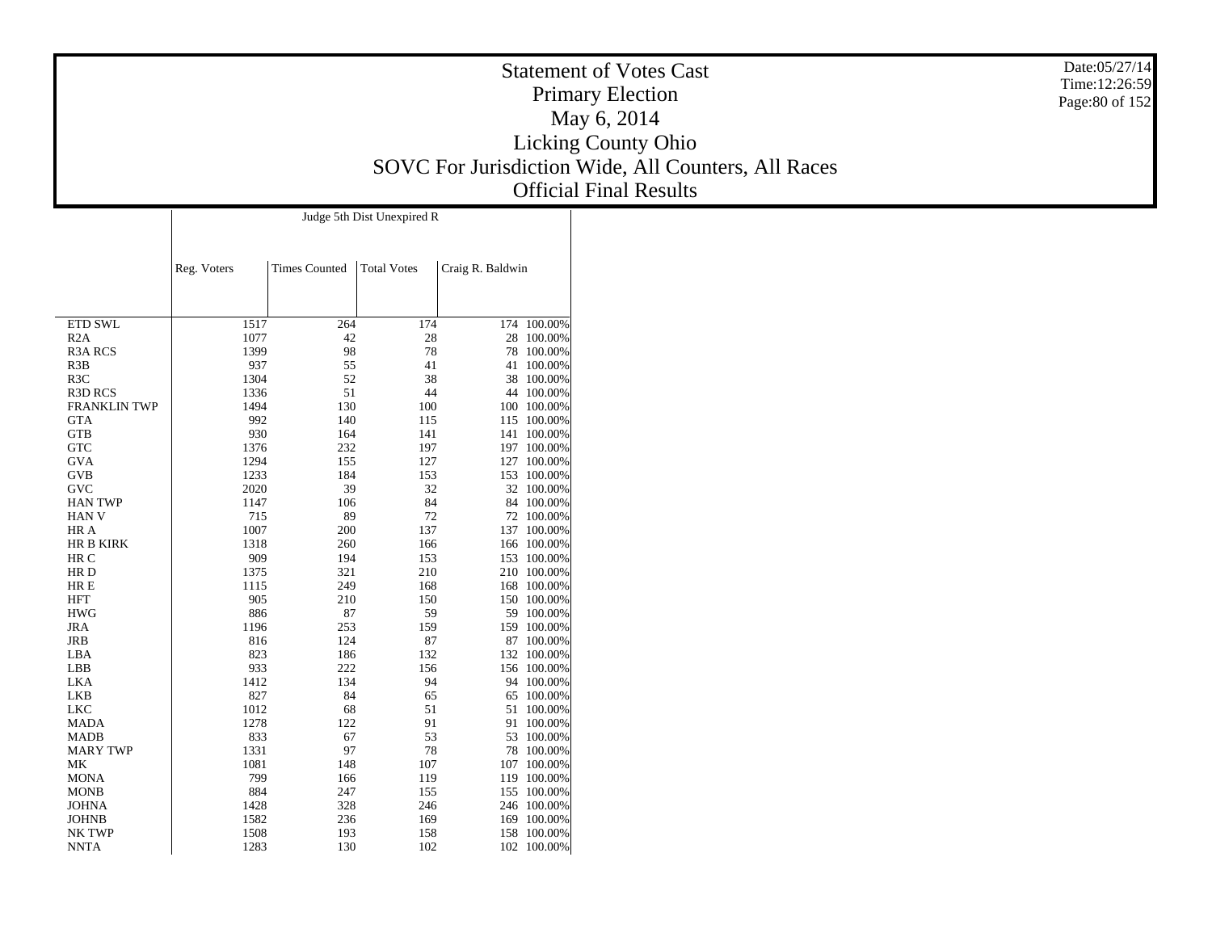# Statement of Votes Cast
## Primary Election
## May 6, 2014
## Licking County Ohio
## SOVC For Jurisdiction Wide, All Counters, All Races
## Official Final Results

Date:05/27/14
Time:12:26:59

| | Judge 5th Dist Unexpired R | | | | |
|---|---|---|---|---|---|
| | Reg. Voters | Times Counted | Total Votes | Craig R. Baldwin | |
| ETD SWL | 1517 | 264 | 174 | 174 | 100.00% |
| R2A | 1077 | 42 | 28 | 28 | 100.00% |
| R3A RCS | 1399 | 98 | 78 | 78 | 100.00% |
| R3B | 937 | 55 | 41 | 41 | 100.00% |
| R3C | 1304 | 52 | 38 | 38 | 100.00% |
| R3D RCS | 1336 | 51 | 44 | 44 | 100.00% |
| FRANKLIN TWP | 1494 | 130 | 100 | 100 | 100.00% |
| GTA | 992 | 140 | 115 | 115 | 100.00% |
| GTB | 930 | 164 | 141 | 141 | 100.00% |
| GTC | 1376 | 232 | 197 | 197 | 100.00% |
| GVA | 1294 | 155 | 127 | 127 | 100.00% |
| GVB | 1233 | 184 | 153 | 153 | 100.00% |
| GVC | 2020 | 39 | 32 | 32 | 100.00% |
| HAN TWP | 1147 | 106 | 84 | 84 | 100.00% |
| HAN V | 715 | 89 | 72 | 72 | 100.00% |
| HR A | 1007 | 200 | 137 | 137 | 100.00% |
| HR B KIRK | 1318 | 260 | 166 | 166 | 100.00% |
| HR C | 909 | 194 | 153 | 153 | 100.00% |
| HR D | 1375 | 321 | 210 | 210 | 100.00% |
| HR E | 1115 | 249 | 168 | 168 | 100.00% |
| HFT | 905 | 210 | 150 | 150 | 100.00% |
| HWG | 886 | 87 | 59 | 59 | 100.00% |
| JRA | 1196 | 253 | 159 | 159 | 100.00% |
| JRB | 816 | 124 | 87 | 87 | 100.00% |
| LBA | 823 | 186 | 132 | 132 | 100.00% |
| LBB | 933 | 222 | 156 | 156 | 100.00% |
| LKA | 1412 | 134 | 94 | 94 | 100.00% |
| LKB | 827 | 84 | 65 | 65 | 100.00% |
| LKC | 1012 | 68 | 51 | 51 | 100.00% |
| MADA | 1278 | 122 | 91 | 91 | 100.00% |
| MADB | 833 | 67 | 53 | 53 | 100.00% |
| MARY TWP | 1331 | 97 | 78 | 78 | 100.00% |
| MK | 1081 | 148 | 107 | 107 | 100.00% |
| MONA | 799 | 166 | 119 | 119 | 100.00% |
| MONB | 884 | 247 | 155 | 155 | 100.00% |
| JOHNA | 1428 | 328 | 246 | 246 | 100.00% |
| JOHNB | 1582 | 236 | 169 | 169 | 100.00% |
| NK TWP | 1508 | 193 | 158 | 158 | 100.00% |
| NNTA | 1283 | 130 | 102 | 102 | 100.00% |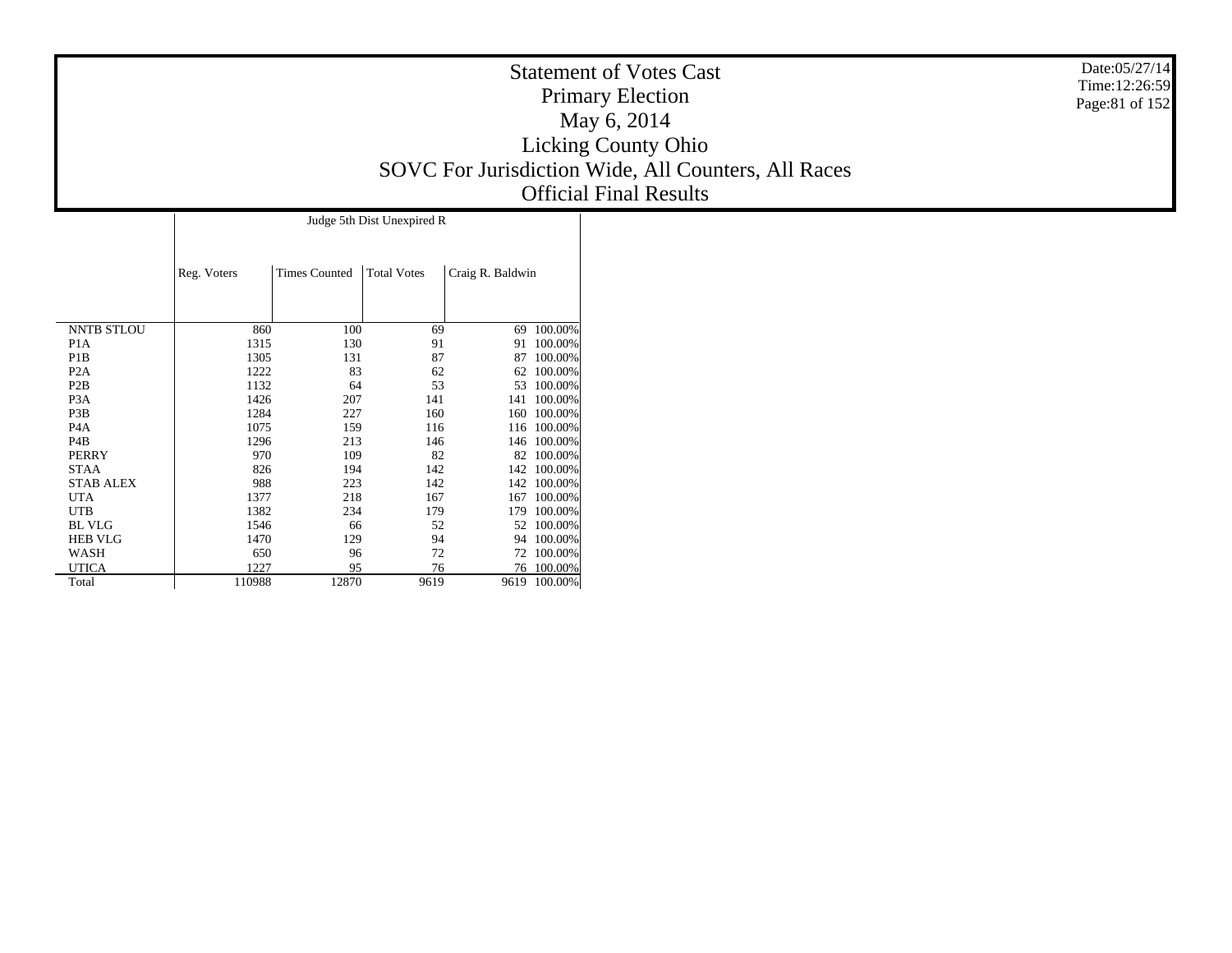# Statement of Votes Cast
## Primary Election
## May 6, 2014
## Licking County Ohio
## SOVC For Jurisdiction Wide, All Counters, All Races
## Official Final Results

Date:05/27/14
Time:12:26:59

| | Judge 5th Dist Unexpired R | | | | |
|---|---|---|---|---|---|
| | Reg. Voters | Times Counted | Total Votes | Craig R. Baldwin | |
| NNTB STLOU | 860 | 100 | 69 | 69 | 100.00% |
| P1A | 1315 | 130 | 91 | 91 | 100.00% |
| P1B | 1305 | 131 | 87 | 87 | 100.00% |
| P2A | 1222 | 83 | 62 | 62 | 100.00% |
| P2B | 1132 | 64 | 53 | 53 | 100.00% |
| P3A | 1426 | 207 | 141 | 141 | 100.00% |
| P3B | 1284 | 227 | 160 | 160 | 100.00% |
| P4A | 1075 | 159 | 116 | 116 | 100.00% |
| P4B | 1296 | 213 | 146 | 146 | 100.00% |
| PERRY | 970 | 109 | 82 | 82 | 100.00% |
| STAA | 826 | 194 | 142 | 142 | 100.00% |
| STAB ALEX | 988 | 223 | 142 | 142 | 100.00% |
| UTA | 1377 | 218 | 167 | 167 | 100.00% |
| UTB | 1382 | 234 | 179 | 179 | 100.00% |
| BL VLG | 1546 | 66 | 52 | 52 | 100.00% |
| HEB VLG | 1470 | 129 | 94 | 94 | 100.00% |
| WASH | 650 | 96 | 72 | 72 | 100.00% |
| UTICA | 1227 | 95 | 76 | 76 | 100.00% |
| Total | 110988 | 12870 | 9619 | 9619 | 100.00% |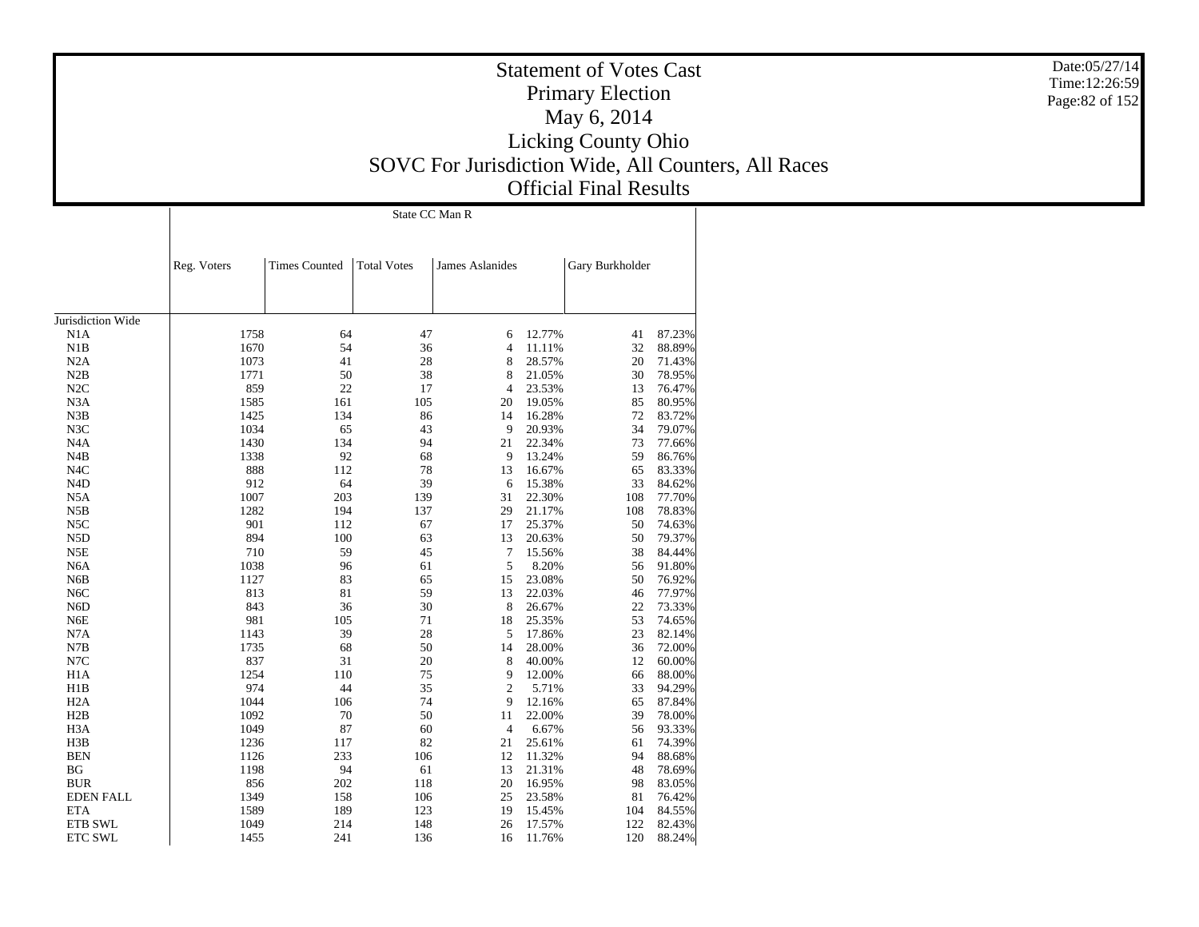# Statement of Votes Cast
## Primary Election
## May 6, 2014
## Licking County Ohio
## SOVC For Jurisdiction Wide, All Counters, All Races
## Official Final Results

Date:05/27/14
Time:12:26:59

| | State CC Man R | | | | | | |
|---|---|---|---|---|---|---|---|
| | Reg. Voters | Times Counted | Total Votes | James Aslanides | | Gary Burkholder | |
| Jurisdiction Wide | | | | | | | |
| N1A | 1758 | 64 | 47 | 6 | 12.77% | 41 | 87.23% |
| N1B | 1670 | 54 | 36 | 4 | 11.11% | 32 | 88.89% |
| N2A | 1073 | 41 | 28 | 8 | 28.57% | 20 | 71.43% |
| N2B | 1771 | 50 | 38 | 8 | 21.05% | 30 | 78.95% |
| N2C | 859 | 22 | 17 | 4 | 23.53% | 13 | 76.47% |
| N3A | 1585 | 161 | 105 | 20 | 19.05% | 85 | 80.95% |
| N3B | 1425 | 134 | 86 | 14 | 16.28% | 72 | 83.72% |
| N3C | 1034 | 65 | 43 | 9 | 20.93% | 34 | 79.07% |
| N4A | 1430 | 134 | 94 | 21 | 22.34% | 73 | 77.66% |
| N4B | 1338 | 92 | 68 | 9 | 13.24% | 59 | 86.76% |
| N4C | 888 | 112 | 78 | 13 | 16.67% | 65 | 83.33% |
| N4D | 912 | 64 | 39 | 6 | 15.38% | 33 | 84.62% |
| N5A | 1007 | 203 | 139 | 31 | 22.30% | 108 | 77.70% |
| N5B | 1282 | 194 | 137 | 29 | 21.17% | 108 | 78.83% |
| N5C | 901 | 112 | 67 | 17 | 25.37% | 50 | 74.63% |
| N5D | 894 | 100 | 63 | 13 | 20.63% | 50 | 79.37% |
| N5E | 710 | 59 | 45 | 7 | 15.56% | 38 | 84.44% |
| N6A | 1038 | 96 | 61 | 5 | 8.20% | 56 | 91.80% |
| N6B | 1127 | 83 | 65 | 15 | 23.08% | 50 | 76.92% |
| N6C | 813 | 81 | 59 | 13 | 22.03% | 46 | 77.97% |
| N6D | 843 | 36 | 30 | 8 | 26.67% | 22 | 73.33% |
| N6E | 981 | 105 | 71 | 18 | 25.35% | 53 | 74.65% |
| N7A | 1143 | 39 | 28 | 5 | 17.86% | 23 | 82.14% |
| N7B | 1735 | 68 | 50 | 14 | 28.00% | 36 | 72.00% |
| N7C | 837 | 31 | 20 | 8 | 40.00% | 12 | 60.00% |
| H1A | 1254 | 110 | 75 | 9 | 12.00% | 66 | 88.00% |
| H1B | 974 | 44 | 35 | 2 | 5.71% | 33 | 94.29% |
| H2A | 1044 | 106 | 74 | 9 | 12.16% | 65 | 87.84% |
| H2B | 1092 | 70 | 50 | 11 | 22.00% | 39 | 78.00% |
| H3A | 1049 | 87 | 60 | 4 | 6.67% | 56 | 93.33% |
| H3B | 1236 | 117 | 82 | 21 | 25.61% | 61 | 74.39% |
| BEN | 1126 | 233 | 106 | 12 | 11.32% | 94 | 88.68% |
| BG | 1198 | 94 | 61 | 13 | 21.31% | 48 | 78.69% |
| BUR | 856 | 202 | 118 | 20 | 16.95% | 98 | 83.05% |
| EDEN FALL | 1349 | 158 | 106 | 25 | 23.58% | 81 | 76.42% |
| ETA | 1589 | 189 | 123 | 19 | 15.45% | 104 | 84.55% |
| ETB SWL | 1049 | 214 | 148 | 26 | 17.57% | 122 | 82.43% |
| ETC SWL | 1455 | 241 | 136 | 16 | 11.76% | 120 | 88.24% |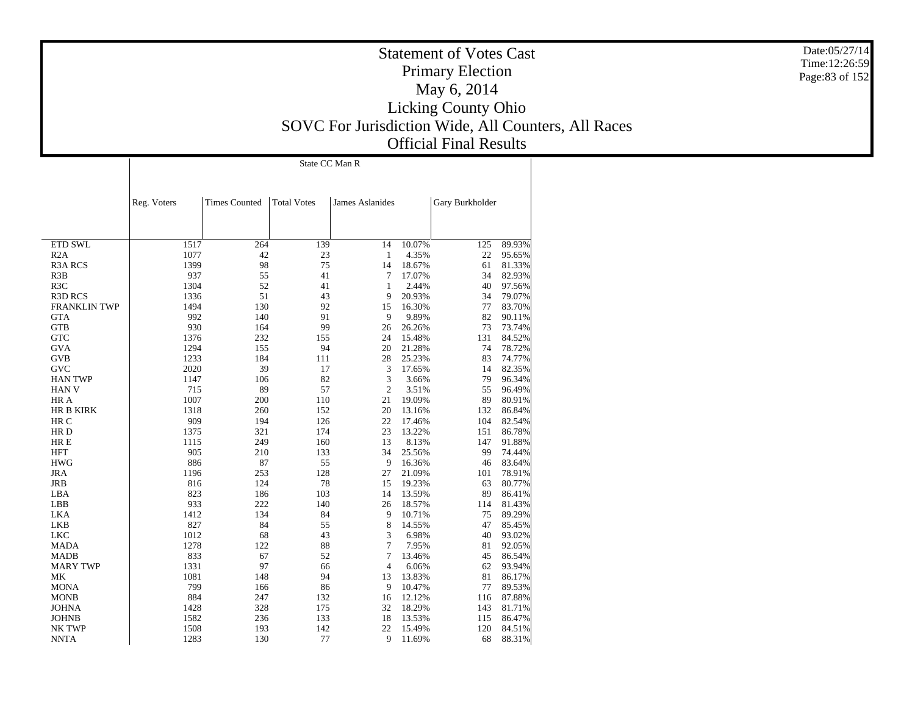# Statement of Votes Cast

## Primary Election

## May 6, 2014

## Licking County Ohio

## SOVC For Jurisdiction Wide, All Counters, All Races

## Official Final Results

Date:05/27/14
Time:12:26:59

| | State CC Man R | | | | | | |
|---|---|---|---|---|---|---|---|
| | Reg. Voters | Times Counted | Total Votes | James Aslanides | | Gary Burkholder | |
| ETD SWL | 1517 | 264 | 139 | 14 | 10.07% | 125 | 89.93% |
| R2A | 1077 | 42 | 23 | 1 | 4.35% | 22 | 95.65% |
| R3A RCS | 1399 | 98 | 75 | 14 | 18.67% | 61 | 81.33% |
| R3B | 937 | 55 | 41 | 7 | 17.07% | 34 | 82.93% |
| R3C | 1304 | 52 | 41 | 1 | 2.44% | 40 | 97.56% |
| R3D RCS | 1336 | 51 | 43 | 9 | 20.93% | 34 | 79.07% |
| FRANKLIN TWP | 1494 | 130 | 92 | 15 | 16.30% | 77 | 83.70% |
| GTA | 992 | 140 | 91 | 9 | 9.89% | 82 | 90.11% |
| GTB | 930 | 164 | 99 | 26 | 26.26% | 73 | 73.74% |
| GTC | 1376 | 232 | 155 | 24 | 15.48% | 131 | 84.52% |
| GVA | 1294 | 155 | 94 | 20 | 21.28% | 74 | 78.72% |
| GVB | 1233 | 184 | 111 | 28 | 25.23% | 83 | 74.77% |
| GVC | 2020 | 39 | 17 | 3 | 17.65% | 14 | 82.35% |
| HAN TWP | 1147 | 106 | 82 | 3 | 3.66% | 79 | 96.34% |
| HAN V | 715 | 89 | 57 | 2 | 3.51% | 55 | 96.49% |
| HR A | 1007 | 200 | 110 | 21 | 19.09% | 89 | 80.91% |
| HR B KIRK | 1318 | 260 | 152 | 20 | 13.16% | 132 | 86.84% |
| HR C | 909 | 194 | 126 | 22 | 17.46% | 104 | 82.54% |
| HR D | 1375 | 321 | 174 | 23 | 13.22% | 151 | 86.78% |
| HR E | 1115 | 249 | 160 | 13 | 8.13% | 147 | 91.88% |
| HFT | 905 | 210 | 133 | 34 | 25.56% | 99 | 74.44% |
| HWG | 886 | 87 | 55 | 9 | 16.36% | 46 | 83.64% |
| JRA | 1196 | 253 | 128 | 27 | 21.09% | 101 | 78.91% |
| JRB | 816 | 124 | 78 | 15 | 19.23% | 63 | 80.77% |
| LBA | 823 | 186 | 103 | 14 | 13.59% | 89 | 86.41% |
| LBB | 933 | 222 | 140 | 26 | 18.57% | 114 | 81.43% |
| LKA | 1412 | 134 | 84 | 9 | 10.71% | 75 | 89.29% |
| LKB | 827 | 84 | 55 | 8 | 14.55% | 47 | 85.45% |
| LKC | 1012 | 68 | 43 | 3 | 6.98% | 40 | 93.02% |
| MADA | 1278 | 122 | 88 | 7 | 7.95% | 81 | 92.05% |
| MADB | 833 | 67 | 52 | 7 | 13.46% | 45 | 86.54% |
| MARY TWP | 1331 | 97 | 66 | 4 | 6.06% | 62 | 93.94% |
| MK | 1081 | 148 | 94 | 13 | 13.83% | 81 | 86.17% |
| MONA | 799 | 166 | 86 | 9 | 10.47% | 77 | 89.53% |
| MONB | 884 | 247 | 132 | 16 | 12.12% | 116 | 87.88% |
| JOHNA | 1428 | 328 | 175 | 32 | 18.29% | 143 | 81.71% |
| JOHNB | 1582 | 236 | 133 | 18 | 13.53% | 115 | 86.47% |
| NK TWP | 1508 | 193 | 142 | 22 | 15.49% | 120 | 84.51% |
| NNTA | 1283 | 130 | 77 | 9 | 11.69% | 68 | 88.31% |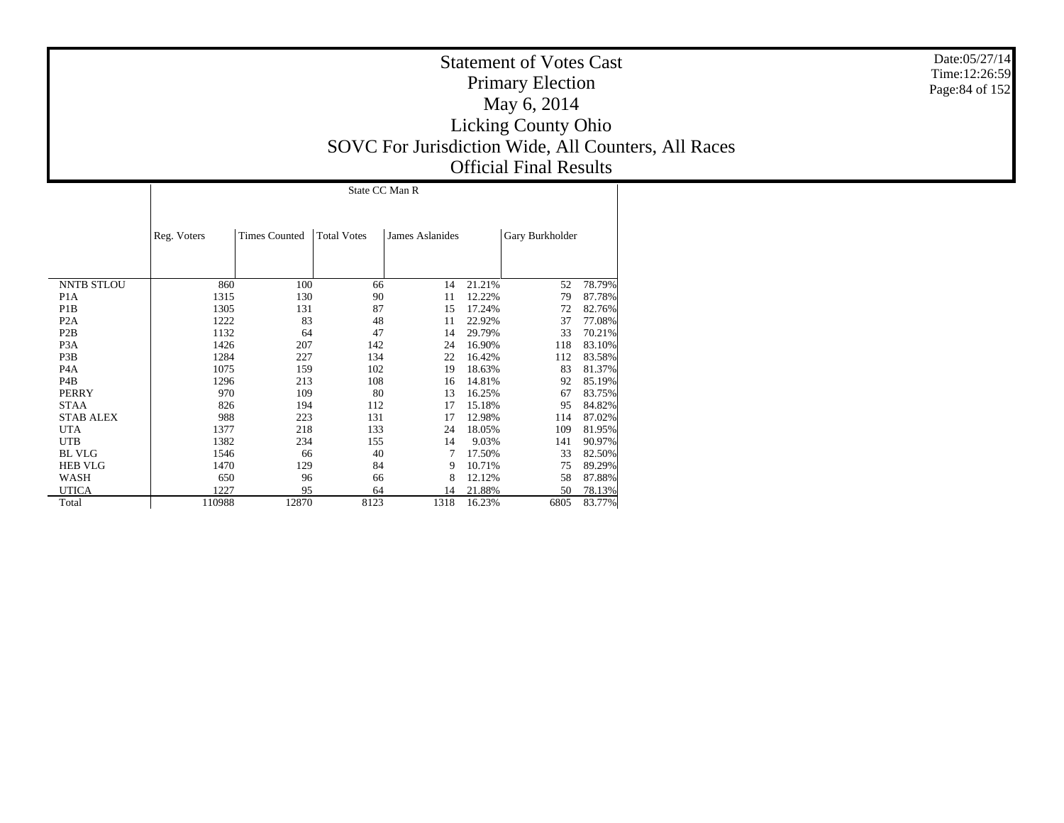# Statement of Votes Cast
## Primary Election
## May 6, 2014
## Licking County Ohio
## SOVC For Jurisdiction Wide, All Counters, All Races
## Official Final Results

Date:05/27/14
Time:12:26:59

| | State CC Man R | | | | | | |
|---|---|---|---|---|---|---|---|
| | Reg. Voters | Times Counted | Total Votes | James Aslanides | | Gary Burkholder | |
| NNTB STLOU | 860 | 100 | 66 | 14 | 21.21% | 52 | 78.79% |
| P1A | 1315 | 130 | 90 | 11 | 12.22% | 79 | 87.78% |
| P1B | 1305 | 131 | 87 | 15 | 17.24% | 72 | 82.76% |
| P2A | 1222 | 83 | 48 | 11 | 22.92% | 37 | 77.08% |
| P2B | 1132 | 64 | 47 | 14 | 29.79% | 33 | 70.21% |
| P3A | 1426 | 207 | 142 | 24 | 16.90% | 118 | 83.10% |
| P3B | 1284 | 227 | 134 | 22 | 16.42% | 112 | 83.58% |
| P4A | 1075 | 159 | 102 | 19 | 18.63% | 83 | 81.37% |
| P4B | 1296 | 213 | 108 | 16 | 14.81% | 92 | 85.19% |
| PERRY | 970 | 109 | 80 | 13 | 16.25% | 67 | 83.75% |
| STAA | 826 | 194 | 112 | 17 | 15.18% | 95 | 84.82% |
| STAB ALEX | 988 | 223 | 131 | 17 | 12.98% | 114 | 87.02% |
| UTA | 1377 | 218 | 133 | 24 | 18.05% | 109 | 81.95% |
| UTB | 1382 | 234 | 155 | 14 | 9.03% | 141 | 90.97% |
| BL VLG | 1546 | 66 | 40 | 7 | 17.50% | 33 | 82.50% |
| HEB VLG | 1470 | 129 | 84 | 9 | 10.71% | 75 | 89.29% |
| WASH | 650 | 96 | 66 | 8 | 12.12% | 58 | 87.88% |
| UTICA | 1227 | 95 | 64 | 14 | 21.88% | 50 | 78.13% |
| Total | 110988 | 12870 | 8123 | 1318 | 16.23% | 6805 | 83.77% |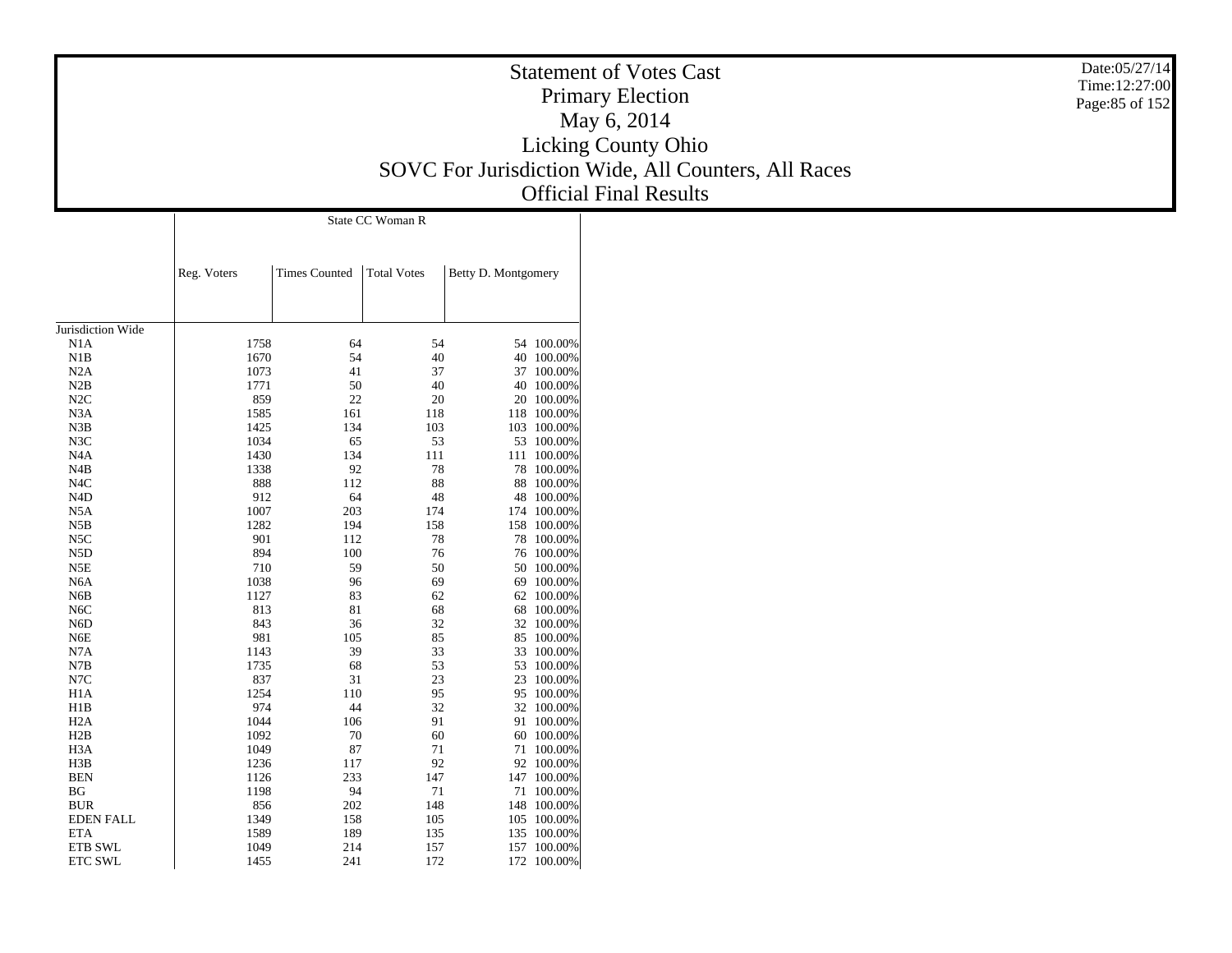# Statement of Votes Cast
## Primary Election
## May 6, 2014
## Licking County Ohio
## SOVC For Jurisdiction Wide, All Counters, All Races
## Official Final Results

Date:05/27/14
Time:12:27:00

| | State CC Woman R | | | | |
|---|---|---|---|---|---|
| | Reg. Voters | Times Counted | Total Votes | Betty D. Montgomery | |
| Jurisdiction Wide | | | | | |
| N1A | 1758 | 64 | 54 | 54 | 100.00% |
| N1B | 1670 | 54 | 40 | 40 | 100.00% |
| N2A | 1073 | 41 | 37 | 37 | 100.00% |
| N2B | 1771 | 50 | 40 | 40 | 100.00% |
| N2C | 859 | 22 | 20 | 20 | 100.00% |
| N3A | 1585 | 161 | 118 | 118 | 100.00% |
| N3B | 1425 | 134 | 103 | 103 | 100.00% |
| N3C | 1034 | 65 | 53 | 53 | 100.00% |
| N4A | 1430 | 134 | 111 | 111 | 100.00% |
| N4B | 1338 | 92 | 78 | 78 | 100.00% |
| N4C | 888 | 112 | 88 | 88 | 100.00% |
| N4D | 912 | 64 | 48 | 48 | 100.00% |
| N5A | 1007 | 203 | 174 | 174 | 100.00% |
| N5B | 1282 | 194 | 158 | 158 | 100.00% |
| N5C | 901 | 112 | 78 | 78 | 100.00% |
| N5D | 894 | 100 | 76 | 76 | 100.00% |
| N5E | 710 | 59 | 50 | 50 | 100.00% |
| N6A | 1038 | 96 | 69 | 69 | 100.00% |
| N6B | 1127 | 83 | 62 | 62 | 100.00% |
| N6C | 813 | 81 | 68 | 68 | 100.00% |
| N6D | 843 | 36 | 32 | 32 | 100.00% |
| N6E | 981 | 105 | 85 | 85 | 100.00% |
| N7A | 1143 | 39 | 33 | 33 | 100.00% |
| N7B | 1735 | 68 | 53 | 53 | 100.00% |
| N7C | 837 | 31 | 23 | 23 | 100.00% |
| H1A | 1254 | 110 | 95 | 95 | 100.00% |
| H1B | 974 | 44 | 32 | 32 | 100.00% |
| H2A | 1044 | 106 | 91 | 91 | 100.00% |
| H2B | 1092 | 70 | 60 | 60 | 100.00% |
| H3A | 1049 | 87 | 71 | 71 | 100.00% |
| H3B | 1236 | 117 | 92 | 92 | 100.00% |
| BEN | 1126 | 233 | 147 | 147 | 100.00% |
| BG | 1198 | 94 | 71 | 71 | 100.00% |
| BUR | 856 | 202 | 148 | 148 | 100.00% |
| EDEN FALL | 1349 | 158 | 105 | 105 | 100.00% |
| ETA | 1589 | 189 | 135 | 135 | 100.00% |
| ETB SWL | 1049 | 214 | 157 | 157 | 100.00% |
| ETC SWL | 1455 | 241 | 172 | 172 | 100.00% |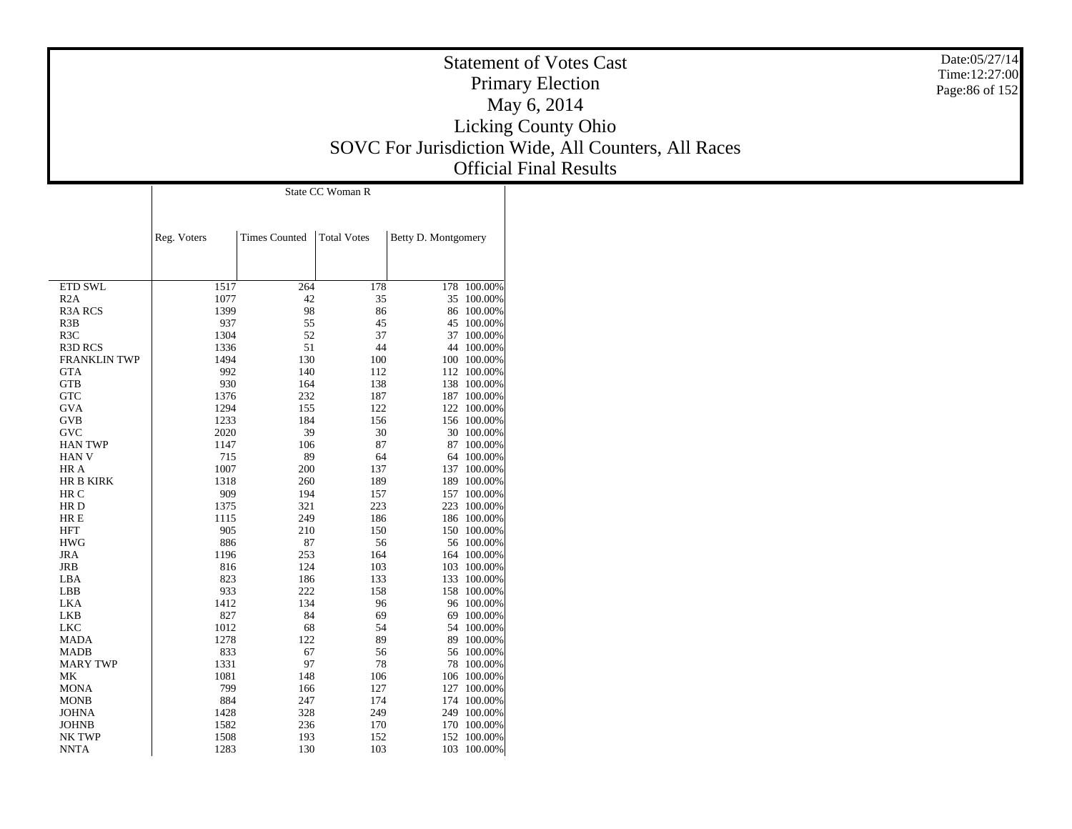# Statement of Votes Cast
## Primary Election
## May 6, 2014
## Licking County Ohio
## SOVC For Jurisdiction Wide, All Counters, All Races
## Official Final Results

Date:05/27/14
Time:12:27:00

| | State CC Woman R | | | | |
|---|---|---|---|---|---|
| | Reg. Voters | Times Counted | Total Votes | Betty D. Montgomery | |
| ETD SWL | 1517 | 264 | 178 | 178 | 100.00% |
| R2A | 1077 | 42 | 35 | 35 | 100.00% |
| R3A RCS | 1399 | 98 | 86 | 86 | 100.00% |
| R3B | 937 | 55 | 45 | 45 | 100.00% |
| R3C | 1304 | 52 | 37 | 37 | 100.00% |
| R3D RCS | 1336 | 51 | 44 | 44 | 100.00% |
| FRANKLIN TWP | 1494 | 130 | 100 | 100 | 100.00% |
| GTA | 992 | 140 | 112 | 112 | 100.00% |
| GTB | 930 | 164 | 138 | 138 | 100.00% |
| GTC | 1376 | 232 | 187 | 187 | 100.00% |
| GVA | 1294 | 155 | 122 | 122 | 100.00% |
| GVB | 1233 | 184 | 156 | 156 | 100.00% |
| GVC | 2020 | 39 | 30 | 30 | 100.00% |
| HAN TWP | 1147 | 106 | 87 | 87 | 100.00% |
| HAN V | 715 | 89 | 64 | 64 | 100.00% |
| HR A | 1007 | 200 | 137 | 137 | 100.00% |
| HR B KIRK | 1318 | 260 | 189 | 189 | 100.00% |
| HR C | 909 | 194 | 157 | 157 | 100.00% |
| HR D | 1375 | 321 | 223 | 223 | 100.00% |
| HR E | 1115 | 249 | 186 | 186 | 100.00% |
| HFT | 905 | 210 | 150 | 150 | 100.00% |
| HWG | 886 | 87 | 56 | 56 | 100.00% |
| JRA | 1196 | 253 | 164 | 164 | 100.00% |
| JRB | 816 | 124 | 103 | 103 | 100.00% |
| LBA | 823 | 186 | 133 | 133 | 100.00% |
| LBB | 933 | 222 | 158 | 158 | 100.00% |
| LKA | 1412 | 134 | 96 | 96 | 100.00% |
| LKB | 827 | 84 | 69 | 69 | 100.00% |
| LKC | 1012 | 68 | 54 | 54 | 100.00% |
| MADA | 1278 | 122 | 89 | 89 | 100.00% |
| MADB | 833 | 67 | 56 | 56 | 100.00% |
| MARY TWP | 1331 | 97 | 78 | 78 | 100.00% |
| MK | 1081 | 148 | 106 | 106 | 100.00% |
| MONA | 799 | 166 | 127 | 127 | 100.00% |
| MONB | 884 | 247 | 174 | 174 | 100.00% |
| JOHNA | 1428 | 328 | 249 | 249 | 100.00% |
| JOHNB | 1582 | 236 | 170 | 170 | 100.00% |
| NK TWP | 1508 | 193 | 152 | 152 | 100.00% |
| NNTA | 1283 | 130 | 103 | 103 | 100.00% |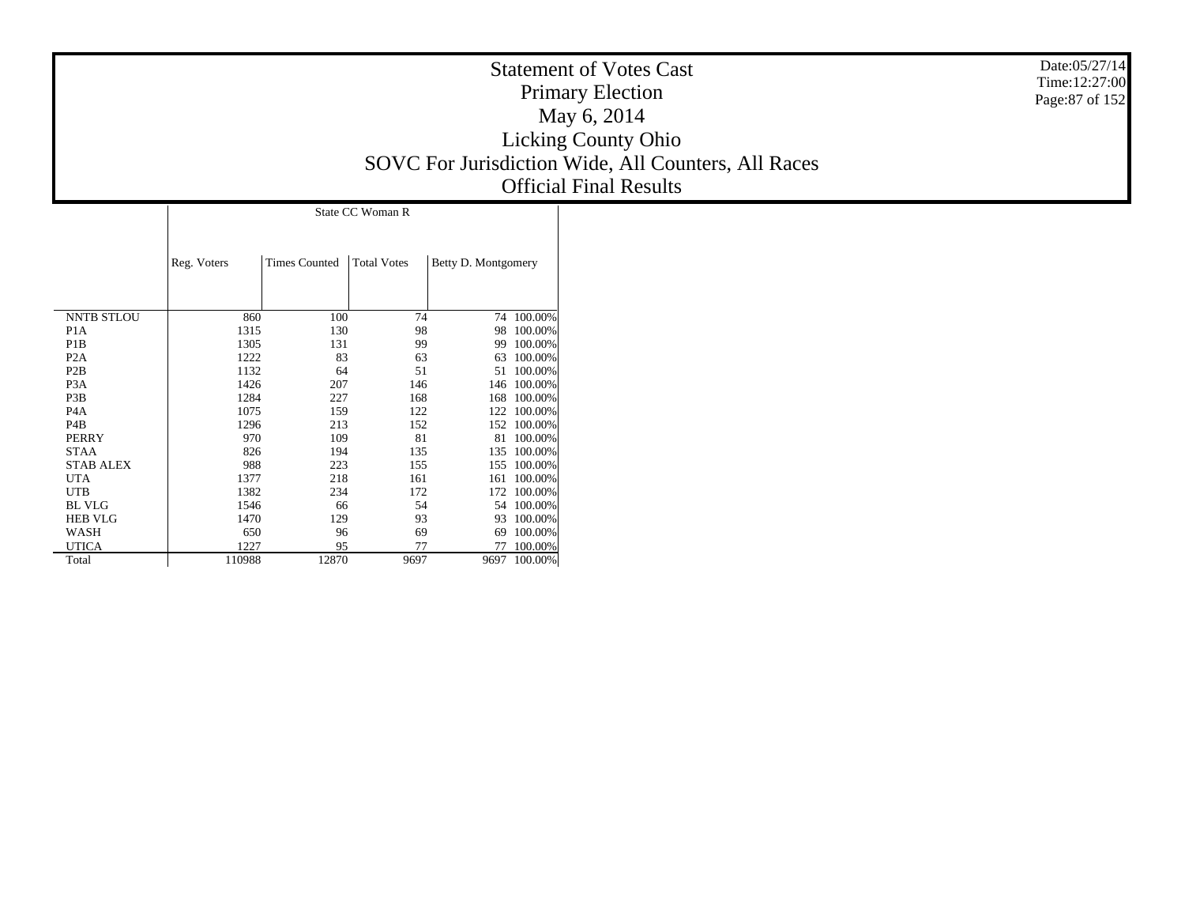# Statement of Votes Cast
## Primary Election
## May 6, 2014
## Licking County Ohio
## SOVC For Jurisdiction Wide, All Counters, All Races
## Official Final Results

Date:05/27/14
Time:12:27:00

| | State CC Woman R | | | | |
|---|---|---|---|---|---|
| | Reg. Voters | Times Counted | Total Votes | Betty D. Montgomery | |
| NNTB STLOU | 860 | 100 | 74 | 74 | 100.00% |
| P1A | 1315 | 130 | 98 | 98 | 100.00% |
| P1B | 1305 | 131 | 99 | 99 | 100.00% |
| P2A | 1222 | 83 | 63 | 63 | 100.00% |
| P2B | 1132 | 64 | 51 | 51 | 100.00% |
| P3A | 1426 | 207 | 146 | 146 | 100.00% |
| P3B | 1284 | 227 | 168 | 168 | 100.00% |
| P4A | 1075 | 159 | 122 | 122 | 100.00% |
| P4B | 1296 | 213 | 152 | 152 | 100.00% |
| PERRY | 970 | 109 | 81 | 81 | 100.00% |
| STAA | 826 | 194 | 135 | 135 | 100.00% |
| STAB ALEX | 988 | 223 | 155 | 155 | 100.00% |
| UTA | 1377 | 218 | 161 | 161 | 100.00% |
| UTB | 1382 | 234 | 172 | 172 | 100.00% |
| BL VLG | 1546 | 66 | 54 | 54 | 100.00% |
| HEB VLG | 1470 | 129 | 93 | 93 | 100.00% |
| WASH | 650 | 96 | 69 | 69 | 100.00% |
| UTICA | 1227 | 95 | 77 | 77 | 100.00% |
| Total | 110988 | 12870 | 9697 | 9697 | 100.00% |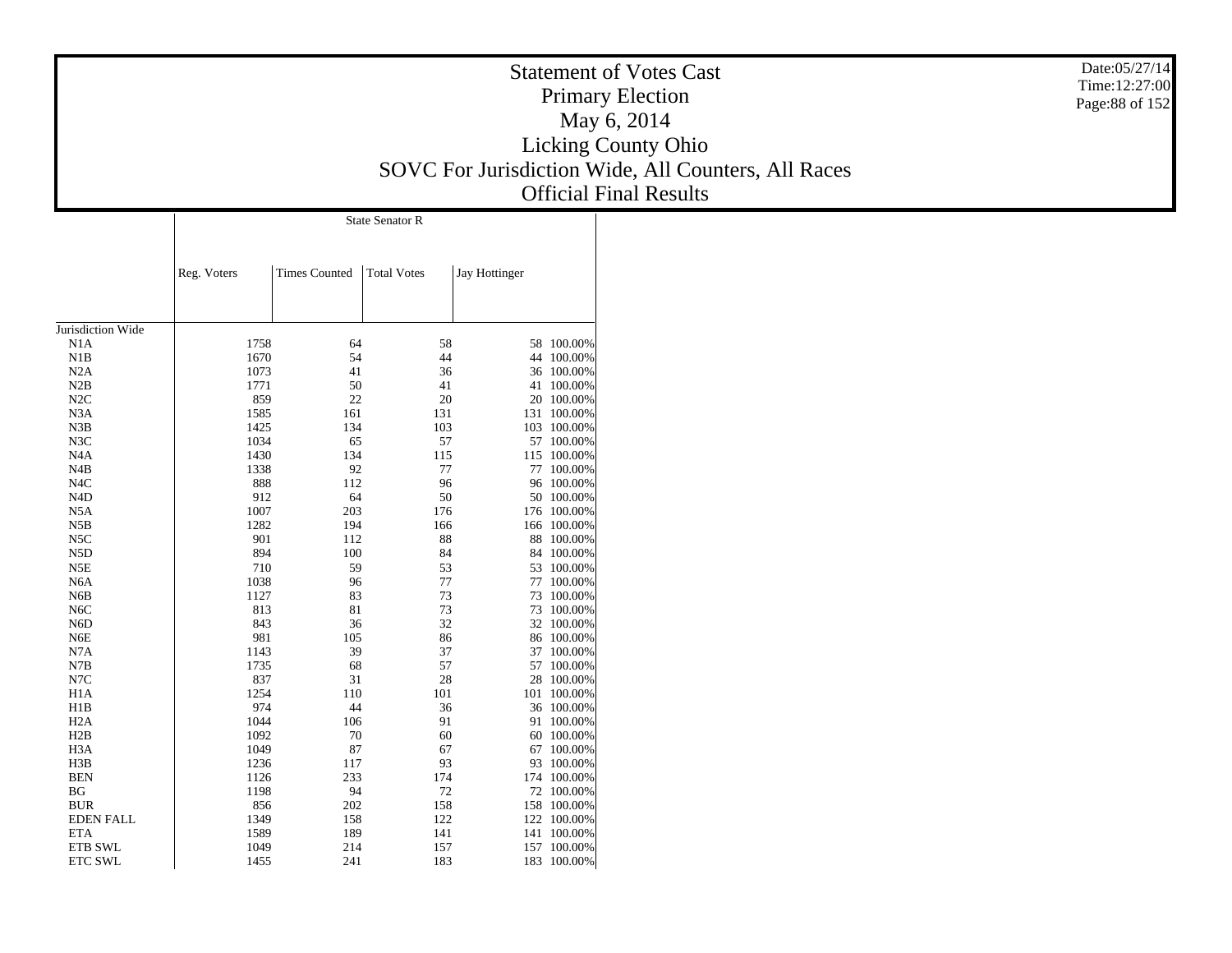# Statement of Votes Cast
## Primary Election
## May 6, 2014
## Licking County Ohio
## SOVC For Jurisdiction Wide, All Counters, All Races
## Official Final Results

Date:05/27/14
Time:12:27:00

| | State Senator R | | | | |
|---|---|---|---|---|---|
| | Reg. Voters | Times Counted | Total Votes | Jay Hottinger | |
| Jurisdiction Wide | | | | | |
| N1A | 1758 | 64 | 58 | 58 | 100.00% |
| N1B | 1670 | 54 | 44 | 44 | 100.00% |
| N2A | 1073 | 41 | 36 | 36 | 100.00% |
| N2B | 1771 | 50 | 41 | 41 | 100.00% |
| N2C | 859 | 22 | 20 | 20 | 100.00% |
| N3A | 1585 | 161 | 131 | 131 | 100.00% |
| N3B | 1425 | 134 | 103 | 103 | 100.00% |
| N3C | 1034 | 65 | 57 | 57 | 100.00% |
| N4A | 1430 | 134 | 115 | 115 | 100.00% |
| N4B | 1338 | 92 | 77 | 77 | 100.00% |
| N4C | 888 | 112 | 96 | 96 | 100.00% |
| N4D | 912 | 64 | 50 | 50 | 100.00% |
| N5A | 1007 | 203 | 176 | 176 | 100.00% |
| N5B | 1282 | 194 | 166 | 166 | 100.00% |
| N5C | 901 | 112 | 88 | 88 | 100.00% |
| N5D | 894 | 100 | 84 | 84 | 100.00% |
| N5E | 710 | 59 | 53 | 53 | 100.00% |
| N6A | 1038 | 96 | 77 | 77 | 100.00% |
| N6B | 1127 | 83 | 73 | 73 | 100.00% |
| N6C | 813 | 81 | 73 | 73 | 100.00% |
| N6D | 843 | 36 | 32 | 32 | 100.00% |
| N6E | 981 | 105 | 86 | 86 | 100.00% |
| N7A | 1143 | 39 | 37 | 37 | 100.00% |
| N7B | 1735 | 68 | 57 | 57 | 100.00% |
| N7C | 837 | 31 | 28 | 28 | 100.00% |
| H1A | 1254 | 110 | 101 | 101 | 100.00% |
| H1B | 974 | 44 | 36 | 36 | 100.00% |
| H2A | 1044 | 106 | 91 | 91 | 100.00% |
| H2B | 1092 | 70 | 60 | 60 | 100.00% |
| H3A | 1049 | 87 | 67 | 67 | 100.00% |
| H3B | 1236 | 117 | 93 | 93 | 100.00% |
| BEN | 1126 | 233 | 174 | 174 | 100.00% |
| BG | 1198 | 94 | 72 | 72 | 100.00% |
| BUR | 856 | 202 | 158 | 158 | 100.00% |
| EDEN FALL | 1349 | 158 | 122 | 122 | 100.00% |
| ETA | 1589 | 189 | 141 | 141 | 100.00% |
| ETB SWL | 1049 | 214 | 157 | 157 | 100.00% |
| ETC SWL | 1455 | 241 | 183 | 183 | 100.00% |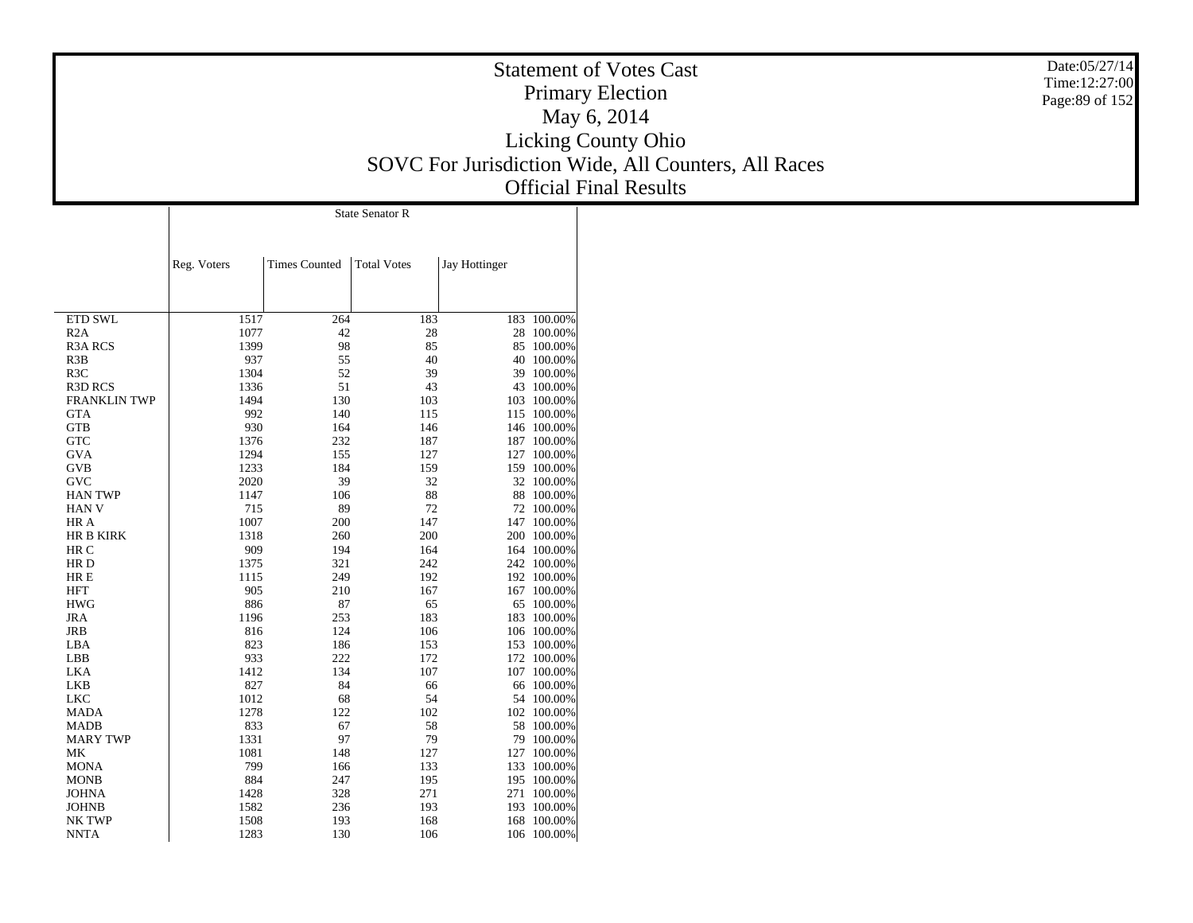# Statement of Votes Cast

## Primary Election

## May 6, 2014

## Licking County Ohio

## SOVC For Jurisdiction Wide, All Counters, All Races

## Official Final Results

Date:05/27/14
Time:12:27:00

| | State Senator R | | | | |
|---|---|---|---|---|---|
| | Reg. Voters | Times Counted | Total Votes | Jay Hottinger | |
| ETD SWL | 1517 | 264 | 183 | 183 | 100.00% |
| R2A | 1077 | 42 | 28 | 28 | 100.00% |
| R3A RCS | 1399 | 98 | 85 | 85 | 100.00% |
| R3B | 937 | 55 | 40 | 40 | 100.00% |
| R3C | 1304 | 52 | 39 | 39 | 100.00% |
| R3D RCS | 1336 | 51 | 43 | 43 | 100.00% |
| FRANKLIN TWP | 1494 | 130 | 103 | 103 | 100.00% |
| GTA | 992 | 140 | 115 | 115 | 100.00% |
| GTB | 930 | 164 | 146 | 146 | 100.00% |
| GTC | 1376 | 232 | 187 | 187 | 100.00% |
| GVA | 1294 | 155 | 127 | 127 | 100.00% |
| GVB | 1233 | 184 | 159 | 159 | 100.00% |
| GVC | 2020 | 39 | 32 | 32 | 100.00% |
| HAN TWP | 1147 | 106 | 88 | 88 | 100.00% |
| HAN V | 715 | 89 | 72 | 72 | 100.00% |
| HR A | 1007 | 200 | 147 | 147 | 100.00% |
| HR B KIRK | 1318 | 260 | 200 | 200 | 100.00% |
| HR C | 909 | 194 | 164 | 164 | 100.00% |
| HR D | 1375 | 321 | 242 | 242 | 100.00% |
| HR E | 1115 | 249 | 192 | 192 | 100.00% |
| HFT | 905 | 210 | 167 | 167 | 100.00% |
| HWG | 886 | 87 | 65 | 65 | 100.00% |
| JRA | 1196 | 253 | 183 | 183 | 100.00% |
| JRB | 816 | 124 | 106 | 106 | 100.00% |
| LBA | 823 | 186 | 153 | 153 | 100.00% |
| LBB | 933 | 222 | 172 | 172 | 100.00% |
| LKA | 1412 | 134 | 107 | 107 | 100.00% |
| LKB | 827 | 84 | 66 | 66 | 100.00% |
| LKC | 1012 | 68 | 54 | 54 | 100.00% |
| MADA | 1278 | 122 | 102 | 102 | 100.00% |
| MADB | 833 | 67 | 58 | 58 | 100.00% |
| MARY TWP | 1331 | 97 | 79 | 79 | 100.00% |
| MK | 1081 | 148 | 127 | 127 | 100.00% |
| MONA | 799 | 166 | 133 | 133 | 100.00% |
| MONB | 884 | 247 | 195 | 195 | 100.00% |
| JOHNA | 1428 | 328 | 271 | 271 | 100.00% |
| JOHNB | 1582 | 236 | 193 | 193 | 100.00% |
| NK TWP | 1508 | 193 | 168 | 168 | 100.00% |
| NNTA | 1283 | 130 | 106 | 106 | 100.00% |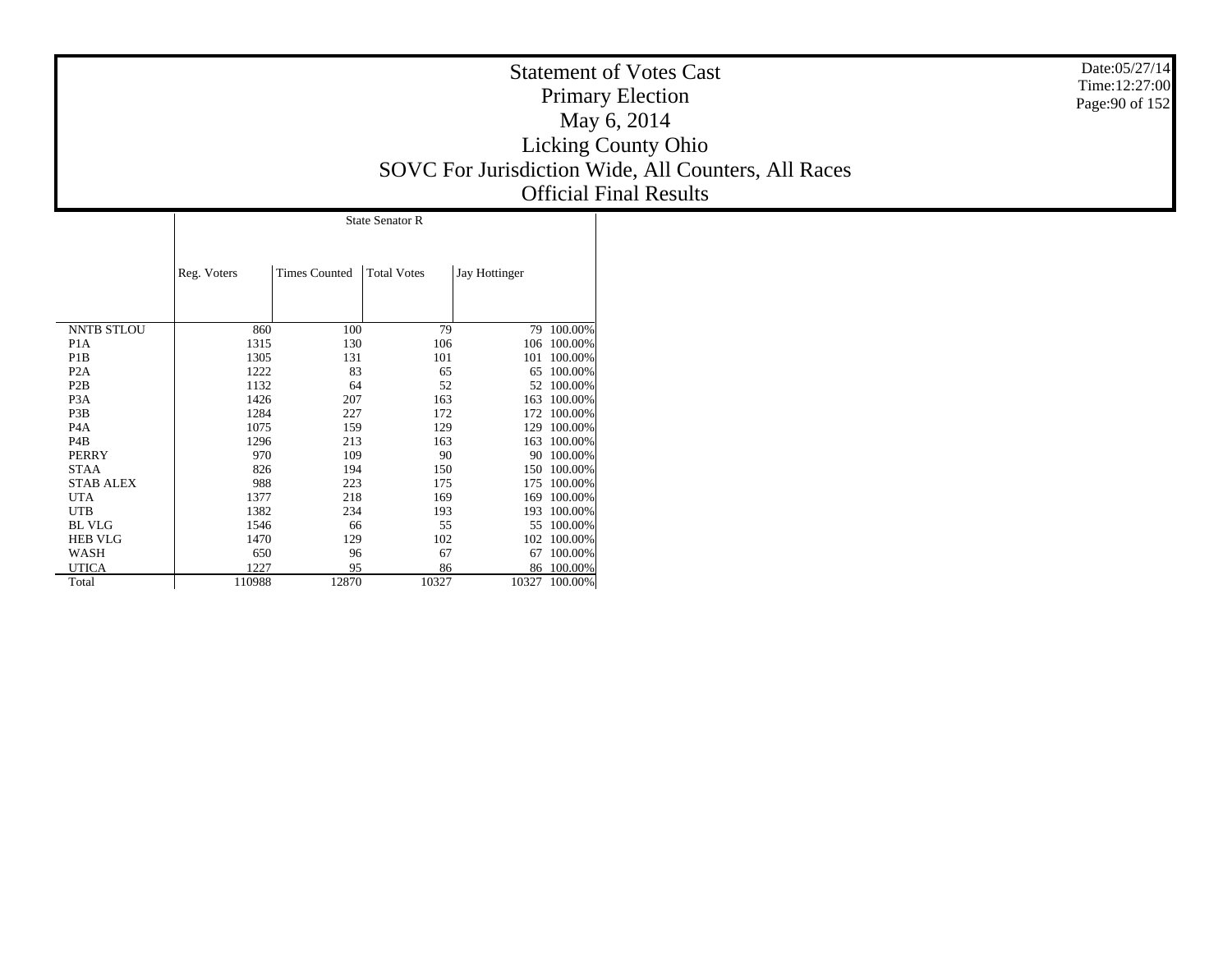# Statement of Votes Cast
## Primary Election
## May 6, 2014
## Licking County Ohio
## SOVC For Jurisdiction Wide, All Counters, All Races
## Official Final Results

Date:05/27/14
Time:12:27:00

| | State Senator R | | | | |
|---|---|---|---|---|---|
| | Reg. Voters | Times Counted | Total Votes | Jay Hottinger | |
| NNTB STLOU | 860 | 100 | 79 | 79 | 100.00% |
| P1A | 1315 | 130 | 106 | 106 | 100.00% |
| P1B | 1305 | 131 | 101 | 101 | 100.00% |
| P2A | 1222 | 83 | 65 | 65 | 100.00% |
| P2B | 1132 | 64 | 52 | 52 | 100.00% |
| P3A | 1426 | 207 | 163 | 163 | 100.00% |
| P3B | 1284 | 227 | 172 | 172 | 100.00% |
| P4A | 1075 | 159 | 129 | 129 | 100.00% |
| P4B | 1296 | 213 | 163 | 163 | 100.00% |
| PERRY | 970 | 109 | 90 | 90 | 100.00% |
| STAA | 826 | 194 | 150 | 150 | 100.00% |
| STAB ALEX | 988 | 223 | 175 | 175 | 100.00% |
| UTA | 1377 | 218 | 169 | 169 | 100.00% |
| UTB | 1382 | 234 | 193 | 193 | 100.00% |
| BL VLG | 1546 | 66 | 55 | 55 | 100.00% |
| HEB VLG | 1470 | 129 | 102 | 102 | 100.00% |
| WASH | 650 | 96 | 67 | 67 | 100.00% |
| UTICA | 1227 | 95 | 86 | 86 | 100.00% |
| Total | 110988 | 12870 | 10327 | 10327 | 100.00% |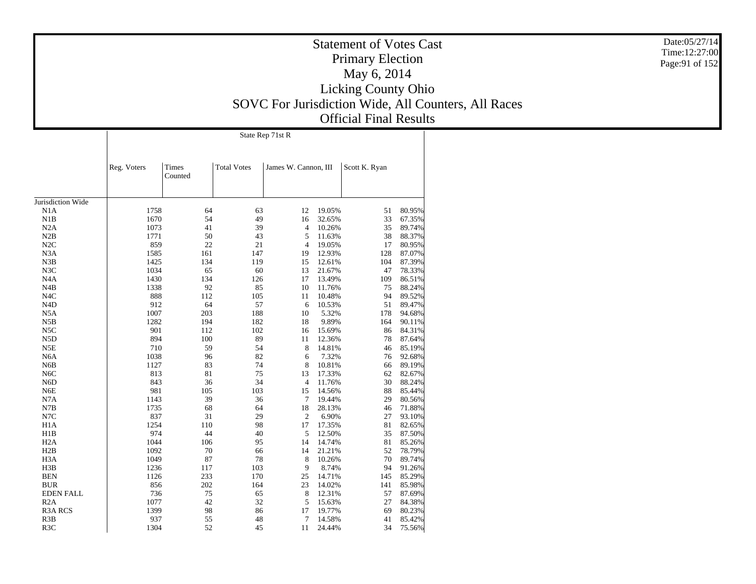# Statement of Votes Cast
## Primary Election
## May 6, 2014
## Licking County Ohio
## SOVC For Jurisdiction Wide, All Counters, All Races
## Official Final Results

Date:05/27/14
Time:12:27:00

| | State Rep 71st R | | | | | | |
|---|---|---|---|---|---|---|---|
| | Reg. Voters | Times Counted | Total Votes | James W. Cannon, III | | Scott K. Ryan | |
| Jurisdiction Wide | | | | | | | |
| N1A | 1758 | 64 | 63 | 12 | 19.05% | 51 | 80.95% |
| N1B | 1670 | 54 | 49 | 16 | 32.65% | 33 | 67.35% |
| N2A | 1073 | 41 | 39 | 4 | 10.26% | 35 | 89.74% |
| N2B | 1771 | 50 | 43 | 5 | 11.63% | 38 | 88.37% |
| N2C | 859 | 22 | 21 | 4 | 19.05% | 17 | 80.95% |
| N3A | 1585 | 161 | 147 | 19 | 12.93% | 128 | 87.07% |
| N3B | 1425 | 134 | 119 | 15 | 12.61% | 104 | 87.39% |
| N3C | 1034 | 65 | 60 | 13 | 21.67% | 47 | 78.33% |
| N4A | 1430 | 134 | 126 | 17 | 13.49% | 109 | 86.51% |
| N4B | 1338 | 92 | 85 | 10 | 11.76% | 75 | 88.24% |
| N4C | 888 | 112 | 105 | 11 | 10.48% | 94 | 89.52% |
| N4D | 912 | 64 | 57 | 6 | 10.53% | 51 | 89.47% |
| N5A | 1007 | 203 | 188 | 10 | 5.32% | 178 | 94.68% |
| N5B | 1282 | 194 | 182 | 18 | 9.89% | 164 | 90.11% |
| N5C | 901 | 112 | 102 | 16 | 15.69% | 86 | 84.31% |
| N5D | 894 | 100 | 89 | 11 | 12.36% | 78 | 87.64% |
| N5E | 710 | 59 | 54 | 8 | 14.81% | 46 | 85.19% |
| N6A | 1038 | 96 | 82 | 6 | 7.32% | 76 | 92.68% |
| N6B | 1127 | 83 | 74 | 8 | 10.81% | 66 | 89.19% |
| N6C | 813 | 81 | 75 | 13 | 17.33% | 62 | 82.67% |
| N6D | 843 | 36 | 34 | 4 | 11.76% | 30 | 88.24% |
| N6E | 981 | 105 | 103 | 15 | 14.56% | 88 | 85.44% |
| N7A | 1143 | 39 | 36 | 7 | 19.44% | 29 | 80.56% |
| N7B | 1735 | 68 | 64 | 18 | 28.13% | 46 | 71.88% |
| N7C | 837 | 31 | 29 | 2 | 6.90% | 27 | 93.10% |
| H1A | 1254 | 110 | 98 | 17 | 17.35% | 81 | 82.65% |
| H1B | 974 | 44 | 40 | 5 | 12.50% | 35 | 87.50% |
| H2A | 1044 | 106 | 95 | 14 | 14.74% | 81 | 85.26% |
| H2B | 1092 | 70 | 66 | 14 | 21.21% | 52 | 78.79% |
| H3A | 1049 | 87 | 78 | 8 | 10.26% | 70 | 89.74% |
| H3B | 1236 | 117 | 103 | 9 | 8.74% | 94 | 91.26% |
| BEN | 1126 | 233 | 170 | 25 | 14.71% | 145 | 85.29% |
| BUR | 856 | 202 | 164 | 23 | 14.02% | 141 | 85.98% |
| EDEN FALL | 736 | 75 | 65 | 8 | 12.31% | 57 | 87.69% |
| R2A | 1077 | 42 | 32 | 5 | 15.63% | 27 | 84.38% |
| R3A RCS | 1399 | 98 | 86 | 17 | 19.77% | 69 | 80.23% |
| R3B | 937 | 55 | 48 | 7 | 14.58% | 41 | 85.42% |
| R3C | 1304 | 52 | 45 | 11 | 24.44% | 34 | 75.56% |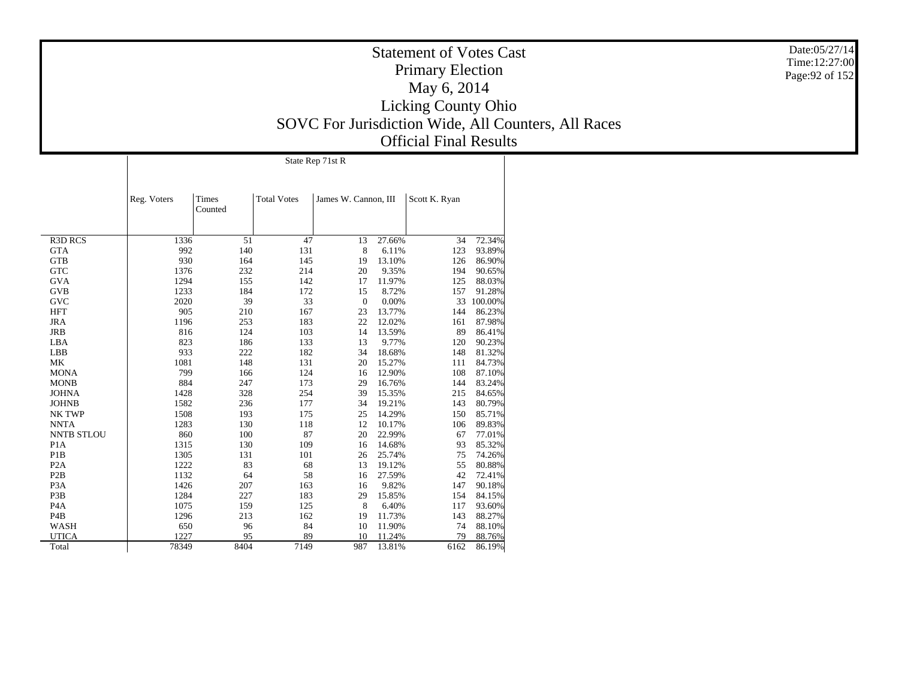# Statement of Votes Cast

## Primary Election

## May 6, 2014

## Licking County Ohio

## SOVC For Jurisdiction Wide, All Counters, All Races

## Official Final Results

Date:05/27/14
Time:12:27:00

| | State Rep 71st R | | | | | | |
|---|---|---|---|---|---|---|---|
| | Reg. Voters | Times Counted | Total Votes | James W. Cannon, III | | Scott K. Ryan | |
| R3D RCS | 1336 | 51 | 47 | 13 | 27.66% | 34 | 72.34% |
| GTA | 992 | 140 | 131 | 8 | 6.11% | 123 | 93.89% |
| GTB | 930 | 164 | 145 | 19 | 13.10% | 126 | 86.90% |
| GTC | 1376 | 232 | 214 | 20 | 9.35% | 194 | 90.65% |
| GVA | 1294 | 155 | 142 | 17 | 11.97% | 125 | 88.03% |
| GVB | 1233 | 184 | 172 | 15 | 8.72% | 157 | 91.28% |
| GVC | 2020 | 39 | 33 | 0 | 0.00% | 33 | 100.00% |
| HFT | 905 | 210 | 167 | 23 | 13.77% | 144 | 86.23% |
| JRA | 1196 | 253 | 183 | 22 | 12.02% | 161 | 87.98% |
| JRB | 816 | 124 | 103 | 14 | 13.59% | 89 | 86.41% |
| LBA | 823 | 186 | 133 | 13 | 9.77% | 120 | 90.23% |
| LBB | 933 | 222 | 182 | 34 | 18.68% | 148 | 81.32% |
| MK | 1081 | 148 | 131 | 20 | 15.27% | 111 | 84.73% |
| MONA | 799 | 166 | 124 | 16 | 12.90% | 108 | 87.10% |
| MONB | 884 | 247 | 173 | 29 | 16.76% | 144 | 83.24% |
| JOHNA | 1428 | 328 | 254 | 39 | 15.35% | 215 | 84.65% |
| JOHNB | 1582 | 236 | 177 | 34 | 19.21% | 143 | 80.79% |
| NK TWP | 1508 | 193 | 175 | 25 | 14.29% | 150 | 85.71% |
| NNTA | 1283 | 130 | 118 | 12 | 10.17% | 106 | 89.83% |
| NNTB STLOU | 860 | 100 | 87 | 20 | 22.99% | 67 | 77.01% |
| P1A | 1315 | 130 | 109 | 16 | 14.68% | 93 | 85.32% |
| P1B | 1305 | 131 | 101 | 26 | 25.74% | 75 | 74.26% |
| P2A | 1222 | 83 | 68 | 13 | 19.12% | 55 | 80.88% |
| P2B | 1132 | 64 | 58 | 16 | 27.59% | 42 | 72.41% |
| P3A | 1426 | 207 | 163 | 16 | 9.82% | 147 | 90.18% |
| P3B | 1284 | 227 | 183 | 29 | 15.85% | 154 | 84.15% |
| P4A | 1075 | 159 | 125 | 8 | 6.40% | 117 | 93.60% |
| P4B | 1296 | 213 | 162 | 19 | 11.73% | 143 | 88.27% |
| WASH | 650 | 96 | 84 | 10 | 11.90% | 74 | 88.10% |
| UTICA | 1227 | 95 | 89 | 10 | 11.24% | 79 | 88.76% |
| Total | 78349 | 8404 | 7149 | 987 | 13.81% | 6162 | 86.19% |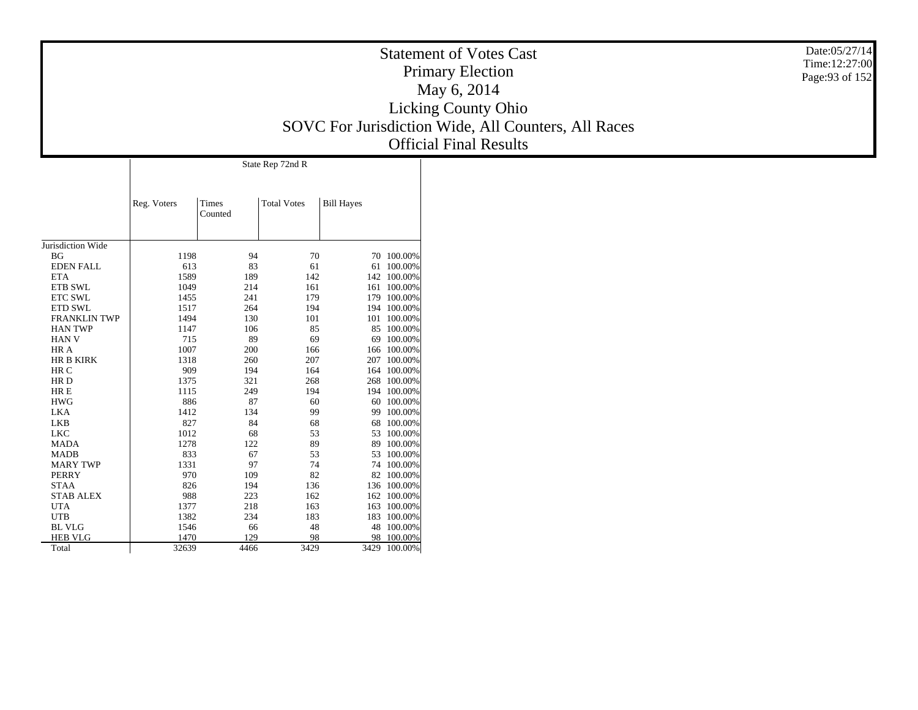# Statement of Votes Cast
## Primary Election
## May 6, 2014
## Licking County Ohio
## SOVC For Jurisdiction Wide, All Counters, All Races
## Official Final Results

| | State Rep 72nd R | | | | |
|---|---|---|---|---|---|
| | Reg. Voters | Times Counted | Total Votes | Bill Hayes | |
| Jurisdiction Wide | | | | | |
| BG | 1198 | 94 | 70 | 70 | 100.00% |
| EDEN FALL | 613 | 83 | 61 | 61 | 100.00% |
| ETA | 1589 | 189 | 142 | 142 | 100.00% |
| ETB SWL | 1049 | 214 | 161 | 161 | 100.00% |
| ETC SWL | 1455 | 241 | 179 | 179 | 100.00% |
| ETD SWL | 1517 | 264 | 194 | 194 | 100.00% |
| FRANKLIN TWP | 1494 | 130 | 101 | 101 | 100.00% |
| HAN TWP | 1147 | 106 | 85 | 85 | 100.00% |
| HAN V | 715 | 89 | 69 | 69 | 100.00% |
| HR A | 1007 | 200 | 166 | 166 | 100.00% |
| HR B KIRK | 1318 | 260 | 207 | 207 | 100.00% |
| HR C | 909 | 194 | 164 | 164 | 100.00% |
| HR D | 1375 | 321 | 268 | 268 | 100.00% |
| HR E | 1115 | 249 | 194 | 194 | 100.00% |
| HWG | 886 | 87 | 60 | 60 | 100.00% |
| LKA | 1412 | 134 | 99 | 99 | 100.00% |
| LKB | 827 | 84 | 68 | 68 | 100.00% |
| LKC | 1012 | 68 | 53 | 53 | 100.00% |
| MADA | 1278 | 122 | 89 | 89 | 100.00% |
| MADB | 833 | 67 | 53 | 53 | 100.00% |
| MARY TWP | 1331 | 97 | 74 | 74 | 100.00% |
| PERRY | 970 | 109 | 82 | 82 | 100.00% |
| STAA | 826 | 194 | 136 | 136 | 100.00% |
| STAB ALEX | 988 | 223 | 162 | 162 | 100.00% |
| UTA | 1377 | 218 | 163 | 163 | 100.00% |
| UTB | 1382 | 234 | 183 | 183 | 100.00% |
| BL VLG | 1546 | 66 | 48 | 48 | 100.00% |
| HEB VLG | 1470 | 129 | 98 | 98 | 100.00% |
| Total | 32639 | 4466 | 3429 | 3429 | 100.00% |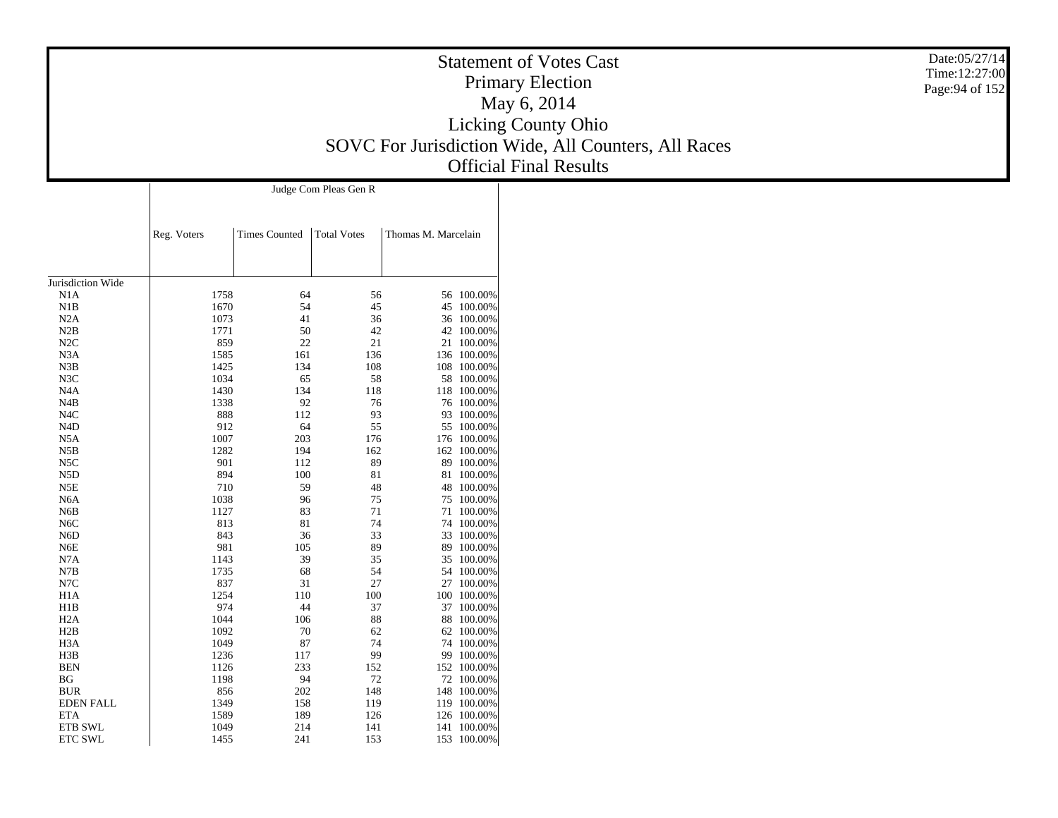# Statement of Votes Cast
## Primary Election
## May 6, 2014
## Licking County Ohio
## SOVC For Jurisdiction Wide, All Counters, All Races
## Official Final Results

Date:05/27/14
Time:12:27:00

| | Judge Com Pleas Gen R | | | | |
|---|---|---|---|---|---|
| | Reg. Voters | Times Counted | Total Votes | Thomas M. Marcelain | |
| Jurisdiction Wide | | | | | |
| N1A | 1758 | 64 | 56 | 56 | 100.00% |
| N1B | 1670 | 54 | 45 | 45 | 100.00% |
| N2A | 1073 | 41 | 36 | 36 | 100.00% |
| N2B | 1771 | 50 | 42 | 42 | 100.00% |
| N2C | 859 | 22 | 21 | 21 | 100.00% |
| N3A | 1585 | 161 | 136 | 136 | 100.00% |
| N3B | 1425 | 134 | 108 | 108 | 100.00% |
| N3C | 1034 | 65 | 58 | 58 | 100.00% |
| N4A | 1430 | 134 | 118 | 118 | 100.00% |
| N4B | 1338 | 92 | 76 | 76 | 100.00% |
| N4C | 888 | 112 | 93 | 93 | 100.00% |
| N4D | 912 | 64 | 55 | 55 | 100.00% |
| N5A | 1007 | 203 | 176 | 176 | 100.00% |
| N5B | 1282 | 194 | 162 | 162 | 100.00% |
| N5C | 901 | 112 | 89 | 89 | 100.00% |
| N5D | 894 | 100 | 81 | 81 | 100.00% |
| N5E | 710 | 59 | 48 | 48 | 100.00% |
| N6A | 1038 | 96 | 75 | 75 | 100.00% |
| N6B | 1127 | 83 | 71 | 71 | 100.00% |
| N6C | 813 | 81 | 74 | 74 | 100.00% |
| N6D | 843 | 36 | 33 | 33 | 100.00% |
| N6E | 981 | 105 | 89 | 89 | 100.00% |
| N7A | 1143 | 39 | 35 | 35 | 100.00% |
| N7B | 1735 | 68 | 54 | 54 | 100.00% |
| N7C | 837 | 31 | 27 | 27 | 100.00% |
| H1A | 1254 | 110 | 100 | 100 | 100.00% |
| H1B | 974 | 44 | 37 | 37 | 100.00% |
| H2A | 1044 | 106 | 88 | 88 | 100.00% |
| H2B | 1092 | 70 | 62 | 62 | 100.00% |
| H3A | 1049 | 87 | 74 | 74 | 100.00% |
| H3B | 1236 | 117 | 99 | 99 | 100.00% |
| BEN | 1126 | 233 | 152 | 152 | 100.00% |
| BG | 1198 | 94 | 72 | 72 | 100.00% |
| BUR | 856 | 202 | 148 | 148 | 100.00% |
| EDEN FALL | 1349 | 158 | 119 | 119 | 100.00% |
| ETA | 1589 | 189 | 126 | 126 | 100.00% |
| ETB SWL | 1049 | 214 | 141 | 141 | 100.00% |
| ETC SWL | 1455 | 241 | 153 | 153 | 100.00% |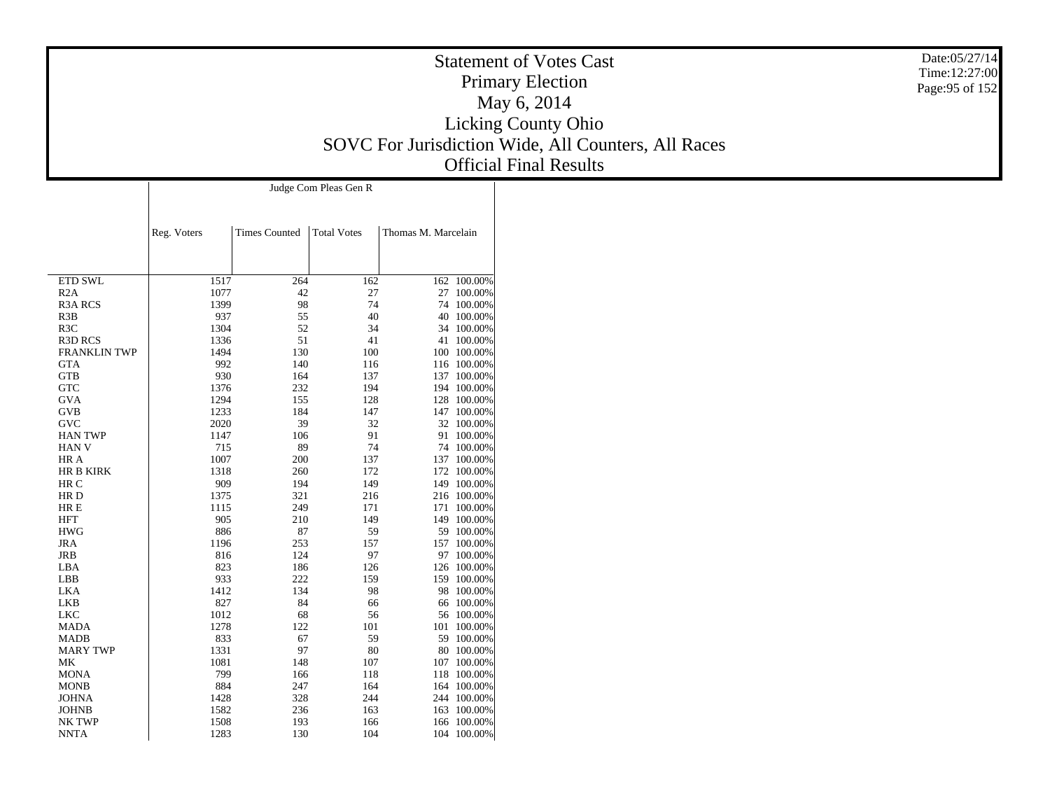# Statement of Votes Cast

## Primary Election

## May 6, 2014

## Licking County Ohio

## SOVC For Jurisdiction Wide, All Counters, All Races

## Official Final Results

Date:05/27/14
Time:12:27:00

| | Judge Com Pleas Gen R | | | | |
|---|---|---|---|---|---|
| | Reg. Voters | Times Counted | Total Votes | Thomas M. Marcelain | |
| ETD SWL | 1517 | 264 | 162 | 162 | 100.00% |
| R2A | 1077 | 42 | 27 | 27 | 100.00% |
| R3A RCS | 1399 | 98 | 74 | 74 | 100.00% |
| R3B | 937 | 55 | 40 | 40 | 100.00% |
| R3C | 1304 | 52 | 34 | 34 | 100.00% |
| R3D RCS | 1336 | 51 | 41 | 41 | 100.00% |
| FRANKLIN TWP | 1494 | 130 | 100 | 100 | 100.00% |
| GTA | 992 | 140 | 116 | 116 | 100.00% |
| GTB | 930 | 164 | 137 | 137 | 100.00% |
| GTC | 1376 | 232 | 194 | 194 | 100.00% |
| GVA | 1294 | 155 | 128 | 128 | 100.00% |
| GVB | 1233 | 184 | 147 | 147 | 100.00% |
| GVC | 2020 | 39 | 32 | 32 | 100.00% |
| HAN TWP | 1147 | 106 | 91 | 91 | 100.00% |
| HAN V | 715 | 89 | 74 | 74 | 100.00% |
| HR A | 1007 | 200 | 137 | 137 | 100.00% |
| HR B KIRK | 1318 | 260 | 172 | 172 | 100.00% |
| HR C | 909 | 194 | 149 | 149 | 100.00% |
| HR D | 1375 | 321 | 216 | 216 | 100.00% |
| HR E | 1115 | 249 | 171 | 171 | 100.00% |
| HFT | 905 | 210 | 149 | 149 | 100.00% |
| HWG | 886 | 87 | 59 | 59 | 100.00% |
| JRA | 1196 | 253 | 157 | 157 | 100.00% |
| JRB | 816 | 124 | 97 | 97 | 100.00% |
| LBA | 823 | 186 | 126 | 126 | 100.00% |
| LBB | 933 | 222 | 159 | 159 | 100.00% |
| LKA | 1412 | 134 | 98 | 98 | 100.00% |
| LKB | 827 | 84 | 66 | 66 | 100.00% |
| LKC | 1012 | 68 | 56 | 56 | 100.00% |
| MADA | 1278 | 122 | 101 | 101 | 100.00% |
| MADB | 833 | 67 | 59 | 59 | 100.00% |
| MARY TWP | 1331 | 97 | 80 | 80 | 100.00% |
| MK | 1081 | 148 | 107 | 107 | 100.00% |
| MONA | 799 | 166 | 118 | 118 | 100.00% |
| MONB | 884 | 247 | 164 | 164 | 100.00% |
| JOHNA | 1428 | 328 | 244 | 244 | 100.00% |
| JOHNB | 1582 | 236 | 163 | 163 | 100.00% |
| NK TWP | 1508 | 193 | 166 | 166 | 100.00% |
| NNTA | 1283 | 130 | 104 | 104 | 100.00% |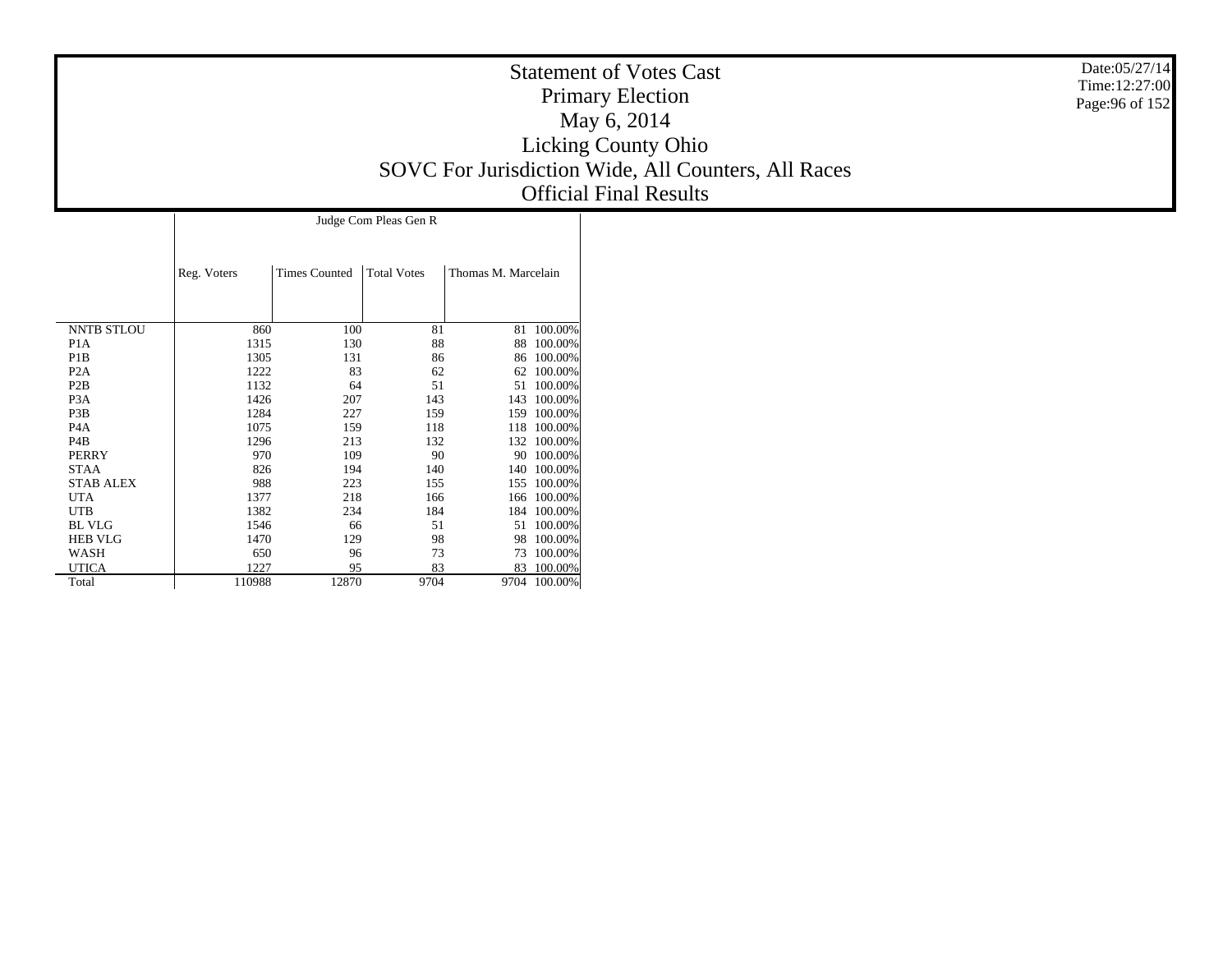# Statement of Votes Cast
## Primary Election
## May 6, 2014
## Licking County Ohio
## SOVC For Jurisdiction Wide, All Counters, All Races
## Official Final Results

| | Judge Com Pleas Gen R | | | | |
|---|---|---|---|---|---|
| | Reg. Voters | Times Counted | Total Votes | Thomas M. Marcelain | |
| NNTB STLOU | 860 | 100 | 81 | 81 | 100.00% |
| P1A | 1315 | 130 | 88 | 88 | 100.00% |
| P1B | 1305 | 131 | 86 | 86 | 100.00% |
| P2A | 1222 | 83 | 62 | 62 | 100.00% |
| P2B | 1132 | 64 | 51 | 51 | 100.00% |
| P3A | 1426 | 207 | 143 | 143 | 100.00% |
| P3B | 1284 | 227 | 159 | 159 | 100.00% |
| P4A | 1075 | 159 | 118 | 118 | 100.00% |
| P4B | 1296 | 213 | 132 | 132 | 100.00% |
| PERRY | 970 | 109 | 90 | 90 | 100.00% |
| STAA | 826 | 194 | 140 | 140 | 100.00% |
| STAB ALEX | 988 | 223 | 155 | 155 | 100.00% |
| UTA | 1377 | 218 | 166 | 166 | 100.00% |
| UTB | 1382 | 234 | 184 | 184 | 100.00% |
| BL VLG | 1546 | 66 | 51 | 51 | 100.00% |
| HEB VLG | 1470 | 129 | 98 | 98 | 100.00% |
| WASH | 650 | 96 | 73 | 73 | 100.00% |
| UTICA | 1227 | 95 | 83 | 83 | 100.00% |
| Total | 110988 | 12870 | 9704 | 9704 | 100.00% |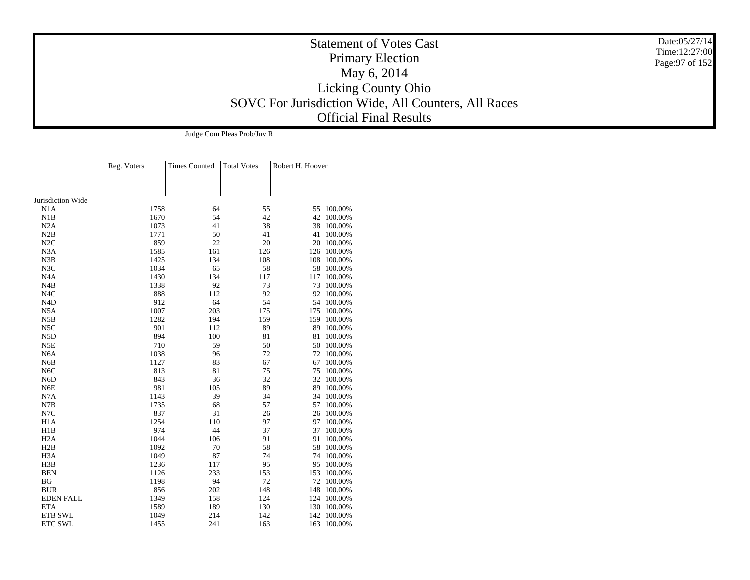# Statement of Votes Cast
## Primary Election
## May 6, 2014
## Licking County Ohio
## SOVC For Jurisdiction Wide, All Counters, All Races
## Official Final Results

Date:05/27/14
Time:12:27:00

| | Judge Com Pleas Prob/Juv R | | | | |
|---|---|---|---|---|---|
| | Reg. Voters | Times Counted | Total Votes | Robert H. Hoover | |
| Jurisdiction Wide | | | | | |
| N1A | 1758 | 64 | 55 | 55 | 100.00% |
| N1B | 1670 | 54 | 42 | 42 | 100.00% |
| N2A | 1073 | 41 | 38 | 38 | 100.00% |
| N2B | 1771 | 50 | 41 | 41 | 100.00% |
| N2C | 859 | 22 | 20 | 20 | 100.00% |
| N3A | 1585 | 161 | 126 | 126 | 100.00% |
| N3B | 1425 | 134 | 108 | 108 | 100.00% |
| N3C | 1034 | 65 | 58 | 58 | 100.00% |
| N4A | 1430 | 134 | 117 | 117 | 100.00% |
| N4B | 1338 | 92 | 73 | 73 | 100.00% |
| N4C | 888 | 112 | 92 | 92 | 100.00% |
| N4D | 912 | 64 | 54 | 54 | 100.00% |
| N5A | 1007 | 203 | 175 | 175 | 100.00% |
| N5B | 1282 | 194 | 159 | 159 | 100.00% |
| N5C | 901 | 112 | 89 | 89 | 100.00% |
| N5D | 894 | 100 | 81 | 81 | 100.00% |
| N5E | 710 | 59 | 50 | 50 | 100.00% |
| N6A | 1038 | 96 | 72 | 72 | 100.00% |
| N6B | 1127 | 83 | 67 | 67 | 100.00% |
| N6C | 813 | 81 | 75 | 75 | 100.00% |
| N6D | 843 | 36 | 32 | 32 | 100.00% |
| N6E | 981 | 105 | 89 | 89 | 100.00% |
| N7A | 1143 | 39 | 34 | 34 | 100.00% |
| N7B | 1735 | 68 | 57 | 57 | 100.00% |
| N7C | 837 | 31 | 26 | 26 | 100.00% |
| H1A | 1254 | 110 | 97 | 97 | 100.00% |
| H1B | 974 | 44 | 37 | 37 | 100.00% |
| H2A | 1044 | 106 | 91 | 91 | 100.00% |
| H2B | 1092 | 70 | 58 | 58 | 100.00% |
| H3A | 1049 | 87 | 74 | 74 | 100.00% |
| H3B | 1236 | 117 | 95 | 95 | 100.00% |
| BEN | 1126 | 233 | 153 | 153 | 100.00% |
| BG | 1198 | 94 | 72 | 72 | 100.00% |
| BUR | 856 | 202 | 148 | 148 | 100.00% |
| EDEN FALL | 1349 | 158 | 124 | 124 | 100.00% |
| ETA | 1589 | 189 | 130 | 130 | 100.00% |
| ETB SWL | 1049 | 214 | 142 | 142 | 100.00% |
| ETC SWL | 1455 | 241 | 163 | 163 | 100.00% |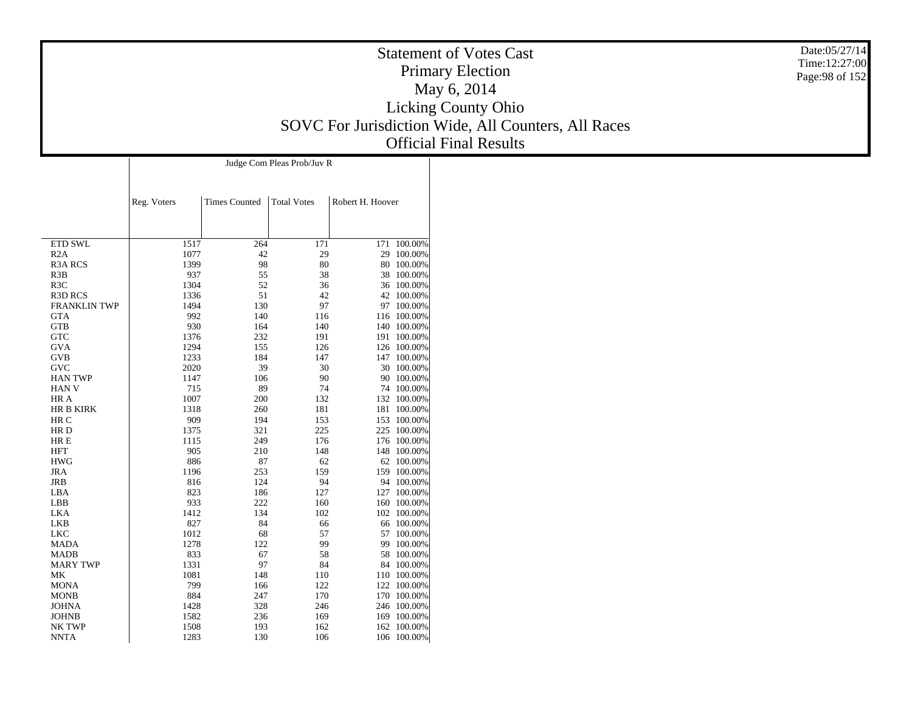# Statement of Votes Cast
## Primary Election
## May 6, 2014
## Licking County Ohio
## SOVC For Jurisdiction Wide, All Counters, All Races
## Official Final Results

Date:05/27/14
Time:12:27:00

| | Judge Com Pleas Prob/Juv R | | | | |
|---|---|---|---|---|---|
| | Reg. Voters | Times Counted | Total Votes | Robert H. Hoover | |
| ETD SWL | 1517 | 264 | 171 | 171 | 100.00% |
| R2A | 1077 | 42 | 29 | 29 | 100.00% |
| R3A RCS | 1399 | 98 | 80 | 80 | 100.00% |
| R3B | 937 | 55 | 38 | 38 | 100.00% |
| R3C | 1304 | 52 | 36 | 36 | 100.00% |
| R3D RCS | 1336 | 51 | 42 | 42 | 100.00% |
| FRANKLIN TWP | 1494 | 130 | 97 | 97 | 100.00% |
| GTA | 992 | 140 | 116 | 116 | 100.00% |
| GTB | 930 | 164 | 140 | 140 | 100.00% |
| GTC | 1376 | 232 | 191 | 191 | 100.00% |
| GVA | 1294 | 155 | 126 | 126 | 100.00% |
| GVB | 1233 | 184 | 147 | 147 | 100.00% |
| GVC | 2020 | 39 | 30 | 30 | 100.00% |
| HAN TWP | 1147 | 106 | 90 | 90 | 100.00% |
| HAN V | 715 | 89 | 74 | 74 | 100.00% |
| HR A | 1007 | 200 | 132 | 132 | 100.00% |
| HR B KIRK | 1318 | 260 | 181 | 181 | 100.00% |
| HR C | 909 | 194 | 153 | 153 | 100.00% |
| HR D | 1375 | 321 | 225 | 225 | 100.00% |
| HR E | 1115 | 249 | 176 | 176 | 100.00% |
| HFT | 905 | 210 | 148 | 148 | 100.00% |
| HWG | 886 | 87 | 62 | 62 | 100.00% |
| JRA | 1196 | 253 | 159 | 159 | 100.00% |
| JRB | 816 | 124 | 94 | 94 | 100.00% |
| LBA | 823 | 186 | 127 | 127 | 100.00% |
| LBB | 933 | 222 | 160 | 160 | 100.00% |
| LKA | 1412 | 134 | 102 | 102 | 100.00% |
| LKB | 827 | 84 | 66 | 66 | 100.00% |
| LKC | 1012 | 68 | 57 | 57 | 100.00% |
| MADA | 1278 | 122 | 99 | 99 | 100.00% |
| MADB | 833 | 67 | 58 | 58 | 100.00% |
| MARY TWP | 1331 | 97 | 84 | 84 | 100.00% |
| MK | 1081 | 148 | 110 | 110 | 100.00% |
| MONA | 799 | 166 | 122 | 122 | 100.00% |
| MONB | 884 | 247 | 170 | 170 | 100.00% |
| JOHNA | 1428 | 328 | 246 | 246 | 100.00% |
| JOHNB | 1582 | 236 | 169 | 169 | 100.00% |
| NK TWP | 1508 | 193 | 162 | 162 | 100.00% |
| NNTA | 1283 | 130 | 106 | 106 | 100.00% |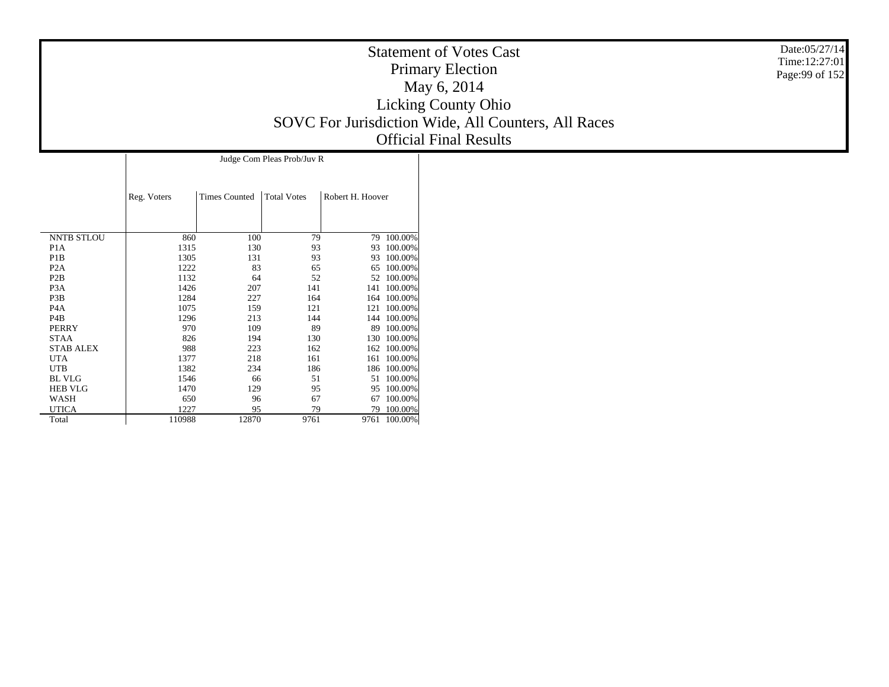# Statement of Votes Cast
## Primary Election
## May 6, 2014
## Licking County Ohio
## SOVC For Jurisdiction Wide, All Counters, All Races
## Official Final Results

Date:05/27/14
Time:12:27:01

| | Judge Com Pleas Prob/Juv R | | | | |
|---|---|---|---|---|---|
| | Reg. Voters | Times Counted | Total Votes | Robert H. Hoover | |
| NNTB STLOU | 860 | 100 | 79 | 79 | 100.00% |
| P1A | 1315 | 130 | 93 | 93 | 100.00% |
| P1B | 1305 | 131 | 93 | 93 | 100.00% |
| P2A | 1222 | 83 | 65 | 65 | 100.00% |
| P2B | 1132 | 64 | 52 | 52 | 100.00% |
| P3A | 1426 | 207 | 141 | 141 | 100.00% |
| P3B | 1284 | 227 | 164 | 164 | 100.00% |
| P4A | 1075 | 159 | 121 | 121 | 100.00% |
| P4B | 1296 | 213 | 144 | 144 | 100.00% |
| PERRY | 970 | 109 | 89 | 89 | 100.00% |
| STAA | 826 | 194 | 130 | 130 | 100.00% |
| STAB ALEX | 988 | 223 | 162 | 162 | 100.00% |
| UTA | 1377 | 218 | 161 | 161 | 100.00% |
| UTB | 1382 | 234 | 186 | 186 | 100.00% |
| BL VLG | 1546 | 66 | 51 | 51 | 100.00% |
| HEB VLG | 1470 | 129 | 95 | 95 | 100.00% |
| WASH | 650 | 96 | 67 | 67 | 100.00% |
| UTICA | 1227 | 95 | 79 | 79 | 100.00% |
| Total | 110988 | 12870 | 9761 | 9761 | 100.00% |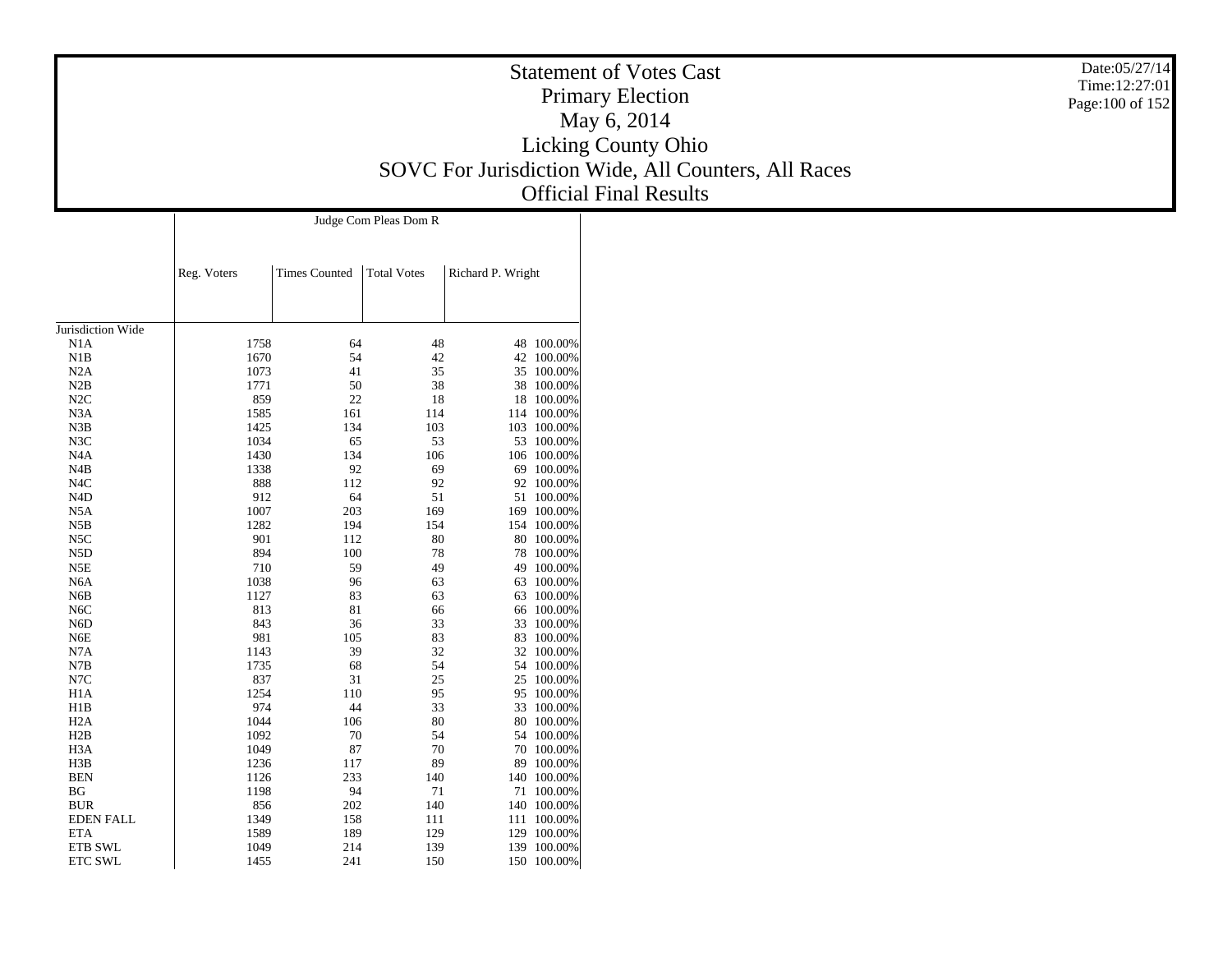# Statement of Votes Cast
## Primary Election
## May 6, 2014
## Licking County Ohio
## SOVC For Jurisdiction Wide, All Counters, All Races
## Official Final Results

Date:05/27/14
Time:12:27:01

| | | | Judge Com Pleas Dom R | | |
|---|---|---|---|---|---|
| | Reg. Voters | Times Counted | Total Votes | Richard P. Wright | |
| Jurisdiction Wide | | | | | |
| N1A | 1758 | 64 | 48 | 48 | 100.00% |
| N1B | 1670 | 54 | 42 | 42 | 100.00% |
| N2A | 1073 | 41 | 35 | 35 | 100.00% |
| N2B | 1771 | 50 | 38 | 38 | 100.00% |
| N2C | 859 | 22 | 18 | 18 | 100.00% |
| N3A | 1585 | 161 | 114 | 114 | 100.00% |
| N3B | 1425 | 134 | 103 | 103 | 100.00% |
| N3C | 1034 | 65 | 53 | 53 | 100.00% |
| N4A | 1430 | 134 | 106 | 106 | 100.00% |
| N4B | 1338 | 92 | 69 | 69 | 100.00% |
| N4C | 888 | 112 | 92 | 92 | 100.00% |
| N4D | 912 | 64 | 51 | 51 | 100.00% |
| N5A | 1007 | 203 | 169 | 169 | 100.00% |
| N5B | 1282 | 194 | 154 | 154 | 100.00% |
| N5C | 901 | 112 | 80 | 80 | 100.00% |
| N5D | 894 | 100 | 78 | 78 | 100.00% |
| N5E | 710 | 59 | 49 | 49 | 100.00% |
| N6A | 1038 | 96 | 63 | 63 | 100.00% |
| N6B | 1127 | 83 | 63 | 63 | 100.00% |
| N6C | 813 | 81 | 66 | 66 | 100.00% |
| N6D | 843 | 36 | 33 | 33 | 100.00% |
| N6E | 981 | 105 | 83 | 83 | 100.00% |
| N7A | 1143 | 39 | 32 | 32 | 100.00% |
| N7B | 1735 | 68 | 54 | 54 | 100.00% |
| N7C | 837 | 31 | 25 | 25 | 100.00% |
| H1A | 1254 | 110 | 95 | 95 | 100.00% |
| H1B | 974 | 44 | 33 | 33 | 100.00% |
| H2A | 1044 | 106 | 80 | 80 | 100.00% |
| H2B | 1092 | 70 | 54 | 54 | 100.00% |
| H3A | 1049 | 87 | 70 | 70 | 100.00% |
| H3B | 1236 | 117 | 89 | 89 | 100.00% |
| BEN | 1126 | 233 | 140 | 140 | 100.00% |
| BG | 1198 | 94 | 71 | 71 | 100.00% |
| BUR | 856 | 202 | 140 | 140 | 100.00% |
| EDEN FALL | 1349 | 158 | 111 | 111 | 100.00% |
| ETA | 1589 | 189 | 129 | 129 | 100.00% |
| ETB SWL | 1049 | 214 | 139 | 139 | 100.00% |
| ETC SWL | 1455 | 241 | 150 | 150 | 100.00% |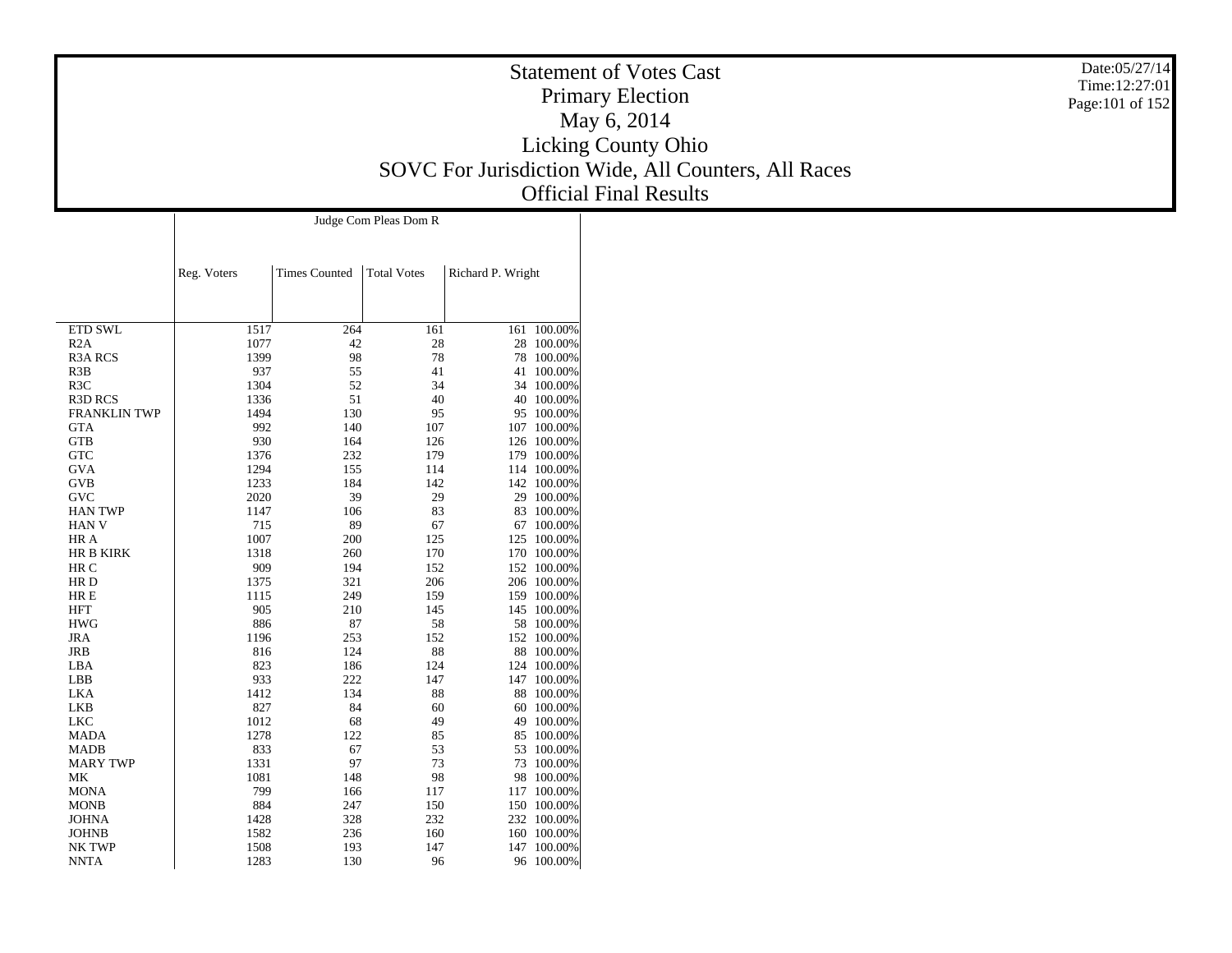# Statement of Votes Cast
## Primary Election
## May 6, 2014
## Licking County Ohio
## SOVC For Jurisdiction Wide, All Counters, All Races
## Official Final Results

Date:05/27/14
Time:12:27:01

| | Judge Com Pleas Dom R | | | | |
|---|---|---|---|---|---|
| | Reg. Voters | Times Counted | Total Votes | Richard P. Wright | |
| ETD SWL | 1517 | 264 | 161 | 161 | 100.00% |
| R2A | 1077 | 42 | 28 | 28 | 100.00% |
| R3A RCS | 1399 | 98 | 78 | 78 | 100.00% |
| R3B | 937 | 55 | 41 | 41 | 100.00% |
| R3C | 1304 | 52 | 34 | 34 | 100.00% |
| R3D RCS | 1336 | 51 | 40 | 40 | 100.00% |
| FRANKLIN TWP | 1494 | 130 | 95 | 95 | 100.00% |
| GTA | 992 | 140 | 107 | 107 | 100.00% |
| GTB | 930 | 164 | 126 | 126 | 100.00% |
| GTC | 1376 | 232 | 179 | 179 | 100.00% |
| GVA | 1294 | 155 | 114 | 114 | 100.00% |
| GVB | 1233 | 184 | 142 | 142 | 100.00% |
| GVC | 2020 | 39 | 29 | 29 | 100.00% |
| HAN TWP | 1147 | 106 | 83 | 83 | 100.00% |
| HAN V | 715 | 89 | 67 | 67 | 100.00% |
| HR A | 1007 | 200 | 125 | 125 | 100.00% |
| HR B KIRK | 1318 | 260 | 170 | 170 | 100.00% |
| HR C | 909 | 194 | 152 | 152 | 100.00% |
| HR D | 1375 | 321 | 206 | 206 | 100.00% |
| HR E | 1115 | 249 | 159 | 159 | 100.00% |
| HFT | 905 | 210 | 145 | 145 | 100.00% |
| HWG | 886 | 87 | 58 | 58 | 100.00% |
| JRA | 1196 | 253 | 152 | 152 | 100.00% |
| JRB | 816 | 124 | 88 | 88 | 100.00% |
| LBA | 823 | 186 | 124 | 124 | 100.00% |
| LBB | 933 | 222 | 147 | 147 | 100.00% |
| LKA | 1412 | 134 | 88 | 88 | 100.00% |
| LKB | 827 | 84 | 60 | 60 | 100.00% |
| LKC | 1012 | 68 | 49 | 49 | 100.00% |
| MADA | 1278 | 122 | 85 | 85 | 100.00% |
| MADB | 833 | 67 | 53 | 53 | 100.00% |
| MARY TWP | 1331 | 97 | 73 | 73 | 100.00% |
| MK | 1081 | 148 | 98 | 98 | 100.00% |
| MONA | 799 | 166 | 117 | 117 | 100.00% |
| MONB | 884 | 247 | 150 | 150 | 100.00% |
| JOHNA | 1428 | 328 | 232 | 232 | 100.00% |
| JOHNB | 1582 | 236 | 160 | 160 | 100.00% |
| NK TWP | 1508 | 193 | 147 | 147 | 100.00% |
| NNTA | 1283 | 130 | 96 | 96 | 100.00% |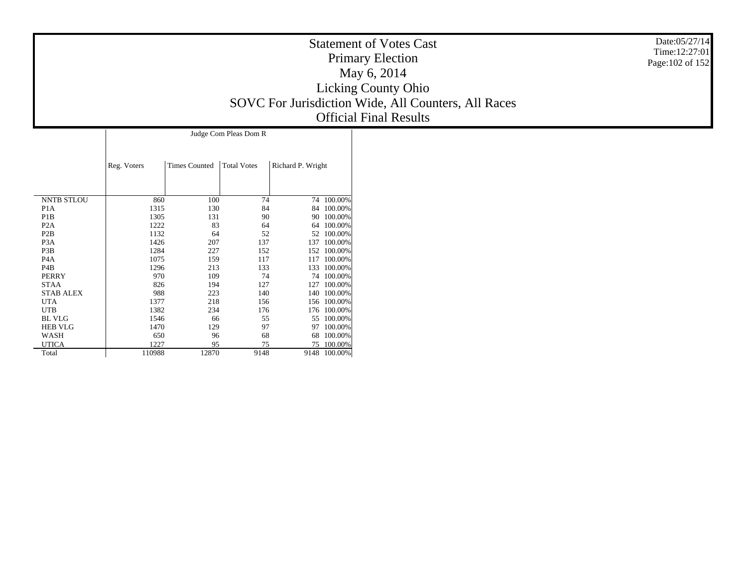# Statement of Votes Cast
## Primary Election
## May 6, 2014
## Licking County Ohio
## SOVC For Jurisdiction Wide, All Counters, All Races
## Official Final Results

Date:05/27/14
Time:12:27:01

| | Judge Com Pleas Dom R | | | | |
|---|---|---|---|---|---|
| | Reg. Voters | Times Counted | Total Votes | Richard P. Wright | |
| NNTB STLOU | 860 | 100 | 74 | 74 | 100.00% |
| P1A | 1315 | 130 | 84 | 84 | 100.00% |
| P1B | 1305 | 131 | 90 | 90 | 100.00% |
| P2A | 1222 | 83 | 64 | 64 | 100.00% |
| P2B | 1132 | 64 | 52 | 52 | 100.00% |
| P3A | 1426 | 207 | 137 | 137 | 100.00% |
| P3B | 1284 | 227 | 152 | 152 | 100.00% |
| P4A | 1075 | 159 | 117 | 117 | 100.00% |
| P4B | 1296 | 213 | 133 | 133 | 100.00% |
| PERRY | 970 | 109 | 74 | 74 | 100.00% |
| STAA | 826 | 194 | 127 | 127 | 100.00% |
| STAB ALEX | 988 | 223 | 140 | 140 | 100.00% |
| UTA | 1377 | 218 | 156 | 156 | 100.00% |
| UTB | 1382 | 234 | 176 | 176 | 100.00% |
| BL VLG | 1546 | 66 | 55 | 55 | 100.00% |
| HEB VLG | 1470 | 129 | 97 | 97 | 100.00% |
| WASH | 650 | 96 | 68 | 68 | 100.00% |
| UTICA | 1227 | 95 | 75 | 75 | 100.00% |
| Total | 110988 | 12870 | 9148 | 9148 | 100.00% |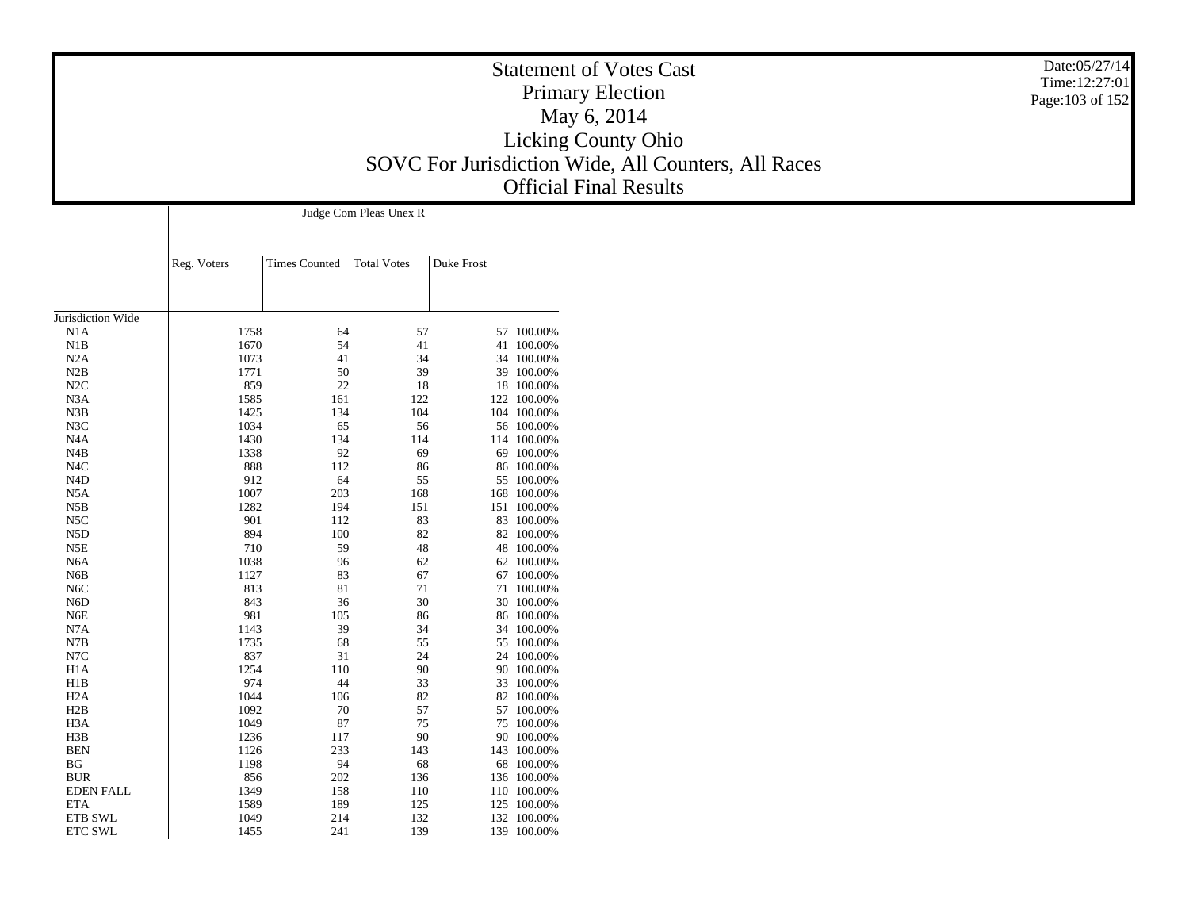# Statement of Votes Cast
## Primary Election
## May 6, 2014
## Licking County Ohio
## SOVC For Jurisdiction Wide, All Counters, All Races
## Official Final Results

Date:05/27/14
Time:12:27:01

| | Judge Com Pleas Unex R | | | | |
|---|---|---|---|---|---|
| | Reg. Voters | Times Counted | Total Votes | Duke Frost | |
| Jurisdiction Wide | | | | | |
| N1A | 1758 | 64 | 57 | 57 | 100.00% |
| N1B | 1670 | 54 | 41 | 41 | 100.00% |
| N2A | 1073 | 41 | 34 | 34 | 100.00% |
| N2B | 1771 | 50 | 39 | 39 | 100.00% |
| N2C | 859 | 22 | 18 | 18 | 100.00% |
| N3A | 1585 | 161 | 122 | 122 | 100.00% |
| N3B | 1425 | 134 | 104 | 104 | 100.00% |
| N3C | 1034 | 65 | 56 | 56 | 100.00% |
| N4A | 1430 | 134 | 114 | 114 | 100.00% |
| N4B | 1338 | 92 | 69 | 69 | 100.00% |
| N4C | 888 | 112 | 86 | 86 | 100.00% |
| N4D | 912 | 64 | 55 | 55 | 100.00% |
| N5A | 1007 | 203 | 168 | 168 | 100.00% |
| N5B | 1282 | 194 | 151 | 151 | 100.00% |
| N5C | 901 | 112 | 83 | 83 | 100.00% |
| N5D | 894 | 100 | 82 | 82 | 100.00% |
| N5E | 710 | 59 | 48 | 48 | 100.00% |
| N6A | 1038 | 96 | 62 | 62 | 100.00% |
| N6B | 1127 | 83 | 67 | 67 | 100.00% |
| N6C | 813 | 81 | 71 | 71 | 100.00% |
| N6D | 843 | 36 | 30 | 30 | 100.00% |
| N6E | 981 | 105 | 86 | 86 | 100.00% |
| N7A | 1143 | 39 | 34 | 34 | 100.00% |
| N7B | 1735 | 68 | 55 | 55 | 100.00% |
| N7C | 837 | 31 | 24 | 24 | 100.00% |
| H1A | 1254 | 110 | 90 | 90 | 100.00% |
| H1B | 974 | 44 | 33 | 33 | 100.00% |
| H2A | 1044 | 106 | 82 | 82 | 100.00% |
| H2B | 1092 | 70 | 57 | 57 | 100.00% |
| H3A | 1049 | 87 | 75 | 75 | 100.00% |
| H3B | 1236 | 117 | 90 | 90 | 100.00% |
| BEN | 1126 | 233 | 143 | 143 | 100.00% |
| BG | 1198 | 94 | 68 | 68 | 100.00% |
| BUR | 856 | 202 | 136 | 136 | 100.00% |
| EDEN FALL | 1349 | 158 | 110 | 110 | 100.00% |
| ETA | 1589 | 189 | 125 | 125 | 100.00% |
| ETB SWL | 1049 | 214 | 132 | 132 | 100.00% |
| ETC SWL | 1455 | 241 | 139 | 139 | 100.00% |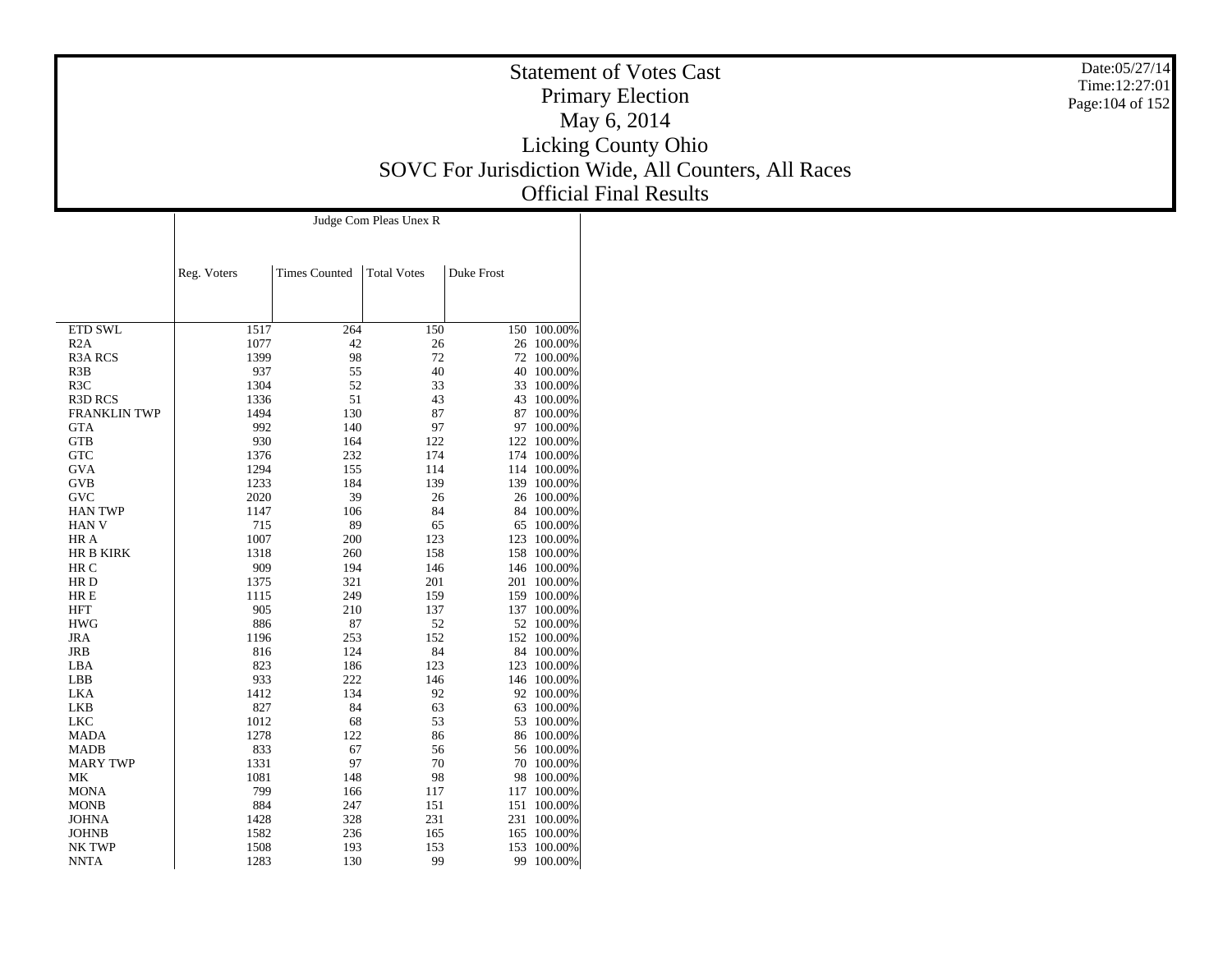# Statement of Votes Cast
## Primary Election
## May 6, 2014
## Licking County Ohio
## SOVC For Jurisdiction Wide, All Counters, All Races
## Official Final Results

Date:05/27/14
Time:12:27:01

| | Judge Com Pleas Unex R | | | | |
|---|---|---|---|---|---|
| | Reg. Voters | Times Counted | Total Votes | Duke Frost | |
| ETD SWL | 1517 | 264 | 150 | 150 | 100.00% |
| R2A | 1077 | 42 | 26 | 26 | 100.00% |
| R3A RCS | 1399 | 98 | 72 | 72 | 100.00% |
| R3B | 937 | 55 | 40 | 40 | 100.00% |
| R3C | 1304 | 52 | 33 | 33 | 100.00% |
| R3D RCS | 1336 | 51 | 43 | 43 | 100.00% |
| FRANKLIN TWP | 1494 | 130 | 87 | 87 | 100.00% |
| GTA | 992 | 140 | 97 | 97 | 100.00% |
| GTB | 930 | 164 | 122 | 122 | 100.00% |
| GTC | 1376 | 232 | 174 | 174 | 100.00% |
| GVA | 1294 | 155 | 114 | 114 | 100.00% |
| GVB | 1233 | 184 | 139 | 139 | 100.00% |
| GVC | 2020 | 39 | 26 | 26 | 100.00% |
| HAN TWP | 1147 | 106 | 84 | 84 | 100.00% |
| HAN V | 715 | 89 | 65 | 65 | 100.00% |
| HR A | 1007 | 200 | 123 | 123 | 100.00% |
| HR B KIRK | 1318 | 260 | 158 | 158 | 100.00% |
| HR C | 909 | 194 | 146 | 146 | 100.00% |
| HR D | 1375 | 321 | 201 | 201 | 100.00% |
| HR E | 1115 | 249 | 159 | 159 | 100.00% |
| HFT | 905 | 210 | 137 | 137 | 100.00% |
| HWG | 886 | 87 | 52 | 52 | 100.00% |
| JRA | 1196 | 253 | 152 | 152 | 100.00% |
| JRB | 816 | 124 | 84 | 84 | 100.00% |
| LBA | 823 | 186 | 123 | 123 | 100.00% |
| LBB | 933 | 222 | 146 | 146 | 100.00% |
| LKA | 1412 | 134 | 92 | 92 | 100.00% |
| LKB | 827 | 84 | 63 | 63 | 100.00% |
| LKC | 1012 | 68 | 53 | 53 | 100.00% |
| MADA | 1278 | 122 | 86 | 86 | 100.00% |
| MADB | 833 | 67 | 56 | 56 | 100.00% |
| MARY TWP | 1331 | 97 | 70 | 70 | 100.00% |
| MK | 1081 | 148 | 98 | 98 | 100.00% |
| MONA | 799 | 166 | 117 | 117 | 100.00% |
| MONB | 884 | 247 | 151 | 151 | 100.00% |
| JOHNA | 1428 | 328 | 231 | 231 | 100.00% |
| JOHNB | 1582 | 236 | 165 | 165 | 100.00% |
| NK TWP | 1508 | 193 | 153 | 153 | 100.00% |
| NNTA | 1283 | 130 | 99 | 99 | 100.00% |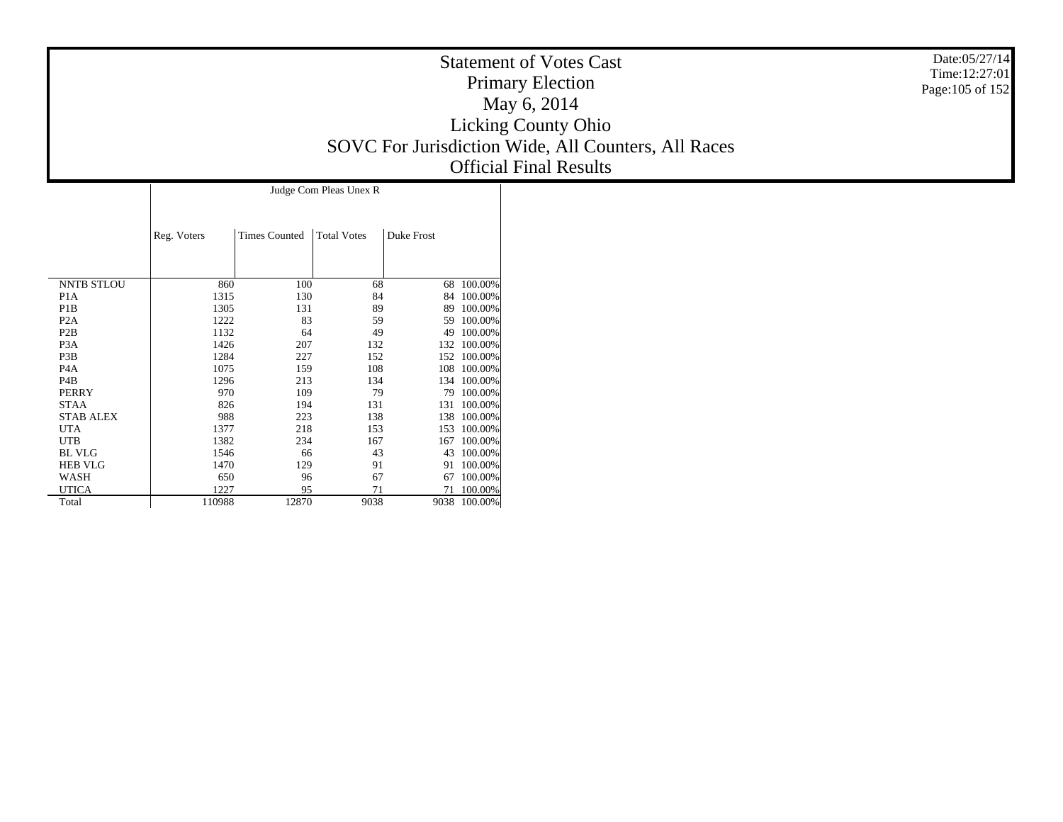# Statement of Votes Cast
## Primary Election
## May 6, 2014
## Licking County Ohio
## SOVC For Jurisdiction Wide, All Counters, All Races
## Official Final Results

Date:05/27/14
Time:12:27:01

| | Judge Com Pleas Unex R | | | | |
|---|---|---|---|---|---|
| | Reg. Voters | Times Counted | Total Votes | Duke Frost | |
| NNTB STLOU | 860 | 100 | 68 | 68 | 100.00% |
| P1A | 1315 | 130 | 84 | 84 | 100.00% |
| P1B | 1305 | 131 | 89 | 89 | 100.00% |
| P2A | 1222 | 83 | 59 | 59 | 100.00% |
| P2B | 1132 | 64 | 49 | 49 | 100.00% |
| P3A | 1426 | 207 | 132 | 132 | 100.00% |
| P3B | 1284 | 227 | 152 | 152 | 100.00% |
| P4A | 1075 | 159 | 108 | 108 | 100.00% |
| P4B | 1296 | 213 | 134 | 134 | 100.00% |
| PERRY | 970 | 109 | 79 | 79 | 100.00% |
| STAA | 826 | 194 | 131 | 131 | 100.00% |
| STAB ALEX | 988 | 223 | 138 | 138 | 100.00% |
| UTA | 1377 | 218 | 153 | 153 | 100.00% |
| UTB | 1382 | 234 | 167 | 167 | 100.00% |
| BL VLG | 1546 | 66 | 43 | 43 | 100.00% |
| HEB VLG | 1470 | 129 | 91 | 91 | 100.00% |
| WASH | 650 | 96 | 67 | 67 | 100.00% |
| UTICA | 1227 | 95 | 71 | 71 | 100.00% |
| Total | 110988 | 12870 | 9038 | 9038 | 100.00% |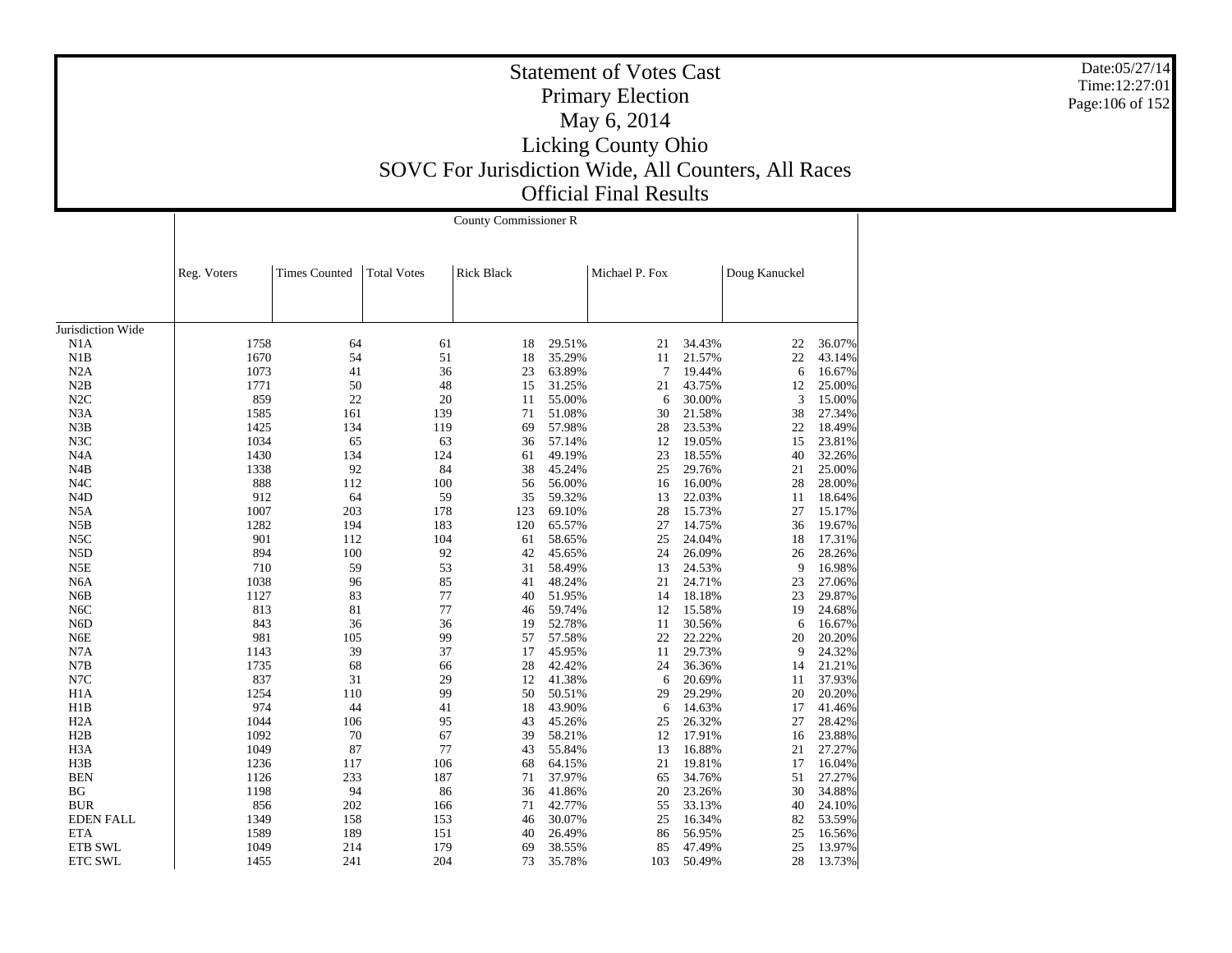# Statement of Votes Cast
## Primary Election
## May 6, 2014
## Licking County Ohio
## SOVC For Jurisdiction Wide, All Counters, All Races
## Official Final Results

County Commissioner R

| | Reg. Voters | Times Counted | Total Votes | Rick Black | | Michael P. Fox | | Doug Kanuckel | |
|---|---|---|---|---|---|---|---|---|---|
| Jurisdiction Wide | | | | | | | | | |
| N1A | 1758 | 64 | 61 | 18 | 29.51% | 21 | 34.43% | 22 | 36.07% |
| N1B | 1670 | 54 | 51 | 18 | 35.29% | 11 | 21.57% | 22 | 43.14% |
| N2A | 1073 | 41 | 36 | 23 | 63.89% | 7 | 19.44% | 6 | 16.67% |
| N2B | 1771 | 50 | 48 | 15 | 31.25% | 21 | 43.75% | 12 | 25.00% |
| N2C | 859 | 22 | 20 | 11 | 55.00% | 6 | 30.00% | 3 | 15.00% |
| N3A | 1585 | 161 | 139 | 71 | 51.08% | 30 | 21.58% | 38 | 27.34% |
| N3B | 1425 | 134 | 119 | 69 | 57.98% | 28 | 23.53% | 22 | 18.49% |
| N3C | 1034 | 65 | 63 | 36 | 57.14% | 12 | 19.05% | 15 | 23.81% |
| N4A | 1430 | 134 | 124 | 61 | 49.19% | 23 | 18.55% | 40 | 32.26% |
| N4B | 1338 | 92 | 84 | 38 | 45.24% | 25 | 29.76% | 21 | 25.00% |
| N4C | 888 | 112 | 100 | 56 | 56.00% | 16 | 16.00% | 28 | 28.00% |
| N4D | 912 | 64 | 59 | 35 | 59.32% | 13 | 22.03% | 11 | 18.64% |
| N5A | 1007 | 203 | 178 | 123 | 69.10% | 28 | 15.73% | 27 | 15.17% |
| N5B | 1282 | 194 | 183 | 120 | 65.57% | 27 | 14.75% | 36 | 19.67% |
| N5C | 901 | 112 | 104 | 61 | 58.65% | 25 | 24.04% | 18 | 17.31% |
| N5D | 894 | 100 | 92 | 42 | 45.65% | 24 | 26.09% | 26 | 28.26% |
| N5E | 710 | 59 | 53 | 31 | 58.49% | 13 | 24.53% | 9 | 16.98% |
| N6A | 1038 | 96 | 85 | 41 | 48.24% | 21 | 24.71% | 23 | 27.06% |
| N6B | 1127 | 83 | 77 | 40 | 51.95% | 14 | 18.18% | 23 | 29.87% |
| N6C | 813 | 81 | 77 | 46 | 59.74% | 12 | 15.58% | 19 | 24.68% |
| N6D | 843 | 36 | 36 | 19 | 52.78% | 11 | 30.56% | 6 | 16.67% |
| N6E | 981 | 105 | 99 | 57 | 57.58% | 22 | 22.22% | 20 | 20.20% |
| N7A | 1143 | 39 | 37 | 17 | 45.95% | 11 | 29.73% | 9 | 24.32% |
| N7B | 1735 | 68 | 66 | 28 | 42.42% | 24 | 36.36% | 14 | 21.21% |
| N7C | 837 | 31 | 29 | 12 | 41.38% | 6 | 20.69% | 11 | 37.93% |
| H1A | 1254 | 110 | 99 | 50 | 50.51% | 29 | 29.29% | 20 | 20.20% |
| H1B | 974 | 44 | 41 | 18 | 43.90% | 6 | 14.63% | 17 | 41.46% |
| H2A | 1044 | 106 | 95 | 43 | 45.26% | 25 | 26.32% | 27 | 28.42% |
| H2B | 1092 | 70 | 67 | 39 | 58.21% | 12 | 17.91% | 16 | 23.88% |
| H3A | 1049 | 87 | 77 | 43 | 55.84% | 13 | 16.88% | 21 | 27.27% |
| H3B | 1236 | 117 | 106 | 68 | 64.15% | 21 | 19.81% | 17 | 16.04% |
| BEN | 1126 | 233 | 187 | 71 | 37.97% | 65 | 34.76% | 51 | 27.27% |
| BG | 1198 | 94 | 86 | 36 | 41.86% | 20 | 23.26% | 30 | 34.88% |
| BUR | 856 | 202 | 166 | 71 | 42.77% | 55 | 33.13% | 40 | 24.10% |
| EDEN FALL | 1349 | 158 | 153 | 46 | 30.07% | 25 | 16.34% | 82 | 53.59% |
| ETA | 1589 | 189 | 151 | 40 | 26.49% | 86 | 56.95% | 25 | 16.56% |
| ETB SWL | 1049 | 214 | 179 | 69 | 38.55% | 85 | 47.49% | 25 | 13.97% |
| ETC SWL | 1455 | 241 | 204 | 73 | 35.78% | 103 | 50.49% | 28 | 13.73% |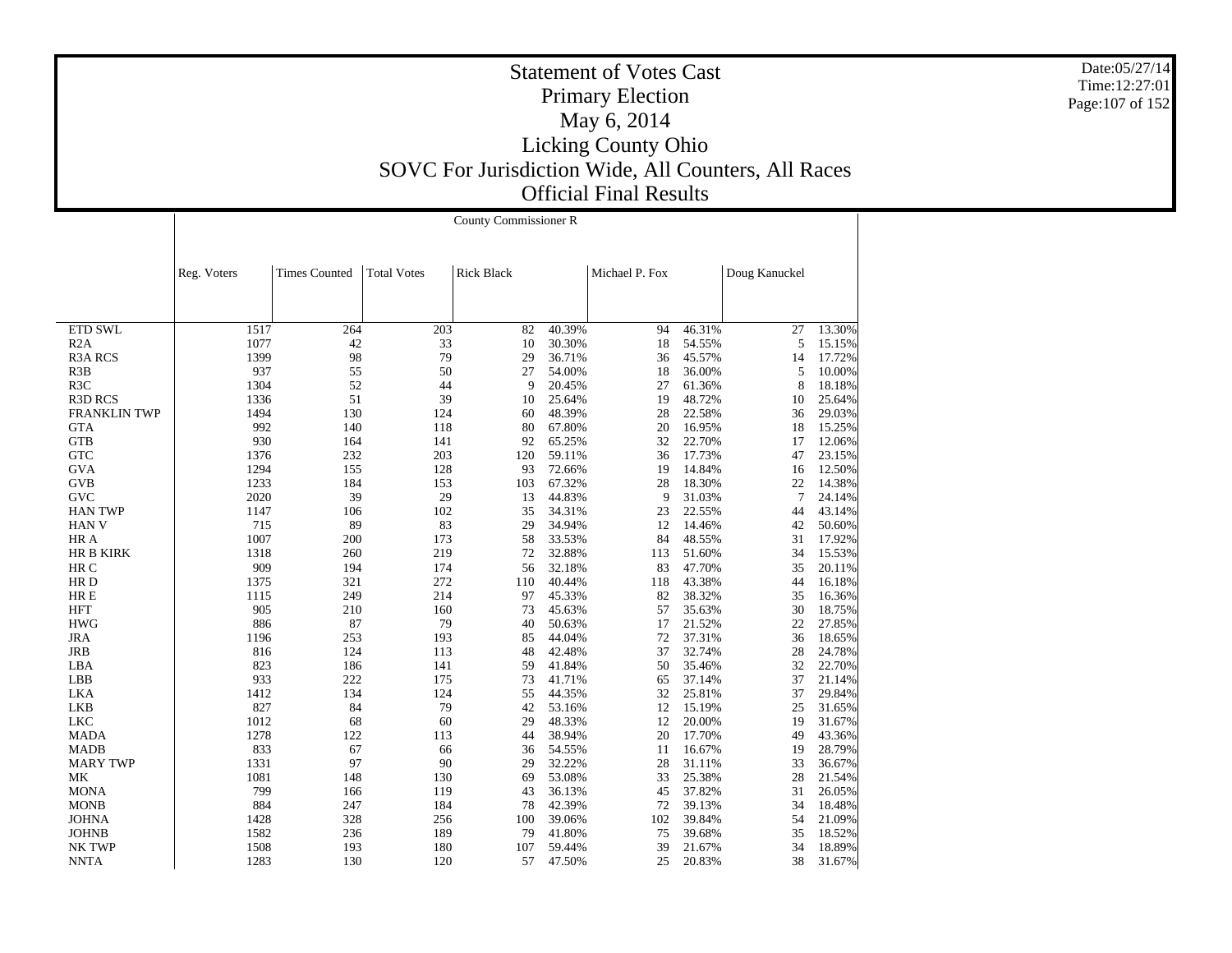# Statement of Votes Cast
## Primary Election
## May 6, 2014
## Licking County Ohio
## SOVC For Jurisdiction Wide, All Counters, All Races
## Official Final Results

Date:05/27/14
Time:12:27:01

| | | | | County Commissioner R | | | | | |
|---|---|---|---|---|---|---|---|---|---|
| | Reg. Voters | Times Counted | Total Votes | Rick Black | | Michael P. Fox | | Doug Kanuckel | |
| ETD SWL | 1517 | 264 | 203 | 82 | 40.39% | 94 | 46.31% | 27 | 13.30% |
| R2A | 1077 | 42 | 33 | 10 | 30.30% | 18 | 54.55% | 5 | 15.15% |
| R3A RCS | 1399 | 98 | 79 | 29 | 36.71% | 36 | 45.57% | 14 | 17.72% |
| R3B | 937 | 55 | 50 | 27 | 54.00% | 18 | 36.00% | 5 | 10.00% |
| R3C | 1304 | 52 | 44 | 9 | 20.45% | 27 | 61.36% | 8 | 18.18% |
| R3D RCS | 1336 | 51 | 39 | 10 | 25.64% | 19 | 48.72% | 10 | 25.64% |
| FRANKLIN TWP | 1494 | 130 | 124 | 60 | 48.39% | 28 | 22.58% | 36 | 29.03% |
| GTA | 992 | 140 | 118 | 80 | 67.80% | 20 | 16.95% | 18 | 15.25% |
| GTB | 930 | 164 | 141 | 92 | 65.25% | 32 | 22.70% | 17 | 12.06% |
| GTC | 1376 | 232 | 203 | 120 | 59.11% | 36 | 17.73% | 47 | 23.15% |
| GVA | 1294 | 155 | 128 | 93 | 72.66% | 19 | 14.84% | 16 | 12.50% |
| GVB | 1233 | 184 | 153 | 103 | 67.32% | 28 | 18.30% | 22 | 14.38% |
| GVC | 2020 | 39 | 29 | 13 | 44.83% | 9 | 31.03% | 7 | 24.14% |
| HAN TWP | 1147 | 106 | 102 | 35 | 34.31% | 23 | 22.55% | 44 | 43.14% |
| HAN V | 715 | 89 | 83 | 29 | 34.94% | 12 | 14.46% | 42 | 50.60% |
| HR A | 1007 | 200 | 173 | 58 | 33.53% | 84 | 48.55% | 31 | 17.92% |
| HR B KIRK | 1318 | 260 | 219 | 72 | 32.88% | 113 | 51.60% | 34 | 15.53% |
| HR C | 909 | 194 | 174 | 56 | 32.18% | 83 | 47.70% | 35 | 20.11% |
| HR D | 1375 | 321 | 272 | 110 | 40.44% | 118 | 43.38% | 44 | 16.18% |
| HR E | 1115 | 249 | 214 | 97 | 45.33% | 82 | 38.32% | 35 | 16.36% |
| HFT | 905 | 210 | 160 | 73 | 45.63% | 57 | 35.63% | 30 | 18.75% |
| HWG | 886 | 87 | 79 | 40 | 50.63% | 17 | 21.52% | 22 | 27.85% |
| JRA | 1196 | 253 | 193 | 85 | 44.04% | 72 | 37.31% | 36 | 18.65% |
| JRB | 816 | 124 | 113 | 48 | 42.48% | 37 | 32.74% | 28 | 24.78% |
| LBA | 823 | 186 | 141 | 59 | 41.84% | 50 | 35.46% | 32 | 22.70% |
| LBB | 933 | 222 | 175 | 73 | 41.71% | 65 | 37.14% | 37 | 21.14% |
| LKA | 1412 | 134 | 124 | 55 | 44.35% | 32 | 25.81% | 37 | 29.84% |
| LKB | 827 | 84 | 79 | 42 | 53.16% | 12 | 15.19% | 25 | 31.65% |
| LKC | 1012 | 68 | 60 | 29 | 48.33% | 12 | 20.00% | 19 | 31.67% |
| MADA | 1278 | 122 | 113 | 44 | 38.94% | 20 | 17.70% | 49 | 43.36% |
| MADB | 833 | 67 | 66 | 36 | 54.55% | 11 | 16.67% | 19 | 28.79% |
| MARY TWP | 1331 | 97 | 90 | 29 | 32.22% | 28 | 31.11% | 33 | 36.67% |
| MK | 1081 | 148 | 130 | 69 | 53.08% | 33 | 25.38% | 28 | 21.54% |
| MONA | 799 | 166 | 119 | 43 | 36.13% | 45 | 37.82% | 31 | 26.05% |
| MONB | 884 | 247 | 184 | 78 | 42.39% | 72 | 39.13% | 34 | 18.48% |
| JOHNA | 1428 | 328 | 256 | 100 | 39.06% | 102 | 39.84% | 54 | 21.09% |
| JOHNB | 1582 | 236 | 189 | 79 | 41.80% | 75 | 39.68% | 35 | 18.52% |
| NK TWP | 1508 | 193 | 180 | 107 | 59.44% | 39 | 21.67% | 34 | 18.89% |
| NNTA | 1283 | 130 | 120 | 57 | 47.50% | 25 | 20.83% | 38 | 31.67% |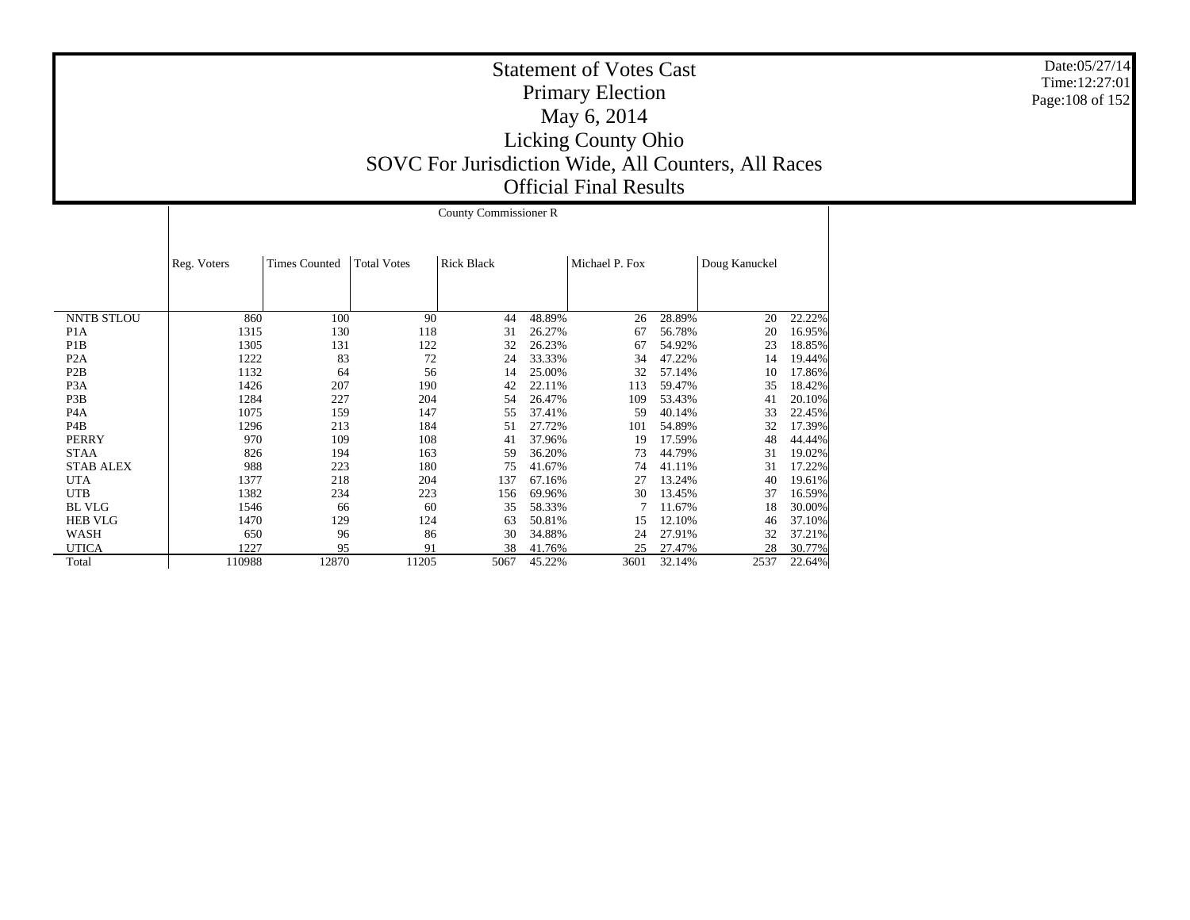# Statement of Votes Cast
## Primary Election
## May 6, 2014
## Licking County Ohio
## SOVC For Jurisdiction Wide, All Counters, All Races
## Official Final Results

Date:05/27/14
Time:12:27:01

| | County Commissioner R | | | | | | | | |
|---|---|---|---|---|---|---|---|---|---|
| | Reg. Voters | Times Counted | Total Votes | Rick Black | | Michael P. Fox | | Doug Kanuckel | |
| NNTB STLOU | 860 | 100 | 90 | 44 | 48.89% | 26 | 28.89% | 20 | 22.22% |
| P1A | 1315 | 130 | 118 | 31 | 26.27% | 67 | 56.78% | 20 | 16.95% |
| P1B | 1305 | 131 | 122 | 32 | 26.23% | 67 | 54.92% | 23 | 18.85% |
| P2A | 1222 | 83 | 72 | 24 | 33.33% | 34 | 47.22% | 14 | 19.44% |
| P2B | 1132 | 64 | 56 | 14 | 25.00% | 32 | 57.14% | 10 | 17.86% |
| P3A | 1426 | 207 | 190 | 42 | 22.11% | 113 | 59.47% | 35 | 18.42% |
| P3B | 1284 | 227 | 204 | 54 | 26.47% | 109 | 53.43% | 41 | 20.10% |
| P4A | 1075 | 159 | 147 | 55 | 37.41% | 59 | 40.14% | 33 | 22.45% |
| P4B | 1296 | 213 | 184 | 51 | 27.72% | 101 | 54.89% | 32 | 17.39% |
| PERRY | 970 | 109 | 108 | 41 | 37.96% | 19 | 17.59% | 48 | 44.44% |
| STAA | 826 | 194 | 163 | 59 | 36.20% | 73 | 44.79% | 31 | 19.02% |
| STAB ALEX | 988 | 223 | 180 | 75 | 41.67% | 74 | 41.11% | 31 | 17.22% |
| UTA | 1377 | 218 | 204 | 137 | 67.16% | 27 | 13.24% | 40 | 19.61% |
| UTB | 1382 | 234 | 223 | 156 | 69.96% | 30 | 13.45% | 37 | 16.59% |
| BL VLG | 1546 | 66 | 60 | 35 | 58.33% | 7 | 11.67% | 18 | 30.00% |
| HEB VLG | 1470 | 129 | 124 | 63 | 50.81% | 15 | 12.10% | 46 | 37.10% |
| WASH | 650 | 96 | 86 | 30 | 34.88% | 24 | 27.91% | 32 | 37.21% |
| UTICA | 1227 | 95 | 91 | 38 | 41.76% | 25 | 27.47% | 28 | 30.77% |
| Total | 110988 | 12870 | 11205 | 5067 | 45.22% | 3601 | 32.14% | 2537 | 22.64% |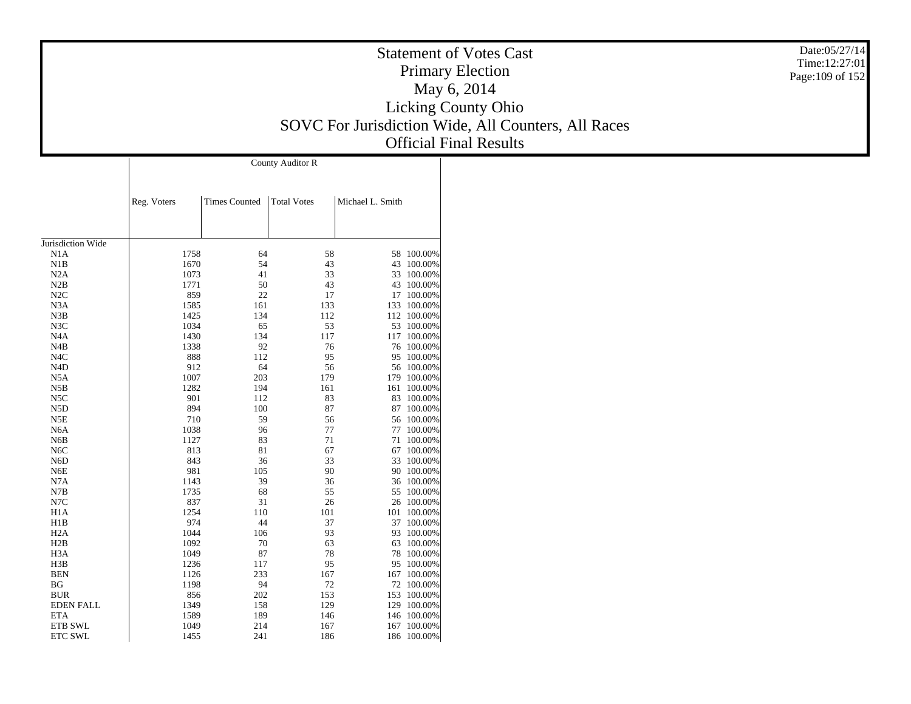# Statement of Votes Cast
## Primary Election
## May 6, 2014
## Licking County Ohio
## SOVC For Jurisdiction Wide, All Counters, All Races
## Official Final Results

Date:05/27/14
Time:12:27:01

| | County Auditor R | | | | |
|---|---|---|---|---|---|
| | Reg. Voters | Times Counted | Total Votes | Michael L. Smith | |
| Jurisdiction Wide | | | | | |
| N1A | 1758 | 64 | 58 | 58 | 100.00% |
| N1B | 1670 | 54 | 43 | 43 | 100.00% |
| N2A | 1073 | 41 | 33 | 33 | 100.00% |
| N2B | 1771 | 50 | 43 | 43 | 100.00% |
| N2C | 859 | 22 | 17 | 17 | 100.00% |
| N3A | 1585 | 161 | 133 | 133 | 100.00% |
| N3B | 1425 | 134 | 112 | 112 | 100.00% |
| N3C | 1034 | 65 | 53 | 53 | 100.00% |
| N4A | 1430 | 134 | 117 | 117 | 100.00% |
| N4B | 1338 | 92 | 76 | 76 | 100.00% |
| N4C | 888 | 112 | 95 | 95 | 100.00% |
| N4D | 912 | 64 | 56 | 56 | 100.00% |
| N5A | 1007 | 203 | 179 | 179 | 100.00% |
| N5B | 1282 | 194 | 161 | 161 | 100.00% |
| N5C | 901 | 112 | 83 | 83 | 100.00% |
| N5D | 894 | 100 | 87 | 87 | 100.00% |
| N5E | 710 | 59 | 56 | 56 | 100.00% |
| N6A | 1038 | 96 | 77 | 77 | 100.00% |
| N6B | 1127 | 83 | 71 | 71 | 100.00% |
| N6C | 813 | 81 | 67 | 67 | 100.00% |
| N6D | 843 | 36 | 33 | 33 | 100.00% |
| N6E | 981 | 105 | 90 | 90 | 100.00% |
| N7A | 1143 | 39 | 36 | 36 | 100.00% |
| N7B | 1735 | 68 | 55 | 55 | 100.00% |
| N7C | 837 | 31 | 26 | 26 | 100.00% |
| H1A | 1254 | 110 | 101 | 101 | 100.00% |
| H1B | 974 | 44 | 37 | 37 | 100.00% |
| H2A | 1044 | 106 | 93 | 93 | 100.00% |
| H2B | 1092 | 70 | 63 | 63 | 100.00% |
| H3A | 1049 | 87 | 78 | 78 | 100.00% |
| H3B | 1236 | 117 | 95 | 95 | 100.00% |
| BEN | 1126 | 233 | 167 | 167 | 100.00% |
| BG | 1198 | 94 | 72 | 72 | 100.00% |
| BUR | 856 | 202 | 153 | 153 | 100.00% |
| EDEN FALL | 1349 | 158 | 129 | 129 | 100.00% |
| ETA | 1589 | 189 | 146 | 146 | 100.00% |
| ETB SWL | 1049 | 214 | 167 | 167 | 100.00% |
| ETC SWL | 1455 | 241 | 186 | 186 | 100.00% |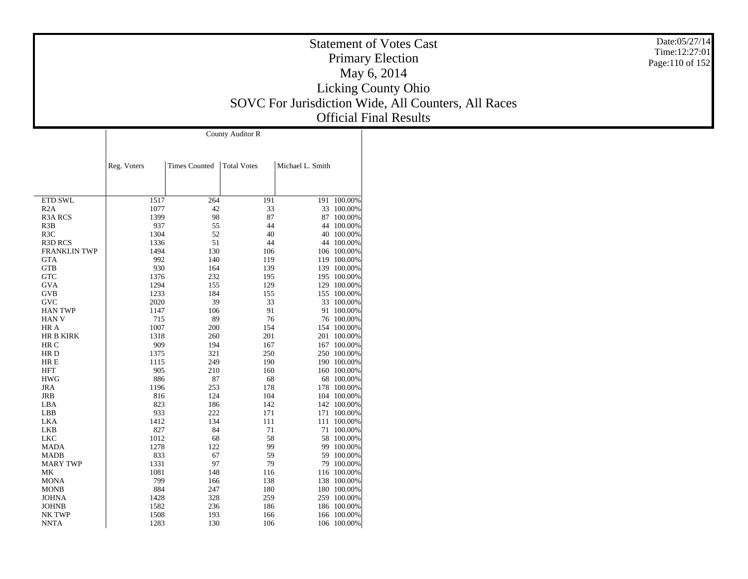# Statement of Votes Cast
## Primary Election
## May 6, 2014
## Licking County Ohio
## SOVC For Jurisdiction Wide, All Counters, All Races
## Official Final Results

Date:05/27/14
Time:12:27:01

| | County Auditor R | | | | |
|---|---|---|---|---|---|
| | Reg. Voters | Times Counted | Total Votes | Michael L. Smith | |
| ETD SWL | 1517 | 264 | 191 | 191 | 100.00% |
| R2A | 1077 | 42 | 33 | 33 | 100.00% |
| R3A RCS | 1399 | 98 | 87 | 87 | 100.00% |
| R3B | 937 | 55 | 44 | 44 | 100.00% |
| R3C | 1304 | 52 | 40 | 40 | 100.00% |
| R3D RCS | 1336 | 51 | 44 | 44 | 100.00% |
| FRANKLIN TWP | 1494 | 130 | 106 | 106 | 100.00% |
| GTA | 992 | 140 | 119 | 119 | 100.00% |
| GTB | 930 | 164 | 139 | 139 | 100.00% |
| GTC | 1376 | 232 | 195 | 195 | 100.00% |
| GVA | 1294 | 155 | 129 | 129 | 100.00% |
| GVB | 1233 | 184 | 155 | 155 | 100.00% |
| GVC | 2020 | 39 | 33 | 33 | 100.00% |
| HAN TWP | 1147 | 106 | 91 | 91 | 100.00% |
| HAN V | 715 | 89 | 76 | 76 | 100.00% |
| HR A | 1007 | 200 | 154 | 154 | 100.00% |
| HR B KIRK | 1318 | 260 | 201 | 201 | 100.00% |
| HR C | 909 | 194 | 167 | 167 | 100.00% |
| HR D | 1375 | 321 | 250 | 250 | 100.00% |
| HR E | 1115 | 249 | 190 | 190 | 100.00% |
| HFT | 905 | 210 | 160 | 160 | 100.00% |
| HWG | 886 | 87 | 68 | 68 | 100.00% |
| JRA | 1196 | 253 | 178 | 178 | 100.00% |
| JRB | 816 | 124 | 104 | 104 | 100.00% |
| LBA | 823 | 186 | 142 | 142 | 100.00% |
| LBB | 933 | 222 | 171 | 171 | 100.00% |
| LKA | 1412 | 134 | 111 | 111 | 100.00% |
| LKB | 827 | 84 | 71 | 71 | 100.00% |
| LKC | 1012 | 68 | 58 | 58 | 100.00% |
| MADA | 1278 | 122 | 99 | 99 | 100.00% |
| MADB | 833 | 67 | 59 | 59 | 100.00% |
| MARY TWP | 1331 | 97 | 79 | 79 | 100.00% |
| MK | 1081 | 148 | 116 | 116 | 100.00% |
| MONA | 799 | 166 | 138 | 138 | 100.00% |
| MONB | 884 | 247 | 180 | 180 | 100.00% |
| JOHNA | 1428 | 328 | 259 | 259 | 100.00% |
| JOHNB | 1582 | 236 | 186 | 186 | 100.00% |
| NK TWP | 1508 | 193 | 166 | 166 | 100.00% |
| NNTA | 1283 | 130 | 106 | 106 | 100.00% |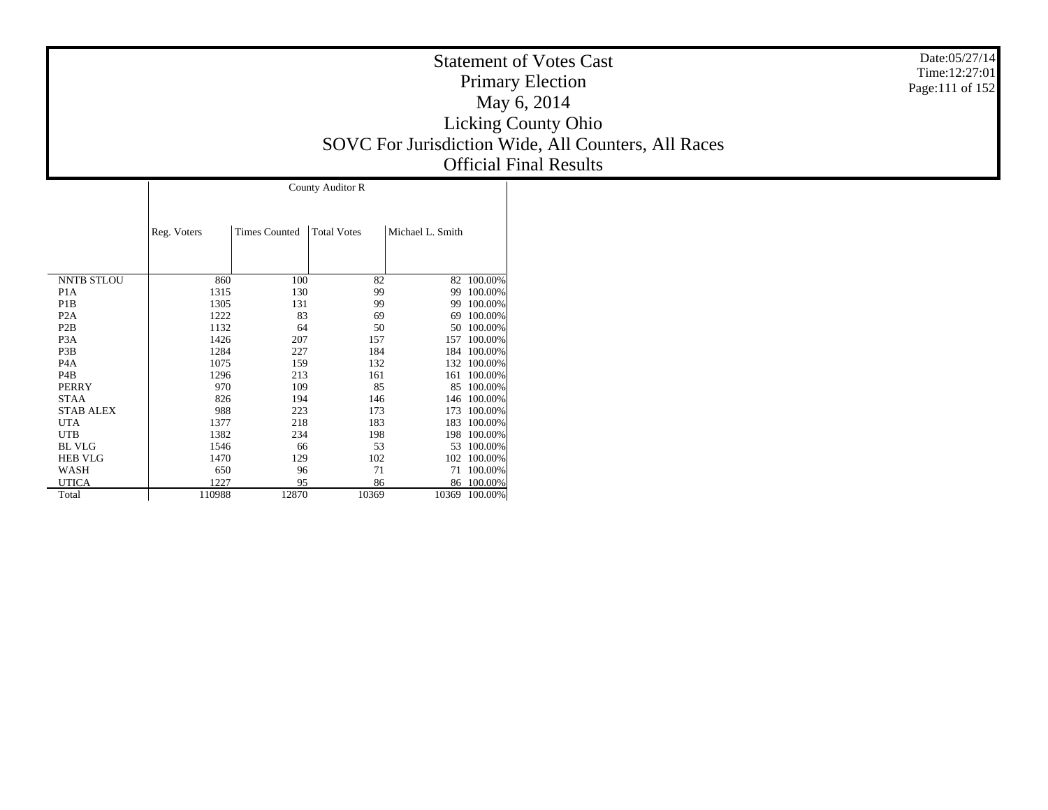# Statement of Votes Cast
## Primary Election
## May 6, 2014
## Licking County Ohio
## SOVC For Jurisdiction Wide, All Counters, All Races
## Official Final Results

Date:05/27/14
Time:12:27:01

| | County Auditor R | | | | |
|---|---|---|---|---|---|
| | Reg. Voters | Times Counted | Total Votes | Michael L. Smith | |
| NNTB STLOU | 860 | 100 | 82 | 82 | 100.00% |
| P1A | 1315 | 130 | 99 | 99 | 100.00% |
| P1B | 1305 | 131 | 99 | 99 | 100.00% |
| P2A | 1222 | 83 | 69 | 69 | 100.00% |
| P2B | 1132 | 64 | 50 | 50 | 100.00% |
| P3A | 1426 | 207 | 157 | 157 | 100.00% |
| P3B | 1284 | 227 | 184 | 184 | 100.00% |
| P4A | 1075 | 159 | 132 | 132 | 100.00% |
| P4B | 1296 | 213 | 161 | 161 | 100.00% |
| PERRY | 970 | 109 | 85 | 85 | 100.00% |
| STAA | 826 | 194 | 146 | 146 | 100.00% |
| STAB ALEX | 988 | 223 | 173 | 173 | 100.00% |
| UTA | 1377 | 218 | 183 | 183 | 100.00% |
| UTB | 1382 | 234 | 198 | 198 | 100.00% |
| BL VLG | 1546 | 66 | 53 | 53 | 100.00% |
| HEB VLG | 1470 | 129 | 102 | 102 | 100.00% |
| WASH | 650 | 96 | 71 | 71 | 100.00% |
| UTICA | 1227 | 95 | 86 | 86 | 100.00% |
| Total | 110988 | 12870 | 10369 | 10369 | 100.00% |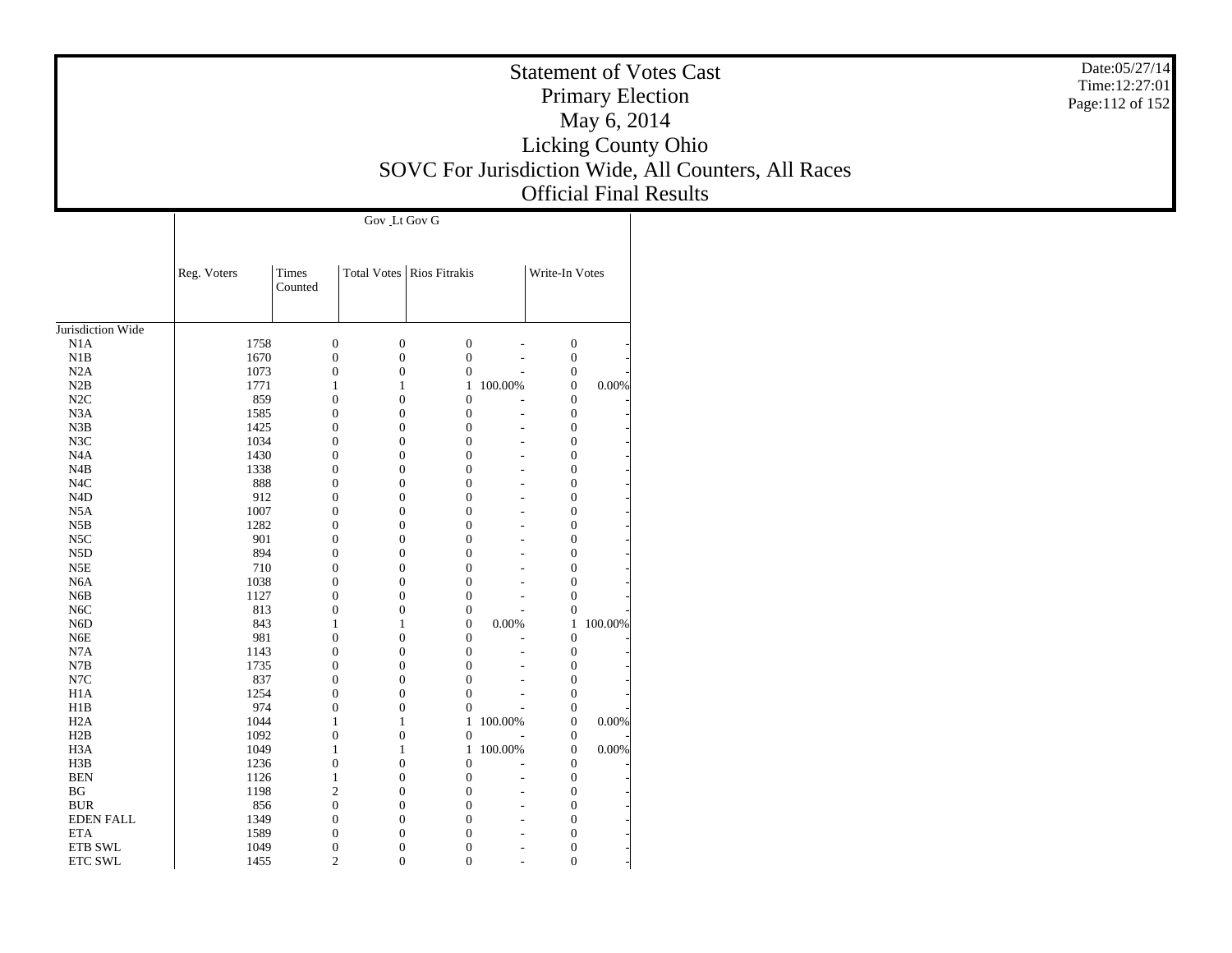# Statement of Votes Cast
## Primary Election
## May 6, 2014
## Licking County Ohio
## SOVC For Jurisdiction Wide, All Counters, All Races
## Official Final Results

Date:05/27/14
Time:12:27:01

| | Gov _Lt Gov G | | | | | | |
|---|---|---|---|---|---|---|---|
| | Reg. Voters | Times Counted | Total Votes | Rios Fitrakis | | Write-In Votes | |
| Jurisdiction Wide | | | | | | | |
| N1A | 1758 | 0 | 0 | 0 | - | 0 | - |
| N1B | 1670 | 0 | 0 | 0 | - | 0 | - |
| N2A | 1073 | 0 | 0 | 0 | - | 0 | - |
| N2B | 1771 | 1 | 1 | 1 | 100.00% | 0 | 0.00% |
| N2C | 859 | 0 | 0 | 0 | - | 0 | - |
| N3A | 1585 | 0 | 0 | 0 | - | 0 | - |
| N3B | 1425 | 0 | 0 | 0 | - | 0 | - |
| N3C | 1034 | 0 | 0 | 0 | - | 0 | - |
| N4A | 1430 | 0 | 0 | 0 | - | 0 | - |
| N4B | 1338 | 0 | 0 | 0 | - | 0 | - |
| N4C | 888 | 0 | 0 | 0 | - | 0 | - |
| N4D | 912 | 0 | 0 | 0 | - | 0 | - |
| N5A | 1007 | 0 | 0 | 0 | - | 0 | - |
| N5B | 1282 | 0 | 0 | 0 | - | 0 | - |
| N5C | 901 | 0 | 0 | 0 | - | 0 | - |
| N5D | 894 | 0 | 0 | 0 | - | 0 | - |
| N5E | 710 | 0 | 0 | 0 | - | 0 | - |
| N6A | 1038 | 0 | 0 | 0 | - | 0 | - |
| N6B | 1127 | 0 | 0 | 0 | - | 0 | - |
| N6C | 813 | 0 | 0 | 0 | - | 0 | - |
| N6D | 843 | 1 | 1 | 0 | 0.00% | 1 | 100.00% |
| N6E | 981 | 0 | 0 | 0 | - | 0 | - |
| N7A | 1143 | 0 | 0 | 0 | - | 0 | - |
| N7B | 1735 | 0 | 0 | 0 | - | 0 | - |
| N7C | 837 | 0 | 0 | 0 | - | 0 | - |
| H1A | 1254 | 0 | 0 | 0 | - | 0 | - |
| H1B | 974 | 0 | 0 | 0 | - | 0 | - |
| H2A | 1044 | 1 | 1 | 1 | 100.00% | 0 | 0.00% |
| H2B | 1092 | 0 | 0 | 0 | - | 0 | - |
| H3A | 1049 | 1 | 1 | 1 | 100.00% | 0 | 0.00% |
| H3B | 1236 | 0 | 0 | 0 | - | 0 | - |
| BEN | 1126 | 1 | 0 | 0 | - | 0 | - |
| BG | 1198 | 2 | 0 | 0 | - | 0 | - |
| BUR | 856 | 0 | 0 | 0 | - | 0 | - |
| EDEN FALL | 1349 | 0 | 0 | 0 | - | 0 | - |
| ETA | 1589 | 0 | 0 | 0 | - | 0 | - |
| ETB SWL | 1049 | 0 | 0 | 0 | - | 0 | - |
| ETC SWL | 1455 | 2 | 0 | 0 | - | 0 | - |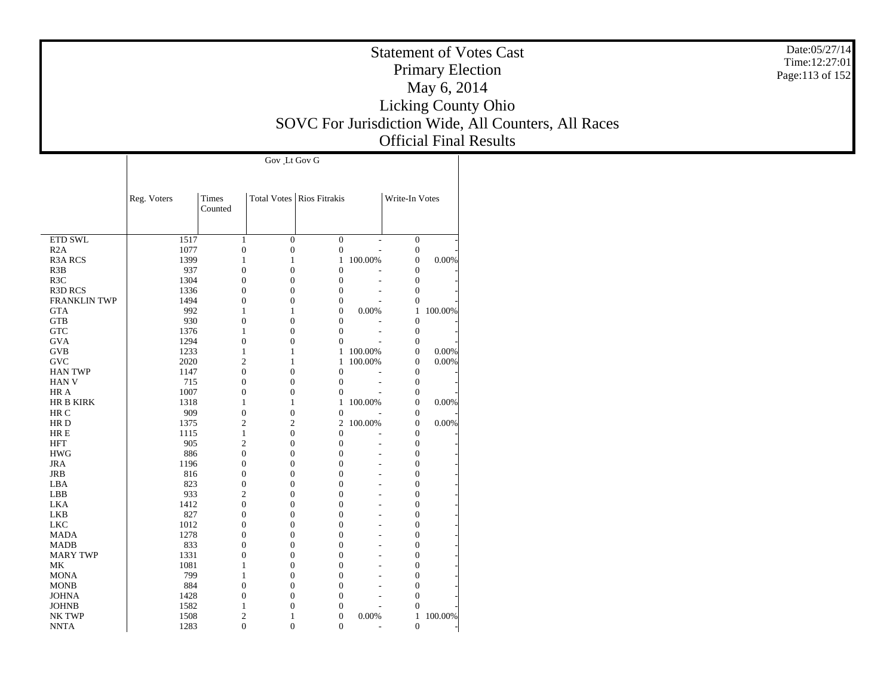# Statement of Votes Cast
## Primary Election
## May 6, 2014
## Licking County Ohio
## SOVC For Jurisdiction Wide, All Counters, All Races
## Official Final Results

Date:05/27/14
Time:12:27:01

| | Reg. Voters | Times Counted | Gov_Lt Gov G | | | | |
|---|---|---|---|---|---|---|---|
| | | | Total Votes | Rios Fitrakis | | Write-In Votes | |
| ETD SWL | 1517 | 1 | 0 | 0 | - | 0 | - |
| R2A | 1077 | 0 | 0 | 0 | - | 0 | - |
| R3A RCS | 1399 | 1 | 1 | 1 | 100.00% | 0 | 0.00% |
| R3B | 937 | 0 | 0 | 0 | - | 0 | - |
| R3C | 1304 | 0 | 0 | 0 | - | 0 | - |
| R3D RCS | 1336 | 0 | 0 | 0 | - | 0 | - |
| FRANKLIN TWP | 1494 | 0 | 0 | 0 | - | 0 | - |
| GTA | 992 | 1 | 1 | 0 | 0.00% | 1 | 100.00% |
| GTB | 930 | 0 | 0 | 0 | - | 0 | - |
| GTC | 1376 | 1 | 0 | 0 | - | 0 | - |
| GVA | 1294 | 0 | 0 | 0 | - | 0 | - |
| GVB | 1233 | 1 | 1 | 1 | 100.00% | 0 | 0.00% |
| GVC | 2020 | 2 | 1 | 1 | 100.00% | 0 | 0.00% |
| HAN TWP | 1147 | 0 | 0 | 0 | - | 0 | - |
| HAN V | 715 | 0 | 0 | 0 | - | 0 | - |
| HR A | 1007 | 0 | 0 | 0 | - | 0 | - |
| HR B KIRK | 1318 | 1 | 1 | 1 | 100.00% | 0 | 0.00% |
| HR C | 909 | 0 | 0 | 0 | - | 0 | - |
| HR D | 1375 | 2 | 2 | 2 | 100.00% | 0 | 0.00% |
| HR E | 1115 | 1 | 0 | 0 | - | 0 | - |
| HFT | 905 | 2 | 0 | 0 | - | 0 | - |
| HWG | 886 | 0 | 0 | 0 | - | 0 | - |
| JRA | 1196 | 0 | 0 | 0 | - | 0 | - |
| JRB | 816 | 0 | 0 | 0 | - | 0 | - |
| LBA | 823 | 0 | 0 | 0 | - | 0 | - |
| LBB | 933 | 2 | 0 | 0 | - | 0 | - |
| LKA | 1412 | 0 | 0 | 0 | - | 0 | - |
| LKB | 827 | 0 | 0 | 0 | - | 0 | - |
| LKC | 1012 | 0 | 0 | 0 | - | 0 | - |
| MADA | 1278 | 0 | 0 | 0 | - | 0 | - |
| MADB | 833 | 0 | 0 | 0 | - | 0 | - |
| MARY TWP | 1331 | 0 | 0 | 0 | - | 0 | - |
| MK | 1081 | 1 | 0 | 0 | - | 0 | - |
| MONA | 799 | 1 | 0 | 0 | - | 0 | - |
| MONB | 884 | 0 | 0 | 0 | - | 0 | - |
| JOHNA | 1428 | 0 | 0 | 0 | - | 0 | - |
| JOHNB | 1582 | 1 | 0 | 0 | - | 0 | - |
| NK TWP | 1508 | 2 | 1 | 0 | 0.00% | 1 | 100.00% |
| NNTA | 1283 | 0 | 0 | 0 | - | 0 | - |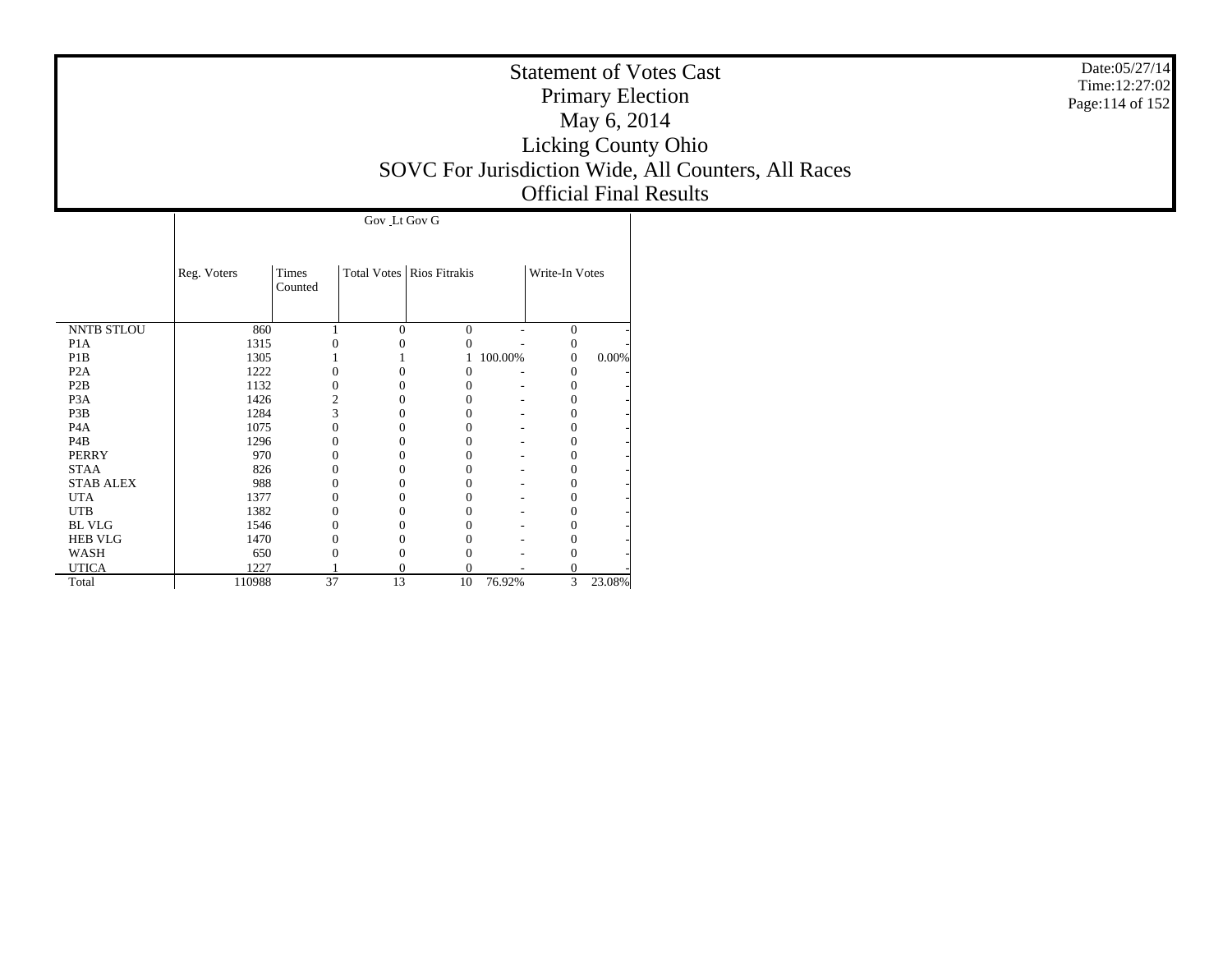# Statement of Votes Cast
## Primary Election
## May 6, 2014
## Licking County Ohio
## SOVC For Jurisdiction Wide, All Counters, All Races
## Official Final Results

Date:05/27/14
Time:12:27:02

| | Gov_Lt Gov G | | | | | | |
|---|---|---|---|---|---|---|---|
| | Reg. Voters | Times Counted | Total Votes | Rios Fitrakis | | Write-In Votes | |
| NNTB STLOU | 860 | 1 | 0 | 0 | - | 0 | - |
| P1A | 1315 | 0 | 0 | 0 | - | 0 | - |
| P1B | 1305 | 1 | 1 | 1 | 100.00% | 0 | 0.00% |
| P2A | 1222 | 0 | 0 | 0 | - | 0 | - |
| P2B | 1132 | 0 | 0 | 0 | - | 0 | - |
| P3A | 1426 | 2 | 0 | 0 | - | 0 | - |
| P3B | 1284 | 3 | 0 | 0 | - | 0 | - |
| P4A | 1075 | 0 | 0 | 0 | - | 0 | - |
| P4B | 1296 | 0 | 0 | 0 | - | 0 | - |
| PERRY | 970 | 0 | 0 | 0 | - | 0 | - |
| STAA | 826 | 0 | 0 | 0 | - | 0 | - |
| STAB ALEX | 988 | 0 | 0 | 0 | - | 0 | - |
| UTA | 1377 | 0 | 0 | 0 | - | 0 | - |
| UTB | 1382 | 0 | 0 | 0 | - | 0 | - |
| BL VLG | 1546 | 0 | 0 | 0 | - | 0 | - |
| HEB VLG | 1470 | 0 | 0 | 0 | - | 0 | - |
| WASH | 650 | 0 | 0 | 0 | - | 0 | - |
| UTICA | 1227 | 1 | 0 | 0 | - | 0 | - |
| Total | 110988 | 37 | 13 | 10 | 76.92% | 3 | 23.08% |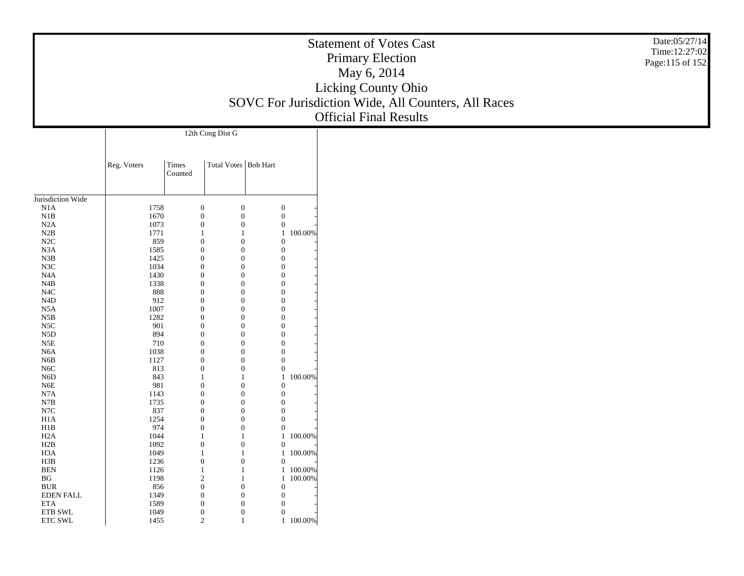# Statement of Votes Cast
## Primary Election
## May 6, 2014
## Licking County Ohio
## SOVC For Jurisdiction Wide, All Counters, All Races
## Official Final Results

Date:05/27/14
Time:12:27:02

| | 12th Cong Dist G | | | | |
|---|---|---|---|---|---|
| | Reg. Voters | Times Counted | Total Votes | Bob Hart | |
| Jurisdiction Wide | | | | | |
| N1A | 1758 | 0 | 0 | 0 | - |
| N1B | 1670 | 0 | 0 | 0 | - |
| N2A | 1073 | 0 | 0 | 0 | - |
| N2B | 1771 | 1 | 1 | 1 | 100.00% |
| N2C | 859 | 0 | 0 | 0 | - |
| N3A | 1585 | 0 | 0 | 0 | - |
| N3B | 1425 | 0 | 0 | 0 | - |
| N3C | 1034 | 0 | 0 | 0 | - |
| N4A | 1430 | 0 | 0 | 0 | - |
| N4B | 1338 | 0 | 0 | 0 | - |
| N4C | 888 | 0 | 0 | 0 | - |
| N4D | 912 | 0 | 0 | 0 | - |
| N5A | 1007 | 0 | 0 | 0 | - |
| N5B | 1282 | 0 | 0 | 0 | - |
| N5C | 901 | 0 | 0 | 0 | - |
| N5D | 894 | 0 | 0 | 0 | - |
| N5E | 710 | 0 | 0 | 0 | - |
| N6A | 1038 | 0 | 0 | 0 | - |
| N6B | 1127 | 0 | 0 | 0 | - |
| N6C | 813 | 0 | 0 | 0 | - |
| N6D | 843 | 1 | 1 | 1 | 100.00% |
| N6E | 981 | 0 | 0 | 0 | - |
| N7A | 1143 | 0 | 0 | 0 | - |
| N7B | 1735 | 0 | 0 | 0 | - |
| N7C | 837 | 0 | 0 | 0 | - |
| H1A | 1254 | 0 | 0 | 0 | - |
| H1B | 974 | 0 | 0 | 0 | - |
| H2A | 1044 | 1 | 1 | 1 | 100.00% |
| H2B | 1092 | 0 | 0 | 0 | - |
| H3A | 1049 | 1 | 1 | 1 | 100.00% |
| H3B | 1236 | 0 | 0 | 0 | - |
| BEN | 1126 | 1 | 1 | 1 | 100.00% |
| BG | 1198 | 2 | 1 | 1 | 100.00% |
| BUR | 856 | 0 | 0 | 0 | - |
| EDEN FALL | 1349 | 0 | 0 | 0 | - |
| ETA | 1589 | 0 | 0 | 0 | - |
| ETB SWL | 1049 | 0 | 0 | 0 | - |
| ETC SWL | 1455 | 2 | 1 | 1 | 100.00% |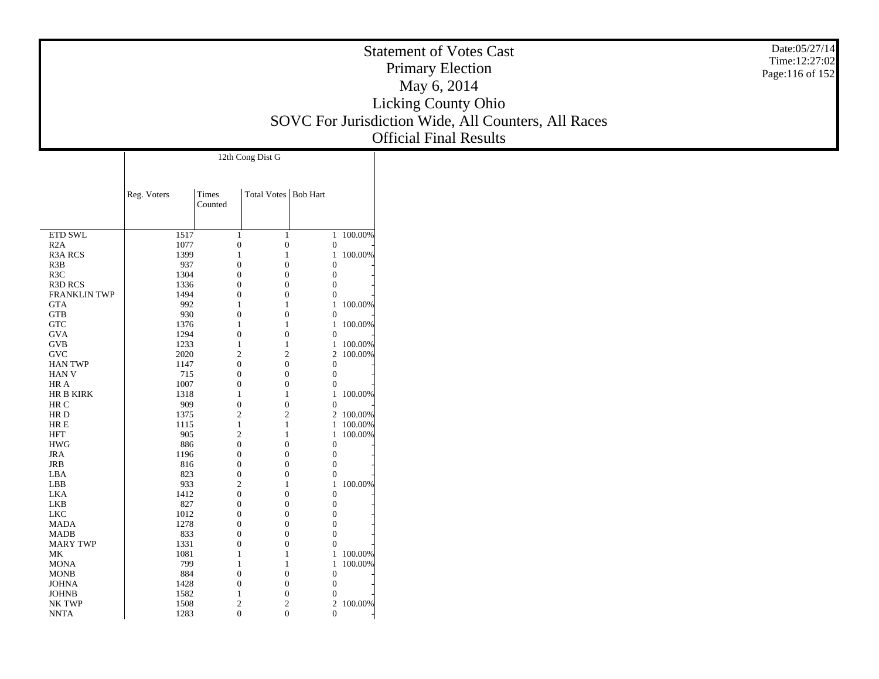# Statement of Votes Cast
## Primary Election
## May 6, 2014
## Licking County Ohio
## SOVC For Jurisdiction Wide, All Counters, All Races
## Official Final Results

Date:05/27/14
Time:12:27:02

| | 12th Cong Dist G | | | | |
|---|---|---|---|---|---|
| | Reg. Voters | Times Counted | Total Votes | Bob Hart | |
| ETD SWL | 1517 | 1 | 1 | 1 | 100.00% |
| R2A | 1077 | 0 | 0 | 0 | - |
| R3A RCS | 1399 | 1 | 1 | 1 | 100.00% |
| R3B | 937 | 0 | 0 | 0 | - |
| R3C | 1304 | 0 | 0 | 0 | - |
| R3D RCS | 1336 | 0 | 0 | 0 | - |
| FRANKLIN TWP | 1494 | 0 | 0 | 0 | - |
| GTA | 992 | 1 | 1 | 1 | 100.00% |
| GTB | 930 | 0 | 0 | 0 | - |
| GTC | 1376 | 1 | 1 | 1 | 100.00% |
| GVA | 1294 | 0 | 0 | 0 | - |
| GVB | 1233 | 1 | 1 | 1 | 100.00% |
| GVC | 2020 | 2 | 2 | 2 | 100.00% |
| HAN TWP | 1147 | 0 | 0 | 0 | - |
| HAN V | 715 | 0 | 0 | 0 | - |
| HR A | 1007 | 0 | 0 | 0 | - |
| HR B KIRK | 1318 | 1 | 1 | 1 | 100.00% |
| HR C | 909 | 0 | 0 | 0 | - |
| HR D | 1375 | 2 | 2 | 2 | 100.00% |
| HR E | 1115 | 1 | 1 | 1 | 100.00% |
| HFT | 905 | 2 | 1 | 1 | 100.00% |
| HWG | 886 | 0 | 0 | 0 | - |
| JRA | 1196 | 0 | 0 | 0 | - |
| JRB | 816 | 0 | 0 | 0 | - |
| LBA | 823 | 0 | 0 | 0 | - |
| LBB | 933 | 2 | 1 | 1 | 100.00% |
| LKA | 1412 | 0 | 0 | 0 | - |
| LKB | 827 | 0 | 0 | 0 | - |
| LKC | 1012 | 0 | 0 | 0 | - |
| MADA | 1278 | 0 | 0 | 0 | - |
| MADB | 833 | 0 | 0 | 0 | - |
| MARY TWP | 1331 | 0 | 0 | 0 | - |
| MK | 1081 | 1 | 1 | 1 | 100.00% |
| MONA | 799 | 1 | 1 | 1 | 100.00% |
| MONB | 884 | 0 | 0 | 0 | - |
| JOHNA | 1428 | 0 | 0 | 0 | - |
| JOHNB | 1582 | 1 | 0 | 0 | - |
| NK TWP | 1508 | 2 | 2 | 2 | 100.00% |
| NNTA | 1283 | 0 | 0 | 0 | - |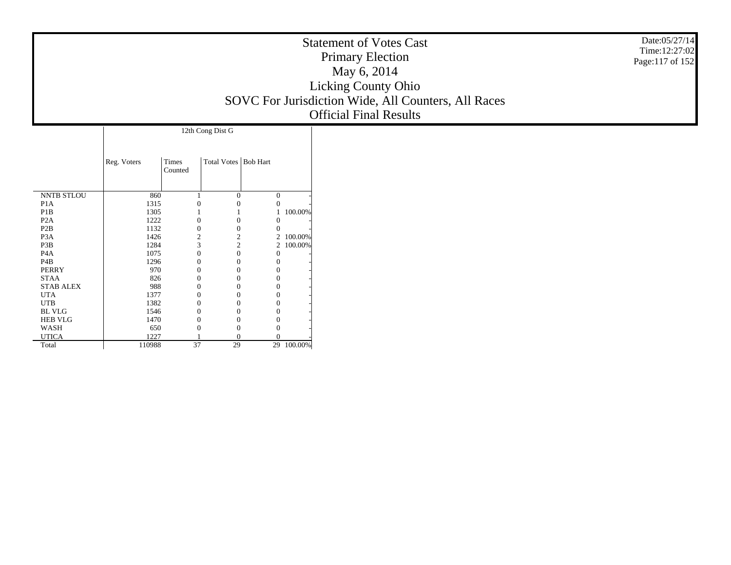# Statement of Votes Cast

Primary Election

May 6, 2014

Licking County Ohio

SOVC For Jurisdiction Wide, All Counters, All Races

Official Final Results

Date:05/27/14
Time:12:27:02

| | 12th Cong Dist G | | | | |
|---|---|---|---|---|---|
| | Reg. Voters | Times Counted | Total Votes | Bob Hart | |
| NNTB STLOU | 860 | 1 | 0 | 0 | - |
| P1A | 1315 | 0 | 0 | 0 | - |
| P1B | 1305 | 1 | 1 | 1 | 100.00% |
| P2A | 1222 | 0 | 0 | 0 | - |
| P2B | 1132 | 0 | 0 | 0 | - |
| P3A | 1426 | 2 | 2 | 2 | 100.00% |
| P3B | 1284 | 3 | 2 | 2 | 100.00% |
| P4A | 1075 | 0 | 0 | 0 | - |
| P4B | 1296 | 0 | 0 | 0 | - |
| PERRY | 970 | 0 | 0 | 0 | - |
| STAA | 826 | 0 | 0 | 0 | - |
| STAB ALEX | 988 | 0 | 0 | 0 | - |
| UTA | 1377 | 0 | 0 | 0 | - |
| UTB | 1382 | 0 | 0 | 0 | - |
| BL VLG | 1546 | 0 | 0 | 0 | - |
| HEB VLG | 1470 | 0 | 0 | 0 | - |
| WASH | 650 | 0 | 0 | 0 | - |
| UTICA | 1227 | 1 | 0 | 0 | - |
| Total | 110988 | 37 | 29 | 29 | 100.00% |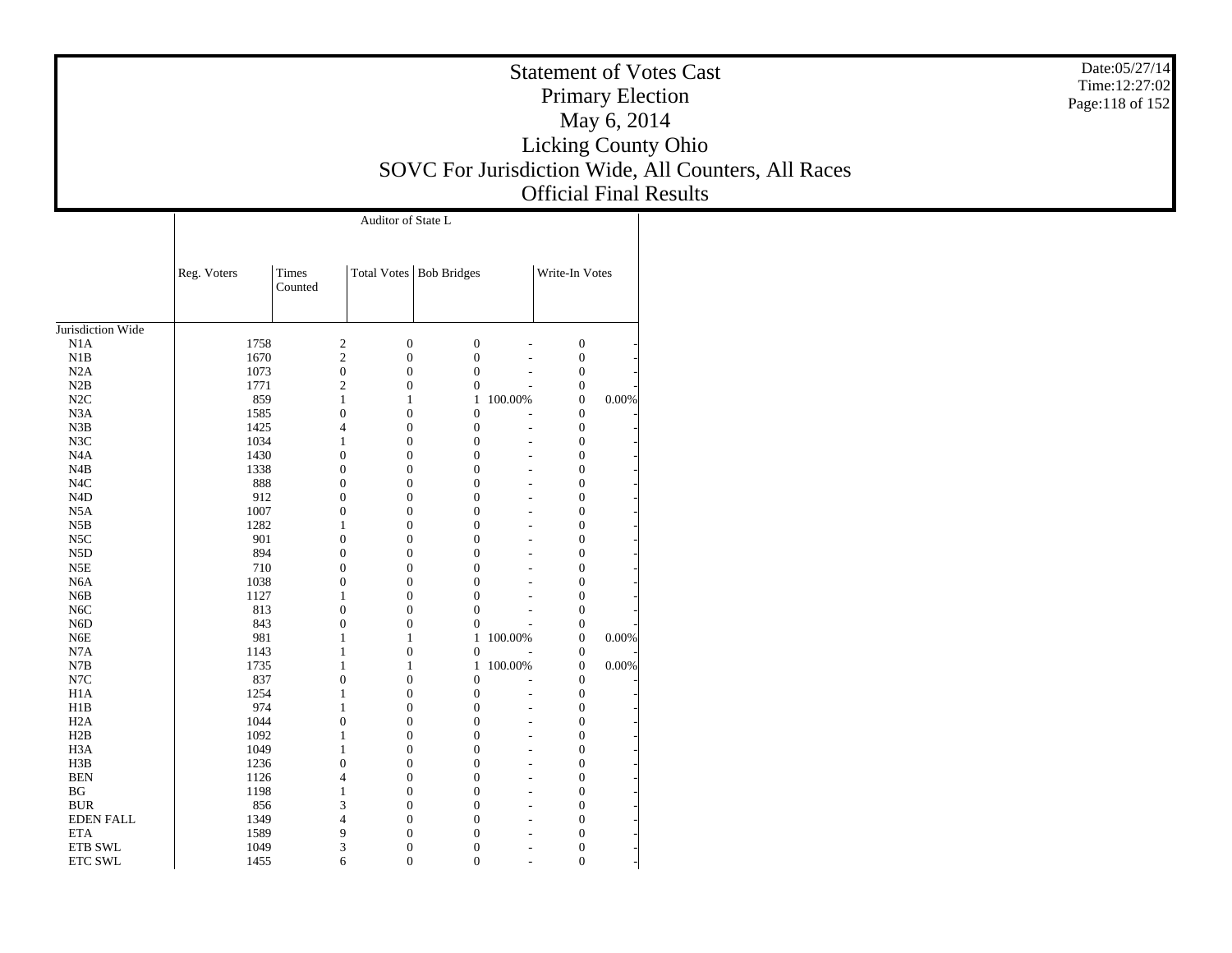# Statement of Votes Cast
## Primary Election
## May 6, 2014
## Licking County Ohio
## SOVC For Jurisdiction Wide, All Counters, All Races
## Official Final Results

Date:05/27/14
Time:12:27:02

| | Auditor of State L | | | | | | |
|---|---|---|---|---|---|---|---|
| | Reg. Voters | Times Counted | Total Votes | Bob Bridges | | Write-In Votes | |
| Jurisdiction Wide | | | | | | | |
| N1A | 1758 | 2 | 0 | 0 | - | 0 | - |
| N1B | 1670 | 2 | 0 | 0 | - | 0 | - |
| N2A | 1073 | 0 | 0 | 0 | - | 0 | - |
| N2B | 1771 | 2 | 0 | 0 | - | 0 | - |
| N2C | 859 | 1 | 1 | 1 | 100.00% | 0 | 0.00% |
| N3A | 1585 | 0 | 0 | 0 | - | 0 | - |
| N3B | 1425 | 4 | 0 | 0 | - | 0 | - |
| N3C | 1034 | 1 | 0 | 0 | - | 0 | - |
| N4A | 1430 | 0 | 0 | 0 | - | 0 | - |
| N4B | 1338 | 0 | 0 | 0 | - | 0 | - |
| N4C | 888 | 0 | 0 | 0 | - | 0 | - |
| N4D | 912 | 0 | 0 | 0 | - | 0 | - |
| N5A | 1007 | 0 | 0 | 0 | - | 0 | - |
| N5B | 1282 | 1 | 0 | 0 | - | 0 | - |
| N5C | 901 | 0 | 0 | 0 | - | 0 | - |
| N5D | 894 | 0 | 0 | 0 | - | 0 | - |
| N5E | 710 | 0 | 0 | 0 | - | 0 | - |
| N6A | 1038 | 0 | 0 | 0 | - | 0 | - |
| N6B | 1127 | 1 | 0 | 0 | - | 0 | - |
| N6C | 813 | 0 | 0 | 0 | - | 0 | - |
| N6D | 843 | 0 | 0 | 0 | - | 0 | - |
| N6E | 981 | 1 | 1 | 1 | 100.00% | 0 | 0.00% |
| N7A | 1143 | 1 | 0 | 0 | - | 0 | - |
| N7B | 1735 | 1 | 1 | 1 | 100.00% | 0 | 0.00% |
| N7C | 837 | 0 | 0 | 0 | - | 0 | - |
| H1A | 1254 | 1 | 0 | 0 | - | 0 | - |
| H1B | 974 | 1 | 0 | 0 | - | 0 | - |
| H2A | 1044 | 0 | 0 | 0 | - | 0 | - |
| H2B | 1092 | 1 | 0 | 0 | - | 0 | - |
| H3A | 1049 | 1 | 0 | 0 | - | 0 | - |
| H3B | 1236 | 0 | 0 | 0 | - | 0 | - |
| BEN | 1126 | 4 | 0 | 0 | - | 0 | - |
| BG | 1198 | 1 | 0 | 0 | - | 0 | - |
| BUR | 856 | 3 | 0 | 0 | - | 0 | - |
| EDEN FALL | 1349 | 4 | 0 | 0 | - | 0 | - |
| ETA | 1589 | 9 | 0 | 0 | - | 0 | - |
| ETB SWL | 1049 | 3 | 0 | 0 | - | 0 | - |
| ETC SWL | 1455 | 6 | 0 | 0 | - | 0 | - |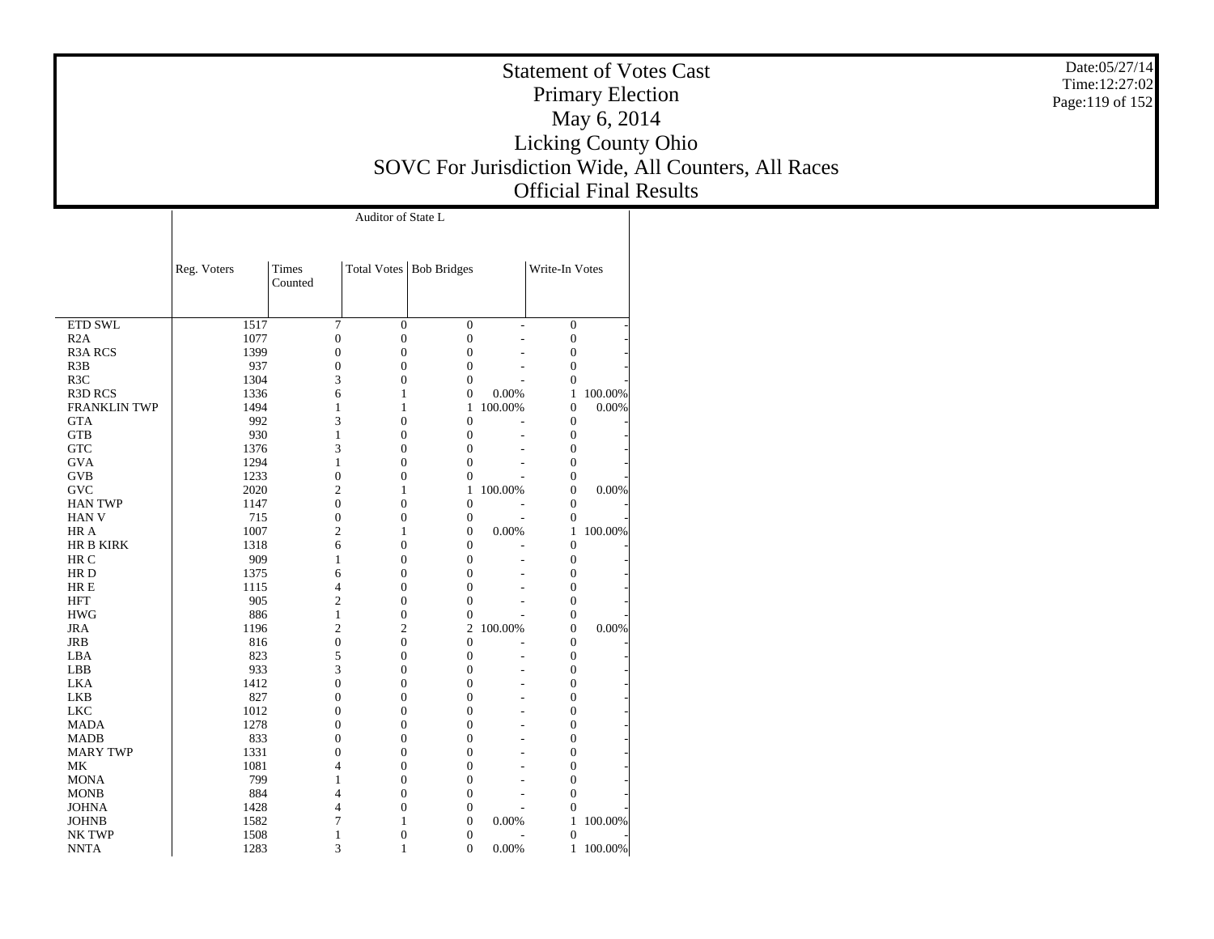# Statement of Votes Cast
## Primary Election
## May 6, 2014
## Licking County Ohio
## SOVC For Jurisdiction Wide, All Counters, All Races
## Official Final Results

Date:05/27/14
Time:12:27:02

| | Auditor of State L | | | | | | |
|---|---|---|---|---|---|---|---|
| | Reg. Voters | Times Counted | Total Votes | Bob Bridges | | Write-In Votes | |
| ETD SWL | 1517 | 7 | 0 | 0 | - | 0 | - |
| R2A | 1077 | 0 | 0 | 0 | - | 0 | - |
| R3A RCS | 1399 | 0 | 0 | 0 | - | 0 | - |
| R3B | 937 | 0 | 0 | 0 | - | 0 | - |
| R3C | 1304 | 3 | 0 | 0 | - | 0 | - |
| R3D RCS | 1336 | 6 | 1 | 0 | 0.00% | 1 | 100.00% |
| FRANKLIN TWP | 1494 | 1 | 1 | 1 | 100.00% | 0 | 0.00% |
| GTA | 992 | 3 | 0 | 0 | - | 0 | - |
| GTB | 930 | 1 | 0 | 0 | - | 0 | - |
| GTC | 1376 | 3 | 0 | 0 | - | 0 | - |
| GVA | 1294 | 1 | 0 | 0 | - | 0 | - |
| GVB | 1233 | 0 | 0 | 0 | - | 0 | - |
| GVC | 2020 | 2 | 1 | 1 | 100.00% | 0 | 0.00% |
| HAN TWP | 1147 | 0 | 0 | 0 | - | 0 | - |
| HAN V | 715 | 0 | 0 | 0 | - | 0 | - |
| HR A | 1007 | 2 | 1 | 0 | 0.00% | 1 | 100.00% |
| HR B KIRK | 1318 | 6 | 0 | 0 | - | 0 | - |
| HR C | 909 | 1 | 0 | 0 | - | 0 | - |
| HR D | 1375 | 6 | 0 | 0 | - | 0 | - |
| HR E | 1115 | 4 | 0 | 0 | - | 0 | - |
| HFT | 905 | 2 | 0 | 0 | - | 0 | - |
| HWG | 886 | 1 | 0 | 0 | - | 0 | - |
| JRA | 1196 | 2 | 2 | 2 | 100.00% | 0 | 0.00% |
| JRB | 816 | 0 | 0 | 0 | - | 0 | - |
| LBA | 823 | 5 | 0 | 0 | - | 0 | - |
| LBB | 933 | 3 | 0 | 0 | - | 0 | - |
| LKA | 1412 | 0 | 0 | 0 | - | 0 | - |
| LKB | 827 | 0 | 0 | 0 | - | 0 | - |
| LKC | 1012 | 0 | 0 | 0 | - | 0 | - |
| MADA | 1278 | 0 | 0 | 0 | - | 0 | - |
| MADB | 833 | 0 | 0 | 0 | - | 0 | - |
| MARY TWP | 1331 | 0 | 0 | 0 | - | 0 | - |
| MK | 1081 | 4 | 0 | 0 | - | 0 | - |
| MONA | 799 | 1 | 0 | 0 | - | 0 | - |
| MONB | 884 | 4 | 0 | 0 | - | 0 | - |
| JOHNA | 1428 | 4 | 0 | 0 | - | 0 | - |
| JOHNB | 1582 | 7 | 1 | 0 | 0.00% | 1 | 100.00% |
| NK TWP | 1508 | 1 | 0 | 0 | - | 0 | - |
| NNTA | 1283 | 3 | 1 | 0 | 0.00% | 1 | 100.00% |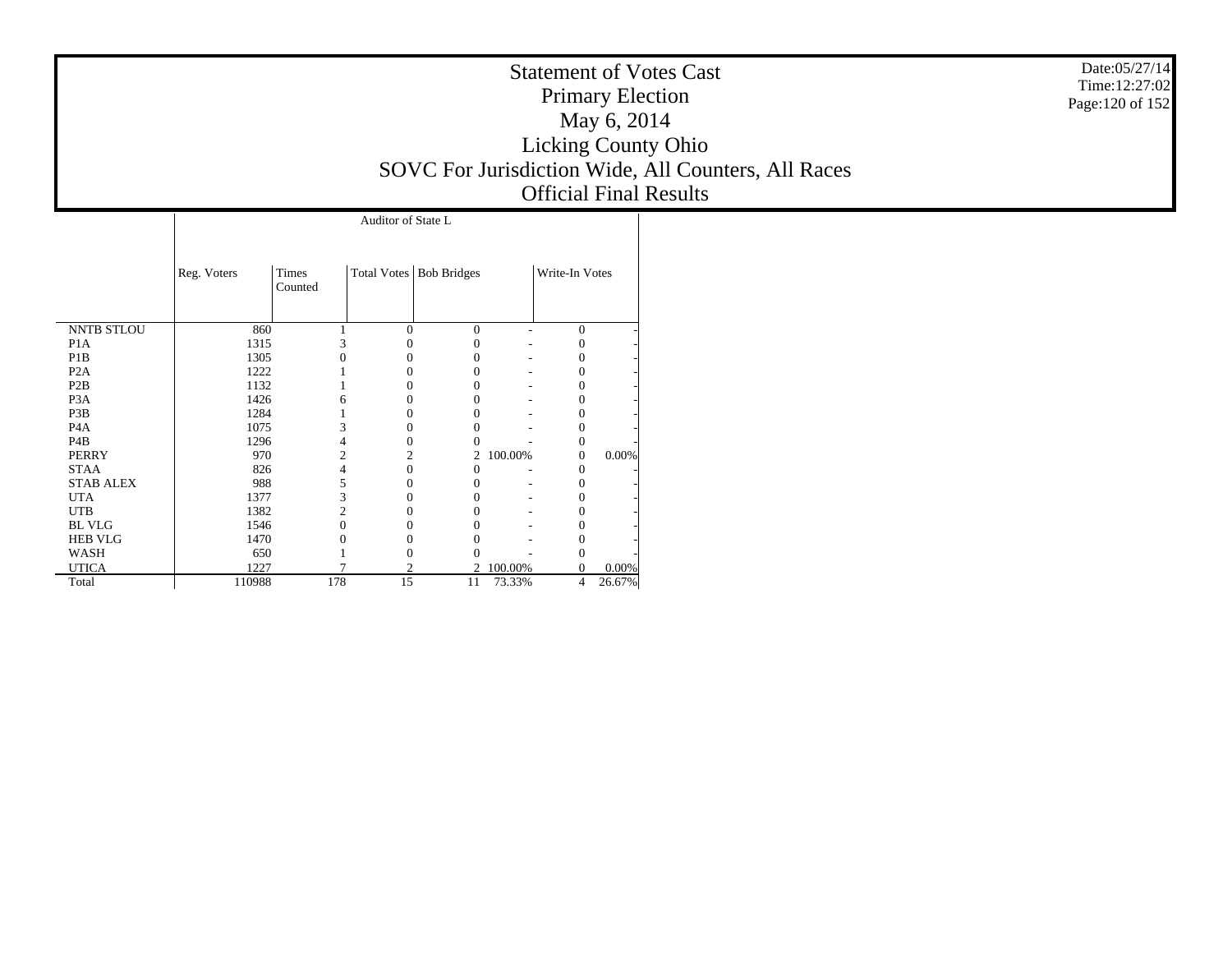# Statement of Votes Cast
## Primary Election
## May 6, 2014
## Licking County Ohio
## SOVC For Jurisdiction Wide, All Counters, All Races
## Official Final Results

| | Auditor of State L | | | | | | |
|---|---|---|---|---|---|---|---|
| | Reg. Voters | Times Counted | Total Votes | Bob Bridges | | Write-In Votes | |
| NNTB STLOU | 860 | 1 | 0 | 0 | - | 0 | - |
| P1A | 1315 | 3 | 0 | 0 | - | 0 | - |
| P1B | 1305 | 0 | 0 | 0 | - | 0 | - |
| P2A | 1222 | 1 | 0 | 0 | - | 0 | - |
| P2B | 1132 | 1 | 0 | 0 | - | 0 | - |
| P3A | 1426 | 6 | 0 | 0 | - | 0 | - |
| P3B | 1284 | 1 | 0 | 0 | - | 0 | - |
| P4A | 1075 | 3 | 0 | 0 | - | 0 | - |
| P4B | 1296 | 4 | 0 | 0 | - | 0 | - |
| PERRY | 970 | 2 | 2 | 2 | 100.00% | 0 | 0.00% |
| STAA | 826 | 4 | 0 | 0 | - | 0 | - |
| STAB ALEX | 988 | 5 | 0 | 0 | - | 0 | - |
| UTA | 1377 | 3 | 0 | 0 | - | 0 | - |
| UTB | 1382 | 2 | 0 | 0 | - | 0 | - |
| BL VLG | 1546 | 0 | 0 | 0 | - | 0 | - |
| HEB VLG | 1470 | 0 | 0 | 0 | - | 0 | - |
| WASH | 650 | 1 | 0 | 0 | - | 0 | - |
| UTICA | 1227 | 7 | 2 | 2 | 100.00% | 0 | 0.00% |
| Total | 110988 | 178 | 15 | 11 | 73.33% | 4 | 26.67% |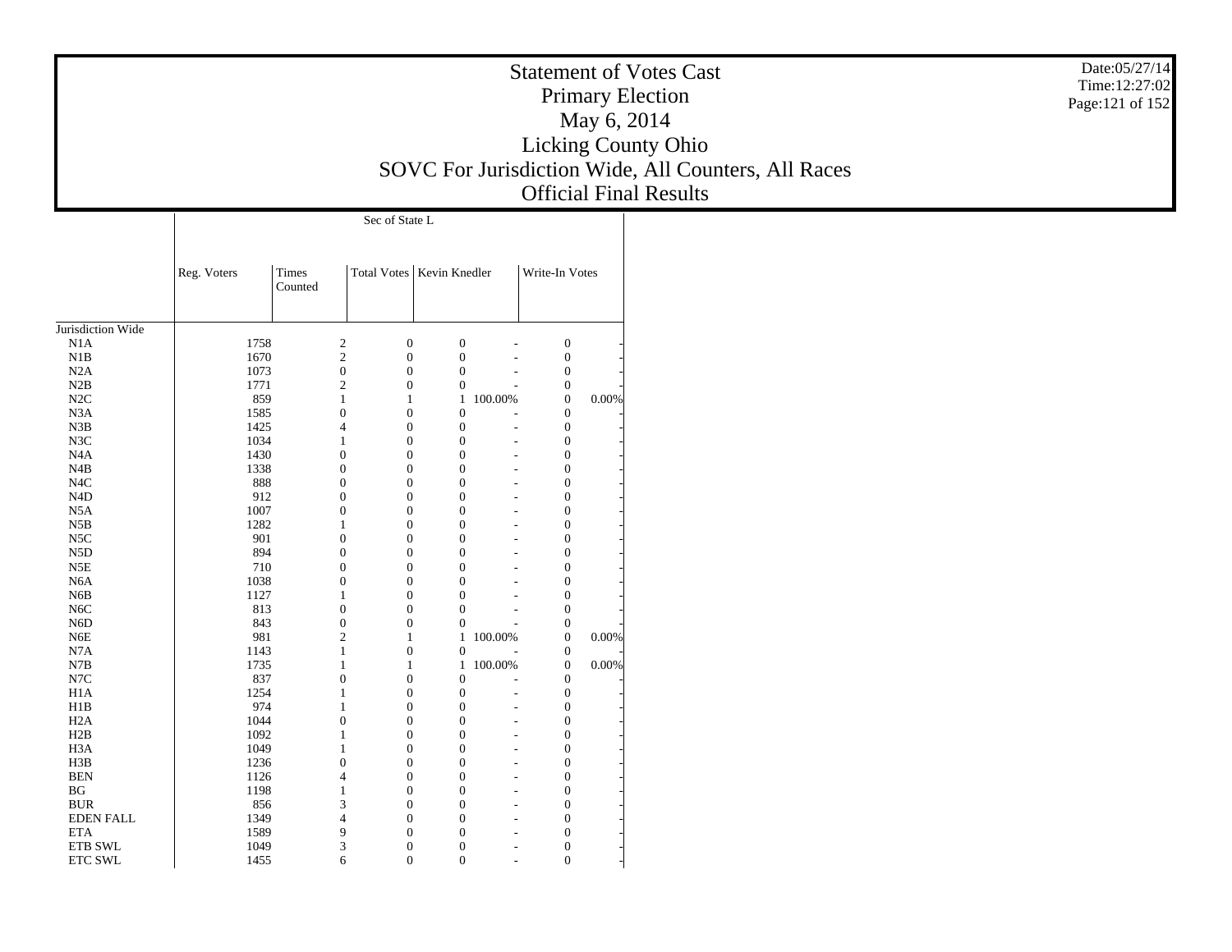# Statement of Votes Cast

## Primary Election

## May 6, 2014

## Licking County Ohio

## SOVC For Jurisdiction Wide, All Counters, All Races

## Official Final Results

Date:05/27/14
Time:12:27:02

| | Sec of State L | | | | | | |
|---|---|---|---|---|---|---|---|
| | Reg. Voters | Times Counted | Total Votes | Kevin Knedler | | Write-In Votes | |
| Jurisdiction Wide | | | | | | | |
| N1A | 1758 | 2 | 0 | 0 | - | 0 | - |
| N1B | 1670 | 2 | 0 | 0 | - | 0 | - |
| N2A | 1073 | 0 | 0 | 0 | - | 0 | - |
| N2B | 1771 | 2 | 0 | 0 | - | 0 | - |
| N2C | 859 | 1 | 1 | 1 | 100.00% | 0 | 0.00% |
| N3A | 1585 | 0 | 0 | 0 | - | 0 | - |
| N3B | 1425 | 4 | 0 | 0 | - | 0 | - |
| N3C | 1034 | 1 | 0 | 0 | - | 0 | - |
| N4A | 1430 | 0 | 0 | 0 | - | 0 | - |
| N4B | 1338 | 0 | 0 | 0 | - | 0 | - |
| N4C | 888 | 0 | 0 | 0 | - | 0 | - |
| N4D | 912 | 0 | 0 | 0 | - | 0 | - |
| N5A | 1007 | 0 | 0 | 0 | - | 0 | - |
| N5B | 1282 | 1 | 0 | 0 | - | 0 | - |
| N5C | 901 | 0 | 0 | 0 | - | 0 | - |
| N5D | 894 | 0 | 0 | 0 | - | 0 | - |
| N5E | 710 | 0 | 0 | 0 | - | 0 | - |
| N6A | 1038 | 0 | 0 | 0 | - | 0 | - |
| N6B | 1127 | 1 | 0 | 0 | - | 0 | - |
| N6C | 813 | 0 | 0 | 0 | - | 0 | - |
| N6D | 843 | 0 | 0 | 0 | - | 0 | - |
| N6E | 981 | 2 | 1 | 1 | 100.00% | 0 | 0.00% |
| N7A | 1143 | 1 | 0 | 0 | - | 0 | - |
| N7B | 1735 | 1 | 1 | 1 | 100.00% | 0 | 0.00% |
| N7C | 837 | 0 | 0 | 0 | - | 0 | - |
| H1A | 1254 | 1 | 0 | 0 | - | 0 | - |
| H1B | 974 | 1 | 0 | 0 | - | 0 | - |
| H2A | 1044 | 0 | 0 | 0 | - | 0 | - |
| H2B | 1092 | 1 | 0 | 0 | - | 0 | - |
| H3A | 1049 | 1 | 0 | 0 | - | 0 | - |
| H3B | 1236 | 0 | 0 | 0 | - | 0 | - |
| BEN | 1126 | 4 | 0 | 0 | - | 0 | - |
| BG | 1198 | 1 | 0 | 0 | - | 0 | - |
| BUR | 856 | 3 | 0 | 0 | - | 0 | - |
| EDEN FALL | 1349 | 4 | 0 | 0 | - | 0 | - |
| ETA | 1589 | 9 | 0 | 0 | - | 0 | - |
| ETB SWL | 1049 | 3 | 0 | 0 | - | 0 | - |
| ETC SWL | 1455 | 6 | 0 | 0 | - | 0 | - |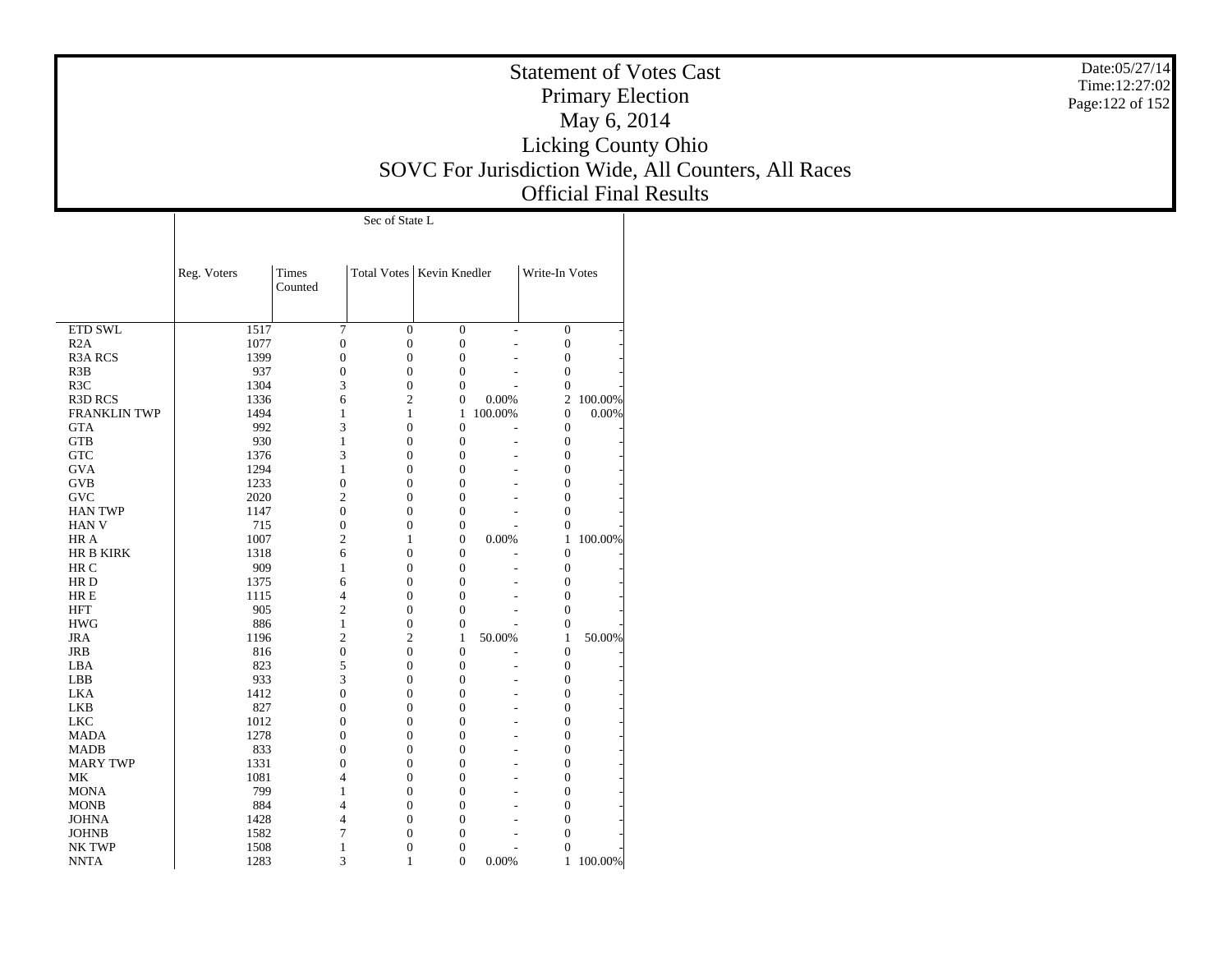# Statement of Votes Cast
## Primary Election
## May 6, 2014
## Licking County Ohio
## SOVC For Jurisdiction Wide, All Counters, All Races
## Official Final Results

Date:05/27/14
Time:12:27:02

| | Sec of State L | | | | | | |
|---|---|---|---|---|---|---|---|
| | Reg. Voters | Times Counted | Total Votes | Kevin Knedler | | Write-In Votes | |
| ETD SWL | 1517 | 7 | 0 | 0 | - | 0 | - |
| R2A | 1077 | 0 | 0 | 0 | - | 0 | - |
| R3A RCS | 1399 | 0 | 0 | 0 | - | 0 | - |
| R3B | 937 | 0 | 0 | 0 | - | 0 | - |
| R3C | 1304 | 3 | 0 | 0 | - | 0 | - |
| R3D RCS | 1336 | 6 | 2 | 0 | 0.00% | 2 | 100.00% |
| FRANKLIN TWP | 1494 | 1 | 1 | 1 | 100.00% | 0 | 0.00% |
| GTA | 992 | 3 | 0 | 0 | - | 0 | - |
| GTB | 930 | 1 | 0 | 0 | - | 0 | - |
| GTC | 1376 | 3 | 0 | 0 | - | 0 | - |
| GVA | 1294 | 1 | 0 | 0 | - | 0 | - |
| GVB | 1233 | 0 | 0 | 0 | - | 0 | - |
| GVC | 2020 | 2 | 0 | 0 | - | 0 | - |
| HAN TWP | 1147 | 0 | 0 | 0 | - | 0 | - |
| HAN V | 715 | 0 | 0 | 0 | - | 0 | - |
| HR A | 1007 | 2 | 1 | 0 | 0.00% | 1 | 100.00% |
| HR B KIRK | 1318 | 6 | 0 | 0 | - | 0 | - |
| HR C | 909 | 1 | 0 | 0 | - | 0 | - |
| HR D | 1375 | 6 | 0 | 0 | - | 0 | - |
| HR E | 1115 | 4 | 0 | 0 | - | 0 | - |
| HFT | 905 | 2 | 0 | 0 | - | 0 | - |
| HWG | 886 | 1 | 0 | 0 | - | 0 | - |
| JRA | 1196 | 2 | 2 | 1 | 50.00% | 1 | 50.00% |
| JRB | 816 | 0 | 0 | 0 | - | 0 | - |
| LBA | 823 | 5 | 0 | 0 | - | 0 | - |
| LBB | 933 | 3 | 0 | 0 | - | 0 | - |
| LKA | 1412 | 0 | 0 | 0 | - | 0 | - |
| LKB | 827 | 0 | 0 | 0 | - | 0 | - |
| LKC | 1012 | 0 | 0 | 0 | - | 0 | - |
| MADA | 1278 | 0 | 0 | 0 | - | 0 | - |
| MADB | 833 | 0 | 0 | 0 | - | 0 | - |
| MARY TWP | 1331 | 0 | 0 | 0 | - | 0 | - |
| MK | 1081 | 4 | 0 | 0 | - | 0 | - |
| MONA | 799 | 1 | 0 | 0 | - | 0 | - |
| MONB | 884 | 4 | 0 | 0 | - | 0 | - |
| JOHNA | 1428 | 4 | 0 | 0 | - | 0 | - |
| JOHNB | 1582 | 7 | 0 | 0 | - | 0 | - |
| NK TWP | 1508 | 1 | 0 | 0 | - | 0 | - |
| NNTA | 1283 | 3 | 1 | 0 | 0.00% | 1 | 100.00% |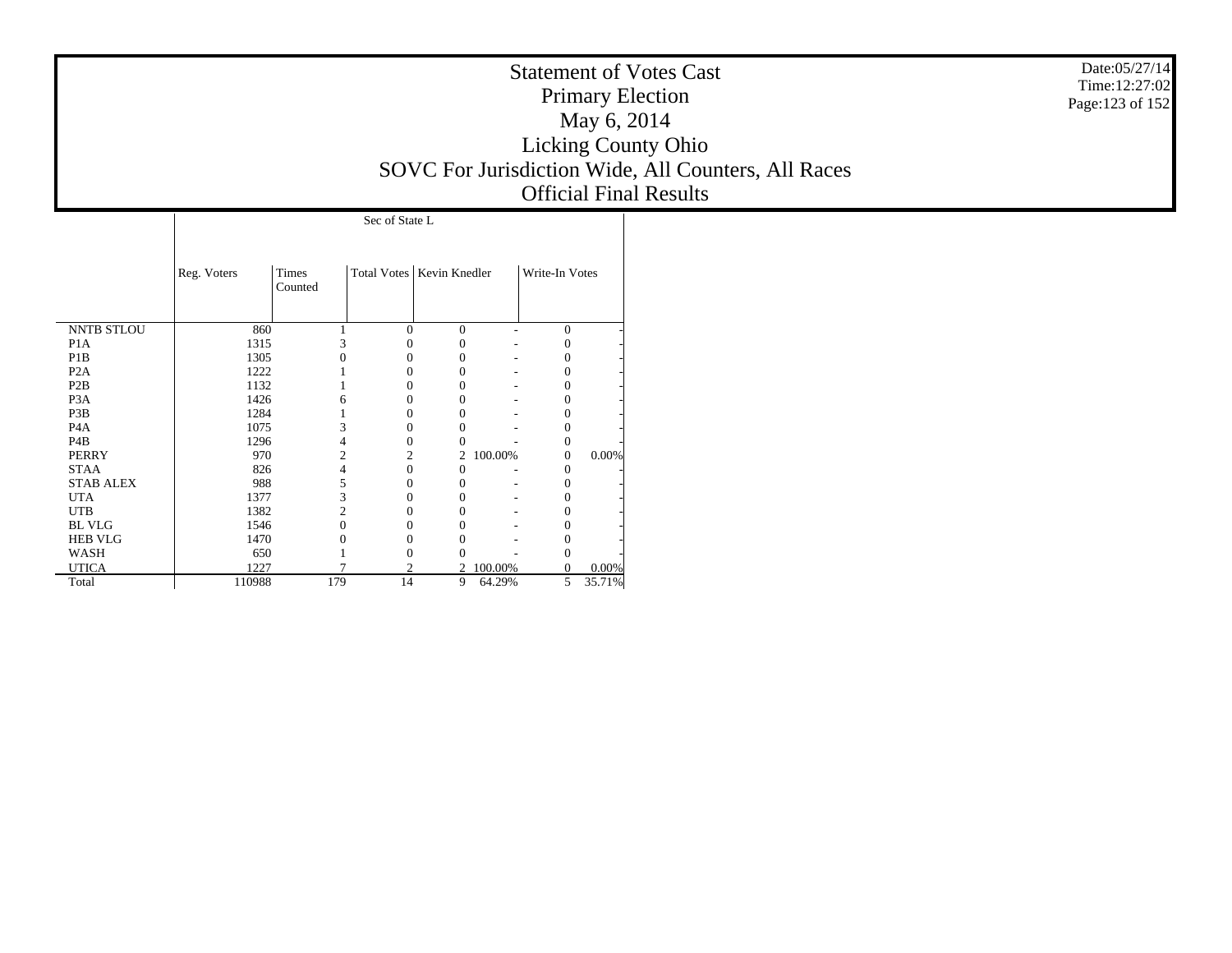# Statement of Votes Cast
## Primary Election
## May 6, 2014
## Licking County Ohio
## SOVC For Jurisdiction Wide, All Counters, All Races
## Official Final Results

Date:05/27/14
Time:12:27:02

| | Sec of State L | | | | | | |
|---|---|---|---|---|---|---|---|
| | Reg. Voters | Times Counted | Total Votes | Kevin Knedler | | Write-In Votes | |
| NNTB STLOU | 860 | 1 | 0 | 0 | - | 0 | - |
| P1A | 1315 | 3 | 0 | 0 | - | 0 | - |
| P1B | 1305 | 0 | 0 | 0 | - | 0 | - |
| P2A | 1222 | 1 | 0 | 0 | - | 0 | - |
| P2B | 1132 | 1 | 0 | 0 | - | 0 | - |
| P3A | 1426 | 6 | 0 | 0 | - | 0 | - |
| P3B | 1284 | 1 | 0 | 0 | - | 0 | - |
| P4A | 1075 | 3 | 0 | 0 | - | 0 | - |
| P4B | 1296 | 4 | 0 | 0 | - | 0 | - |
| PERRY | 970 | 2 | 2 | 2 | 100.00% | 0 | 0.00% |
| STAA | 826 | 4 | 0 | 0 | - | 0 | - |
| STAB ALEX | 988 | 5 | 0 | 0 | - | 0 | - |
| UTA | 1377 | 3 | 0 | 0 | - | 0 | - |
| UTB | 1382 | 2 | 0 | 0 | - | 0 | - |
| BL VLG | 1546 | 0 | 0 | 0 | - | 0 | - |
| HEB VLG | 1470 | 0 | 0 | 0 | - | 0 | - |
| WASH | 650 | 1 | 0 | 0 | - | 0 | - |
| UTICA | 1227 | 7 | 2 | 2 | 100.00% | 0 | 0.00% |
| Total | 110988 | 179 | 14 | 9 | 64.29% | 5 | 35.71% |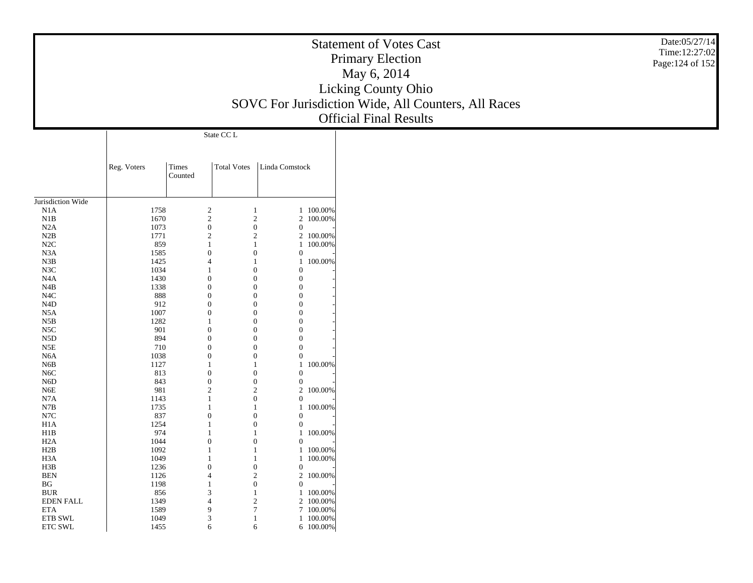# Statement of Votes Cast
## Primary Election
## May 6, 2014
## Licking County Ohio
## SOVC For Jurisdiction Wide, All Counters, All Races
## Official Final Results

Date:05/27/14
Time:12:27:02

| | State CC L | | | | |
|---|---|---|---|---|---|
| | Reg. Voters | Times Counted | Total Votes | Linda Comstock | |
| Jurisdiction Wide | | | | | |
| N1A | 1758 | 2 | 1 | 1 | 100.00% |
| N1B | 1670 | 2 | 2 | 2 | 100.00% |
| N2A | 1073 | 0 | 0 | 0 | - |
| N2B | 1771 | 2 | 2 | 2 | 100.00% |
| N2C | 859 | 1 | 1 | 1 | 100.00% |
| N3A | 1585 | 0 | 0 | 0 | - |
| N3B | 1425 | 4 | 1 | 1 | 100.00% |
| N3C | 1034 | 1 | 0 | 0 | - |
| N4A | 1430 | 0 | 0 | 0 | - |
| N4B | 1338 | 0 | 0 | 0 | - |
| N4C | 888 | 0 | 0 | 0 | - |
| N4D | 912 | 0 | 0 | 0 | - |
| N5A | 1007 | 0 | 0 | 0 | - |
| N5B | 1282 | 1 | 0 | 0 | - |
| N5C | 901 | 0 | 0 | 0 | - |
| N5D | 894 | 0 | 0 | 0 | - |
| N5E | 710 | 0 | 0 | 0 | - |
| N6A | 1038 | 0 | 0 | 0 | - |
| N6B | 1127 | 1 | 1 | 1 | 100.00% |
| N6C | 813 | 0 | 0 | 0 | - |
| N6D | 843 | 0 | 0 | 0 | - |
| N6E | 981 | 2 | 2 | 2 | 100.00% |
| N7A | 1143 | 1 | 0 | 0 | - |
| N7B | 1735 | 1 | 1 | 1 | 100.00% |
| N7C | 837 | 0 | 0 | 0 | - |
| H1A | 1254 | 1 | 0 | 0 | - |
| H1B | 974 | 1 | 1 | 1 | 100.00% |
| H2A | 1044 | 0 | 0 | 0 | - |
| H2B | 1092 | 1 | 1 | 1 | 100.00% |
| H3A | 1049 | 1 | 1 | 1 | 100.00% |
| H3B | 1236 | 0 | 0 | 0 | - |
| BEN | 1126 | 4 | 2 | 2 | 100.00% |
| BG | 1198 | 1 | 0 | 0 | - |
| BUR | 856 | 3 | 1 | 1 | 100.00% |
| EDEN FALL | 1349 | 4 | 2 | 2 | 100.00% |
| ETA | 1589 | 9 | 7 | 7 | 100.00% |
| ETB SWL | 1049 | 3 | 1 | 1 | 100.00% |
| ETC SWL | 1455 | 6 | 6 | 6 | 100.00% |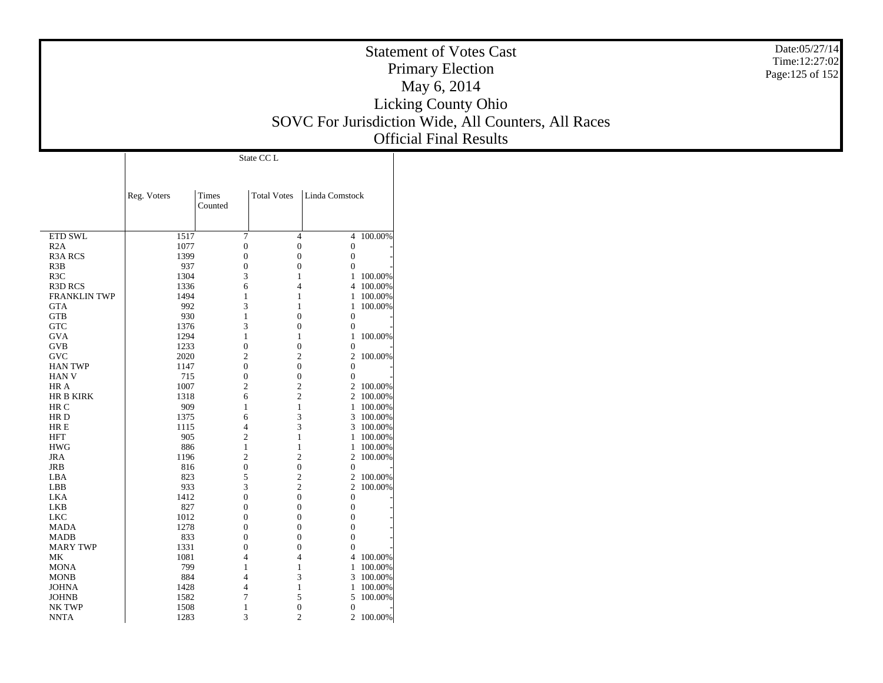# Statement of Votes Cast
## Primary Election
## May 6, 2014
## Licking County Ohio
## SOVC For Jurisdiction Wide, All Counters, All Races
## Official Final Results

Date:05/27/14
Time:12:27:02

| | State CC L | | | | |
|---|---|---|---|---|---|
| | Reg. Voters | Times Counted | Total Votes | Linda Comstock | |
| ETD SWL | 1517 | 7 | 4 | 4 | 100.00% |
| R2A | 1077 | 0 | 0 | 0 | - |
| R3A RCS | 1399 | 0 | 0 | 0 | - |
| R3B | 937 | 0 | 0 | 0 | - |
| R3C | 1304 | 3 | 1 | 1 | 100.00% |
| R3D RCS | 1336 | 6 | 4 | 4 | 100.00% |
| FRANKLIN TWP | 1494 | 1 | 1 | 1 | 100.00% |
| GTA | 992 | 3 | 1 | 1 | 100.00% |
| GTB | 930 | 1 | 0 | 0 | - |
| GTC | 1376 | 3 | 0 | 0 | - |
| GVA | 1294 | 1 | 1 | 1 | 100.00% |
| GVB | 1233 | 0 | 0 | 0 | - |
| GVC | 2020 | 2 | 2 | 2 | 100.00% |
| HAN TWP | 1147 | 0 | 0 | 0 | - |
| HAN V | 715 | 0 | 0 | 0 | - |
| HR A | 1007 | 2 | 2 | 2 | 100.00% |
| HR B KIRK | 1318 | 6 | 2 | 2 | 100.00% |
| HR C | 909 | 1 | 1 | 1 | 100.00% |
| HR D | 1375 | 6 | 3 | 3 | 100.00% |
| HR E | 1115 | 4 | 3 | 3 | 100.00% |
| HFT | 905 | 2 | 1 | 1 | 100.00% |
| HWG | 886 | 1 | 1 | 1 | 100.00% |
| JRA | 1196 | 2 | 2 | 2 | 100.00% |
| JRB | 816 | 0 | 0 | 0 | - |
| LBA | 823 | 5 | 2 | 2 | 100.00% |
| LBB | 933 | 3 | 2 | 2 | 100.00% |
| LKA | 1412 | 0 | 0 | 0 | - |
| LKB | 827 | 0 | 0 | 0 | - |
| LKC | 1012 | 0 | 0 | 0 | - |
| MADA | 1278 | 0 | 0 | 0 | - |
| MADB | 833 | 0 | 0 | 0 | - |
| MARY TWP | 1331 | 0 | 0 | 0 | - |
| MK | 1081 | 4 | 4 | 4 | 100.00% |
| MONA | 799 | 1 | 1 | 1 | 100.00% |
| MONB | 884 | 4 | 3 | 3 | 100.00% |
| JOHNA | 1428 | 4 | 1 | 1 | 100.00% |
| JOHNB | 1582 | 7 | 5 | 5 | 100.00% |
| NK TWP | 1508 | 1 | 0 | 0 | - |
| NNTA | 1283 | 3 | 2 | 2 | 100.00% |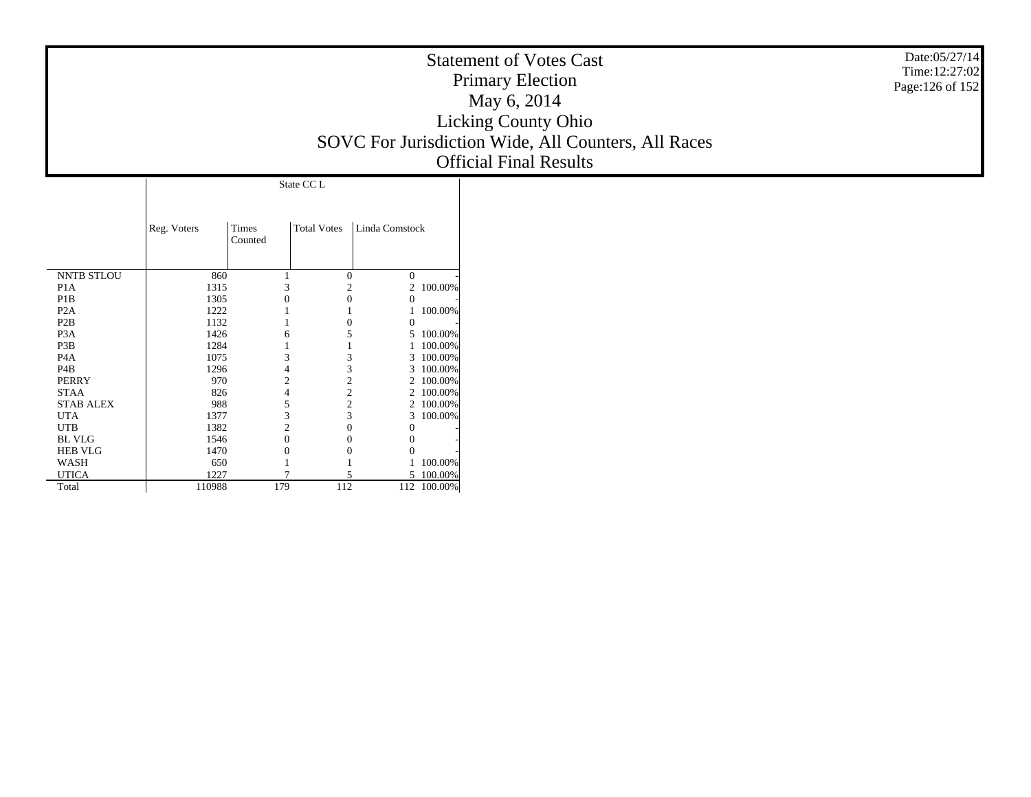# Statement of Votes Cast
## Primary Election
## May 6, 2014
## Licking County Ohio
## SOVC For Jurisdiction Wide, All Counters, All Races
## Official Final Results

| | State CC L | | | | |
|---|---|---|---|---|---|
| | Reg. Voters | Times Counted | Total Votes | Linda Comstock | |
| NNTB STLOU | 860 | 1 | 0 | 0 | - |
| P1A | 1315 | 3 | 2 | 2 | 100.00% |
| P1B | 1305 | 0 | 0 | 0 | - |
| P2A | 1222 | 1 | 1 | 1 | 100.00% |
| P2B | 1132 | 1 | 0 | 0 | - |
| P3A | 1426 | 6 | 5 | 5 | 100.00% |
| P3B | 1284 | 1 | 1 | 1 | 100.00% |
| P4A | 1075 | 3 | 3 | 3 | 100.00% |
| P4B | 1296 | 4 | 3 | 3 | 100.00% |
| PERRY | 970 | 2 | 2 | 2 | 100.00% |
| STAA | 826 | 4 | 2 | 2 | 100.00% |
| STAB ALEX | 988 | 5 | 2 | 2 | 100.00% |
| UTA | 1377 | 3 | 3 | 3 | 100.00% |
| UTB | 1382 | 2 | 0 | 0 | - |
| BL VLG | 1546 | 0 | 0 | 0 | - |
| HEB VLG | 1470 | 0 | 0 | 0 | - |
| WASH | 650 | 1 | 1 | 1 | 100.00% |
| UTICA | 1227 | 7 | 5 | 5 | 100.00% |
| Total | 110988 | 179 | 112 | 112 | 100.00% |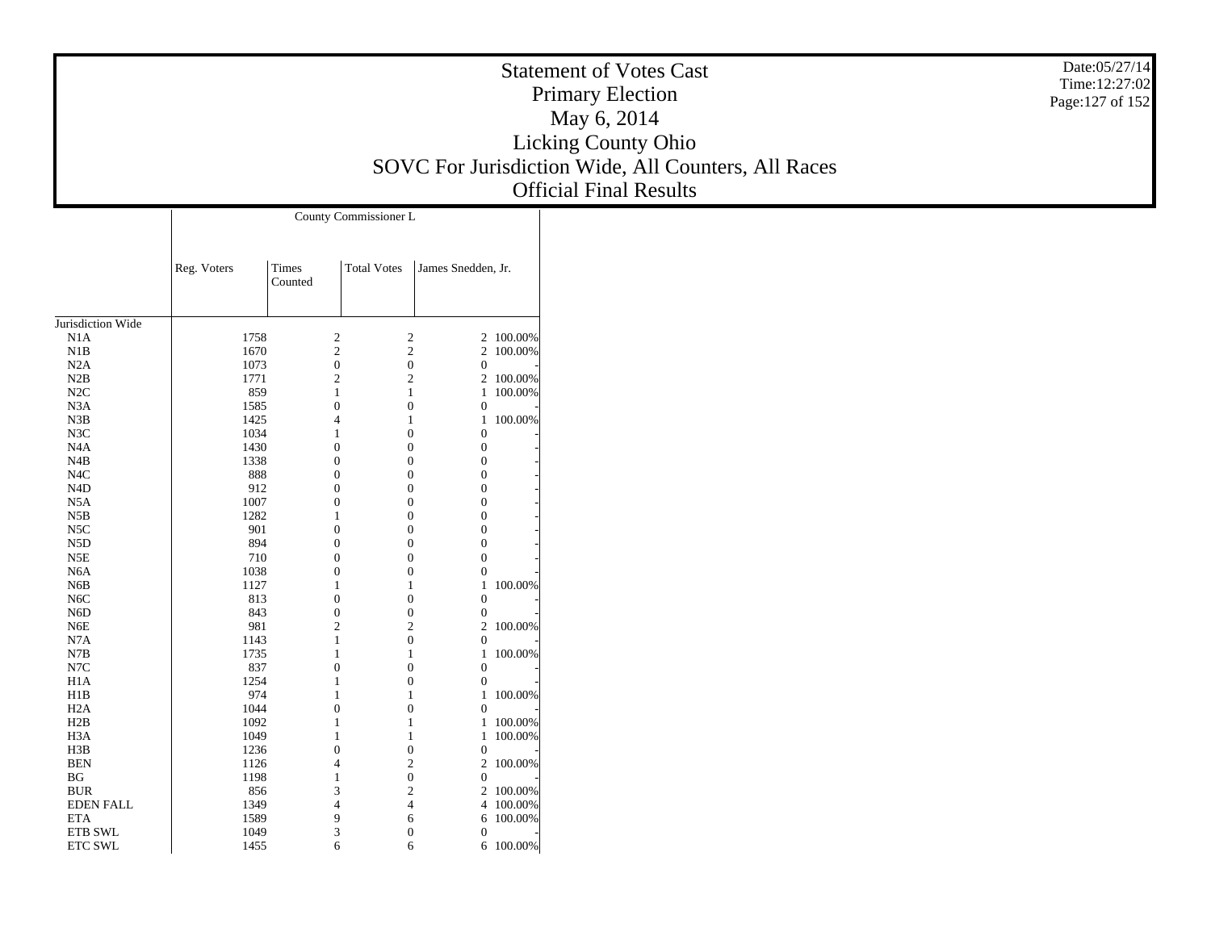# Statement of Votes Cast
## Primary Election
## May 6, 2014
## Licking County Ohio
## SOVC For Jurisdiction Wide, All Counters, All Races
## Official Final Results

Date:05/27/14
Time:12:27:02

| | County Commissioner L | | | | |
|---|---|---|---|---|---|
| | Reg. Voters | Times Counted | Total Votes | James Snedden, Jr. | |
| Jurisdiction Wide | | | | | |
| N1A | 1758 | 2 | 2 | 2 | 100.00% |
| N1B | 1670 | 2 | 2 | 2 | 100.00% |
| N2A | 1073 | 0 | 0 | 0 | - |
| N2B | 1771 | 2 | 2 | 2 | 100.00% |
| N2C | 859 | 1 | 1 | 1 | 100.00% |
| N3A | 1585 | 0 | 0 | 0 | - |
| N3B | 1425 | 4 | 1 | 1 | 100.00% |
| N3C | 1034 | 1 | 0 | 0 | - |
| N4A | 1430 | 0 | 0 | 0 | - |
| N4B | 1338 | 0 | 0 | 0 | - |
| N4C | 888 | 0 | 0 | 0 | - |
| N4D | 912 | 0 | 0 | 0 | - |
| N5A | 1007 | 0 | 0 | 0 | - |
| N5B | 1282 | 1 | 0 | 0 | - |
| N5C | 901 | 0 | 0 | 0 | - |
| N5D | 894 | 0 | 0 | 0 | - |
| N5E | 710 | 0 | 0 | 0 | - |
| N6A | 1038 | 0 | 0 | 0 | - |
| N6B | 1127 | 1 | 1 | 1 | 100.00% |
| N6C | 813 | 0 | 0 | 0 | - |
| N6D | 843 | 0 | 0 | 0 | - |
| N6E | 981 | 2 | 2 | 2 | 100.00% |
| N7A | 1143 | 1 | 0 | 0 | - |
| N7B | 1735 | 1 | 1 | 1 | 100.00% |
| N7C | 837 | 0 | 0 | 0 | - |
| H1A | 1254 | 1 | 0 | 0 | - |
| H1B | 974 | 1 | 1 | 1 | 100.00% |
| H2A | 1044 | 0 | 0 | 0 | - |
| H2B | 1092 | 1 | 1 | 1 | 100.00% |
| H3A | 1049 | 1 | 1 | 1 | 100.00% |
| H3B | 1236 | 0 | 0 | 0 | - |
| BEN | 1126 | 4 | 2 | 2 | 100.00% |
| BG | 1198 | 1 | 0 | 0 | - |
| BUR | 856 | 3 | 2 | 2 | 100.00% |
| EDEN FALL | 1349 | 4 | 4 | 4 | 100.00% |
| ETA | 1589 | 9 | 6 | 6 | 100.00% |
| ETB SWL | 1049 | 3 | 0 | 0 | - |
| ETC SWL | 1455 | 6 | 6 | 6 | 100.00% |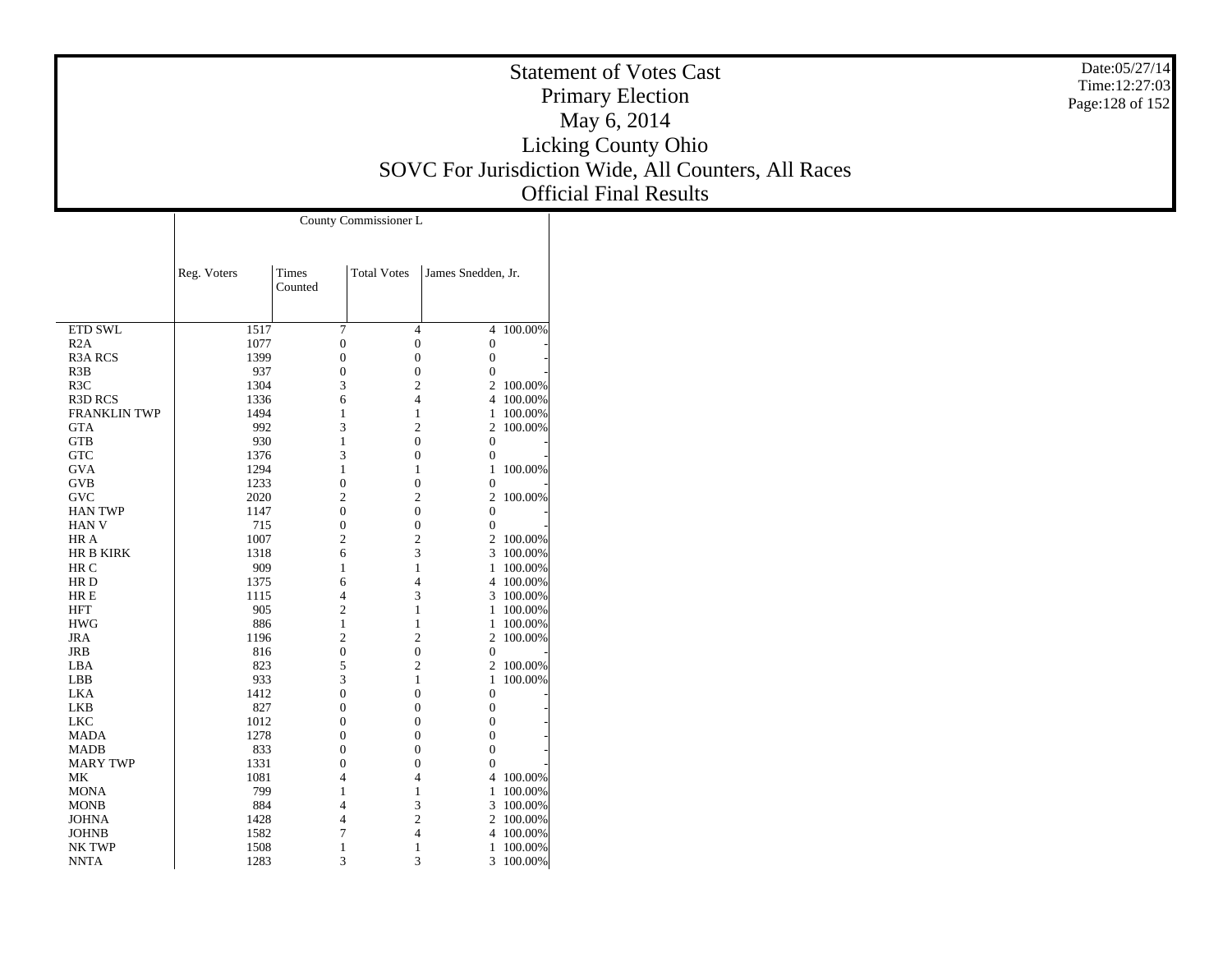# Statement of Votes Cast
## Primary Election
## May 6, 2014
## Licking County Ohio
## SOVC For Jurisdiction Wide, All Counters, All Races
## Official Final Results

Date:05/27/14
Time:12:27:03

| | County Commissioner L | | | | |
|---|---|---|---|---|---|
| | Reg. Voters | Times Counted | Total Votes | James Snedden, Jr. | |
| ETD SWL | 1517 | 7 | 4 | 4 | 100.00% |
| R2A | 1077 | 0 | 0 | 0 | - |
| R3A RCS | 1399 | 0 | 0 | 0 | - |
| R3B | 937 | 0 | 0 | 0 | - |
| R3C | 1304 | 3 | 2 | 2 | 100.00% |
| R3D RCS | 1336 | 6 | 4 | 4 | 100.00% |
| FRANKLIN TWP | 1494 | 1 | 1 | 1 | 100.00% |
| GTA | 992 | 3 | 2 | 2 | 100.00% |
| GTB | 930 | 1 | 0 | 0 | - |
| GTC | 1376 | 3 | 0 | 0 | - |
| GVA | 1294 | 1 | 1 | 1 | 100.00% |
| GVB | 1233 | 0 | 0 | 0 | - |
| GVC | 2020 | 2 | 2 | 2 | 100.00% |
| HAN TWP | 1147 | 0 | 0 | 0 | - |
| HAN V | 715 | 0 | 0 | 0 | - |
| HR A | 1007 | 2 | 2 | 2 | 100.00% |
| HR B KIRK | 1318 | 6 | 3 | 3 | 100.00% |
| HR C | 909 | 1 | 1 | 1 | 100.00% |
| HR D | 1375 | 6 | 4 | 4 | 100.00% |
| HR E | 1115 | 4 | 3 | 3 | 100.00% |
| HFT | 905 | 2 | 1 | 1 | 100.00% |
| HWG | 886 | 1 | 1 | 1 | 100.00% |
| JRA | 1196 | 2 | 2 | 2 | 100.00% |
| JRB | 816 | 0 | 0 | 0 | - |
| LBA | 823 | 5 | 2 | 2 | 100.00% |
| LBB | 933 | 3 | 1 | 1 | 100.00% |
| LKA | 1412 | 0 | 0 | 0 | - |
| LKB | 827 | 0 | 0 | 0 | - |
| LKC | 1012 | 0 | 0 | 0 | - |
| MADA | 1278 | 0 | 0 | 0 | - |
| MADB | 833 | 0 | 0 | 0 | - |
| MARY TWP | 1331 | 0 | 0 | 0 | - |
| MK | 1081 | 4 | 4 | 4 | 100.00% |
| MONA | 799 | 1 | 1 | 1 | 100.00% |
| MONB | 884 | 4 | 3 | 3 | 100.00% |
| JOHNA | 1428 | 4 | 2 | 2 | 100.00% |
| JOHNB | 1582 | 7 | 4 | 4 | 100.00% |
| NK TWP | 1508 | 1 | 1 | 1 | 100.00% |
| NNTA | 1283 | 3 | 3 | 3 | 100.00% |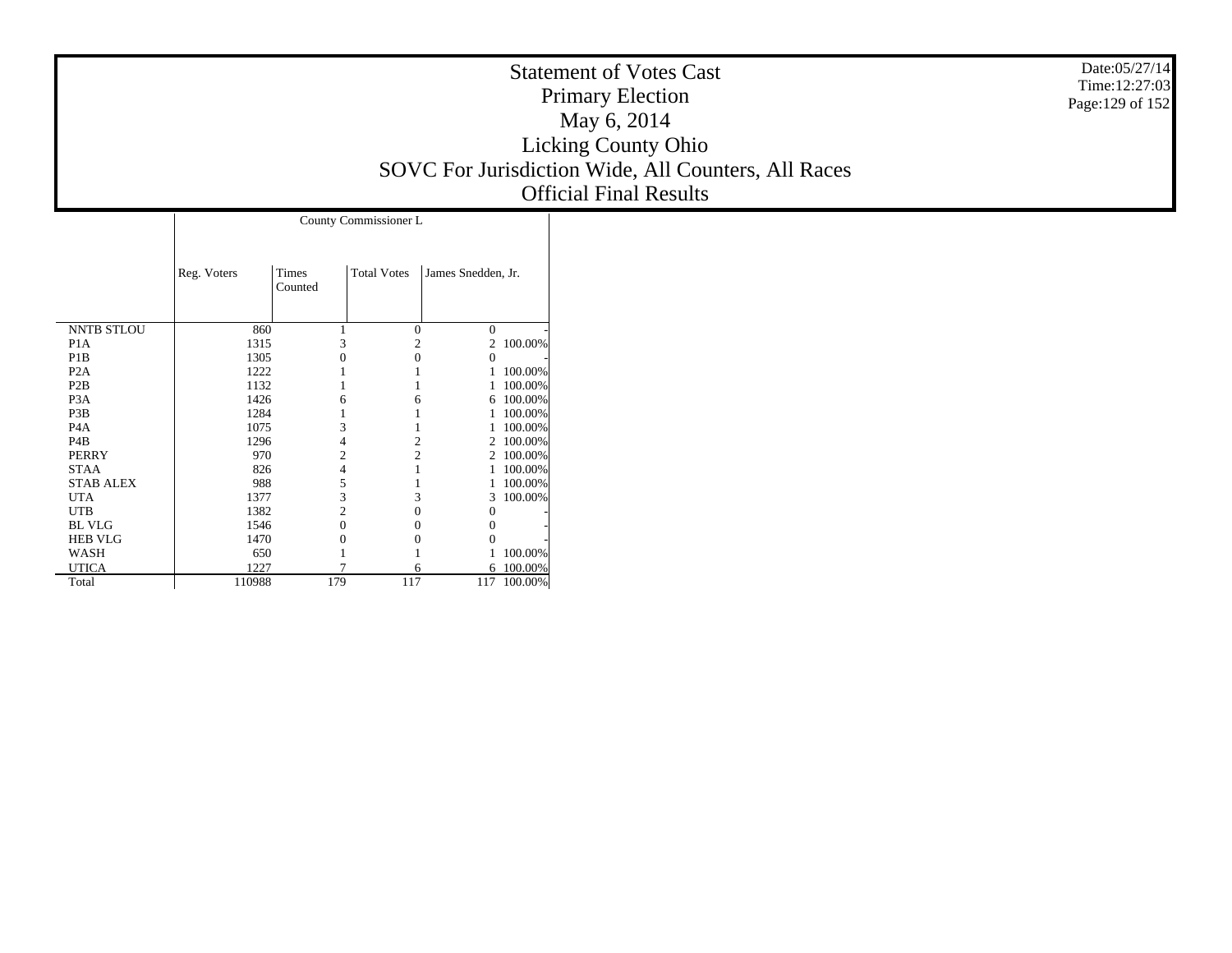# Statement of Votes Cast
## Primary Election
## May 6, 2014
## Licking County Ohio
## SOVC For Jurisdiction Wide, All Counters, All Races
## Official Final Results

Date:05/27/14
Time:12:27:03

| | County Commissioner L | | | | |
|---|---|---|---|---|---|
| | Reg. Voters | Times Counted | Total Votes | James Snedden, Jr. | |
| NNTB STLOU | 860 | 1 | 0 | 0 | - |
| P1A | 1315 | 3 | 2 | 2 | 100.00% |
| P1B | 1305 | 0 | 0 | 0 | - |
| P2A | 1222 | 1 | 1 | 1 | 100.00% |
| P2B | 1132 | 1 | 1 | 1 | 100.00% |
| P3A | 1426 | 6 | 6 | 6 | 100.00% |
| P3B | 1284 | 1 | 1 | 1 | 100.00% |
| P4A | 1075 | 3 | 1 | 1 | 100.00% |
| P4B | 1296 | 4 | 2 | 2 | 100.00% |
| PERRY | 970 | 2 | 2 | 2 | 100.00% |
| STAA | 826 | 4 | 1 | 1 | 100.00% |
| STAB ALEX | 988 | 5 | 1 | 1 | 100.00% |
| UTA | 1377 | 3 | 3 | 3 | 100.00% |
| UTB | 1382 | 2 | 0 | 0 | - |
| BL VLG | 1546 | 0 | 0 | 0 | - |
| HEB VLG | 1470 | 0 | 0 | 0 | - |
| WASH | 650 | 1 | 1 | 1 | 100.00% |
| UTICA | 1227 | 7 | 6 | 6 | 100.00% |
| Total | 110988 | 179 | 117 | 117 | 100.00% |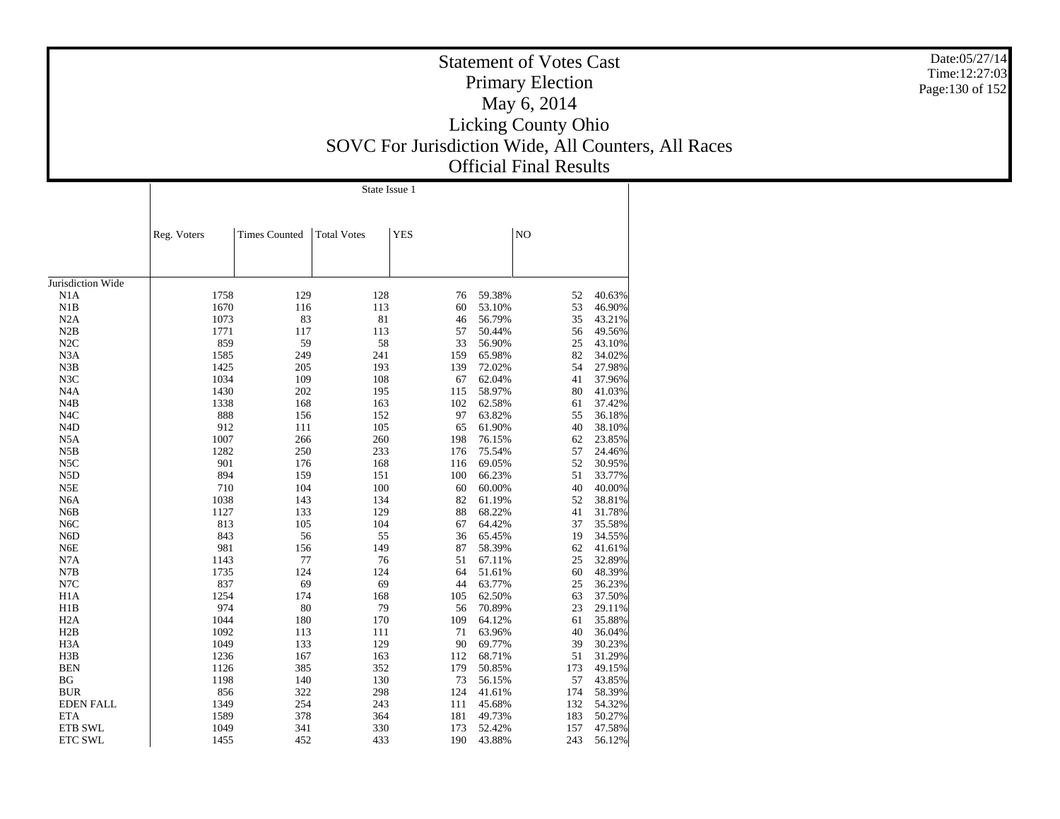# Statement of Votes Cast
## Primary Election
## May 6, 2014
## Licking County Ohio
## SOVC For Jurisdiction Wide, All Counters, All Races
## Official Final Results

Date:05/27/14
Time:12:27:03

| | State Issue 1 | | | | | | |
|---|---|---|---|---|---|---|---|
| | Reg. Voters | Times Counted | Total Votes | YES | | NO | |
| Jurisdiction Wide | | | | | | | |
| N1A | 1758 | 129 | 128 | 76 | 59.38% | 52 | 40.63% |
| N1B | 1670 | 116 | 113 | 60 | 53.10% | 53 | 46.90% |
| N2A | 1073 | 83 | 81 | 46 | 56.79% | 35 | 43.21% |
| N2B | 1771 | 117 | 113 | 57 | 50.44% | 56 | 49.56% |
| N2C | 859 | 59 | 58 | 33 | 56.90% | 25 | 43.10% |
| N3A | 1585 | 249 | 241 | 159 | 65.98% | 82 | 34.02% |
| N3B | 1425 | 205 | 193 | 139 | 72.02% | 54 | 27.98% |
| N3C | 1034 | 109 | 108 | 67 | 62.04% | 41 | 37.96% |
| N4A | 1430 | 202 | 195 | 115 | 58.97% | 80 | 41.03% |
| N4B | 1338 | 168 | 163 | 102 | 62.58% | 61 | 37.42% |
| N4C | 888 | 156 | 152 | 97 | 63.82% | 55 | 36.18% |
| N4D | 912 | 111 | 105 | 65 | 61.90% | 40 | 38.10% |
| N5A | 1007 | 266 | 260 | 198 | 76.15% | 62 | 23.85% |
| N5B | 1282 | 250 | 233 | 176 | 75.54% | 57 | 24.46% |
| N5C | 901 | 176 | 168 | 116 | 69.05% | 52 | 30.95% |
| N5D | 894 | 159 | 151 | 100 | 66.23% | 51 | 33.77% |
| N5E | 710 | 104 | 100 | 60 | 60.00% | 40 | 40.00% |
| N6A | 1038 | 143 | 134 | 82 | 61.19% | 52 | 38.81% |
| N6B | 1127 | 133 | 129 | 88 | 68.22% | 41 | 31.78% |
| N6C | 813 | 105 | 104 | 67 | 64.42% | 37 | 35.58% |
| N6D | 843 | 56 | 55 | 36 | 65.45% | 19 | 34.55% |
| N6E | 981 | 156 | 149 | 87 | 58.39% | 62 | 41.61% |
| N7A | 1143 | 77 | 76 | 51 | 67.11% | 25 | 32.89% |
| N7B | 1735 | 124 | 124 | 64 | 51.61% | 60 | 48.39% |
| N7C | 837 | 69 | 69 | 44 | 63.77% | 25 | 36.23% |
| H1A | 1254 | 174 | 168 | 105 | 62.50% | 63 | 37.50% |
| H1B | 974 | 80 | 79 | 56 | 70.89% | 23 | 29.11% |
| H2A | 1044 | 180 | 170 | 109 | 64.12% | 61 | 35.88% |
| H2B | 1092 | 113 | 111 | 71 | 63.96% | 40 | 36.04% |
| H3A | 1049 | 133 | 129 | 90 | 69.77% | 39 | 30.23% |
| H3B | 1236 | 167 | 163 | 112 | 68.71% | 51 | 31.29% |
| BEN | 1126 | 385 | 352 | 179 | 50.85% | 173 | 49.15% |
| BG | 1198 | 140 | 130 | 73 | 56.15% | 57 | 43.85% |
| BUR | 856 | 322 | 298 | 124 | 41.61% | 174 | 58.39% |
| EDEN FALL | 1349 | 254 | 243 | 111 | 45.68% | 132 | 54.32% |
| ETA | 1589 | 378 | 364 | 181 | 49.73% | 183 | 50.27% |
| ETB SWL | 1049 | 341 | 330 | 173 | 52.42% | 157 | 47.58% |
| ETC SWL | 1455 | 452 | 433 | 190 | 43.88% | 243 | 56.12% |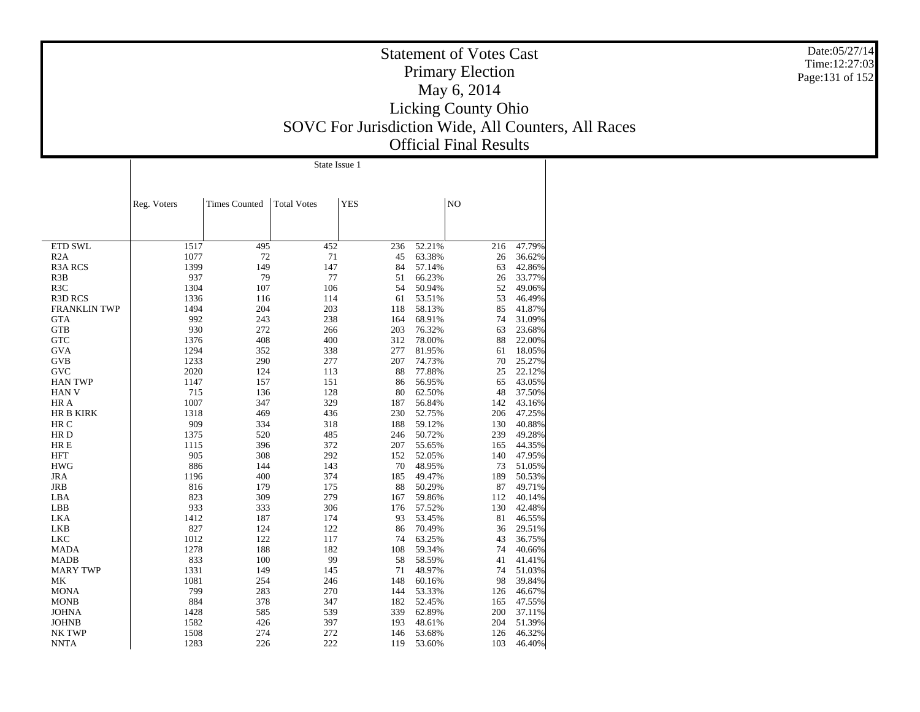# Statement of Votes Cast
## Primary Election
## May 6, 2014
## Licking County Ohio
## SOVC For Jurisdiction Wide, All Counters, All Races
## Official Final Results

Date:05/27/14
Time:12:27:03

| | | | State Issue 1 | | | | |
|---|---|---|---|---|---|---|---|
| | Reg. Voters | Times Counted | Total Votes | YES | | NO | |
| ETD SWL | 1517 | 495 | 452 | 236 | 52.21% | 216 | 47.79% |
| R2A | 1077 | 72 | 71 | 45 | 63.38% | 26 | 36.62% |
| R3A RCS | 1399 | 149 | 147 | 84 | 57.14% | 63 | 42.86% |
| R3B | 937 | 79 | 77 | 51 | 66.23% | 26 | 33.77% |
| R3C | 1304 | 107 | 106 | 54 | 50.94% | 52 | 49.06% |
| R3D RCS | 1336 | 116 | 114 | 61 | 53.51% | 53 | 46.49% |
| FRANKLIN TWP | 1494 | 204 | 203 | 118 | 58.13% | 85 | 41.87% |
| GTA | 992 | 243 | 238 | 164 | 68.91% | 74 | 31.09% |
| GTB | 930 | 272 | 266 | 203 | 76.32% | 63 | 23.68% |
| GTC | 1376 | 408 | 400 | 312 | 78.00% | 88 | 22.00% |
| GVA | 1294 | 352 | 338 | 277 | 81.95% | 61 | 18.05% |
| GVB | 1233 | 290 | 277 | 207 | 74.73% | 70 | 25.27% |
| GVC | 2020 | 124 | 113 | 88 | 77.88% | 25 | 22.12% |
| HAN TWP | 1147 | 157 | 151 | 86 | 56.95% | 65 | 43.05% |
| HAN V | 715 | 136 | 128 | 80 | 62.50% | 48 | 37.50% |
| HR A | 1007 | 347 | 329 | 187 | 56.84% | 142 | 43.16% |
| HR B KIRK | 1318 | 469 | 436 | 230 | 52.75% | 206 | 47.25% |
| HR C | 909 | 334 | 318 | 188 | 59.12% | 130 | 40.88% |
| HR D | 1375 | 520 | 485 | 246 | 50.72% | 239 | 49.28% |
| HR E | 1115 | 396 | 372 | 207 | 55.65% | 165 | 44.35% |
| HFT | 905 | 308 | 292 | 152 | 52.05% | 140 | 47.95% |
| HWG | 886 | 144 | 143 | 70 | 48.95% | 73 | 51.05% |
| JRA | 1196 | 400 | 374 | 185 | 49.47% | 189 | 50.53% |
| JRB | 816 | 179 | 175 | 88 | 50.29% | 87 | 49.71% |
| LBA | 823 | 309 | 279 | 167 | 59.86% | 112 | 40.14% |
| LBB | 933 | 333 | 306 | 176 | 57.52% | 130 | 42.48% |
| LKA | 1412 | 187 | 174 | 93 | 53.45% | 81 | 46.55% |
| LKB | 827 | 124 | 122 | 86 | 70.49% | 36 | 29.51% |
| LKC | 1012 | 122 | 117 | 74 | 63.25% | 43 | 36.75% |
| MADA | 1278 | 188 | 182 | 108 | 59.34% | 74 | 40.66% |
| MADB | 833 | 100 | 99 | 58 | 58.59% | 41 | 41.41% |
| MARY TWP | 1331 | 149 | 145 | 71 | 48.97% | 74 | 51.03% |
| MK | 1081 | 254 | 246 | 148 | 60.16% | 98 | 39.84% |
| MONA | 799 | 283 | 270 | 144 | 53.33% | 126 | 46.67% |
| MONB | 884 | 378 | 347 | 182 | 52.45% | 165 | 47.55% |
| JOHNA | 1428 | 585 | 539 | 339 | 62.89% | 200 | 37.11% |
| JOHNB | 1582 | 426 | 397 | 193 | 48.61% | 204 | 51.39% |
| NK TWP | 1508 | 274 | 272 | 146 | 53.68% | 126 | 46.32% |
| NNTA | 1283 | 226 | 222 | 119 | 53.60% | 103 | 46.40% |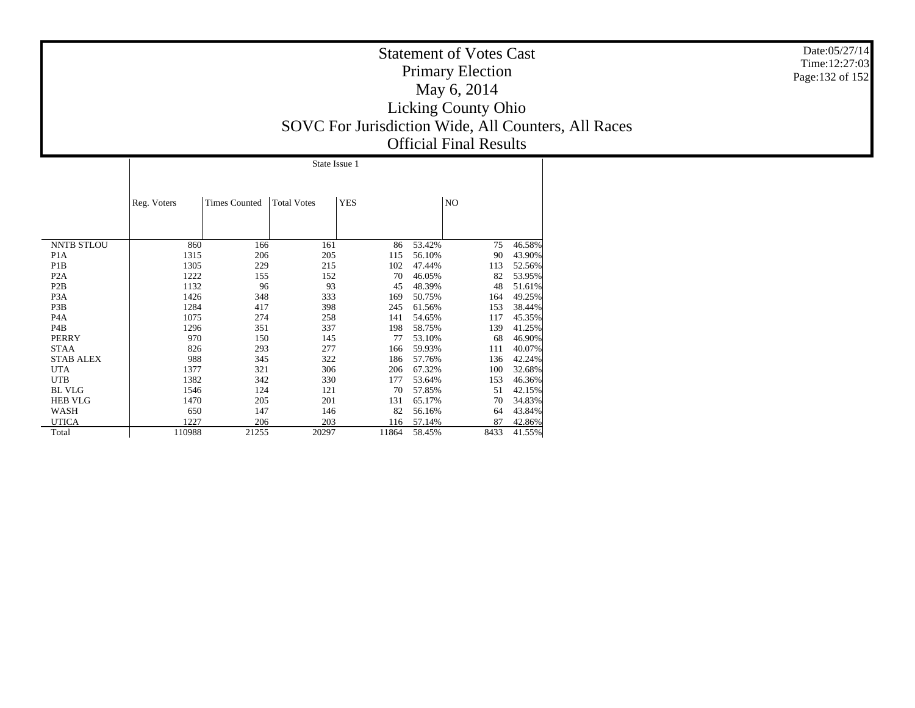# Statement of Votes Cast
## Primary Election
## May 6, 2014
## Licking County Ohio
## SOVC For Jurisdiction Wide, All Counters, All Races
## Official Final Results

Date:05/27/14
Time:12:27:03

| | State Issue 1 | | | | | | |
|---|---|---|---|---|---|---|---|
| | Reg. Voters | Times Counted | Total Votes | YES | | NO | |
| NNTB STLOU | 860 | 166 | 161 | 86 | 53.42% | 75 | 46.58% |
| P1A | 1315 | 206 | 205 | 115 | 56.10% | 90 | 43.90% |
| P1B | 1305 | 229 | 215 | 102 | 47.44% | 113 | 52.56% |
| P2A | 1222 | 155 | 152 | 70 | 46.05% | 82 | 53.95% |
| P2B | 1132 | 96 | 93 | 45 | 48.39% | 48 | 51.61% |
| P3A | 1426 | 348 | 333 | 169 | 50.75% | 164 | 49.25% |
| P3B | 1284 | 417 | 398 | 245 | 61.56% | 153 | 38.44% |
| P4A | 1075 | 274 | 258 | 141 | 54.65% | 117 | 45.35% |
| P4B | 1296 | 351 | 337 | 198 | 58.75% | 139 | 41.25% |
| PERRY | 970 | 150 | 145 | 77 | 53.10% | 68 | 46.90% |
| STAA | 826 | 293 | 277 | 166 | 59.93% | 111 | 40.07% |
| STAB ALEX | 988 | 345 | 322 | 186 | 57.76% | 136 | 42.24% |
| UTA | 1377 | 321 | 306 | 206 | 67.32% | 100 | 32.68% |
| UTB | 1382 | 342 | 330 | 177 | 53.64% | 153 | 46.36% |
| BL VLG | 1546 | 124 | 121 | 70 | 57.85% | 51 | 42.15% |
| HEB VLG | 1470 | 205 | 201 | 131 | 65.17% | 70 | 34.83% |
| WASH | 650 | 147 | 146 | 82 | 56.16% | 64 | 43.84% |
| UTICA | 1227 | 206 | 203 | 116 | 57.14% | 87 | 42.86% |
| Total | 110988 | 21255 | 20297 | 11864 | 58.45% | 8433 | 41.55% |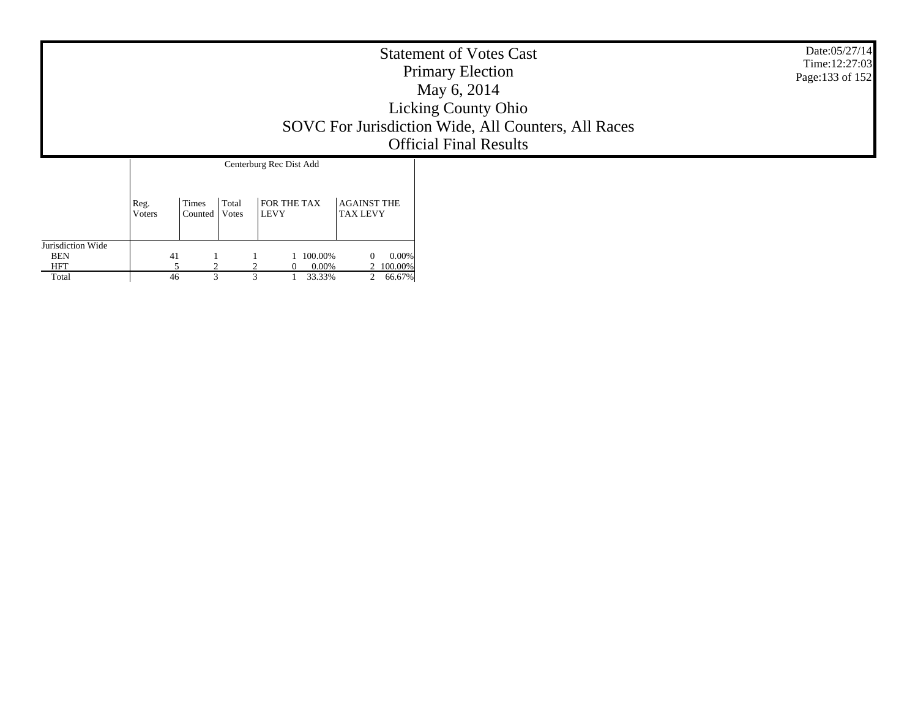# Statement of Votes Cast
## Primary Election
## May 6, 2014
## Licking County Ohio
## SOVC For Jurisdiction Wide, All Counters, All Races
## Official Final Results

Date:05/27/14
Time:12:27:03

| | Centerburg Rec Dist Add | | | | | | |
|---|---|---|---|---|---|---|---|
| | Reg. Voters | Times Counted | Total Votes | FOR THE TAX LEVY | | AGAINST THE TAX LEVY | |
| Jurisdiction Wide | | | | | | | |
| BEN | 41 | 1 | 1 | 1 | 100.00% | 0 | 0.00% |
| HFT | 5 | 2 | 2 | 0 | 0.00% | 2 | 100.00% |
| Total | 46 | 3 | 3 | 1 | 33.33% | 2 | 66.67% |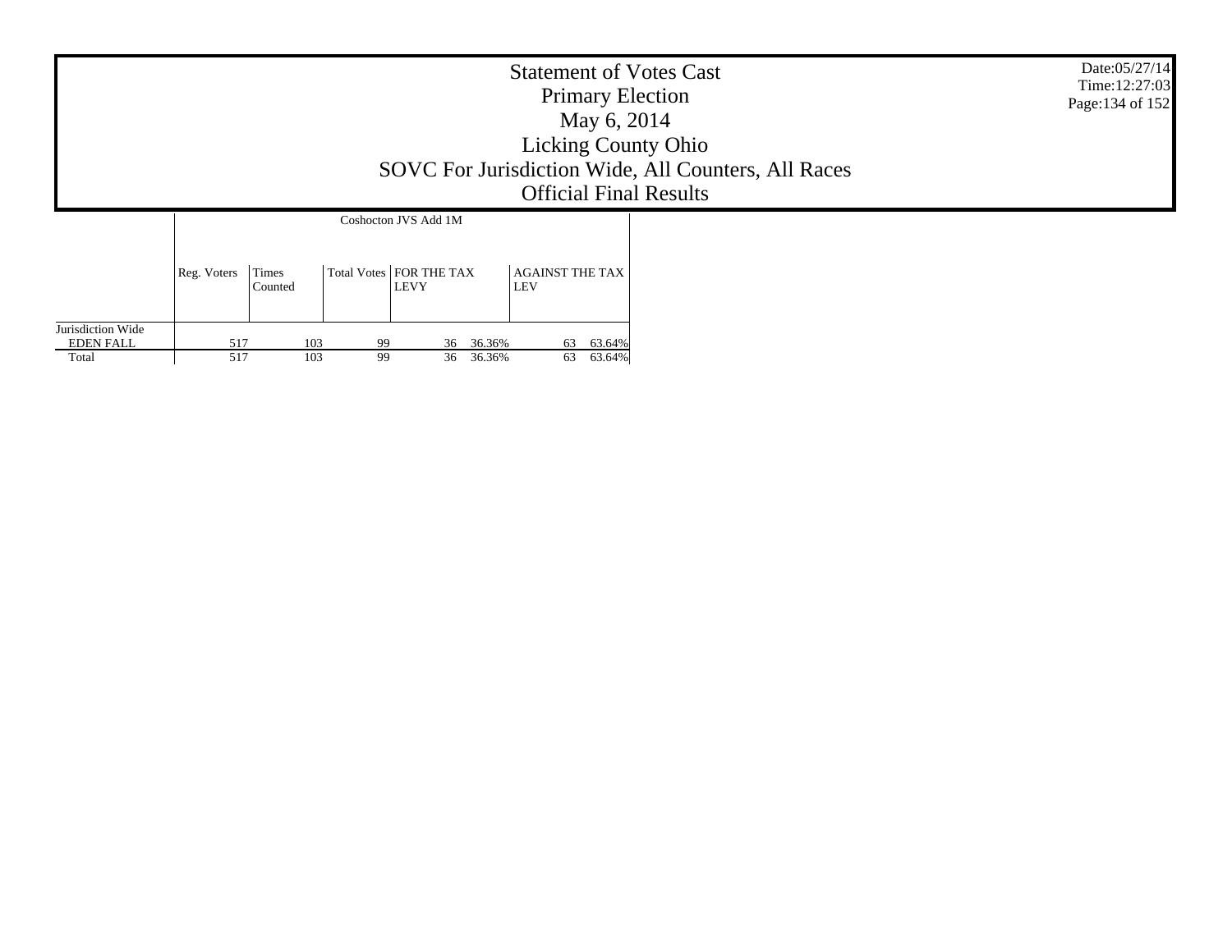# Statement of Votes Cast
## Primary Election
## May 6, 2014
## Licking County Ohio
## SOVC For Jurisdiction Wide, All Counters, All Races
## Official Final Results

Date:05/27/14
Time:12:27:03

| | Coshocton JVS Add 1M | | | | | | |
|---|---|---|---|---|---|---|---|
| | Reg. Voters | Times Counted | Total Votes | FOR THE TAX LEVY | | AGAINST THE TAX LEV | |
| Jurisdiction Wide | | | | | | | |
| EDEN FALL | 517 | 103 | 99 | 36 | 36.36% | 63 | 63.64% |
| Total | 517 | 103 | 99 | 36 | 36.36% | 63 | 63.64% |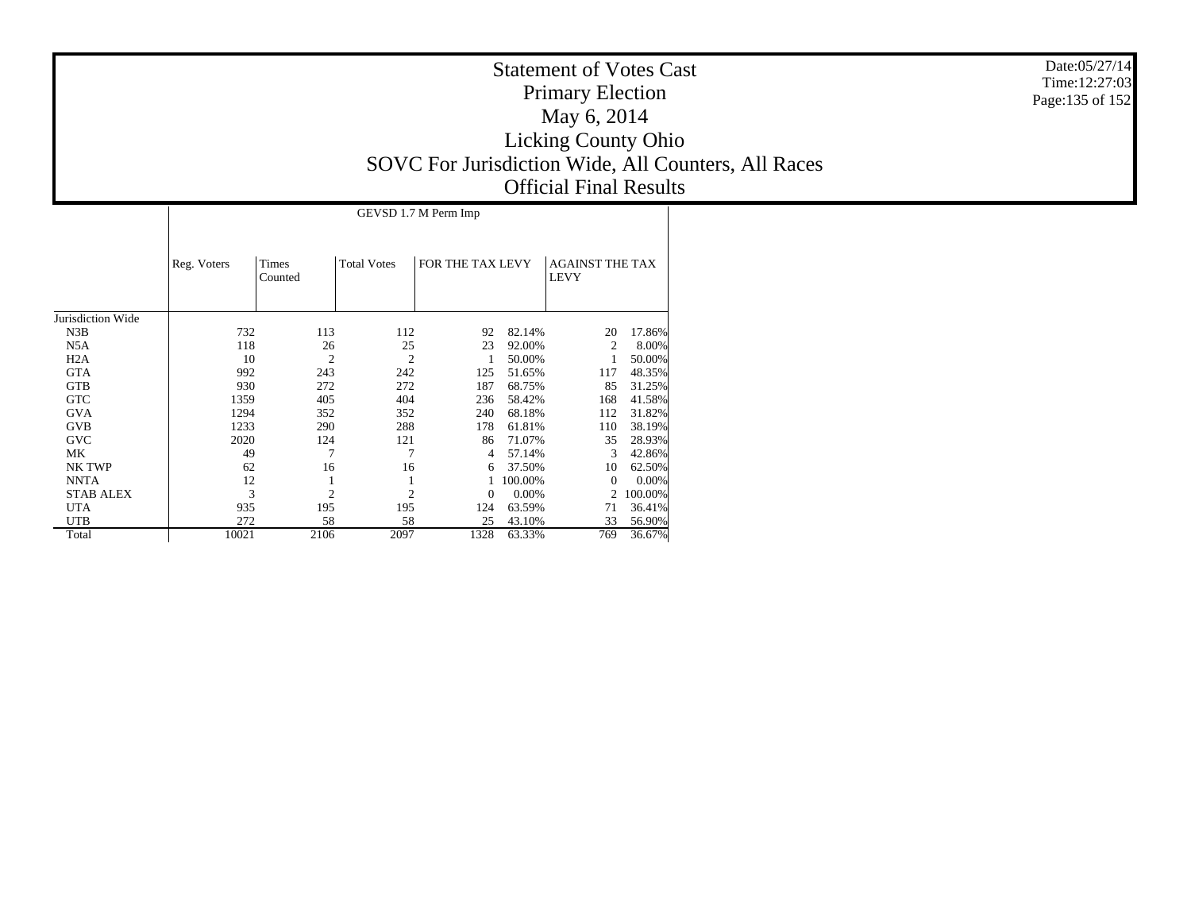# Statement of Votes Cast
## Primary Election
## May 6, 2014
## Licking County Ohio
## SOVC For Jurisdiction Wide, All Counters, All Races
## Official Final Results

Date:05/27/14
Time:12:27:03

| | GEVSD 1.7 M Perm Imp | | | | | | |
|---|---|---|---|---|---|---|---|
| | Reg. Voters | Times Counted | Total Votes | FOR THE TAX LEVY | | AGAINST THE TAX LEVY | |
| Jurisdiction Wide | | | | | | | |
| N3B | 732 | 113 | 112 | 92 | 82.14% | 20 | 17.86% |
| N5A | 118 | 26 | 25 | 23 | 92.00% | 2 | 8.00% |
| H2A | 10 | 2 | 2 | 1 | 50.00% | 1 | 50.00% |
| GTA | 992 | 243 | 242 | 125 | 51.65% | 117 | 48.35% |
| GTB | 930 | 272 | 272 | 187 | 68.75% | 85 | 31.25% |
| GTC | 1359 | 405 | 404 | 236 | 58.42% | 168 | 41.58% |
| GVA | 1294 | 352 | 352 | 240 | 68.18% | 112 | 31.82% |
| GVB | 1233 | 290 | 288 | 178 | 61.81% | 110 | 38.19% |
| GVC | 2020 | 124 | 121 | 86 | 71.07% | 35 | 28.93% |
| MK | 49 | 7 | 7 | 4 | 57.14% | 3 | 42.86% |
| NK TWP | 62 | 16 | 16 | 6 | 37.50% | 10 | 62.50% |
| NNTA | 12 | 1 | 1 | 1 | 100.00% | 0 | 0.00% |
| STAB ALEX | 3 | 2 | 2 | 0 | 0.00% | 2 | 100.00% |
| UTA | 935 | 195 | 195 | 124 | 63.59% | 71 | 36.41% |
| UTB | 272 | 58 | 58 | 25 | 43.10% | 33 | 56.90% |
| Total | 10021 | 2106 | 2097 | 1328 | 63.33% | 769 | 36.67% |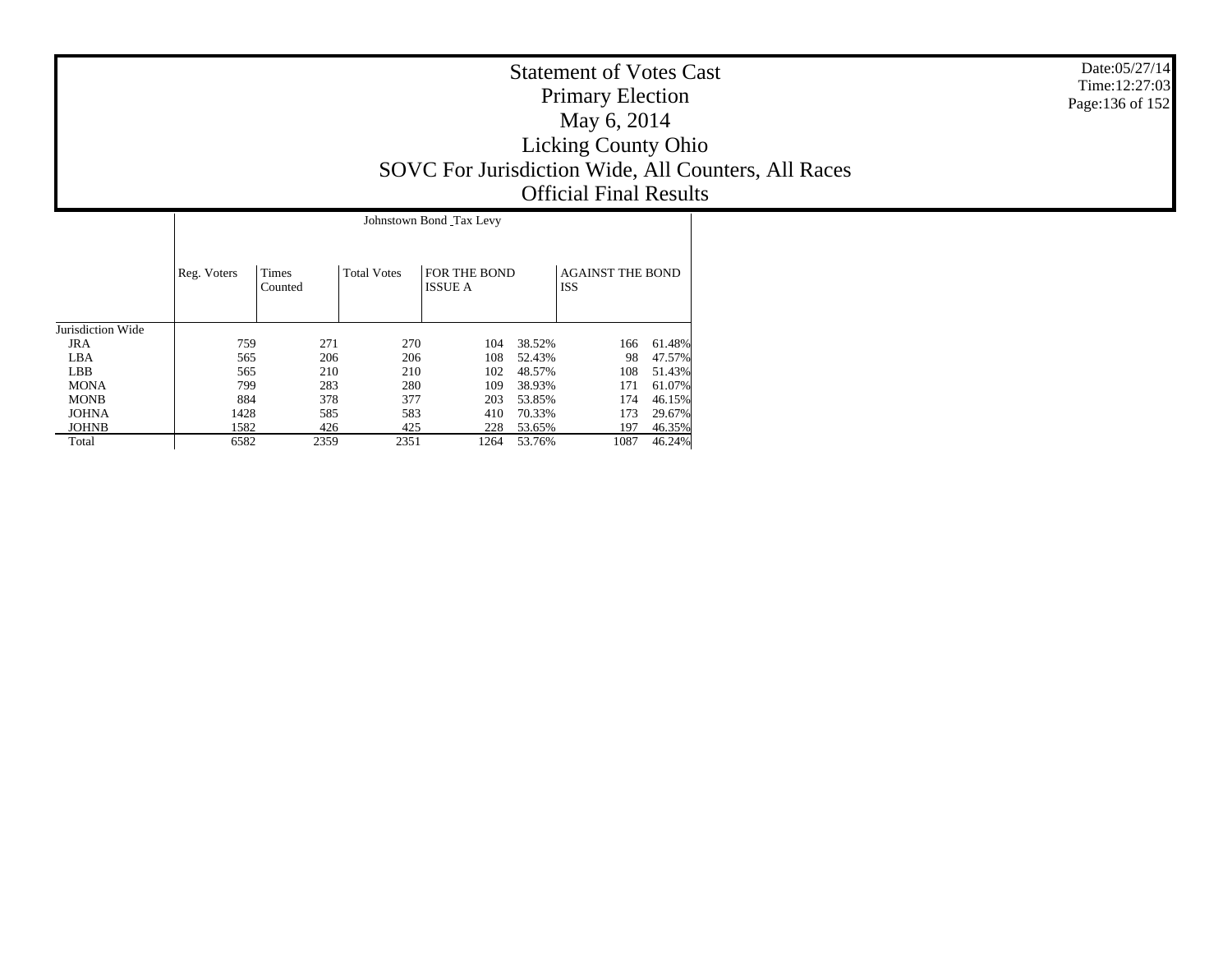# Statement of Votes Cast
## Primary Election
## May 6, 2014
## Licking County Ohio
## SOVC For Jurisdiction Wide, All Counters, All Races
## Official Final Results

Date:05/27/14
Time:12:27:03

| | Johnstown Bond _Tax Levy | | | | | | |
|---|---|---|---|---|---|---|---|
| | Reg. Voters | Times Counted | Total Votes | FOR THE BOND ISSUE A | | AGAINST THE BOND ISS | |
| Jurisdiction Wide | | | | | | | |
| JRA | 759 | 271 | 270 | 104 | 38.52% | 166 | 61.48% |
| LBA | 565 | 206 | 206 | 108 | 52.43% | 98 | 47.57% |
| LBB | 565 | 210 | 210 | 102 | 48.57% | 108 | 51.43% |
| MONA | 799 | 283 | 280 | 109 | 38.93% | 171 | 61.07% |
| MONB | 884 | 378 | 377 | 203 | 53.85% | 174 | 46.15% |
| JOHNA | 1428 | 585 | 583 | 410 | 70.33% | 173 | 29.67% |
| JOHNB | 1582 | 426 | 425 | 228 | 53.65% | 197 | 46.35% |
| Total | 6582 | 2359 | 2351 | 1264 | 53.76% | 1087 | 46.24% |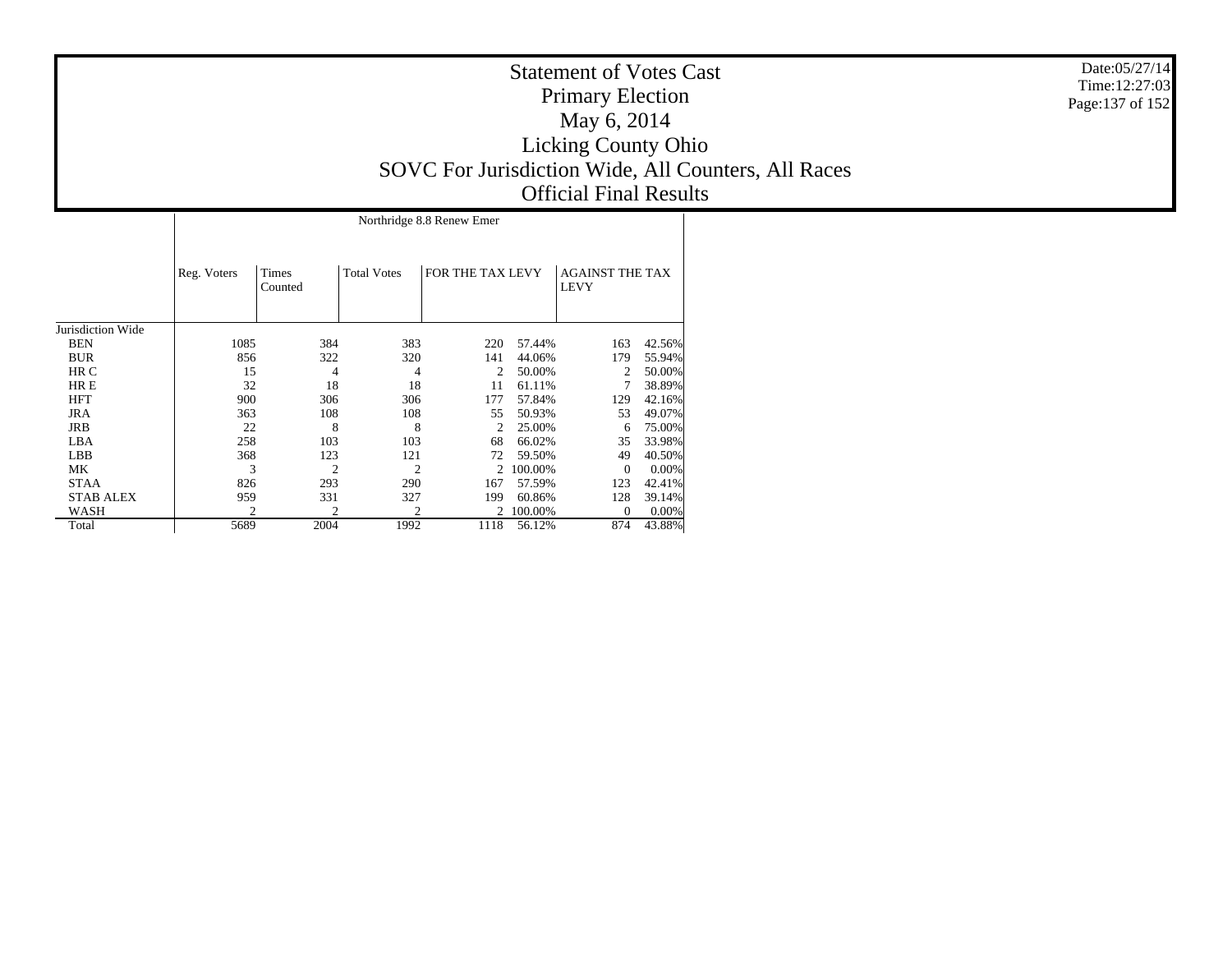# Statement of Votes Cast
## Primary Election
## May 6, 2014
## Licking County Ohio
## SOVC For Jurisdiction Wide, All Counters, All Races
## Official Final Results

Date:05/27/14
Time:12:27:03

| | Northridge 8.8 Renew Emer | | | | | | |
|---|---|---|---|---|---|---|---|
| | Reg. Voters | Times Counted | Total Votes | FOR THE TAX LEVY | | AGAINST THE TAX LEVY | |
| Jurisdiction Wide | | | | | | | |
| BEN | 1085 | 384 | 383 | 220 | 57.44% | 163 | 42.56% |
| BUR | 856 | 322 | 320 | 141 | 44.06% | 179 | 55.94% |
| HR C | 15 | 4 | 4 | 2 | 50.00% | 2 | 50.00% |
| HR E | 32 | 18 | 18 | 11 | 61.11% | 7 | 38.89% |
| HFT | 900 | 306 | 306 | 177 | 57.84% | 129 | 42.16% |
| JRA | 363 | 108 | 108 | 55 | 50.93% | 53 | 49.07% |
| JRB | 22 | 8 | 8 | 2 | 25.00% | 6 | 75.00% |
| LBA | 258 | 103 | 103 | 68 | 66.02% | 35 | 33.98% |
| LBB | 368 | 123 | 121 | 72 | 59.50% | 49 | 40.50% |
| MK | 3 | 2 | 2 | 2 | 100.00% | 0 | 0.00% |
| STAA | 826 | 293 | 290 | 167 | 57.59% | 123 | 42.41% |
| STAB ALEX | 959 | 331 | 327 | 199 | 60.86% | 128 | 39.14% |
| WASH | 2 | 2 | 2 | 2 | 100.00% | 0 | 0.00% |
| Total | 5689 | 2004 | 1992 | 1118 | 56.12% | 874 | 43.88% |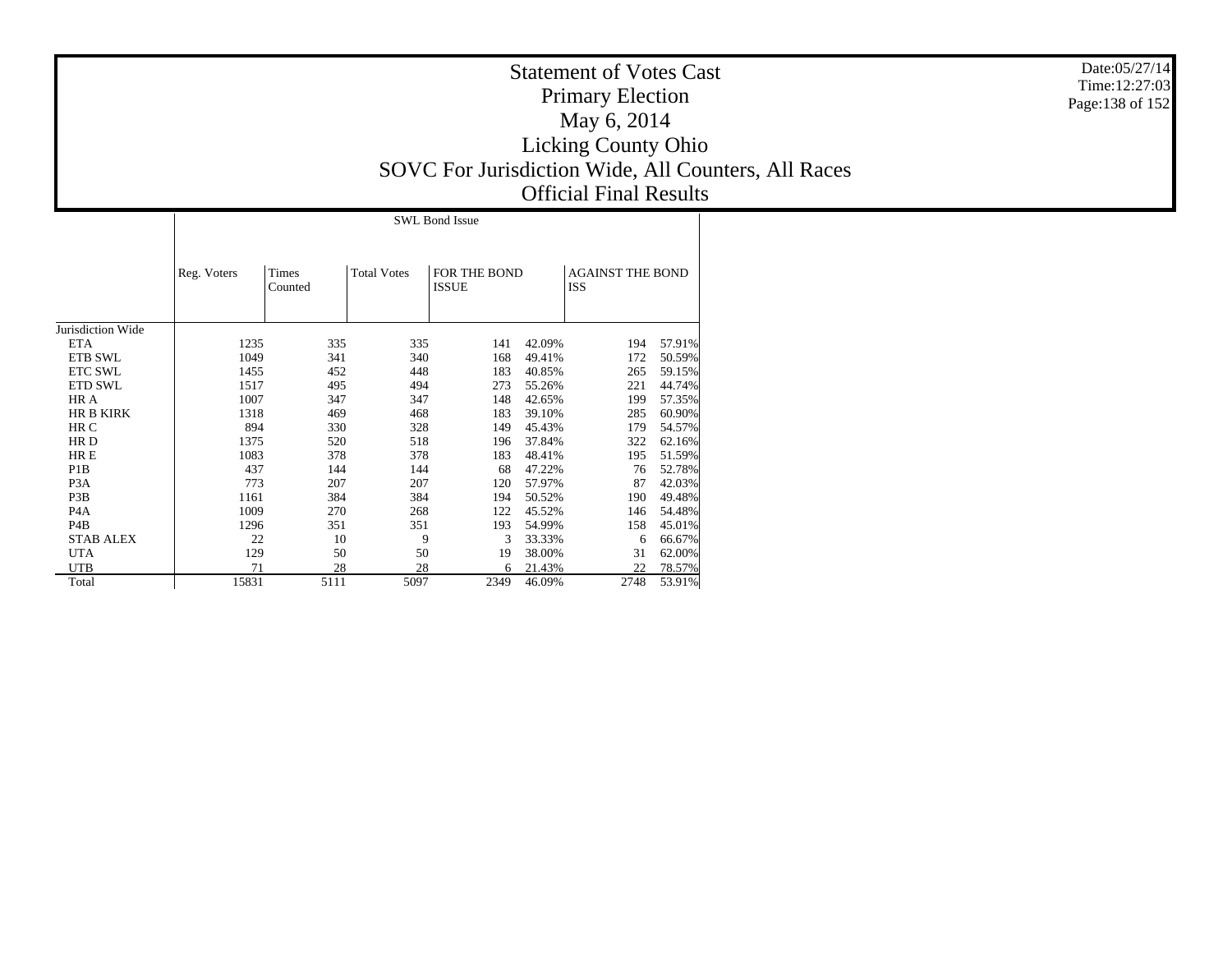# Statement of Votes Cast
## Primary Election
## May 6, 2014
## Licking County Ohio
## SOVC For Jurisdiction Wide, All Counters, All Races
## Official Final Results

Date:05/27/14
Time:12:27:03

| | SWL Bond Issue | | | | | | |
|---|---|---|---|---|---|---|---|
| | Reg. Voters | Times Counted | Total Votes | FOR THE BOND ISSUE | | AGAINST THE BOND ISS | |
| Jurisdiction Wide | | | | | | | |
| ETA | 1235 | 335 | 335 | 141 | 42.09% | 194 | 57.91% |
| ETB SWL | 1049 | 341 | 340 | 168 | 49.41% | 172 | 50.59% |
| ETC SWL | 1455 | 452 | 448 | 183 | 40.85% | 265 | 59.15% |
| ETD SWL | 1517 | 495 | 494 | 273 | 55.26% | 221 | 44.74% |
| HR A | 1007 | 347 | 347 | 148 | 42.65% | 199 | 57.35% |
| HR B KIRK | 1318 | 469 | 468 | 183 | 39.10% | 285 | 60.90% |
| HR C | 894 | 330 | 328 | 149 | 45.43% | 179 | 54.57% |
| HR D | 1375 | 520 | 518 | 196 | 37.84% | 322 | 62.16% |
| HR E | 1083 | 378 | 378 | 183 | 48.41% | 195 | 51.59% |
| P1B | 437 | 144 | 144 | 68 | 47.22% | 76 | 52.78% |
| P3A | 773 | 207 | 207 | 120 | 57.97% | 87 | 42.03% |
| P3B | 1161 | 384 | 384 | 194 | 50.52% | 190 | 49.48% |
| P4A | 1009 | 270 | 268 | 122 | 45.52% | 146 | 54.48% |
| P4B | 1296 | 351 | 351 | 193 | 54.99% | 158 | 45.01% |
| STAB ALEX | 22 | 10 | 9 | 3 | 33.33% | 6 | 66.67% |
| UTA | 129 | 50 | 50 | 19 | 38.00% | 31 | 62.00% |
| UTB | 71 | 28 | 28 | 6 | 21.43% | 22 | 78.57% |
| Total | 15831 | 5111 | 5097 | 2349 | 46.09% | 2748 | 53.91% |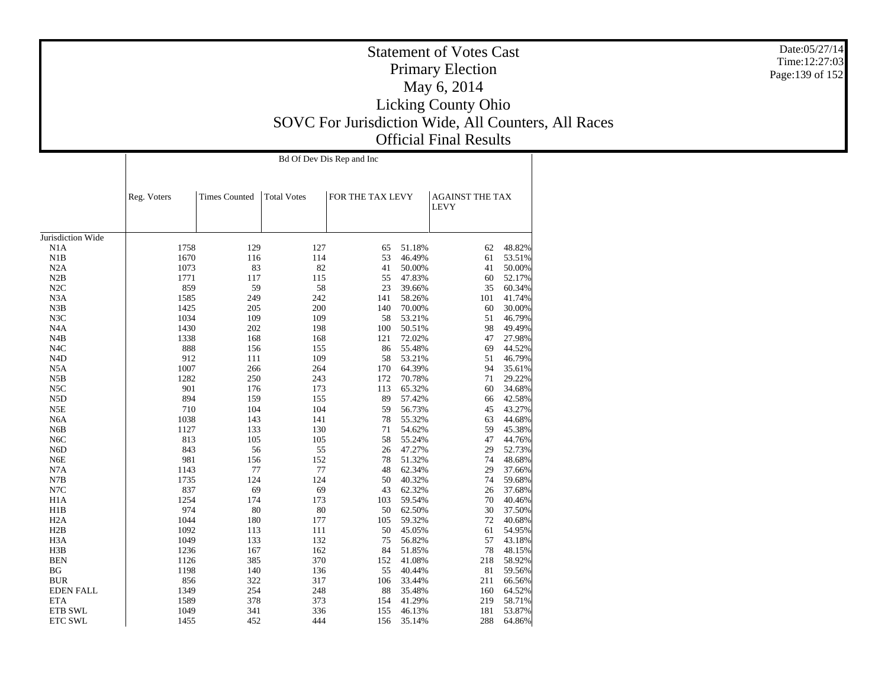# Statement of Votes Cast
## Primary Election
## May 6, 2014
## Licking County Ohio
## SOVC For Jurisdiction Wide, All Counters, All Races
## Official Final Results

Date:05/27/14
Time:12:27:03

| | Bd Of Dev Dis Rep and Inc | | | | | | |
|---|---|---|---|---|---|---|---|
| | Reg. Voters | Times Counted | Total Votes | FOR THE TAX LEVY | | AGAINST THE TAX LEVY | |
| Jurisdiction Wide | | | | | | | |
| N1A | 1758 | 129 | 127 | 65 | 51.18% | 62 | 48.82% |
| N1B | 1670 | 116 | 114 | 53 | 46.49% | 61 | 53.51% |
| N2A | 1073 | 83 | 82 | 41 | 50.00% | 41 | 50.00% |
| N2B | 1771 | 117 | 115 | 55 | 47.83% | 60 | 52.17% |
| N2C | 859 | 59 | 58 | 23 | 39.66% | 35 | 60.34% |
| N3A | 1585 | 249 | 242 | 141 | 58.26% | 101 | 41.74% |
| N3B | 1425 | 205 | 200 | 140 | 70.00% | 60 | 30.00% |
| N3C | 1034 | 109 | 109 | 58 | 53.21% | 51 | 46.79% |
| N4A | 1430 | 202 | 198 | 100 | 50.51% | 98 | 49.49% |
| N4B | 1338 | 168 | 168 | 121 | 72.02% | 47 | 27.98% |
| N4C | 888 | 156 | 155 | 86 | 55.48% | 69 | 44.52% |
| N4D | 912 | 111 | 109 | 58 | 53.21% | 51 | 46.79% |
| N5A | 1007 | 266 | 264 | 170 | 64.39% | 94 | 35.61% |
| N5B | 1282 | 250 | 243 | 172 | 70.78% | 71 | 29.22% |
| N5C | 901 | 176 | 173 | 113 | 65.32% | 60 | 34.68% |
| N5D | 894 | 159 | 155 | 89 | 57.42% | 66 | 42.58% |
| N5E | 710 | 104 | 104 | 59 | 56.73% | 45 | 43.27% |
| N6A | 1038 | 143 | 141 | 78 | 55.32% | 63 | 44.68% |
| N6B | 1127 | 133 | 130 | 71 | 54.62% | 59 | 45.38% |
| N6C | 813 | 105 | 105 | 58 | 55.24% | 47 | 44.76% |
| N6D | 843 | 56 | 55 | 26 | 47.27% | 29 | 52.73% |
| N6E | 981 | 156 | 152 | 78 | 51.32% | 74 | 48.68% |
| N7A | 1143 | 77 | 77 | 48 | 62.34% | 29 | 37.66% |
| N7B | 1735 | 124 | 124 | 50 | 40.32% | 74 | 59.68% |
| N7C | 837 | 69 | 69 | 43 | 62.32% | 26 | 37.68% |
| H1A | 1254 | 174 | 173 | 103 | 59.54% | 70 | 40.46% |
| H1B | 974 | 80 | 80 | 50 | 62.50% | 30 | 37.50% |
| H2A | 1044 | 180 | 177 | 105 | 59.32% | 72 | 40.68% |
| H2B | 1092 | 113 | 111 | 50 | 45.05% | 61 | 54.95% |
| H3A | 1049 | 133 | 132 | 75 | 56.82% | 57 | 43.18% |
| H3B | 1236 | 167 | 162 | 84 | 51.85% | 78 | 48.15% |
| BEN | 1126 | 385 | 370 | 152 | 41.08% | 218 | 58.92% |
| BG | 1198 | 140 | 136 | 55 | 40.44% | 81 | 59.56% |
| BUR | 856 | 322 | 317 | 106 | 33.44% | 211 | 66.56% |
| EDEN FALL | 1349 | 254 | 248 | 88 | 35.48% | 160 | 64.52% |
| ETA | 1589 | 378 | 373 | 154 | 41.29% | 219 | 58.71% |
| ETB SWL | 1049 | 341 | 336 | 155 | 46.13% | 181 | 53.87% |
| ETC SWL | 1455 | 452 | 444 | 156 | 35.14% | 288 | 64.86% |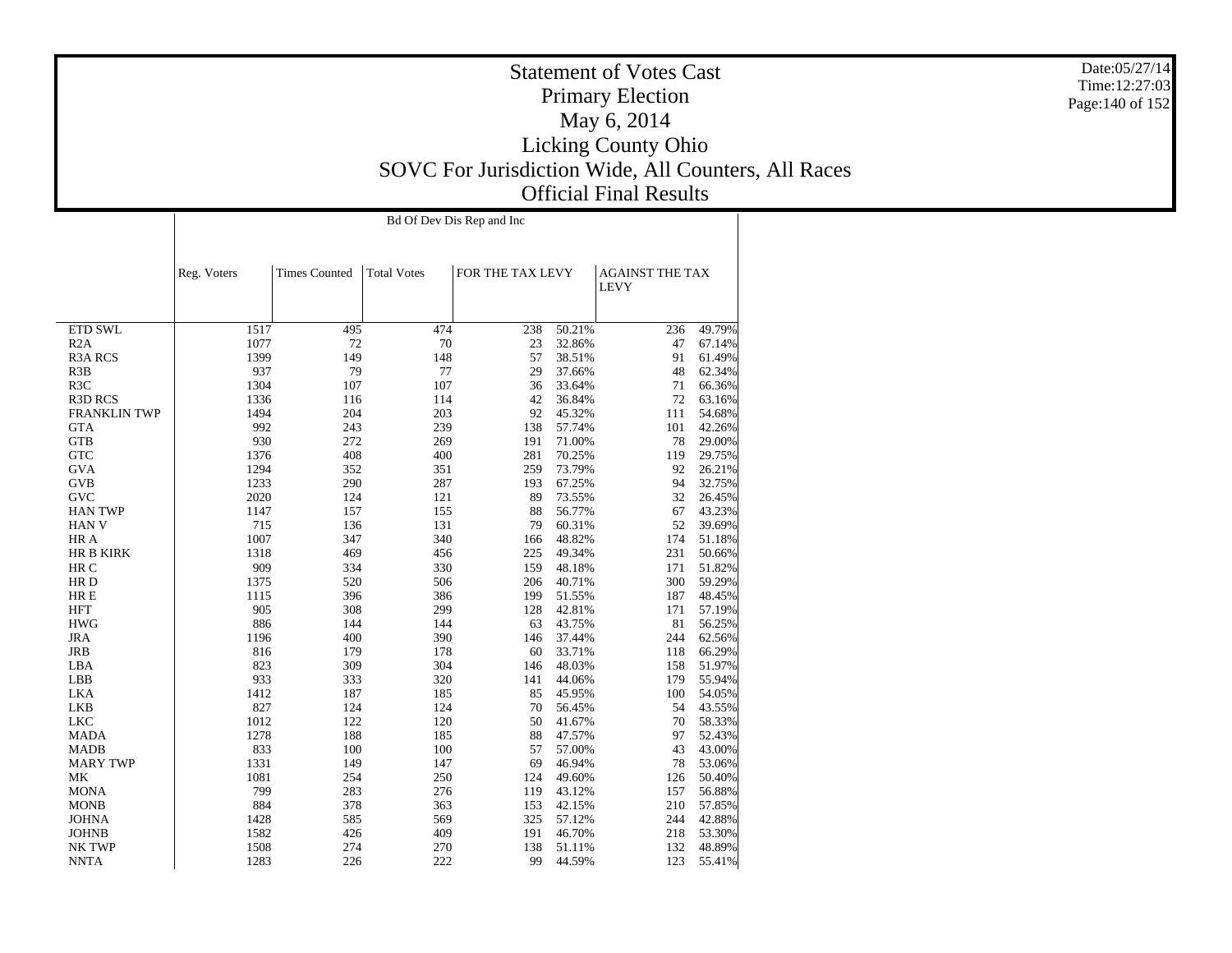# Statement of Votes Cast
## Primary Election
## May 6, 2014
## Licking County Ohio
## SOVC For Jurisdiction Wide, All Counters, All Races
## Official Final Results

Date:05/27/14
Time:12:27:03

| | Bd Of Dev Dis Rep and Inc | | | | | | |
|---|---|---|---|---|---|---|---|
| | Reg. Voters | Times Counted | Total Votes | FOR THE TAX LEVY | | AGAINST THE TAX LEVY | |
| ETD SWL | 1517 | 495 | 474 | 238 | 50.21% | 236 | 49.79% |
| R2A | 1077 | 72 | 70 | 23 | 32.86% | 47 | 67.14% |
| R3A RCS | 1399 | 149 | 148 | 57 | 38.51% | 91 | 61.49% |
| R3B | 937 | 79 | 77 | 29 | 37.66% | 48 | 62.34% |
| R3C | 1304 | 107 | 107 | 36 | 33.64% | 71 | 66.36% |
| R3D RCS | 1336 | 116 | 114 | 42 | 36.84% | 72 | 63.16% |
| FRANKLIN TWP | 1494 | 204 | 203 | 92 | 45.32% | 111 | 54.68% |
| GTA | 992 | 243 | 239 | 138 | 57.74% | 101 | 42.26% |
| GTB | 930 | 272 | 269 | 191 | 71.00% | 78 | 29.00% |
| GTC | 1376 | 408 | 400 | 281 | 70.25% | 119 | 29.75% |
| GVA | 1294 | 352 | 351 | 259 | 73.79% | 92 | 26.21% |
| GVB | 1233 | 290 | 287 | 193 | 67.25% | 94 | 32.75% |
| GVC | 2020 | 124 | 121 | 89 | 73.55% | 32 | 26.45% |
| HAN TWP | 1147 | 157 | 155 | 88 | 56.77% | 67 | 43.23% |
| HAN V | 715 | 136 | 131 | 79 | 60.31% | 52 | 39.69% |
| HR A | 1007 | 347 | 340 | 166 | 48.82% | 174 | 51.18% |
| HR B KIRK | 1318 | 469 | 456 | 225 | 49.34% | 231 | 50.66% |
| HR C | 909 | 334 | 330 | 159 | 48.18% | 171 | 51.82% |
| HR D | 1375 | 520 | 506 | 206 | 40.71% | 300 | 59.29% |
| HR E | 1115 | 396 | 386 | 199 | 51.55% | 187 | 48.45% |
| HFT | 905 | 308 | 299 | 128 | 42.81% | 171 | 57.19% |
| HWG | 886 | 144 | 144 | 63 | 43.75% | 81 | 56.25% |
| JRA | 1196 | 400 | 390 | 146 | 37.44% | 244 | 62.56% |
| JRB | 816 | 179 | 178 | 60 | 33.71% | 118 | 66.29% |
| LBA | 823 | 309 | 304 | 146 | 48.03% | 158 | 51.97% |
| LBB | 933 | 333 | 320 | 141 | 44.06% | 179 | 55.94% |
| LKA | 1412 | 187 | 185 | 85 | 45.95% | 100 | 54.05% |
| LKB | 827 | 124 | 124 | 70 | 56.45% | 54 | 43.55% |
| LKC | 1012 | 122 | 120 | 50 | 41.67% | 70 | 58.33% |
| MADA | 1278 | 188 | 185 | 88 | 47.57% | 97 | 52.43% |
| MADB | 833 | 100 | 100 | 57 | 57.00% | 43 | 43.00% |
| MARY TWP | 1331 | 149 | 147 | 69 | 46.94% | 78 | 53.06% |
| MK | 1081 | 254 | 250 | 124 | 49.60% | 126 | 50.40% |
| MONA | 799 | 283 | 276 | 119 | 43.12% | 157 | 56.88% |
| MONB | 884 | 378 | 363 | 153 | 42.15% | 210 | 57.85% |
| JOHNA | 1428 | 585 | 569 | 325 | 57.12% | 244 | 42.88% |
| JOHNB | 1582 | 426 | 409 | 191 | 46.70% | 218 | 53.30% |
| NK TWP | 1508 | 274 | 270 | 138 | 51.11% | 132 | 48.89% |
| NNTA | 1283 | 226 | 222 | 99 | 44.59% | 123 | 55.41% |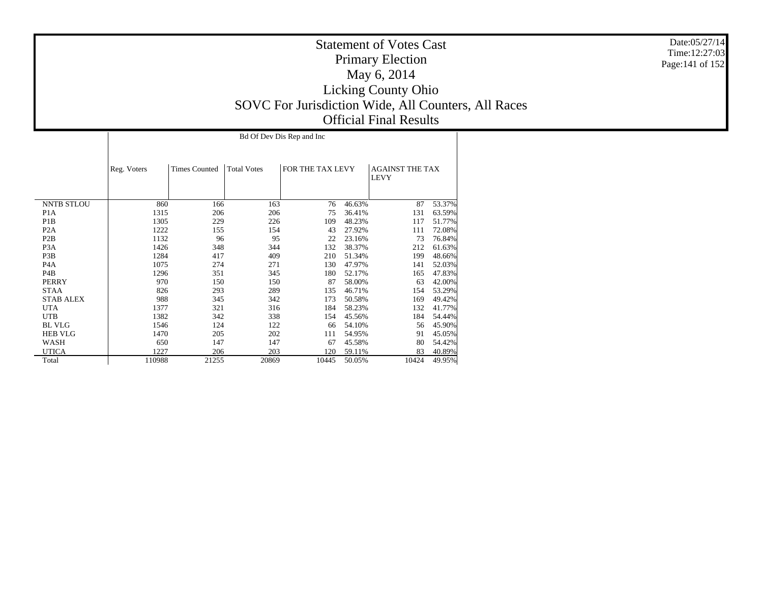# Statement of Votes Cast
## Primary Election
## May 6, 2014
## Licking County Ohio
## SOVC For Jurisdiction Wide, All Counters, All Races
## Official Final Results

Date:05/27/14
Time:12:27:03

| | Bd Of Dev Dis Rep and Inc | | | | | | |
|---|---|---|---|---|---|---|---|
| | Reg. Voters | Times Counted | Total Votes | FOR THE TAX LEVY | | AGAINST THE TAX LEVY | |
| NNTB STLOU | 860 | 166 | 163 | 76 | 46.63% | 87 | 53.37% |
| P1A | 1315 | 206 | 206 | 75 | 36.41% | 131 | 63.59% |
| P1B | 1305 | 229 | 226 | 109 | 48.23% | 117 | 51.77% |
| P2A | 1222 | 155 | 154 | 43 | 27.92% | 111 | 72.08% |
| P2B | 1132 | 96 | 95 | 22 | 23.16% | 73 | 76.84% |
| P3A | 1426 | 348 | 344 | 132 | 38.37% | 212 | 61.63% |
| P3B | 1284 | 417 | 409 | 210 | 51.34% | 199 | 48.66% |
| P4A | 1075 | 274 | 271 | 130 | 47.97% | 141 | 52.03% |
| P4B | 1296 | 351 | 345 | 180 | 52.17% | 165 | 47.83% |
| PERRY | 970 | 150 | 150 | 87 | 58.00% | 63 | 42.00% |
| STAA | 826 | 293 | 289 | 135 | 46.71% | 154 | 53.29% |
| STAB ALEX | 988 | 345 | 342 | 173 | 50.58% | 169 | 49.42% |
| UTA | 1377 | 321 | 316 | 184 | 58.23% | 132 | 41.77% |
| UTB | 1382 | 342 | 338 | 154 | 45.56% | 184 | 54.44% |
| BL VLG | 1546 | 124 | 122 | 66 | 54.10% | 56 | 45.90% |
| HEB VLG | 1470 | 205 | 202 | 111 | 54.95% | 91 | 45.05% |
| WASH | 650 | 147 | 147 | 67 | 45.58% | 80 | 54.42% |
| UTICA | 1227 | 206 | 203 | 120 | 59.11% | 83 | 40.89% |
| Total | 110988 | 21255 | 20869 | 10445 | 50.05% | 10424 | 49.95% |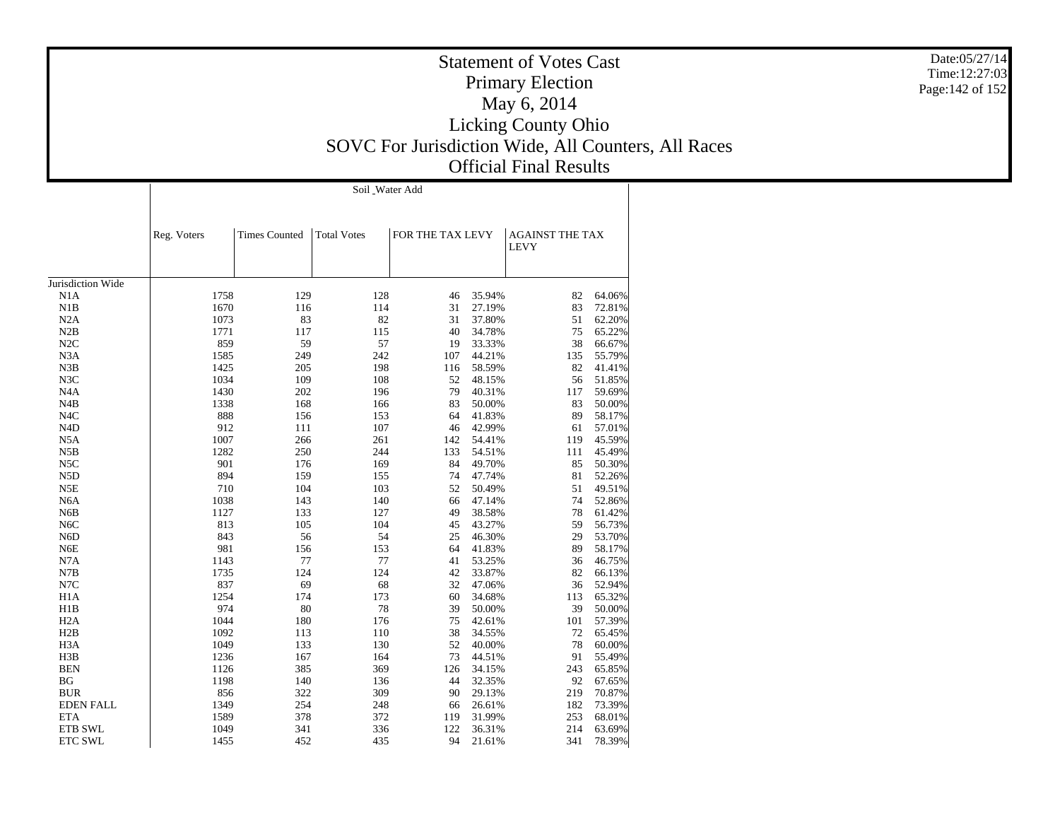# Statement of Votes Cast
## Primary Election
## May 6, 2014
## Licking County Ohio
## SOVC For Jurisdiction Wide, All Counters, All Races
## Official Final Results

Date:05/27/14
Time:12:27:03

| | Soil_Water Add | | | | | | |
|---|---|---|---|---|---|---|---|
| | Reg. Voters | Times Counted | Total Votes | FOR THE TAX LEVY | | AGAINST THE TAX LEVY | |
| Jurisdiction Wide | | | | | | | |
| N1A | 1758 | 129 | 128 | 46 | 35.94% | 82 | 64.06% |
| N1B | 1670 | 116 | 114 | 31 | 27.19% | 83 | 72.81% |
| N2A | 1073 | 83 | 82 | 31 | 37.80% | 51 | 62.20% |
| N2B | 1771 | 117 | 115 | 40 | 34.78% | 75 | 65.22% |
| N2C | 859 | 59 | 57 | 19 | 33.33% | 38 | 66.67% |
| N3A | 1585 | 249 | 242 | 107 | 44.21% | 135 | 55.79% |
| N3B | 1425 | 205 | 198 | 116 | 58.59% | 82 | 41.41% |
| N3C | 1034 | 109 | 108 | 52 | 48.15% | 56 | 51.85% |
| N4A | 1430 | 202 | 196 | 79 | 40.31% | 117 | 59.69% |
| N4B | 1338 | 168 | 166 | 83 | 50.00% | 83 | 50.00% |
| N4C | 888 | 156 | 153 | 64 | 41.83% | 89 | 58.17% |
| N4D | 912 | 111 | 107 | 46 | 42.99% | 61 | 57.01% |
| N5A | 1007 | 266 | 261 | 142 | 54.41% | 119 | 45.59% |
| N5B | 1282 | 250 | 244 | 133 | 54.51% | 111 | 45.49% |
| N5C | 901 | 176 | 169 | 84 | 49.70% | 85 | 50.30% |
| N5D | 894 | 159 | 155 | 74 | 47.74% | 81 | 52.26% |
| N5E | 710 | 104 | 103 | 52 | 50.49% | 51 | 49.51% |
| N6A | 1038 | 143 | 140 | 66 | 47.14% | 74 | 52.86% |
| N6B | 1127 | 133 | 127 | 49 | 38.58% | 78 | 61.42% |
| N6C | 813 | 105 | 104 | 45 | 43.27% | 59 | 56.73% |
| N6D | 843 | 56 | 54 | 25 | 46.30% | 29 | 53.70% |
| N6E | 981 | 156 | 153 | 64 | 41.83% | 89 | 58.17% |
| N7A | 1143 | 77 | 77 | 41 | 53.25% | 36 | 46.75% |
| N7B | 1735 | 124 | 124 | 42 | 33.87% | 82 | 66.13% |
| N7C | 837 | 69 | 68 | 32 | 47.06% | 36 | 52.94% |
| H1A | 1254 | 174 | 173 | 60 | 34.68% | 113 | 65.32% |
| H1B | 974 | 80 | 78 | 39 | 50.00% | 39 | 50.00% |
| H2A | 1044 | 180 | 176 | 75 | 42.61% | 101 | 57.39% |
| H2B | 1092 | 113 | 110 | 38 | 34.55% | 72 | 65.45% |
| H3A | 1049 | 133 | 130 | 52 | 40.00% | 78 | 60.00% |
| H3B | 1236 | 167 | 164 | 73 | 44.51% | 91 | 55.49% |
| BEN | 1126 | 385 | 369 | 126 | 34.15% | 243 | 65.85% |
| BG | 1198 | 140 | 136 | 44 | 32.35% | 92 | 67.65% |
| BUR | 856 | 322 | 309 | 90 | 29.13% | 219 | 70.87% |
| EDEN FALL | 1349 | 254 | 248 | 66 | 26.61% | 182 | 73.39% |
| ETA | 1589 | 378 | 372 | 119 | 31.99% | 253 | 68.01% |
| ETB SWL | 1049 | 341 | 336 | 122 | 36.31% | 214 | 63.69% |
| ETC SWL | 1455 | 452 | 435 | 94 | 21.61% | 341 | 78.39% |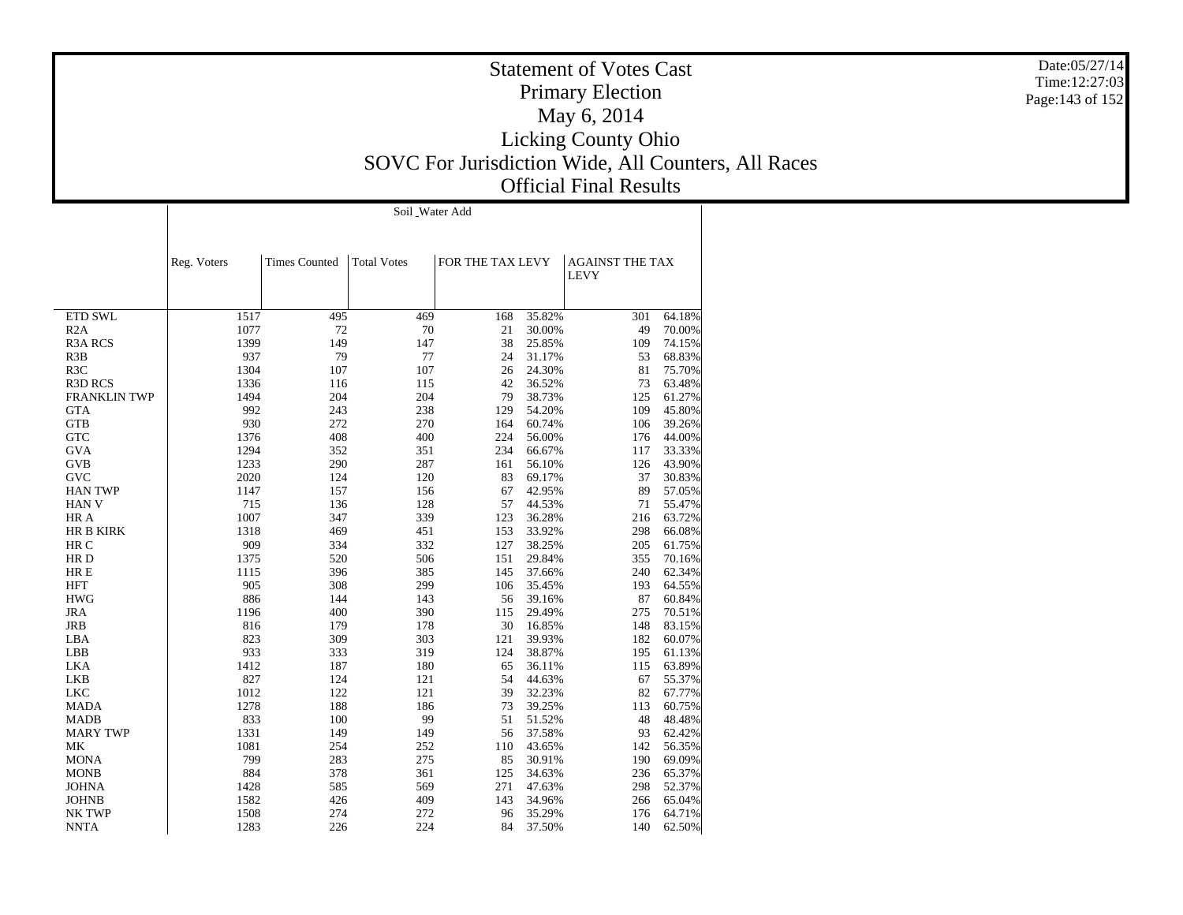# Statement of Votes Cast
## Primary Election
## May 6, 2014
## Licking County Ohio
## SOVC For Jurisdiction Wide, All Counters, All Races
## Official Final Results

Date:05/27/14
Time:12:27:03

| | Soil _Water Add | | | | | | |
|---|---|---|---|---|---|---|---|
| | Reg. Voters | Times Counted | Total Votes | FOR THE TAX LEVY | | AGAINST THE TAX LEVY | |
| ETD SWL | 1517 | 495 | 469 | 168 | 35.82% | 301 | 64.18% |
| R2A | 1077 | 72 | 70 | 21 | 30.00% | 49 | 70.00% |
| R3A RCS | 1399 | 149 | 147 | 38 | 25.85% | 109 | 74.15% |
| R3B | 937 | 79 | 77 | 24 | 31.17% | 53 | 68.83% |
| R3C | 1304 | 107 | 107 | 26 | 24.30% | 81 | 75.70% |
| R3D RCS | 1336 | 116 | 115 | 42 | 36.52% | 73 | 63.48% |
| FRANKLIN TWP | 1494 | 204 | 204 | 79 | 38.73% | 125 | 61.27% |
| GTA | 992 | 243 | 238 | 129 | 54.20% | 109 | 45.80% |
| GTB | 930 | 272 | 270 | 164 | 60.74% | 106 | 39.26% |
| GTC | 1376 | 408 | 400 | 224 | 56.00% | 176 | 44.00% |
| GVA | 1294 | 352 | 351 | 234 | 66.67% | 117 | 33.33% |
| GVB | 1233 | 290 | 287 | 161 | 56.10% | 126 | 43.90% |
| GVC | 2020 | 124 | 120 | 83 | 69.17% | 37 | 30.83% |
| HAN TWP | 1147 | 157 | 156 | 67 | 42.95% | 89 | 57.05% |
| HAN V | 715 | 136 | 128 | 57 | 44.53% | 71 | 55.47% |
| HR A | 1007 | 347 | 339 | 123 | 36.28% | 216 | 63.72% |
| HR B KIRK | 1318 | 469 | 451 | 153 | 33.92% | 298 | 66.08% |
| HR C | 909 | 334 | 332 | 127 | 38.25% | 205 | 61.75% |
| HR D | 1375 | 520 | 506 | 151 | 29.84% | 355 | 70.16% |
| HR E | 1115 | 396 | 385 | 145 | 37.66% | 240 | 62.34% |
| HFT | 905 | 308 | 299 | 106 | 35.45% | 193 | 64.55% |
| HWG | 886 | 144 | 143 | 56 | 39.16% | 87 | 60.84% |
| JRA | 1196 | 400 | 390 | 115 | 29.49% | 275 | 70.51% |
| JRB | 816 | 179 | 178 | 30 | 16.85% | 148 | 83.15% |
| LBA | 823 | 309 | 303 | 121 | 39.93% | 182 | 60.07% |
| LBB | 933 | 333 | 319 | 124 | 38.87% | 195 | 61.13% |
| LKA | 1412 | 187 | 180 | 65 | 36.11% | 115 | 63.89% |
| LKB | 827 | 124 | 121 | 54 | 44.63% | 67 | 55.37% |
| LKC | 1012 | 122 | 121 | 39 | 32.23% | 82 | 67.77% |
| MADA | 1278 | 188 | 186 | 73 | 39.25% | 113 | 60.75% |
| MADB | 833 | 100 | 99 | 51 | 51.52% | 48 | 48.48% |
| MARY TWP | 1331 | 149 | 149 | 56 | 37.58% | 93 | 62.42% |
| MK | 1081 | 254 | 252 | 110 | 43.65% | 142 | 56.35% |
| MONA | 799 | 283 | 275 | 85 | 30.91% | 190 | 69.09% |
| MONB | 884 | 378 | 361 | 125 | 34.63% | 236 | 65.37% |
| JOHNA | 1428 | 585 | 569 | 271 | 47.63% | 298 | 52.37% |
| JOHNB | 1582 | 426 | 409 | 143 | 34.96% | 266 | 65.04% |
| NK TWP | 1508 | 274 | 272 | 96 | 35.29% | 176 | 64.71% |
| NNTA | 1283 | 226 | 224 | 84 | 37.50% | 140 | 62.50% |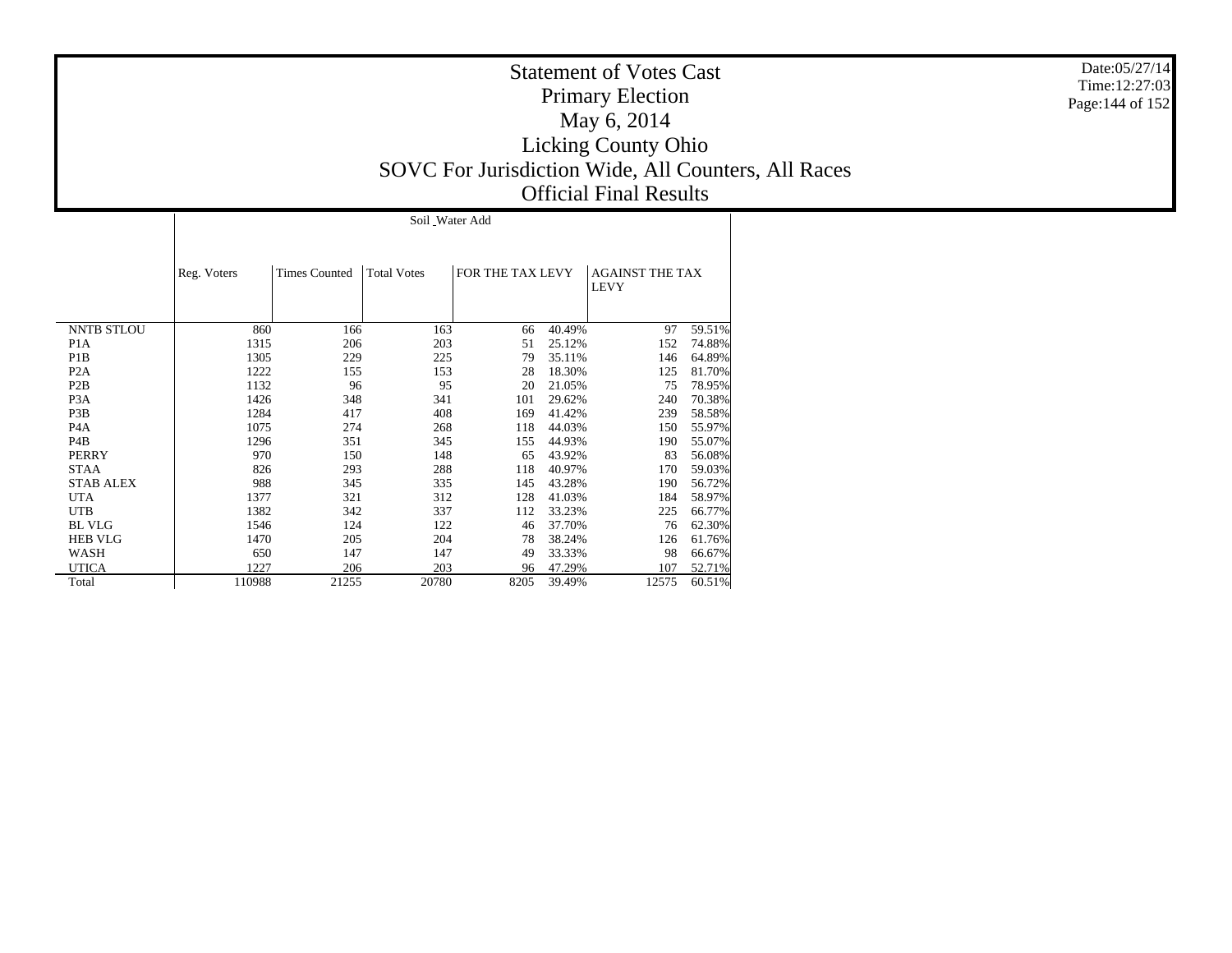# Statement of Votes Cast
## Primary Election
## May 6, 2014
## Licking County Ohio
## SOVC For Jurisdiction Wide, All Counters, All Races
## Official Final Results

Date:05/27/14
Time:12:27:03

| | Soil_Water Add | | | | | | |
|---|---|---|---|---|---|---|---|
| | Reg. Voters | Times Counted | Total Votes | FOR THE TAX LEVY | | AGAINST THE TAX LEVY | |
| NNTB STLOU | 860 | 166 | 163 | 66 | 40.49% | 97 | 59.51% |
| P1A | 1315 | 206 | 203 | 51 | 25.12% | 152 | 74.88% |
| P1B | 1305 | 229 | 225 | 79 | 35.11% | 146 | 64.89% |
| P2A | 1222 | 155 | 153 | 28 | 18.30% | 125 | 81.70% |
| P2B | 1132 | 96 | 95 | 20 | 21.05% | 75 | 78.95% |
| P3A | 1426 | 348 | 341 | 101 | 29.62% | 240 | 70.38% |
| P3B | 1284 | 417 | 408 | 169 | 41.42% | 239 | 58.58% |
| P4A | 1075 | 274 | 268 | 118 | 44.03% | 150 | 55.97% |
| P4B | 1296 | 351 | 345 | 155 | 44.93% | 190 | 55.07% |
| PERRY | 970 | 150 | 148 | 65 | 43.92% | 83 | 56.08% |
| STAA | 826 | 293 | 288 | 118 | 40.97% | 170 | 59.03% |
| STAB ALEX | 988 | 345 | 335 | 145 | 43.28% | 190 | 56.72% |
| UTA | 1377 | 321 | 312 | 128 | 41.03% | 184 | 58.97% |
| UTB | 1382 | 342 | 337 | 112 | 33.23% | 225 | 66.77% |
| BL VLG | 1546 | 124 | 122 | 46 | 37.70% | 76 | 62.30% |
| HEB VLG | 1470 | 205 | 204 | 78 | 38.24% | 126 | 61.76% |
| WASH | 650 | 147 | 147 | 49 | 33.33% | 98 | 66.67% |
| UTICA | 1227 | 206 | 203 | 96 | 47.29% | 107 | 52.71% |
| Total | 110988 | 21255 | 20780 | 8205 | 39.49% | 12575 | 60.51% |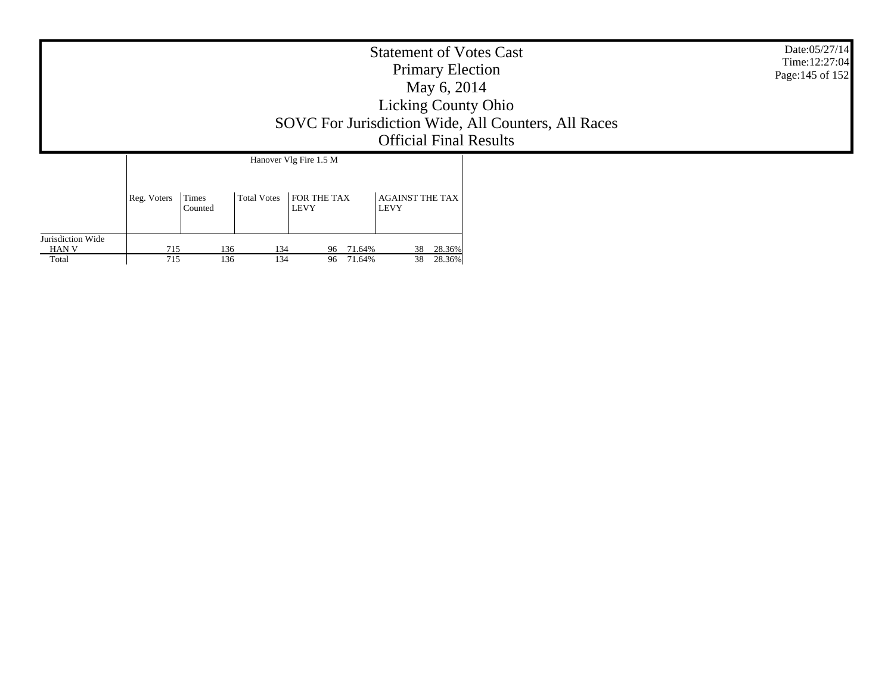# Statement of Votes Cast
## Primary Election
## May 6, 2014
## Licking County Ohio
## SOVC For Jurisdiction Wide, All Counters, All Races
## Official Final Results

Date:05/27/14
Time:12:27:04

| | Hanover Vlg Fire 1.5 M | | | | | | |
|---|---|---|---|---|---|---|---|
| | Reg. Voters | Times Counted | Total Votes | FOR THE TAX LEVY | | AGAINST THE TAX LEVY | |
| Jurisdiction Wide | | | | | | | |
| HAN V | 715 | 136 | 134 | 96 | 71.64% | 38 | 28.36% |
| Total | 715 | 136 | 134 | 96 | 71.64% | 38 | 28.36% |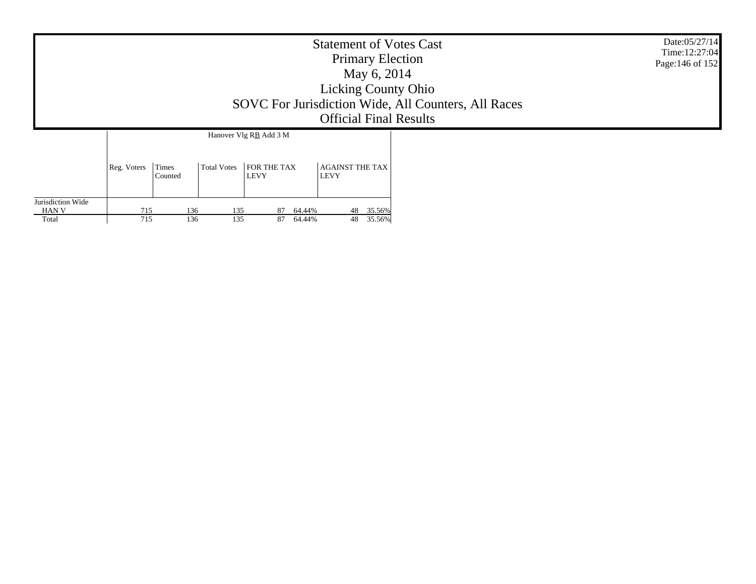# Statement of Votes Cast
## Primary Election
## May 6, 2014
## Licking County Ohio
## SOVC For Jurisdiction Wide, All Counters, All Races
## Official Final Results

Date:05/27/14
Time:12:27:04

| | Hanover Vlg RB Add 3 M | | | | | | |
|---|---|---|---|---|---|---|---|
| | Reg. Voters | Times Counted | Total Votes | FOR THE TAX LEVY | | AGAINST THE TAX LEVY | |
| Jurisdiction Wide | | | | | | | |
| HAN V | 715 | 136 | 135 | 87 | 64.44% | 48 | 35.56% |
| Total | 715 | 136 | 135 | 87 | 64.44% | 48 | 35.56% |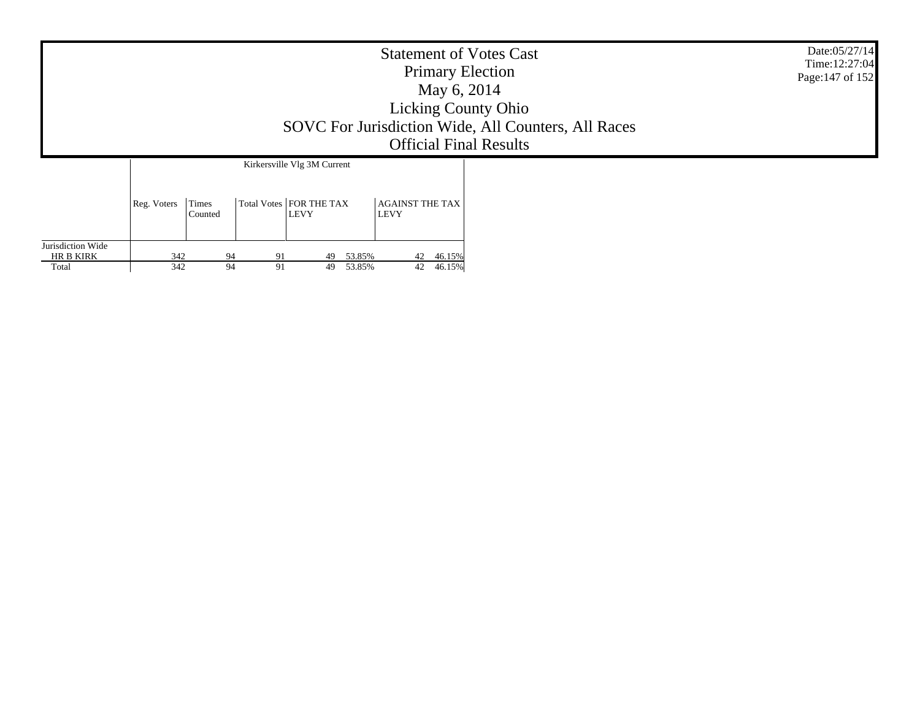Statement of Votes Cast
Primary Election
May 6, 2014
Licking County Ohio
SOVC For Jurisdiction Wide, All Counters, All Races
Official Final Results

Date:05/27/14
Time:12:27:04

| | Kirkersville Vlg 3M Current | | | | | | |
|---|---|---|---|---|---|---|---|
| | Reg. Voters | Times Counted | Total Votes | FOR THE TAX LEVY | | AGAINST THE TAX LEVY | |
| Jurisdiction Wide | | | | | | | |
| HR B KIRK | 342 | 94 | 91 | 49 | 53.85% | 42 | 46.15% |
| Total | 342 | 94 | 91 | 49 | 53.85% | 42 | 46.15% |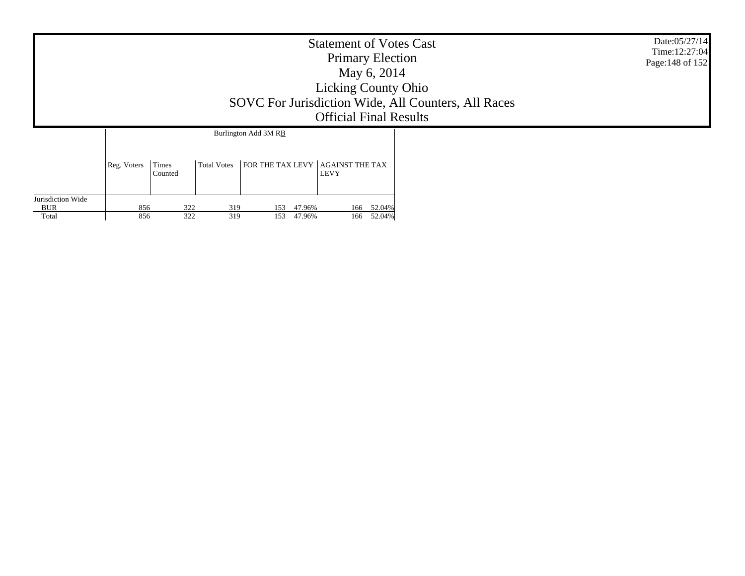# Statement of Votes Cast
## Primary Election
## May 6, 2014
## Licking County Ohio
## SOVC For Jurisdiction Wide, All Counters, All Races
## Official Final Results

| | Burlington Add 3M RB | | | | | | |
|---|---|---|---|---|---|---|---|
| | Reg. Voters | Times Counted | Total Votes | FOR THE TAX LEVY | | AGAINST THE TAX LEVY | |
| Jurisdiction Wide | | | | | | | |
| BUR | 856 | 322 | 319 | 153 | 47.96% | 166 | 52.04% |
| Total | 856 | 322 | 319 | 153 | 47.96% | 166 | 52.04% |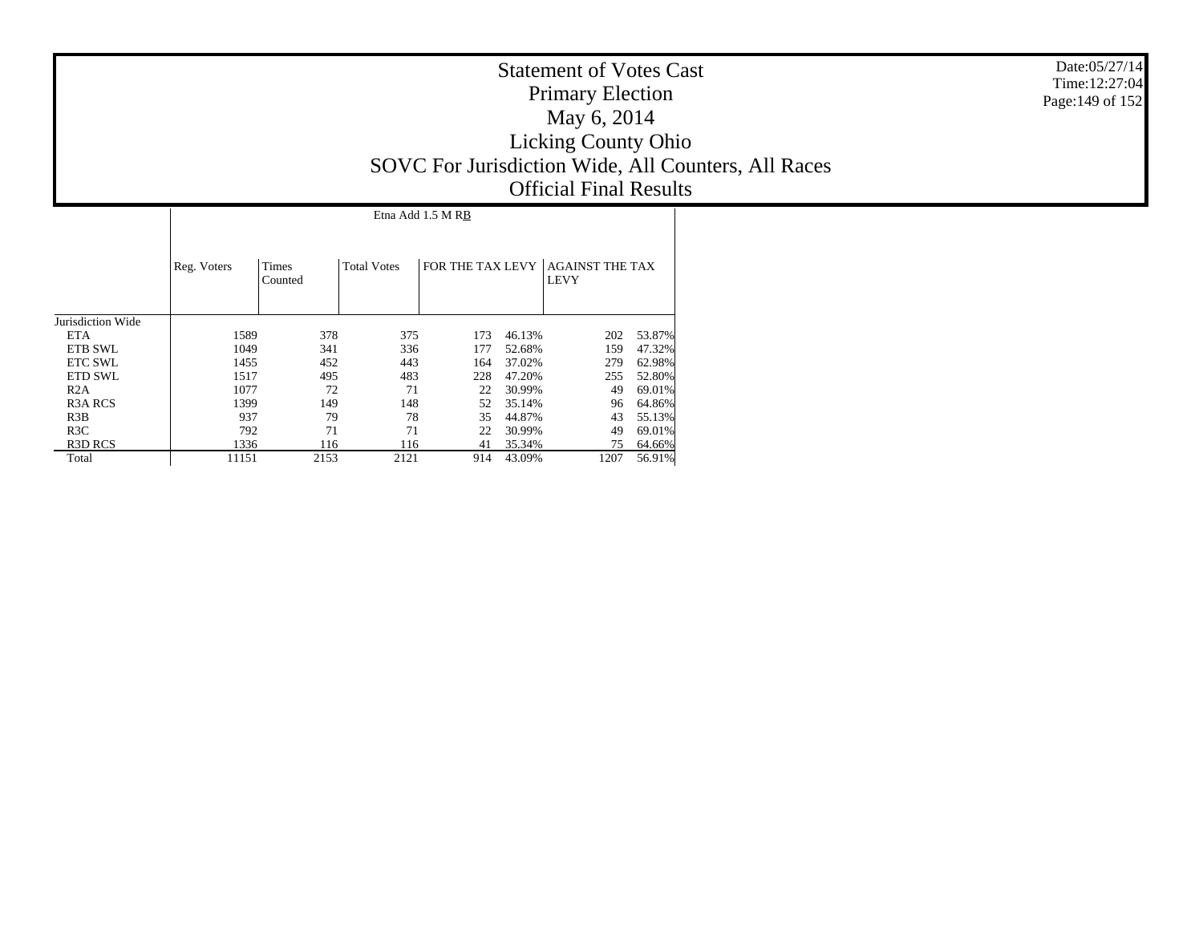# Statement of Votes Cast
## Primary Election
## May 6, 2014
## Licking County Ohio
## SOVC For Jurisdiction Wide, All Counters, All Races
## Official Final Results

Date:05/27/14
Time:12:27:04

| | Etna Add 1.5 M RB | | | | | | |
|---|---|---|---|---|---|---|---|
| | Reg. Voters | Times Counted | Total Votes | FOR THE TAX LEVY | | AGAINST THE TAX LEVY | |
| Jurisdiction Wide | | | | | | | |
| ETA | 1589 | 378 | 375 | 173 | 46.13% | 202 | 53.87% |
| ETB SWL | 1049 | 341 | 336 | 177 | 52.68% | 159 | 47.32% |
| ETC SWL | 1455 | 452 | 443 | 164 | 37.02% | 279 | 62.98% |
| ETD SWL | 1517 | 495 | 483 | 228 | 47.20% | 255 | 52.80% |
| R2A | 1077 | 72 | 71 | 22 | 30.99% | 49 | 69.01% |
| R3A RCS | 1399 | 149 | 148 | 52 | 35.14% | 96 | 64.86% |
| R3B | 937 | 79 | 78 | 35 | 44.87% | 43 | 55.13% |
| R3C | 792 | 71 | 71 | 22 | 30.99% | 49 | 69.01% |
| R3D RCS | 1336 | 116 | 116 | 41 | 35.34% | 75 | 64.66% |
| Total | 11151 | 2153 | 2121 | 914 | 43.09% | 1207 | 56.91% |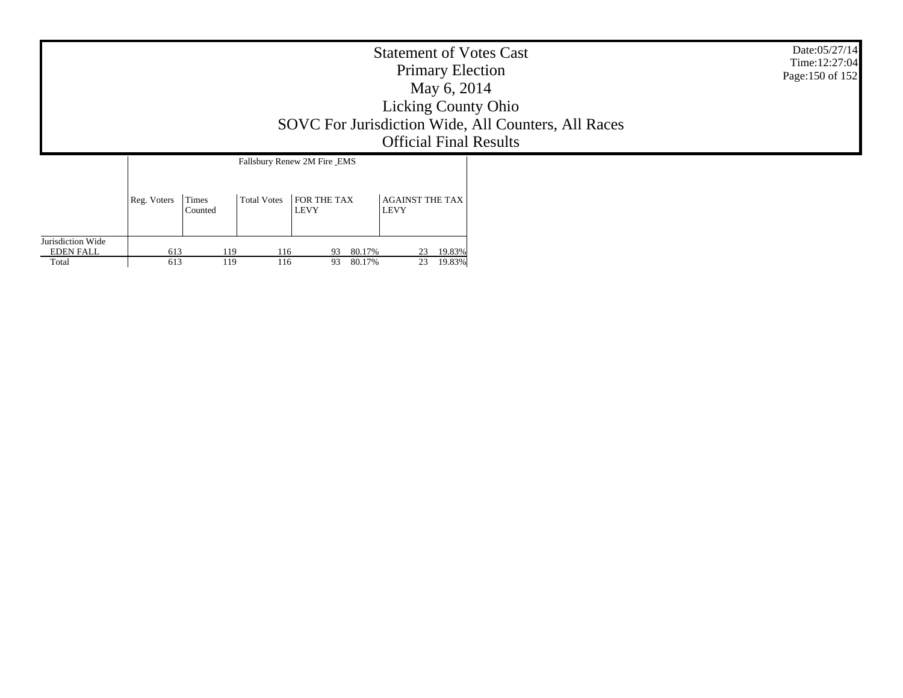# Statement of Votes Cast
## Primary Election
## May 6, 2014
## Licking County Ohio
## SOVC For Jurisdiction Wide, All Counters, All Races
## Official Final Results

Date:05/27/14
Time:12:27:04

| | Fallsbury Renew 2M Fire _EMS | | | | | | |
|---|---|---|---|---|---|---|---|
| | Reg. Voters | Times Counted | Total Votes | FOR THE TAX LEVY | | AGAINST THE TAX LEVY | |
| Jurisdiction Wide | | | | | | | |
| EDEN FALL | 613 | 119 | 116 | 93 | 80.17% | 23 | 19.83% |
| Total | 613 | 119 | 116 | 93 | 80.17% | 23 | 19.83% |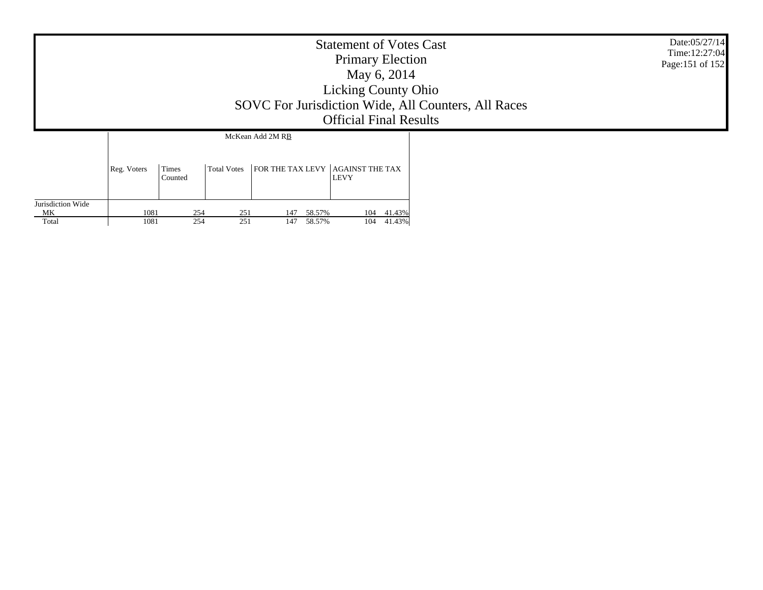# Statement of Votes Cast
## Primary Election
## May 6, 2014
## Licking County Ohio
## SOVC For Jurisdiction Wide, All Counters, All Races
## Official Final Results

Date:05/27/14
Time:12:27:04

| | McKean Add 2M RB | | | | | | |
|---|---|---|---|---|---|---|---|
| | Reg. Voters | Times Counted | Total Votes | FOR THE TAX LEVY | | AGAINST THE TAX LEVY | |
| Jurisdiction Wide | | | | | | | |
| MK | 1081 | 254 | 251 | 147 | 58.57% | 104 | 41.43% |
| Total | 1081 | 254 | 251 | 147 | 58.57% | 104 | 41.43% |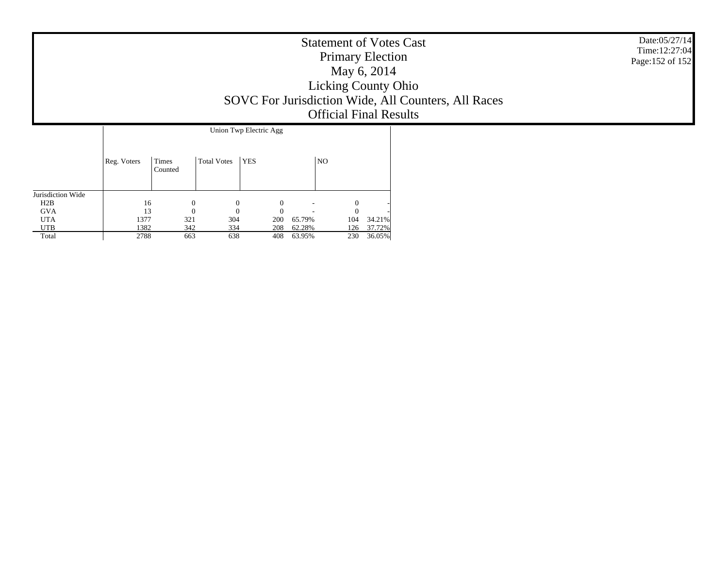# Statement of Votes Cast
## Primary Election
## May 6, 2014
## Licking County Ohio
## SOVC For Jurisdiction Wide, All Counters, All Races
## Official Final Results

Date:05/27/14
Time:12:27:04

| | Union Twp Electric Agg | | | | | | |
|---|---|---|---|---|---|---|---|
| | Reg. Voters | Times Counted | Total Votes | YES | | NO | |
| Jurisdiction Wide | | | | | | | |
| H2B | 16 | 0 | 0 | 0 | - | 0 | - |
| GVA | 13 | 0 | 0 | 0 | - | 0 | - |
| UTA | 1377 | 321 | 304 | 200 | 65.79% | 104 | 34.21% |
| UTB | 1382 | 342 | 334 | 208 | 62.28% | 126 | 37.72% |
| Total | 2788 | 663 | 638 | 408 | 63.95% | 230 | 36.05% |